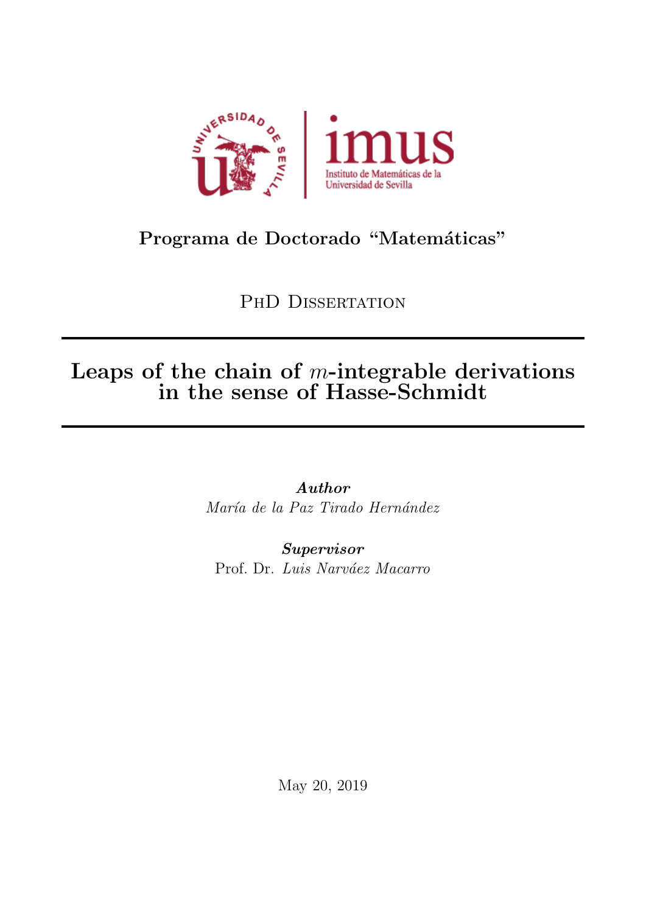Universidad de Sevilla | imus — Instituto de Matemáticas de la Universidad de Sevilla

**Programa de Doctorado "Matemáticas"**

PhD Dissertation

# Leaps of the chain of $m$-integrable derivations in the sense of Hasse-Schmidt

***Author***
*María de la Paz Tirado Hernández*

***Supervisor***
Prof. Dr. *Luis Narváez Macarro*

May 20, 2019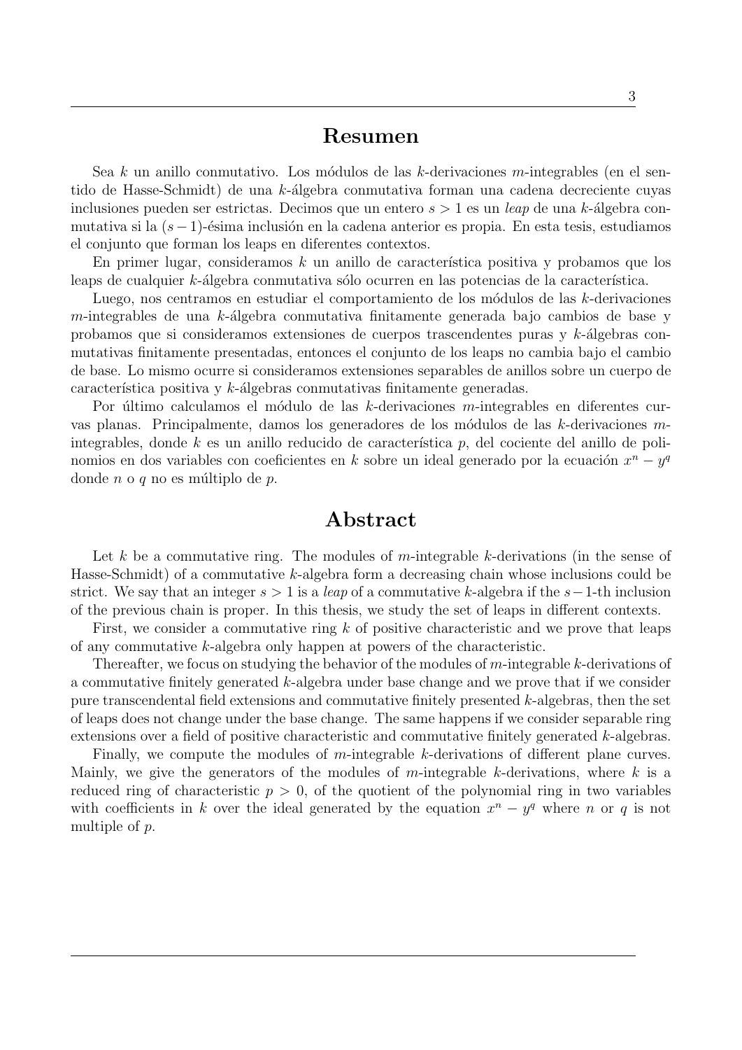## Resumen

Sea $k$ un anillo conmutativo. Los módulos de las $k$-derivaciones $m$-integrables (en el sentido de Hasse-Schmidt) de una $k$-álgebra conmutativa forman una cadena decreciente cuyas inclusiones pueden ser estrictas. Decimos que un entero $s > 1$ es un *leap* de una $k$-álgebra conmutativa si la $(s-1)$-ésima inclusión en la cadena anterior es propia. En esta tesis, estudiamos el conjunto que forman los leaps en diferentes contextos.

En primer lugar, consideramos $k$ un anillo de característica positiva y probamos que los leaps de cualquier $k$-álgebra conmutativa sólo ocurren en las potencias de la característica.

Luego, nos centramos en estudiar el comportamiento de los módulos de las $k$-derivaciones $m$-integrables de una $k$-álgebra conmutativa finitamente generada bajo cambios de base y probamos que si consideramos extensiones de cuerpos trascendentes puras y $k$-álgebras conmutativas finitamente presentadas, entonces el conjunto de los leaps no cambia bajo el cambio de base. Lo mismo ocurre si consideramos extensiones separables de anillos sobre un cuerpo de característica positiva y $k$-álgebras conmutativas finitamente generadas.

Por último calculamos el módulo de las $k$-derivaciones $m$-integrables en diferentes curvas planas. Principalmente, damos los generadores de los módulos de las $k$-derivaciones $m$-integrables, donde $k$ es un anillo reducido de característica $p$, del cociente del anillo de polinomios en dos variables con coeficientes en $k$ sobre un ideal generado por la ecuación $x^n - y^q$ donde $n$ o $q$ no es múltiplo de $p$.

## Abstract

Let $k$ be a commutative ring. The modules of $m$-integrable $k$-derivations (in the sense of Hasse-Schmidt) of a commutative $k$-algebra form a decreasing chain whose inclusions could be strict. We say that an integer $s > 1$ is a *leap* of a commutative $k$-algebra if the $s-1$-th inclusion of the previous chain is proper. In this thesis, we study the set of leaps in different contexts.

First, we consider a commutative ring $k$ of positive characteristic and we prove that leaps of any commutative $k$-algebra only happen at powers of the characteristic.

Thereafter, we focus on studying the behavior of the modules of $m$-integrable $k$-derivations of a commutative finitely generated $k$-algebra under base change and we prove that if we consider pure transcendental field extensions and commutative finitely presented $k$-algebras, then the set of leaps does not change under the base change. The same happens if we consider separable ring extensions over a field of positive characteristic and commutative finitely generated $k$-algebras.

Finally, we compute the modules of $m$-integrable $k$-derivations of different plane curves. Mainly, we give the generators of the modules of $m$-integrable $k$-derivations, where $k$ is a reduced ring of characteristic $p > 0$, of the quotient of the polynomial ring in two variables with coefficients in $k$ over the ideal generated by the equation $x^n - y^q$ where $n$ or $q$ is not multiple of $p$.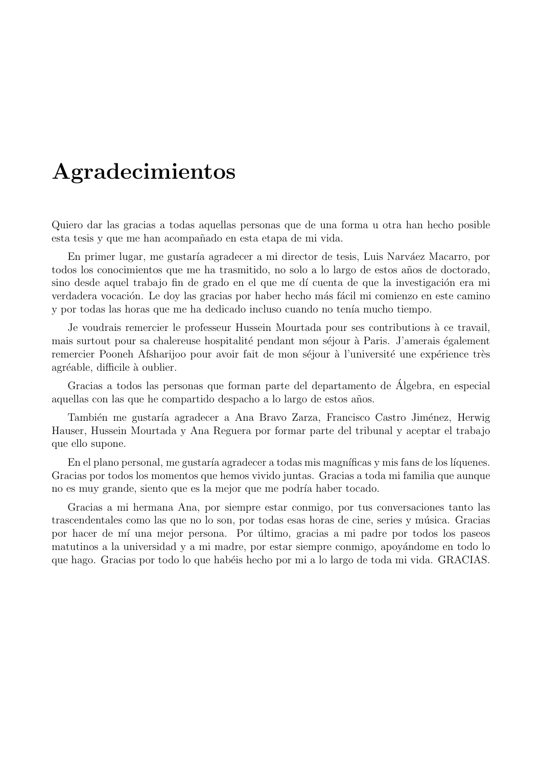# Agradecimientos

Quiero dar las gracias a todas aquellas personas que de una forma u otra han hecho posible esta tesis y que me han acompañado en esta etapa de mi vida.

En primer lugar, me gustaría agradecer a mi director de tesis, Luis Narváez Macarro, por todos los conocimientos que me ha trasmitido, no solo a lo largo de estos años de doctorado, sino desde aquel trabajo fin de grado en el que me dí cuenta de que la investigación era mi verdadera vocación. Le doy las gracias por haber hecho más fácil mi comienzo en este camino y por todas las horas que me ha dedicado incluso cuando no tenía mucho tiempo.

Je voudrais remercier le professeur Hussein Mourtada pour ses contributions à ce travail, mais surtout pour sa chaleureuse hospitalité pendant mon séjour à Paris. J'amerais également remercier Pooneh Afsharijoo pour avoir fait de mon séjour à l'université une expérience très agréable, difficile à oublier.

Gracias a todos las personas que forman parte del departamento de Álgebra, en especial aquellas con las que he compartido despacho a lo largo de estos años.

También me gustaría agradecer a Ana Bravo Zarza, Francisco Castro Jiménez, Herwig Hauser, Hussein Mourtada y Ana Reguera por formar parte del tribunal y aceptar el trabajo que ello supone.

En el plano personal, me gustaría agradecer a todas mis magníficas y mis fans de los líquenes. Gracias por todos los momentos que hemos vivido juntas. Gracias a toda mi familia que aunque no es muy grande, siento que es la mejor que me podría haber tocado.

Gracias a mi hermana Ana, por siempre estar conmigo, por tus conversaciones tanto las trascendentales como las que no lo son, por todas esas horas de cine, series y música. Gracias por hacer de mí una mejor persona. Por último, gracias a mi padre por todos los paseos matutinos a la universidad y a mi madre, por estar siempre conmigo, apoyándome en todo lo que hago. Gracias por todo lo que habéis hecho por mi a lo largo de toda mi vida. GRACIAS.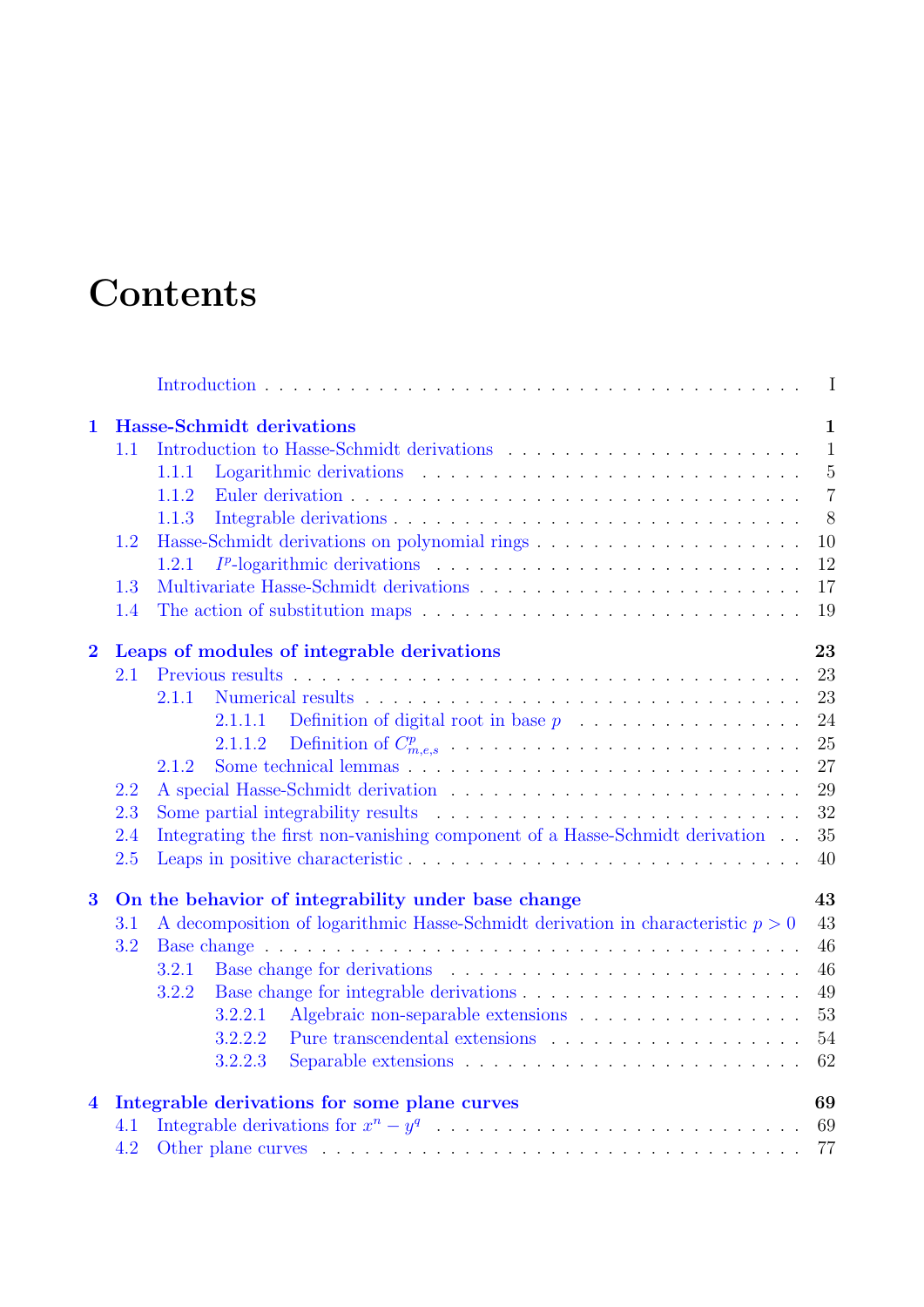# Contents

Introduction . . . . . . . . . . . . . . . . . . . . . . . . . . . . . . . . . . . . . . I

**1 Hasse-Schmidt derivations** **1**

1.1 Introduction to Hasse-Schmidt derivations . . . . . . . . . . . . . . . . . . . . 1

1.1.1 Logarithmic derivations . . . . . . . . . . . . . . . . . . . . . . . . . . 5

1.1.2 Euler derivation . . . . . . . . . . . . . . . . . . . . . . . . . . . . . . 7

1.1.3 Integrable derivations . . . . . . . . . . . . . . . . . . . . . . . . . . . 8

1.2 Hasse-Schmidt derivations on polynomial rings . . . . . . . . . . . . . . . . . . 10

1.2.1 $I^p$-logarithmic derivations . . . . . . . . . . . . . . . . . . . . . . . . 12

1.3 Multivariate Hasse-Schmidt derivations . . . . . . . . . . . . . . . . . . . . . . 17

1.4 The action of substitution maps . . . . . . . . . . . . . . . . . . . . . . . . . . 19

**2 Leaps of modules of integrable derivations** **23**

2.1 Previous results . . . . . . . . . . . . . . . . . . . . . . . . . . . . . . . . . . . 23

2.1.1 Numerical results . . . . . . . . . . . . . . . . . . . . . . . . . . . . . 23

2.1.1.1 Definition of digital root in base $p$ . . . . . . . . . . . . . . . . 24

2.1.1.2 Definition of $C^p_{m,e,s}$ . . . . . . . . . . . . . . . . . . . . . . . . 25

2.1.2 Some technical lemmas . . . . . . . . . . . . . . . . . . . . . . . . . . 27

2.2 A special Hasse-Schmidt derivation . . . . . . . . . . . . . . . . . . . . . . . . 29

2.3 Some partial integrability results . . . . . . . . . . . . . . . . . . . . . . . . . 32

2.4 Integrating the first non-vanishing component of a Hasse-Schmidt derivation . . 35

2.5 Leaps in positive characteristic . . . . . . . . . . . . . . . . . . . . . . . . . . 40

**3 On the behavior of integrability under base change** **43**

3.1 A decomposition of logarithmic Hasse-Schmidt derivation in characteristic $p > 0$ 43

3.2 Base change . . . . . . . . . . . . . . . . . . . . . . . . . . . . . . . . . . . . . 46

3.2.1 Base change for derivations . . . . . . . . . . . . . . . . . . . . . . . . 46

3.2.2 Base change for integrable derivations . . . . . . . . . . . . . . . . . . 49

3.2.2.1 Algebraic non-separable extensions . . . . . . . . . . . . . . . . 53

3.2.2.2 Pure transcendental extensions . . . . . . . . . . . . . . . . . . 54

3.2.2.3 Separable extensions . . . . . . . . . . . . . . . . . . . . . . . . 62

**4 Integrable derivations for some plane curves** **69**

4.1 Integrable derivations for $x^n - y^q$ . . . . . . . . . . . . . . . . . . . . . . . . 69

4.2 Other plane curves . . . . . . . . . . . . . . . . . . . . . . . . . . . . . . . . . 77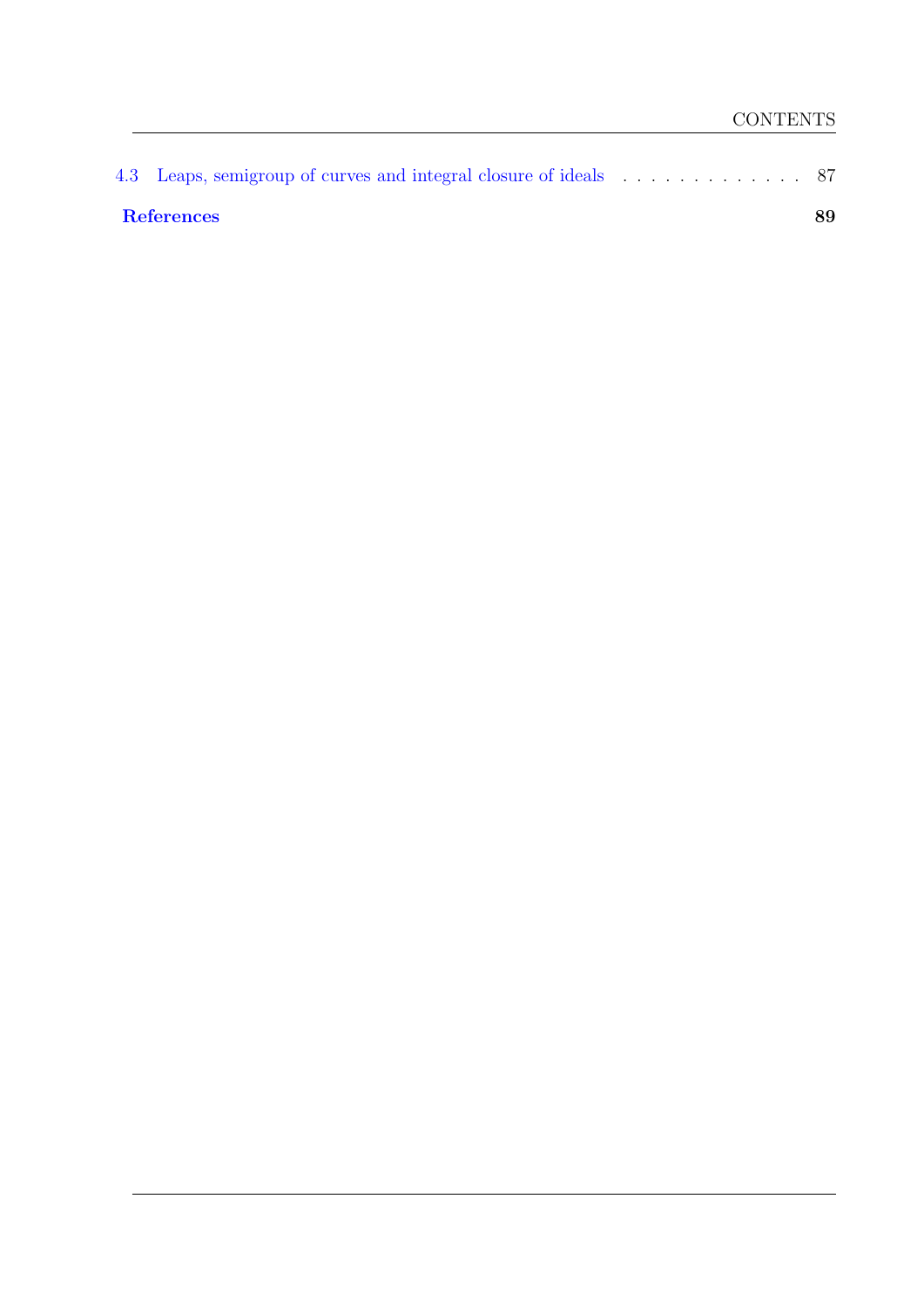4.3 Leaps, semigroup of curves and integral closure of ideals . . . . . . . . . . . . . . 87

**References** **89**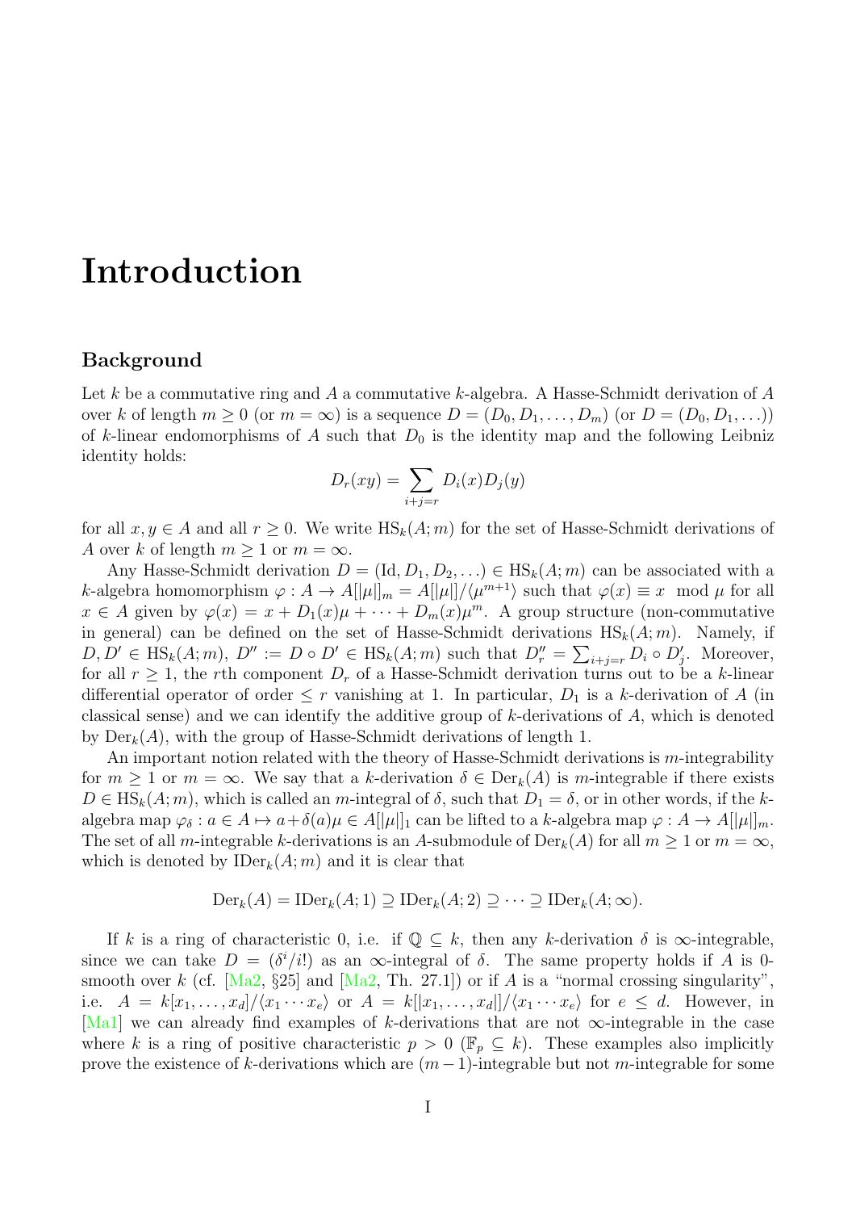# Introduction

### Background

Let $k$ be a commutative ring and $A$ a commutative $k$-algebra. A Hasse-Schmidt derivation of $A$ over $k$ of length $m \geq 0$ (or $m = \infty$) is a sequence $D = (D_0, D_1, \ldots, D_m)$ (or $D = (D_0, D_1, \ldots)$) of $k$-linear endomorphisms of $A$ such that $D_0$ is the identity map and the following Leibniz identity holds:

$$D_r(xy) = \sum_{i+j=r} D_i(x) D_j(y)$$

for all $x, y \in A$ and all $r \geq 0$. We write $\mathrm{HS}_k(A; m)$ for the set of Hasse-Schmidt derivations of $A$ over $k$ of length $m \geq 1$ or $m = \infty$.

Any Hasse-Schmidt derivation $D = (\mathrm{Id}, D_1, D_2, \ldots) \in \mathrm{HS}_k(A; m)$ can be associated with a $k$-algebra homomorphism $\varphi : A \to A[|\mu|]_m = A[|\mu|]/\langle \mu^{m+1} \rangle$ such that $\varphi(x) \equiv x \mod \mu$ for all $x \in A$ given by $\varphi(x) = x + D_1(x)\mu + \cdots + D_m(x)\mu^m$. A group structure (non-commutative in general) can be defined on the set of Hasse-Schmidt derivations $\mathrm{HS}_k(A; m)$. Namely, if $D, D' \in \mathrm{HS}_k(A; m)$, $D'' := D \circ D' \in \mathrm{HS}_k(A; m)$ such that $D''_r = \sum_{i+j=r} D_i \circ D'_j$. Moreover, for all $r \geq 1$, the $r$th component $D_r$ of a Hasse-Schmidt derivation turns out to be a $k$-linear differential operator of order $\leq r$ vanishing at 1. In particular, $D_1$ is a $k$-derivation of $A$ (in classical sense) and we can identify the additive group of $k$-derivations of $A$, which is denoted by $\mathrm{Der}_k(A)$, with the group of Hasse-Schmidt derivations of length 1.

An important notion related with the theory of Hasse-Schmidt derivations is $m$-integrability for $m \geq 1$ or $m = \infty$. We say that a $k$-derivation $\delta \in \mathrm{Der}_k(A)$ is $m$-integrable if there exists $D \in \mathrm{HS}_k(A; m)$, which is called an $m$-integral of $\delta$, such that $D_1 = \delta$, or in other words, if the $k$-algebra map $\varphi_\delta : a \in A \mapsto a + \delta(a)\mu \in A[|\mu|]_1$ can be lifted to a $k$-algebra map $\varphi : A \to A[|\mu|]_m$. The set of all $m$-integrable $k$-derivations is an $A$-submodule of $\mathrm{Der}_k(A)$ for all $m \geq 1$ or $m = \infty$, which is denoted by $\mathrm{IDer}_k(A; m)$ and it is clear that

$$\mathrm{Der}_k(A) = \mathrm{IDer}_k(A; 1) \supseteq \mathrm{IDer}_k(A; 2) \supseteq \cdots \supseteq \mathrm{IDer}_k(A; \infty).$$

If $k$ is a ring of characteristic 0, i.e. if $\mathbb{Q} \subseteq k$, then any $k$-derivation $\delta$ is $\infty$-integrable, since we can take $D = (\delta^i/i!)$ as an $\infty$-integral of $\delta$. The same property holds if $A$ is 0-smooth over $k$ (cf. [Ma2, §25] and [Ma2, Th. 27.1]) or if $A$ is a "normal crossing singularity", i.e. $A = k[x_1, \ldots, x_d]/\langle x_1 \cdots x_e \rangle$ or $A = k[|x_1, \ldots, x_d|]/\langle x_1 \cdots x_e \rangle$ for $e \leq d$. However, in [Ma1] we can already find examples of $k$-derivations that are not $\infty$-integrable in the case where $k$ is a ring of positive characteristic $p > 0$ ($\mathbb{F}_p \subseteq k$). These examples also implicitly prove the existence of $k$-derivations which are $(m-1)$-integrable but not $m$-integrable for some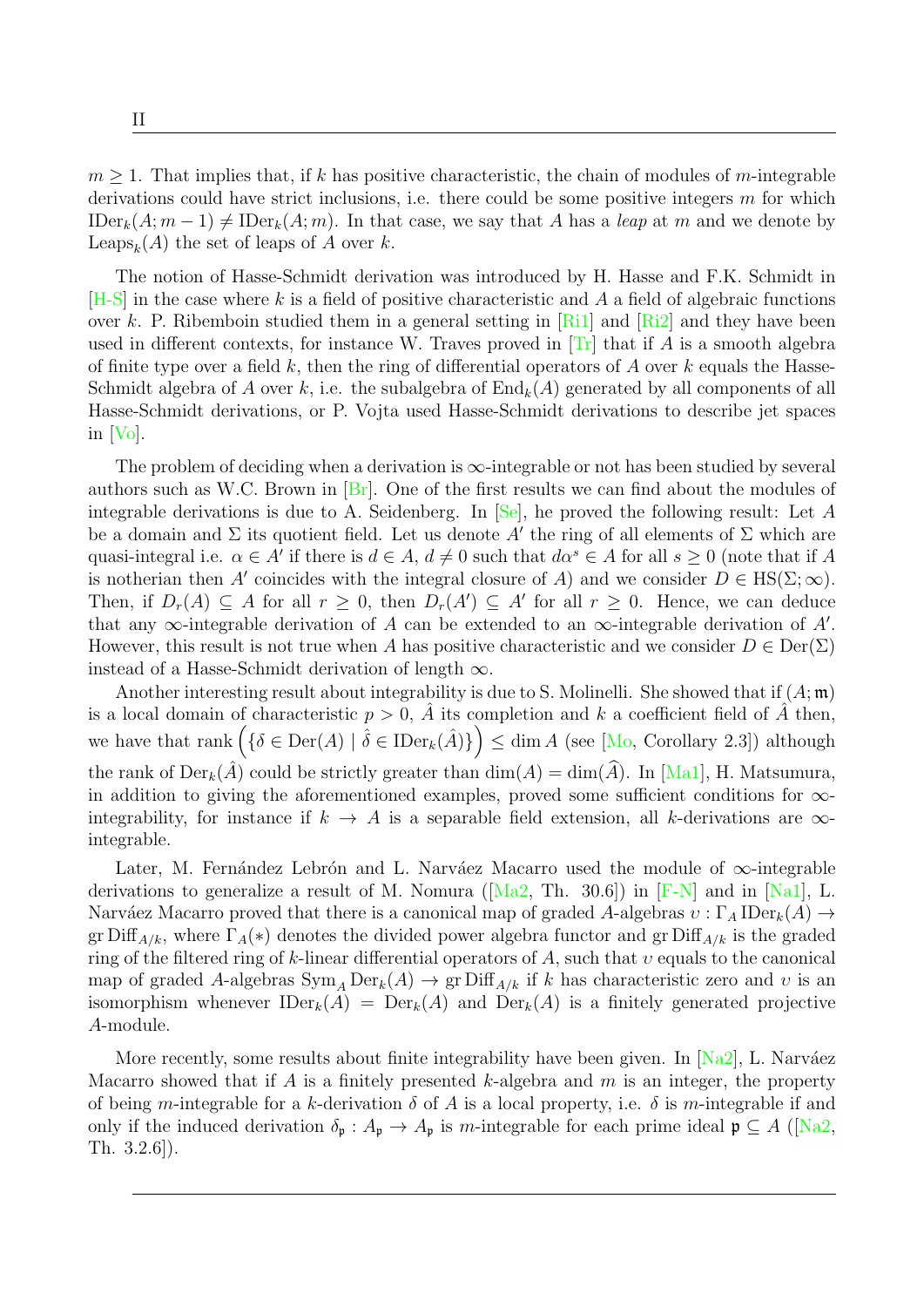$m \geq 1$. That implies that, if $k$ has positive characteristic, the chain of modules of $m$-integrable derivations could have strict inclusions, i.e. there could be some positive integers $m$ for which $\operatorname{IDer}_k(A; m-1) \neq \operatorname{IDer}_k(A; m)$. In that case, we say that $A$ has a *leap* at $m$ and we denote by $\operatorname{Leaps}_k(A)$ the set of leaps of $A$ over $k$.

The notion of Hasse-Schmidt derivation was introduced by H. Hasse and F.K. Schmidt in [H-S] in the case where $k$ is a field of positive characteristic and $A$ a field of algebraic functions over $k$. P. Ribemboin studied them in a general setting in [Ri1] and [Ri2] and they have been used in different contexts, for instance W. Traves proved in [Tr] that if $A$ is a smooth algebra of finite type over a field $k$, then the ring of differential operators of $A$ over $k$ equals the Hasse-Schmidt algebra of $A$ over $k$, i.e. the subalgebra of $\operatorname{End}_k(A)$ generated by all components of all Hasse-Schmidt derivations, or P. Vojta used Hasse-Schmidt derivations to describe jet spaces in [Vo].

The problem of deciding when a derivation is $\infty$-integrable or not has been studied by several authors such as W.C. Brown in [Br]. One of the first results we can find about the modules of integrable derivations is due to A. Seidenberg. In [Se], he proved the following result: Let $A$ be a domain and $\Sigma$ its quotient field. Let us denote $A'$ the ring of all elements of $\Sigma$ which are quasi-integral i.e. $\alpha \in A'$ if there is $d \in A$, $d \neq 0$ such that $d\alpha^s \in A$ for all $s \geq 0$ (note that if $A$ is notherian then $A'$ coincides with the integral closure of $A$) and we consider $D \in \operatorname{HS}(\Sigma; \infty)$. Then, if $D_r(A) \subseteq A$ for all $r \geq 0$, then $D_r(A') \subseteq A'$ for all $r \geq 0$. Hence, we can deduce that any $\infty$-integrable derivation of $A$ can be extended to an $\infty$-integrable derivation of $A'$. However, this result is not true when $A$ has positive characteristic and we consider $D \in \operatorname{Der}(\Sigma)$ instead of a Hasse-Schmidt derivation of length $\infty$.

Another interesting result about integrability is due to S. Molinelli. She showed that if $(A; \mathfrak{m})$ is a local domain of characteristic $p > 0$, $\hat{A}$ its completion and $k$ a coefficient field of $\hat{A}$ then, we have that $\operatorname{rank}\left(\{\delta \in \operatorname{Der}(A) \mid \hat{\delta} \in \operatorname{IDer}_k(\hat{A})\}\right) \leq \dim A$ (see [Mo, Corollary 2.3]) although the rank of $\operatorname{Der}_k(\hat{A})$ could be strictly greater than $\dim(A) = \dim(\widehat{A})$. In [Ma1], H. Matsumura, in addition to giving the aforementioned examples, proved some sufficient conditions for $\infty$-integrability, for instance if $k \to A$ is a separable field extension, all $k$-derivations are $\infty$-integrable.

Later, M. Fernández Lebrón and L. Narváez Macarro used the module of $\infty$-integrable derivations to generalize a result of M. Nomura ([Ma2, Th. 30.6]) in [F-N] and in [Na1], L. Narváez Macarro proved that there is a canonical map of graded $A$-algebras $\upsilon : \Gamma_A \operatorname{IDer}_k(A) \to \operatorname{gr}\operatorname{Diff}_{A/k}$, where $\Gamma_A(*)$ denotes the divided power algebra functor and $\operatorname{gr}\operatorname{Diff}_{A/k}$ is the graded ring of the filtered ring of $k$-linear differential operators of $A$, such that $\upsilon$ equals to the canonical map of graded $A$-algebras $\operatorname{Sym}_A \operatorname{Der}_k(A) \to \operatorname{gr}\operatorname{Diff}_{A/k}$ if $k$ has characteristic zero and $\upsilon$ is an isomorphism whenever $\operatorname{IDer}_k(A) = \operatorname{Der}_k(A)$ and $\operatorname{Der}_k(A)$ is a finitely generated projective $A$-module.

More recently, some results about finite integrability have been given. In [Na2], L. Narváez Macarro showed that if $A$ is a finitely presented $k$-algebra and $m$ is an integer, the property of being $m$-integrable for a $k$-derivation $\delta$ of $A$ is a local property, i.e. $\delta$ is $m$-integrable if and only if the induced derivation $\delta_{\mathfrak{p}} : A_{\mathfrak{p}} \to A_{\mathfrak{p}}$ is $m$-integrable for each prime ideal $\mathfrak{p} \subseteq A$ ([Na2, Th. 3.2.6]).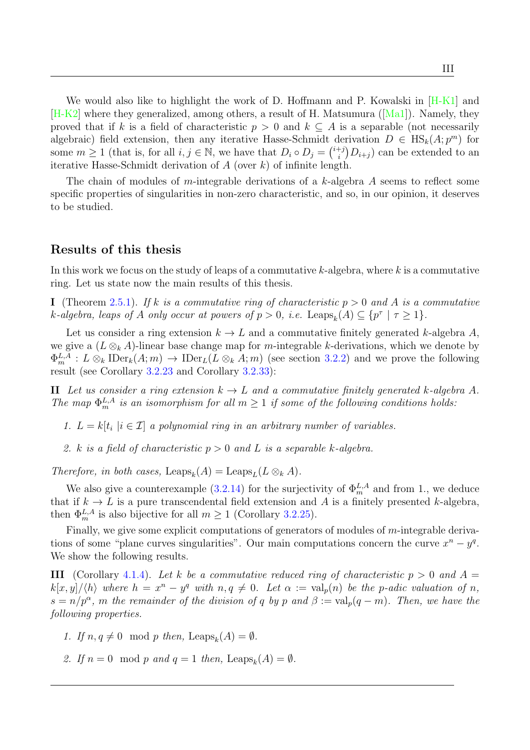We would also like to highlight the work of D. Hoffmann and P. Kowalski in [H-K1] and [H-K2] where they generalized, among others, a result of H. Matsumura ([Ma1]). Namely, they proved that if $k$ is a field of characteristic $p > 0$ and $k \subseteq A$ is a separable (not necessarily algebraic) field extension, then any iterative Hasse-Schmidt derivation $D \in \mathrm{HS}_k(A; p^m)$ for some $m \geq 1$ (that is, for all $i, j \in \mathbb{N}$, we have that $D_i \circ D_j = \binom{i+j}{i} D_{i+j}$) can be extended to an iterative Hasse-Schmidt derivation of $A$ (over $k$) of infinite length.

The chain of modules of $m$-integrable derivations of a $k$-algebra $A$ seems to reflect some specific properties of singularities in non-zero characteristic, and so, in our opinion, it deserves to be studied.

## Results of this thesis

In this work we focus on the study of leaps of a commutative $k$-algebra, where $k$ is a commutative ring. Let us state now the main results of this thesis.

**I** (Theorem 2.5.1). *If $k$ is a commutative ring of characteristic $p > 0$ and $A$ is a commutative $k$-algebra, leaps of $A$ only occur at powers of $p > 0$, i.e.* $\mathrm{Leaps}_k(A) \subseteq \{p^\tau \mid \tau \geq 1\}$.

Let us consider a ring extension $k \to L$ and a commutative finitely generated $k$-algebra $A$, we give a $(L \otimes_k A)$-linear base change map for $m$-integrable $k$-derivations, which we denote by $\Phi_m^{L,A} : L \otimes_k \mathrm{IDer}_k(A; m) \to \mathrm{IDer}_L(L \otimes_k A; m)$ (see section 3.2.2) and we prove the following result (see Corollary 3.2.23 and Corollary 3.2.33):

**II** *Let us consider a ring extension $k \to L$ and a commutative finitely generated $k$-algebra $A$. The map $\Phi_m^{L,A}$ is an isomorphism for all $m \geq 1$ if some of the following conditions holds:*

1. *$L = k[t_i \mid i \in \mathcal{I}]$ a polynomial ring in an arbitrary number of variables.*

2. *$k$ is a field of characteristic $p > 0$ and $L$ is a separable $k$-algebra.*

*Therefore, in both cases,* $\mathrm{Leaps}_k(A) = \mathrm{Leaps}_L(L \otimes_k A)$.

We also give a counterexample (3.2.14) for the surjectivity of $\Phi_m^{L,A}$ and from 1., we deduce that if $k \to L$ is a pure transcendental field extension and $A$ is a finitely presented $k$-algebra, then $\Phi_m^{L,A}$ is also bijective for all $m \geq 1$ (Corollary 3.2.25).

Finally, we give some explicit computations of generators of modules of $m$-integrable derivations of some "plane curves singularities". Our main computations concern the curve $x^n - y^q$. We show the following results.

**III** (Corollary 4.1.4). *Let $k$ be a commutative reduced ring of characteristic $p > 0$ and $A = k[x, y]/\langle h \rangle$ where $h = x^n - y^q$ with $n, q \neq 0$. Let $\alpha := \mathrm{val}_p(n)$ be the $p$-adic valuation of $n$, $s = n/p^\alpha$, $m$ the remainder of the division of $q$ by $p$ and $\beta := \mathrm{val}_p(q - m)$. Then, we have the following properties.*

1. *If $n, q \neq 0 \mod p$ then,* $\mathrm{Leaps}_k(A) = \emptyset$.

2. *If $n = 0 \mod p$ and $q = 1$ then,* $\mathrm{Leaps}_k(A) = \emptyset$.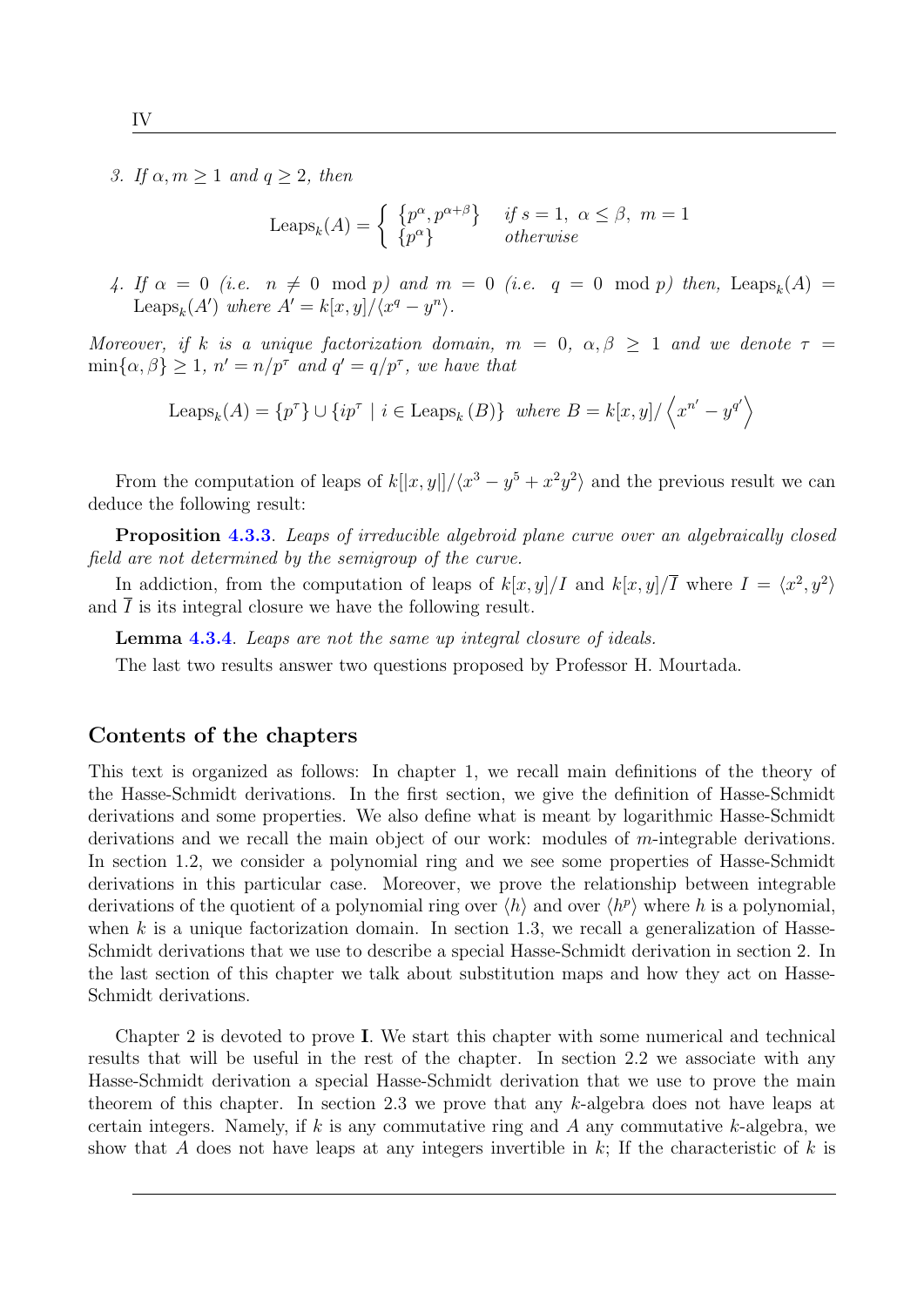3. *If $\alpha, m \geq 1$ and $q \geq 2$, then*

$$\mathrm{Leaps}_k(A) = \begin{cases} \{p^\alpha, p^{\alpha+\beta}\} & \text{if } s=1,\ \alpha \leq \beta,\ m=1 \\ \{p^\alpha\} & \text{otherwise} \end{cases}$$

4. *If $\alpha = 0$ (i.e. $n \neq 0 \mod p$) and $m = 0$ (i.e. $q = 0 \mod p$) then,* $\mathrm{Leaps}_k(A) = \mathrm{Leaps}_k(A')$ *where* $A' = k[x,y]/\langle x^q - y^n \rangle$.

*Moreover, if $k$ is a unique factorization domain, $m = 0$, $\alpha, \beta \geq 1$ and we denote $\tau = \min\{\alpha, \beta\} \geq 1$, $n' = n/p^\tau$ and $q' = q/p^\tau$, we have that*

$$\mathrm{Leaps}_k(A) = \{p^\tau\} \cup \{ip^\tau \mid i \in \mathrm{Leaps}_k(B)\} \ \text{ where } B = k[x,y]/\left\langle x^{n'} - y^{q'} \right\rangle$$

From the computation of leaps of $k[|x,y|]/\langle x^3 - y^5 + x^2y^2 \rangle$ and the previous result we can deduce the following result:

**Proposition 4.3.3**. *Leaps of irreducible algebroid plane curve over an algebraically closed field are not determined by the semigroup of the curve.*

In addiction, from the computation of leaps of $k[x,y]/I$ and $k[x,y]/\overline{I}$ where $I = \langle x^2, y^2 \rangle$ and $\overline{I}$ is its integral closure we have the following result.

**Lemma 4.3.4**. *Leaps are not the same up integral closure of ideals.*

The last two results answer two questions proposed by Professor H. Mourtada.

## Contents of the chapters

This text is organized as follows: In chapter 1, we recall main definitions of the theory of the Hasse-Schmidt derivations. In the first section, we give the definition of Hasse-Schmidt derivations and some properties. We also define what is meant by logarithmic Hasse-Schmidt derivations and we recall the main object of our work: modules of $m$-integrable derivations. In section 1.2, we consider a polynomial ring and we see some properties of Hasse-Schmidt derivations in this particular case. Moreover, we prove the relationship between integrable derivations of the quotient of a polynomial ring over $\langle h \rangle$ and over $\langle h^p \rangle$ where $h$ is a polynomial, when $k$ is a unique factorization domain. In section 1.3, we recall a generalization of Hasse-Schmidt derivations that we use to describe a special Hasse-Schmidt derivation in section 2. In the last section of this chapter we talk about substitution maps and how they act on Hasse-Schmidt derivations.

Chapter 2 is devoted to prove **I**. We start this chapter with some numerical and technical results that will be useful in the rest of the chapter. In section 2.2 we associate with any Hasse-Schmidt derivation a special Hasse-Schmidt derivation that we use to prove the main theorem of this chapter. In section 2.3 we prove that any $k$-algebra does not have leaps at certain integers. Namely, if $k$ is any commutative ring and $A$ any commutative $k$-algebra, we show that $A$ does not have leaps at any integers invertible in $k$; If the characteristic of $k$ is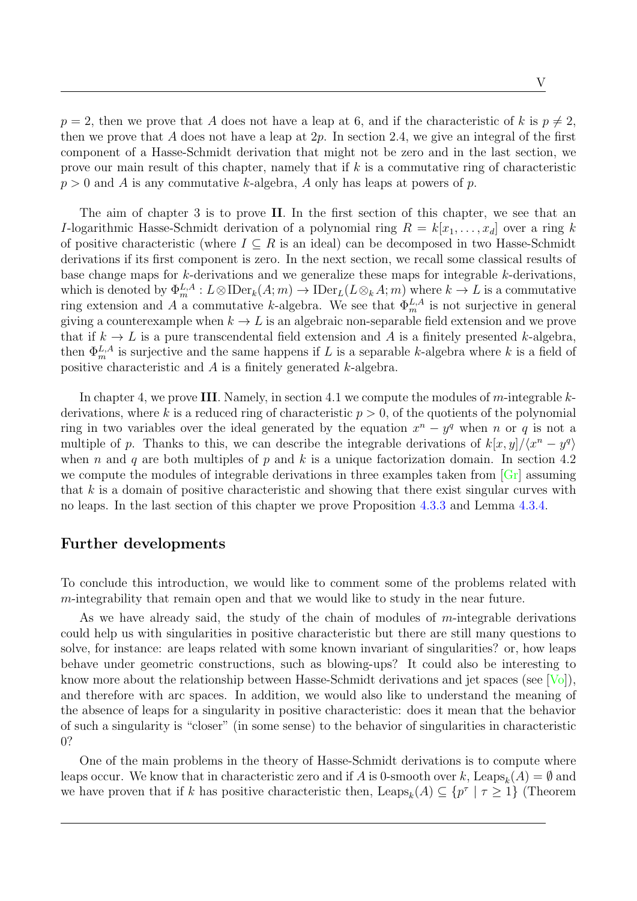$p = 2$, then we prove that $A$ does not have a leap at 6, and if the characteristic of $k$ is $p \neq 2$, then we prove that $A$ does not have a leap at $2p$. In section 2.4, we give an integral of the first component of a Hasse-Schmidt derivation that might not be zero and in the last section, we prove our main result of this chapter, namely that if $k$ is a commutative ring of characteristic $p > 0$ and $A$ is any commutative $k$-algebra, $A$ only has leaps at powers of $p$.

The aim of chapter 3 is to prove **II**. In the first section of this chapter, we see that an $I$-logarithmic Hasse-Schmidt derivation of a polynomial ring $R = k[x_1, \ldots, x_d]$ over a ring $k$ of positive characteristic (where $I \subseteq R$ is an ideal) can be decomposed in two Hasse-Schmidt derivations if its first component is zero. In the next section, we recall some classical results of base change maps for $k$-derivations and we generalize these maps for integrable $k$-derivations, which is denoted by $\Phi_m^{L,A} : L \otimes \operatorname{IDer}_k(A; m) \to \operatorname{IDer}_L(L \otimes_k A; m)$ where $k \to L$ is a commutative ring extension and $A$ a commutative $k$-algebra. We see that $\Phi_m^{L,A}$ is not surjective in general giving a counterexample when $k \to L$ is an algebraic non-separable field extension and we prove that if $k \to L$ is a pure transcendental field extension and $A$ is a finitely presented $k$-algebra, then $\Phi_m^{L,A}$ is surjective and the same happens if $L$ is a separable $k$-algebra where $k$ is a field of positive characteristic and $A$ is a finitely generated $k$-algebra.

In chapter 4, we prove **III**. Namely, in section 4.1 we compute the modules of $m$-integrable $k$-derivations, where $k$ is a reduced ring of characteristic $p > 0$, of the quotients of the polynomial ring in two variables over the ideal generated by the equation $x^n - y^q$ when $n$ or $q$ is not a multiple of $p$. Thanks to this, we can describe the integrable derivations of $k[x, y]/\langle x^n - y^q \rangle$ when $n$ and $q$ are both multiples of $p$ and $k$ is a unique factorization domain. In section 4.2 we compute the modules of integrable derivations in three examples taken from [Gr] assuming that $k$ is a domain of positive characteristic and showing that there exist singular curves with no leaps. In the last section of this chapter we prove Proposition 4.3.3 and Lemma 4.3.4.

## Further developments

To conclude this introduction, we would like to comment some of the problems related with $m$-integrability that remain open and that we would like to study in the near future.

As we have already said, the study of the chain of modules of $m$-integrable derivations could help us with singularities in positive characteristic but there are still many questions to solve, for instance: are leaps related with some known invariant of singularities? or, how leaps behave under geometric constructions, such as blowing-ups? It could also be interesting to know more about the relationship between Hasse-Schmidt derivations and jet spaces (see [Vo]), and therefore with arc spaces. In addition, we would also like to understand the meaning of the absence of leaps for a singularity in positive characteristic: does it mean that the behavior of such a singularity is "closer" (in some sense) to the behavior of singularities in characteristic 0?

One of the main problems in the theory of Hasse-Schmidt derivations is to compute where leaps occur. We know that in characteristic zero and if $A$ is 0-smooth over $k$, $\operatorname{Leaps}_k(A) = \emptyset$ and we have proven that if $k$ has positive characteristic then, $\operatorname{Leaps}_k(A) \subseteq \{p^\tau \mid \tau \geq 1\}$ (Theorem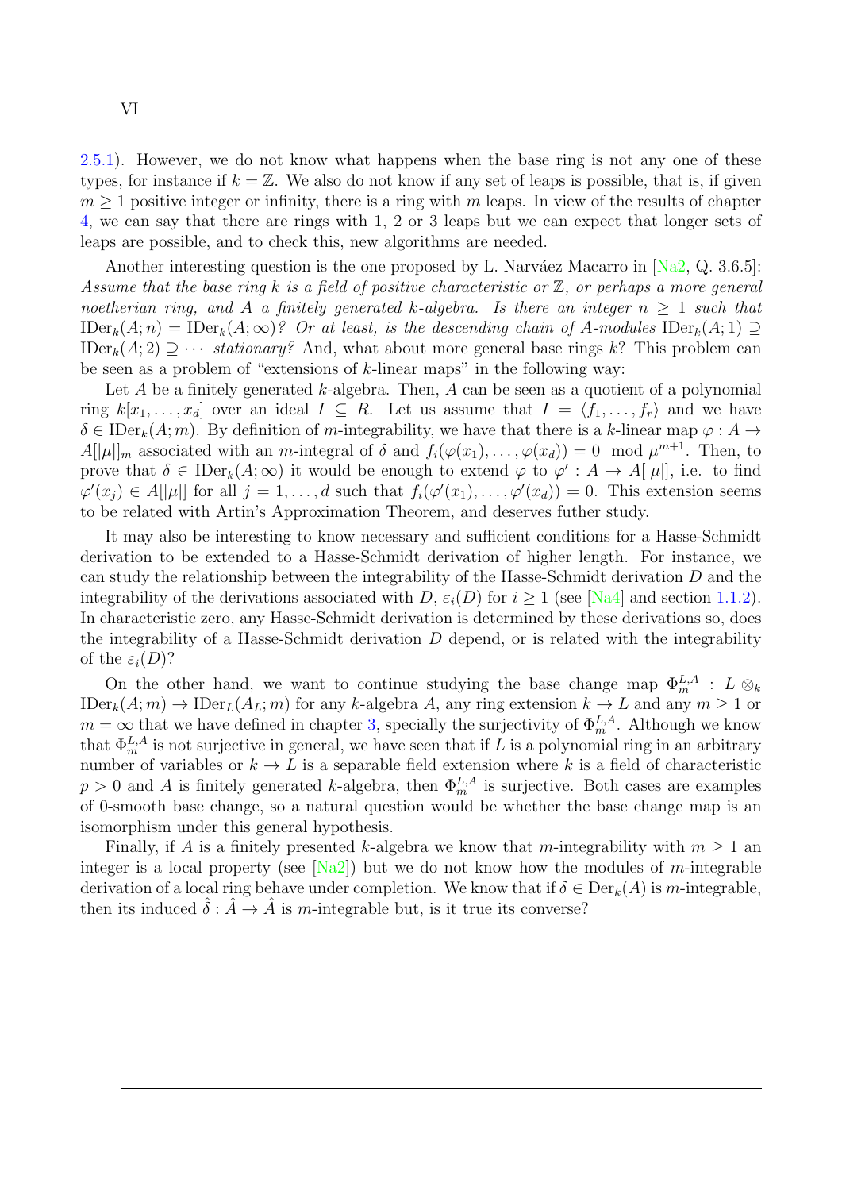2.5.1). However, we do not know what happens when the base ring is not any one of these types, for instance if $k = \mathbb{Z}$. We also do not know if any set of leaps is possible, that is, if given $m \geq 1$ positive integer or infinity, there is a ring with $m$ leaps. In view of the results of chapter 4, we can say that there are rings with 1, 2 or 3 leaps but we can expect that longer sets of leaps are possible, and to check this, new algorithms are needed.

Another interesting question is the one proposed by L. Narváez Macarro in [Na2, Q. 3.6.5]: *Assume that the base ring $k$ is a field of positive characteristic or $\mathbb{Z}$, or perhaps a more general noetherian ring, and $A$ a finitely generated $k$-algebra. Is there an integer $n \geq 1$ such that $\operatorname{IDer}_k(A; n) = \operatorname{IDer}_k(A; \infty)$? Or at least, is the descending chain of $A$-modules $\operatorname{IDer}_k(A; 1) \supseteq \operatorname{IDer}_k(A; 2) \supseteq \cdots$ stationary?* And, what about more general base rings $k$? This problem can be seen as a problem of "extensions of $k$-linear maps" in the following way:

Let $A$ be a finitely generated $k$-algebra. Then, $A$ can be seen as a quotient of a polynomial ring $k[x_1, \ldots, x_d]$ over an ideal $I \subseteq R$. Let us assume that $I = \langle f_1, \ldots, f_r \rangle$ and we have $\delta \in \operatorname{IDer}_k(A; m)$. By definition of $m$-integrability, we have that there is a $k$-linear map $\varphi : A \to A[|\mu|]_m$ associated with an $m$-integral of $\delta$ and $f_i(\varphi(x_1), \ldots, \varphi(x_d)) = 0 \mod \mu^{m+1}$. Then, to prove that $\delta \in \operatorname{IDer}_k(A; \infty)$ it would be enough to extend $\varphi$ to $\varphi' : A \to A[|\mu|]$, i.e. to find $\varphi'(x_j) \in A[|\mu|]$ for all $j = 1, \ldots, d$ such that $f_i(\varphi'(x_1), \ldots, \varphi'(x_d)) = 0$. This extension seems to be related with Artin's Approximation Theorem, and deserves futher study.

It may also be interesting to know necessary and sufficient conditions for a Hasse-Schmidt derivation to be extended to a Hasse-Schmidt derivation of higher length. For instance, we can study the relationship between the integrability of the Hasse-Schmidt derivation $D$ and the integrability of the derivations associated with $D$, $\varepsilon_i(D)$ for $i \geq 1$ (see [Na4] and section 1.1.2). In characteristic zero, any Hasse-Schmidt derivation is determined by these derivations so, does the integrability of a Hasse-Schmidt derivation $D$ depend, or is related with the integrability of the $\varepsilon_i(D)$?

On the other hand, we want to continue studying the base change map $\Phi_m^{L,A} : L \otimes_k \operatorname{IDer}_k(A; m) \to \operatorname{IDer}_L(A_L; m)$ for any $k$-algebra $A$, any ring extension $k \to L$ and any $m \geq 1$ or $m = \infty$ that we have defined in chapter 3, specially the surjectivity of $\Phi_m^{L,A}$. Although we know that $\Phi_m^{L,A}$ is not surjective in general, we have seen that if $L$ is a polynomial ring in an arbitrary number of variables or $k \to L$ is a separable field extension where $k$ is a field of characteristic $p > 0$ and $A$ is finitely generated $k$-algebra, then $\Phi_m^{L,A}$ is surjective. Both cases are examples of 0-smooth base change, so a natural question would be whether the base change map is an isomorphism under this general hypothesis.

Finally, if $A$ is a finitely presented $k$-algebra we know that $m$-integrability with $m \geq 1$ an integer is a local property (see [Na2]) but we do not know how the modules of $m$-integrable derivation of a local ring behave under completion. We know that if $\delta \in \operatorname{Der}_k(A)$ is $m$-integrable, then its induced $\hat{\delta} : \hat{A} \to \hat{A}$ is $m$-integrable but, is it true its converse?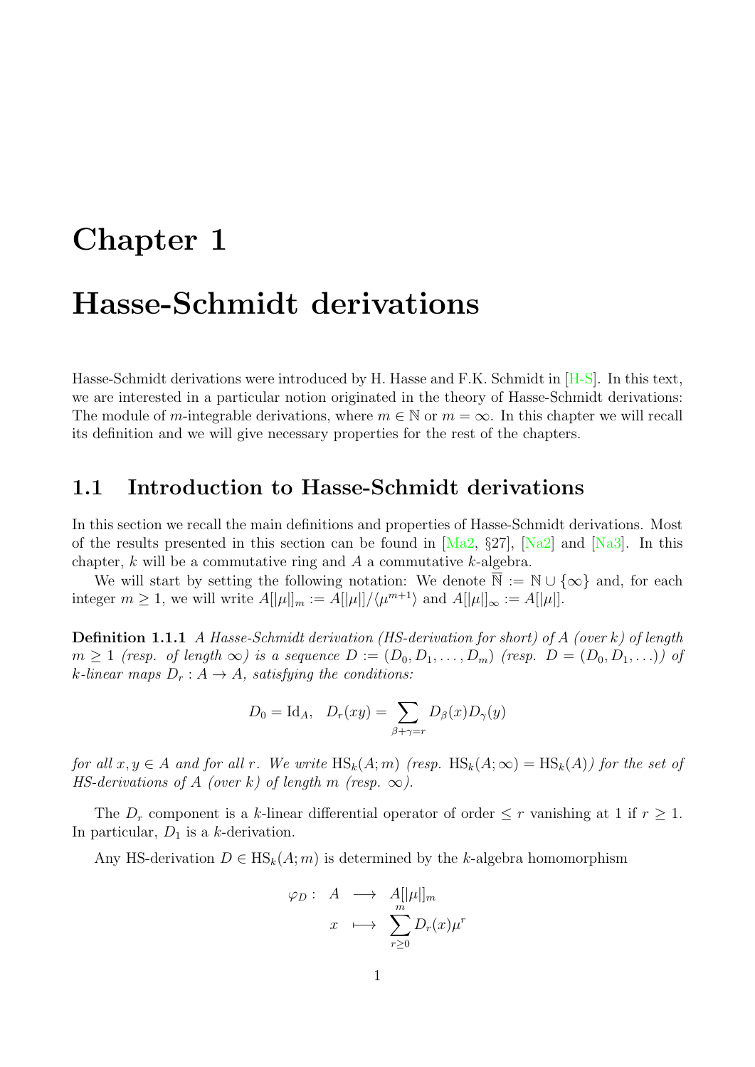# Chapter 1

# Hasse-Schmidt derivations

Hasse-Schmidt derivations were introduced by H. Hasse and F.K. Schmidt in [H-S]. In this text, we are interested in a particular notion originated in the theory of Hasse-Schmidt derivations: The module of $m$-integrable derivations, where $m \in \mathbb{N}$ or $m = \infty$. In this chapter we will recall its definition and we will give necessary properties for the rest of the chapters.

## 1.1 Introduction to Hasse-Schmidt derivations

In this section we recall the main definitions and properties of Hasse-Schmidt derivations. Most of the results presented in this section can be found in [Ma2, §27], [Na2] and [Na3]. In this chapter, $k$ will be a commutative ring and $A$ a commutative $k$-algebra.

We will start by setting the following notation: We denote $\overline{\mathbb{N}} := \mathbb{N} \cup \{\infty\}$ and, for each integer $m \geq 1$, we will write $A[|\mu|]_m := A[|\mu|]/\langle \mu^{m+1} \rangle$ and $A[|\mu|]_\infty := A[|\mu|]$.

**Definition 1.1.1** *A Hasse-Schmidt derivation (HS-derivation for short) of $A$ (over $k$) of length $m \geq 1$ (resp. of length $\infty$) is a sequence $D := (D_0, D_1, \ldots, D_m)$ (resp. $D = (D_0, D_1, \ldots)$) of $k$-linear maps $D_r : A \to A$, satisfying the conditions:*

$$D_0 = \mathrm{Id}_A, \quad D_r(xy) = \sum_{\beta+\gamma=r} D_\beta(x) D_\gamma(y)$$

*for all $x, y \in A$ and for all $r$. We write $\mathrm{HS}_k(A; m)$ (resp. $\mathrm{HS}_k(A; \infty) = \mathrm{HS}_k(A)$) for the set of HS-derivations of $A$ (over $k$) of length $m$ (resp. $\infty$).*

The $D_r$ component is a $k$-linear differential operator of order $\leq r$ vanishing at 1 if $r \geq 1$. In particular, $D_1$ is a $k$-derivation.

Any HS-derivation $D \in \mathrm{HS}_k(A; m)$ is determined by the $k$-algebra homomorphism

$$\begin{array}{rccl} \varphi_D : & A & \longrightarrow & A[|\mu|]_m \\ & x & \longmapsto & \displaystyle\sum_{r \geq 0}^{m} D_r(x)\mu^r \end{array}$$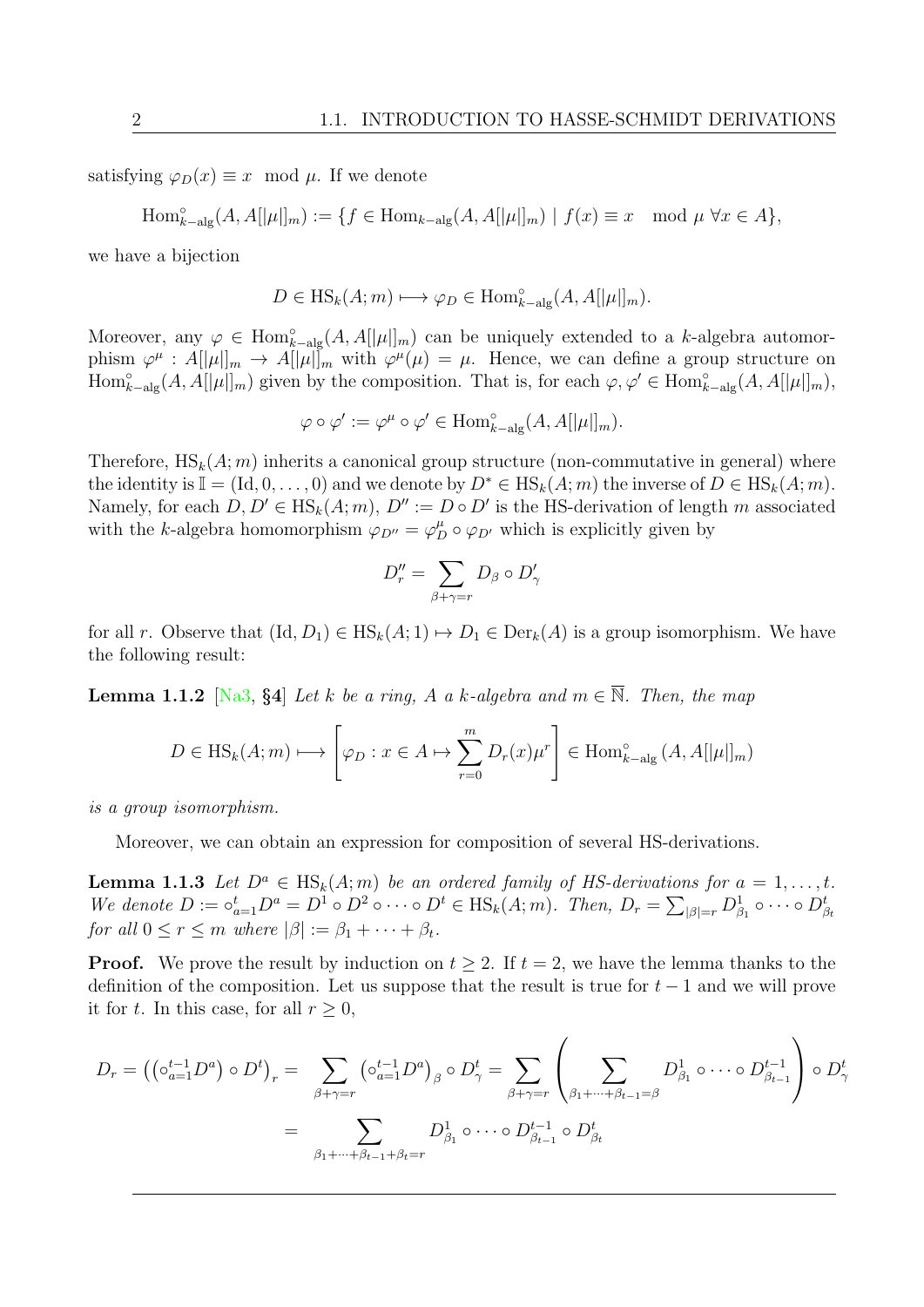satisfying $\varphi_D(x) \equiv x \mod \mu$. If we denote

$$\mathrm{Hom}^{\circ}_{k-\mathrm{alg}}(A, A[|\mu|]_m) := \{f \in \mathrm{Hom}_{k-\mathrm{alg}}(A, A[|\mu|]_m) \mid f(x) \equiv x \mod \mu \ \forall x \in A\},$$

we have a bijection

$$D \in \mathrm{HS}_k(A; m) \longmapsto \varphi_D \in \mathrm{Hom}^{\circ}_{k-\mathrm{alg}}(A, A[|\mu|]_m).$$

Moreover, any $\varphi \in \mathrm{Hom}^{\circ}_{k-\mathrm{alg}}(A, A[|\mu|]_m)$ can be uniquely extended to a $k$-algebra automorphism $\varphi^{\mu} : A[|\mu|]_m \to A[|\mu|]_m$ with $\varphi^{\mu}(\mu) = \mu$. Hence, we can define a group structure on $\mathrm{Hom}^{\circ}_{k-\mathrm{alg}}(A, A[|\mu|]_m)$ given by the composition. That is, for each $\varphi, \varphi' \in \mathrm{Hom}^{\circ}_{k-\mathrm{alg}}(A, A[|\mu|]_m)$,

$$\varphi \circ \varphi' := \varphi^{\mu} \circ \varphi' \in \mathrm{Hom}^{\circ}_{k-\mathrm{alg}}(A, A[|\mu|]_m).$$

Therefore, $\mathrm{HS}_k(A; m)$ inherits a canonical group structure (non-commutative in general) where the identity is $\mathbb{I} = (\mathrm{Id}, 0, \ldots, 0)$ and we denote by $D^* \in \mathrm{HS}_k(A; m)$ the inverse of $D \in \mathrm{HS}_k(A; m)$. Namely, for each $D, D' \in \mathrm{HS}_k(A; m)$, $D'' := D \circ D'$ is the HS-derivation of length $m$ associated with the $k$-algebra homomorphism $\varphi_{D''} = \varphi^{\mu}_D \circ \varphi_{D'}$ which is explicitly given by

$$D''_r = \sum_{\beta+\gamma=r} D_{\beta} \circ D'_{\gamma}$$

for all $r$. Observe that $(\mathrm{Id}, D_1) \in \mathrm{HS}_k(A; 1) \mapsto D_1 \in \mathrm{Der}_k(A)$ is a group isomorphism. We have the following result:

**Lemma 1.1.2** [Na3, **§4**] *Let $k$ be a ring, $A$ a $k$-algebra and $m \in \overline{\mathbb{N}}$. Then, the map*

$$D \in \mathrm{HS}_k(A; m) \longmapsto \left[\varphi_D : x \in A \mapsto \sum_{r=0}^{m} D_r(x)\mu^r\right] \in \mathrm{Hom}^{\circ}_{k-\mathrm{alg}}(A, A[|\mu|]_m)$$

*is a group isomorphism.*

Moreover, we can obtain an expression for composition of several HS-derivations.

**Lemma 1.1.3** *Let $D^a \in \mathrm{HS}_k(A; m)$ be an ordered family of HS-derivations for $a = 1, \ldots, t$. We denote $D := \circ_{a=1}^{t} D^a = D^1 \circ D^2 \circ \cdots \circ D^t \in \mathrm{HS}_k(A; m)$. Then, $D_r = \sum_{|\beta|=r} D^1_{\beta_1} \circ \cdots \circ D^t_{\beta_t}$ for all $0 \leq r \leq m$ where $|\beta| := \beta_1 + \cdots + \beta_t$.*

**Proof.** We prove the result by induction on $t \geq 2$. If $t = 2$, we have the lemma thanks to the definition of the composition. Let us suppose that the result is true for $t-1$ and we will prove it for $t$. In this case, for all $r \geq 0$,

$$D_r = \left(\left(\circ_{a=1}^{t-1} D^a\right) \circ D^t\right)_r = \sum_{\beta+\gamma=r} \left(\circ_{a=1}^{t-1} D^a\right)_{\beta} \circ D^t_{\gamma} = \sum_{\beta+\gamma=r} \left(\sum_{\beta_1+\cdots+\beta_{t-1}=\beta} D^1_{\beta_1} \circ \cdots \circ D^{t-1}_{\beta_{t-1}}\right) \circ D^t_{\gamma}$$

$$= \sum_{\beta_1+\cdots+\beta_{t-1}+\beta_t=r} D^1_{\beta_1} \circ \cdots \circ D^{t-1}_{\beta_{t-1}} \circ D^t_{\beta_t}$$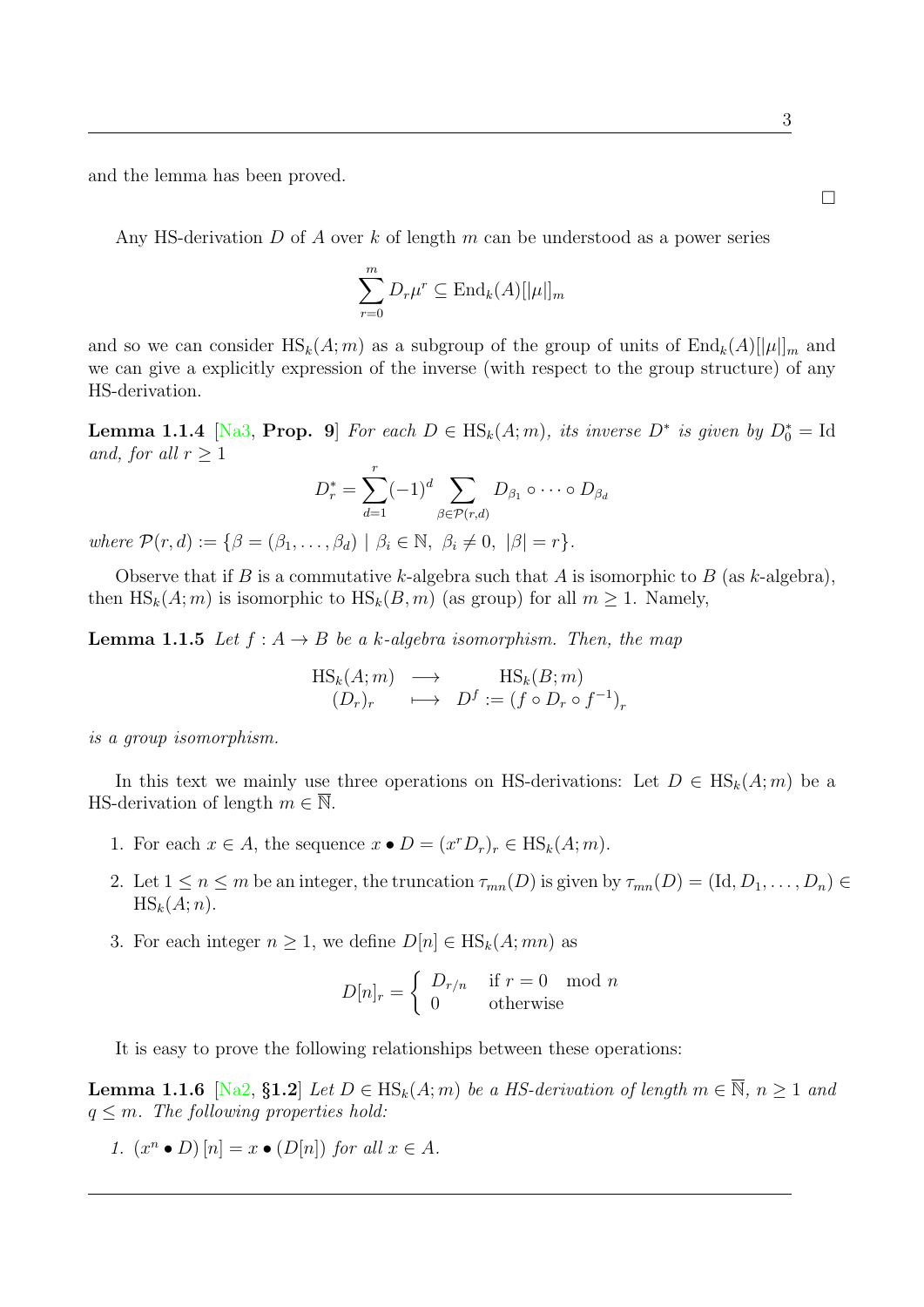and the lemma has been proved.

□

Any HS-derivation $D$ of $A$ over $k$ of length $m$ can be understood as a power series

$$\sum_{r=0}^{m} D_r \mu^r \subseteq \mathrm{End}_k(A)[|\mu|]_m$$

and so we can consider $\mathrm{HS}_k(A;m)$ as a subgroup of the group of units of $\mathrm{End}_k(A)[|\mu|]_m$ and we can give a explicitly expression of the inverse (with respect to the group structure) of any HS-derivation.

**Lemma 1.1.4** [Na3, **Prop. 9**] *For each $D \in \mathrm{HS}_k(A;m)$, its inverse $D^*$ is given by $D^*_0 = \mathrm{Id}$ and, for all $r \geq 1$*

$$D^*_r = \sum_{d=1}^{r} (-1)^d \sum_{\beta \in \mathcal{P}(r,d)} D_{\beta_1} \circ \cdots \circ D_{\beta_d}$$

*where $\mathcal{P}(r,d) := \{\beta = (\beta_1, \ldots, \beta_d) \mid \beta_i \in \mathbb{N},\ \beta_i \neq 0,\ |\beta| = r\}$.*

Observe that if $B$ is a commutative $k$-algebra such that $A$ is isomorphic to $B$ (as $k$-algebra), then $\mathrm{HS}_k(A;m)$ is isomorphic to $\mathrm{HS}_k(B,m)$ (as group) for all $m \geq 1$. Namely,

**Lemma 1.1.5** *Let $f : A \to B$ be a $k$-algebra isomorphism. Then, the map*

$$\begin{array}{ccc} \mathrm{HS}_k(A;m) & \longrightarrow & \mathrm{HS}_k(B;m) \\ (D_r)_r & \longmapsto & D^f := \left(f \circ D_r \circ f^{-1}\right)_r \end{array}$$

*is a group isomorphism.*

In this text we mainly use three operations on HS-derivations: Let $D \in \mathrm{HS}_k(A;m)$ be a HS-derivation of length $m \in \overline{\mathbb{N}}$.

1. For each $x \in A$, the sequence $x \bullet D = (x^r D_r)_r \in \mathrm{HS}_k(A;m)$.
2. Let $1 \leq n \leq m$ be an integer, the truncation $\tau_{mn}(D)$ is given by $\tau_{mn}(D) = (\mathrm{Id}, D_1, \ldots, D_n) \in \mathrm{HS}_k(A;n)$.
3. For each integer $n \geq 1$, we define $D[n] \in \mathrm{HS}_k(A;mn)$ as

$$D[n]_r = \begin{cases} D_{r/n} & \text{if } r = 0 \mod n \\ 0 & \text{otherwise} \end{cases}$$

It is easy to prove the following relationships between these operations:

**Lemma 1.1.6** [Na2, **§1.2**] *Let $D \in \mathrm{HS}_k(A;m)$ be a HS-derivation of length $m \in \overline{\mathbb{N}}$, $n \geq 1$ and $q \leq m$. The following properties hold:*

1. *$(x^n \bullet D)\,[n] = x \bullet (D[n])$ for all $x \in A$.*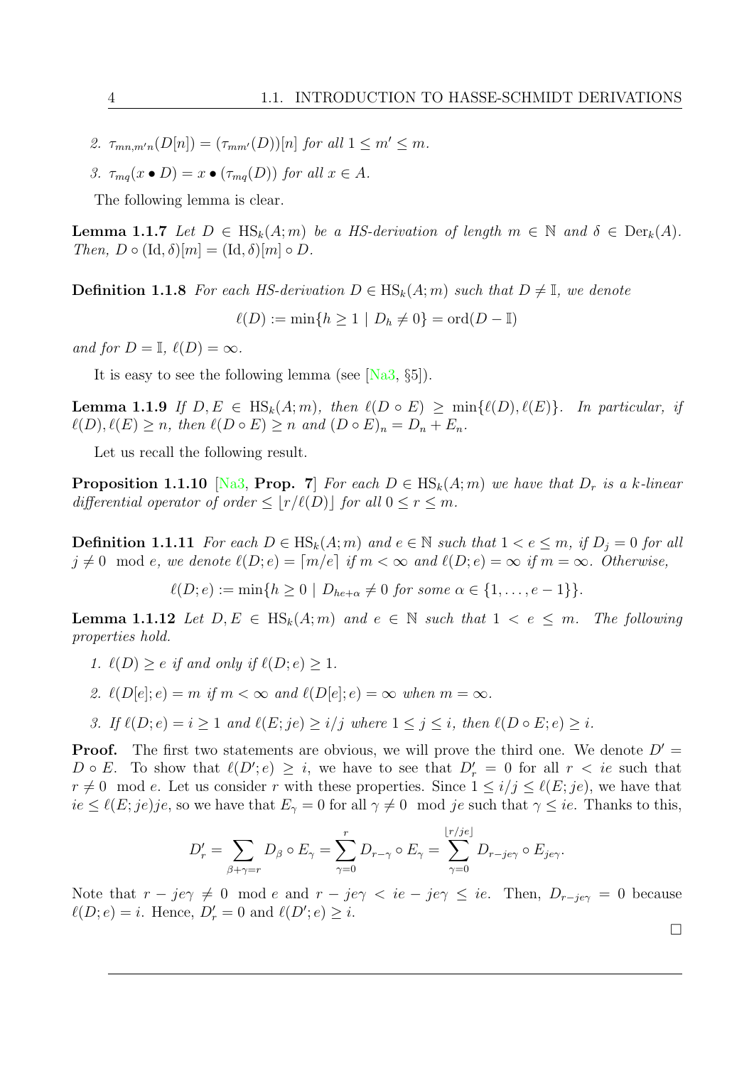2. $\tau_{mn,m'n}(D[n]) = (\tau_{mm'}(D))[n]$ *for all* $1 \leq m' \leq m$.

3. $\tau_{mq}(x \bullet D) = x \bullet (\tau_{mq}(D))$ *for all* $x \in A$.

The following lemma is clear.

**Lemma 1.1.7** *Let* $D \in \mathrm{HS}_k(A; m)$ *be a HS-derivation of length* $m \in \mathbb{N}$ *and* $\delta \in \mathrm{Der}_k(A)$. *Then,* $D \circ (\mathrm{Id}, \delta)[m] = (\mathrm{Id}, \delta)[m] \circ D$.

**Definition 1.1.8** *For each HS-derivation* $D \in \mathrm{HS}_k(A; m)$ *such that* $D \neq \mathbb{I}$, *we denote*

$$\ell(D) := \min\{h \geq 1 \mid D_h \neq 0\} = \mathrm{ord}(D - \mathbb{I})$$

*and for* $D = \mathbb{I}$, $\ell(D) = \infty$.

It is easy to see the following lemma (see [Na3, §5]).

**Lemma 1.1.9** *If* $D, E \in \mathrm{HS}_k(A; m)$, *then* $\ell(D \circ E) \geq \min\{\ell(D), \ell(E)\}$. *In particular, if* $\ell(D), \ell(E) \geq n$, *then* $\ell(D \circ E) \geq n$ *and* $(D \circ E)_n = D_n + E_n$.

Let us recall the following result.

**Proposition 1.1.10** [Na3, **Prop. 7**] *For each* $D \in \mathrm{HS}_k(A; m)$ *we have that* $D_r$ *is a* $k$*-linear differential operator of order* $\leq \lfloor r/\ell(D) \rfloor$ *for all* $0 \leq r \leq m$.

**Definition 1.1.11** *For each* $D \in \mathrm{HS}_k(A; m)$ *and* $e \in \mathbb{N}$ *such that* $1 < e \leq m$, *if* $D_j = 0$ *for all* $j \neq 0 \mod e$, *we denote* $\ell(D; e) = \lceil m/e \rceil$ *if* $m < \infty$ *and* $\ell(D; e) = \infty$ *if* $m = \infty$. *Otherwise,*

$$\ell(D; e) := \min\{h \geq 0 \mid D_{he+\alpha} \neq 0 \text{ for some } \alpha \in \{1, \ldots, e-1\}\}.$$

**Lemma 1.1.12** *Let* $D, E \in \mathrm{HS}_k(A; m)$ *and* $e \in \mathbb{N}$ *such that* $1 < e \leq m$. *The following properties hold.*

1. $\ell(D) \geq e$ *if and only if* $\ell(D; e) \geq 1$.

2. $\ell(D[e]; e) = m$ *if* $m < \infty$ *and* $\ell(D[e]; e) = \infty$ *when* $m = \infty$.

3. *If* $\ell(D; e) = i \geq 1$ *and* $\ell(E; je) \geq i/j$ *where* $1 \leq j \leq i$, *then* $\ell(D \circ E; e) \geq i$.

**Proof.** The first two statements are obvious, we will prove the third one. We denote $D' = D \circ E$. To show that $\ell(D'; e) \geq i$, we have to see that $D'_r = 0$ for all $r < ie$ such that $r \neq 0 \mod e$. Let us consider $r$ with these properties. Since $1 \leq i/j \leq \ell(E; je)$, we have that $ie \leq \ell(E; je)je$, so we have that $E_\gamma = 0$ for all $\gamma \neq 0 \mod je$ such that $\gamma \leq ie$. Thanks to this,

$$D'_r = \sum_{\beta+\gamma=r} D_\beta \circ E_\gamma = \sum_{\gamma=0}^{r} D_{r-\gamma} \circ E_\gamma = \sum_{\gamma=0}^{\lfloor r/je \rfloor} D_{r-je\gamma} \circ E_{je\gamma}.$$

Note that $r - je\gamma \neq 0 \mod e$ and $r - je\gamma < ie - je\gamma \leq ie$. Then, $D_{r-je\gamma} = 0$ because $\ell(D; e) = i$. Hence, $D'_r = 0$ and $\ell(D'; e) \geq i$.

$\square$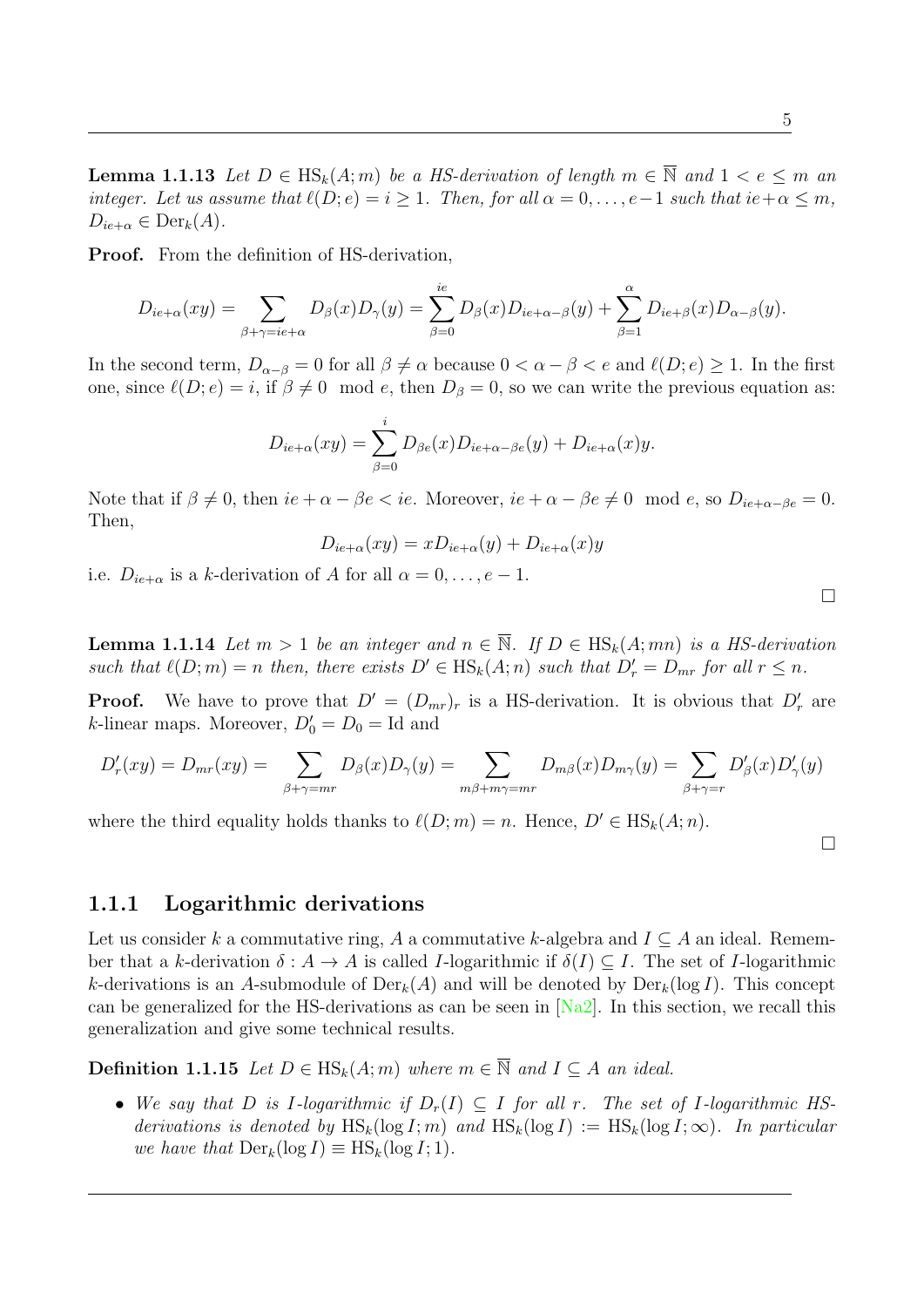**Lemma 1.1.13** *Let $D \in \mathrm{HS}_k(A;m)$ be a HS-derivation of length $m \in \overline{\mathbb{N}}$ and $1 < e \leq m$ an integer. Let us assume that $\ell(D;e) = i \geq 1$. Then, for all $\alpha = 0, \ldots, e-1$ such that $ie + \alpha \leq m$, $D_{ie+\alpha} \in \mathrm{Der}_k(A)$.*

**Proof.** From the definition of HS-derivation,

$$D_{ie+\alpha}(xy) = \sum_{\beta+\gamma=ie+\alpha} D_\beta(x)D_\gamma(y) = \sum_{\beta=0}^{ie} D_\beta(x)D_{ie+\alpha-\beta}(y) + \sum_{\beta=1}^{\alpha} D_{ie+\beta}(x)D_{\alpha-\beta}(y).$$

In the second term, $D_{\alpha-\beta} = 0$ for all $\beta \neq \alpha$ because $0 < \alpha - \beta < e$ and $\ell(D;e) \geq 1$. In the first one, since $\ell(D;e) = i$, if $\beta \not\equiv 0 \mod e$, then $D_\beta = 0$, so we can write the previous equation as:

$$D_{ie+\alpha}(xy) = \sum_{\beta=0}^{i} D_{\beta e}(x)D_{ie+\alpha-\beta e}(y) + D_{ie+\alpha}(x)y.$$

Note that if $\beta \neq 0$, then $ie + \alpha - \beta e < ie$. Moreover, $ie + \alpha - \beta e \not\equiv 0 \mod e$, so $D_{ie+\alpha-\beta e} = 0$. Then,

$$D_{ie+\alpha}(xy) = xD_{ie+\alpha}(y) + D_{ie+\alpha}(x)y$$

i.e. $D_{ie+\alpha}$ is a $k$-derivation of $A$ for all $\alpha = 0, \ldots, e-1$.

□

**Lemma 1.1.14** *Let $m > 1$ be an integer and $n \in \overline{\mathbb{N}}$. If $D \in \mathrm{HS}_k(A;mn)$ is a HS-derivation such that $\ell(D;m) = n$ then, there exists $D' \in \mathrm{HS}_k(A;n)$ such that $D'_r = D_{mr}$ for all $r \leq n$.*

**Proof.** We have to prove that $D' = (D_{mr})_r$ is a HS-derivation. It is obvious that $D'_r$ are $k$-linear maps. Moreover, $D'_0 = D_0 = \mathrm{Id}$ and

$$D'_r(xy) = D_{mr}(xy) = \sum_{\beta+\gamma=mr} D_\beta(x)D_\gamma(y) = \sum_{m\beta+m\gamma=mr} D_{m\beta}(x)D_{m\gamma}(y) = \sum_{\beta+\gamma=r} D'_\beta(x)D'_\gamma(y)$$

where the third equality holds thanks to $\ell(D;m) = n$. Hence, $D' \in \mathrm{HS}_k(A;n)$.

□

### 1.1.1 Logarithmic derivations

Let us consider $k$ a commutative ring, $A$ a commutative $k$-algebra and $I \subseteq A$ an ideal. Remember that a $k$-derivation $\delta : A \to A$ is called $I$-logarithmic if $\delta(I) \subseteq I$. The set of $I$-logarithmic $k$-derivations is an $A$-submodule of $\mathrm{Der}_k(A)$ and will be denoted by $\mathrm{Der}_k(\log I)$. This concept can be generalized for the HS-derivations as can be seen in [Na2]. In this section, we recall this generalization and give some technical results.

**Definition 1.1.15** *Let $D \in \mathrm{HS}_k(A;m)$ where $m \in \overline{\mathbb{N}}$ and $I \subseteq A$ an ideal.*

- *We say that $D$ is $I$-logarithmic if $D_r(I) \subseteq I$ for all $r$. The set of $I$-logarithmic HS-derivations is denoted by $\mathrm{HS}_k(\log I;m)$ and $\mathrm{HS}_k(\log I) := \mathrm{HS}_k(\log I;\infty)$. In particular we have that $\mathrm{Der}_k(\log I) \equiv \mathrm{HS}_k(\log I;1)$.*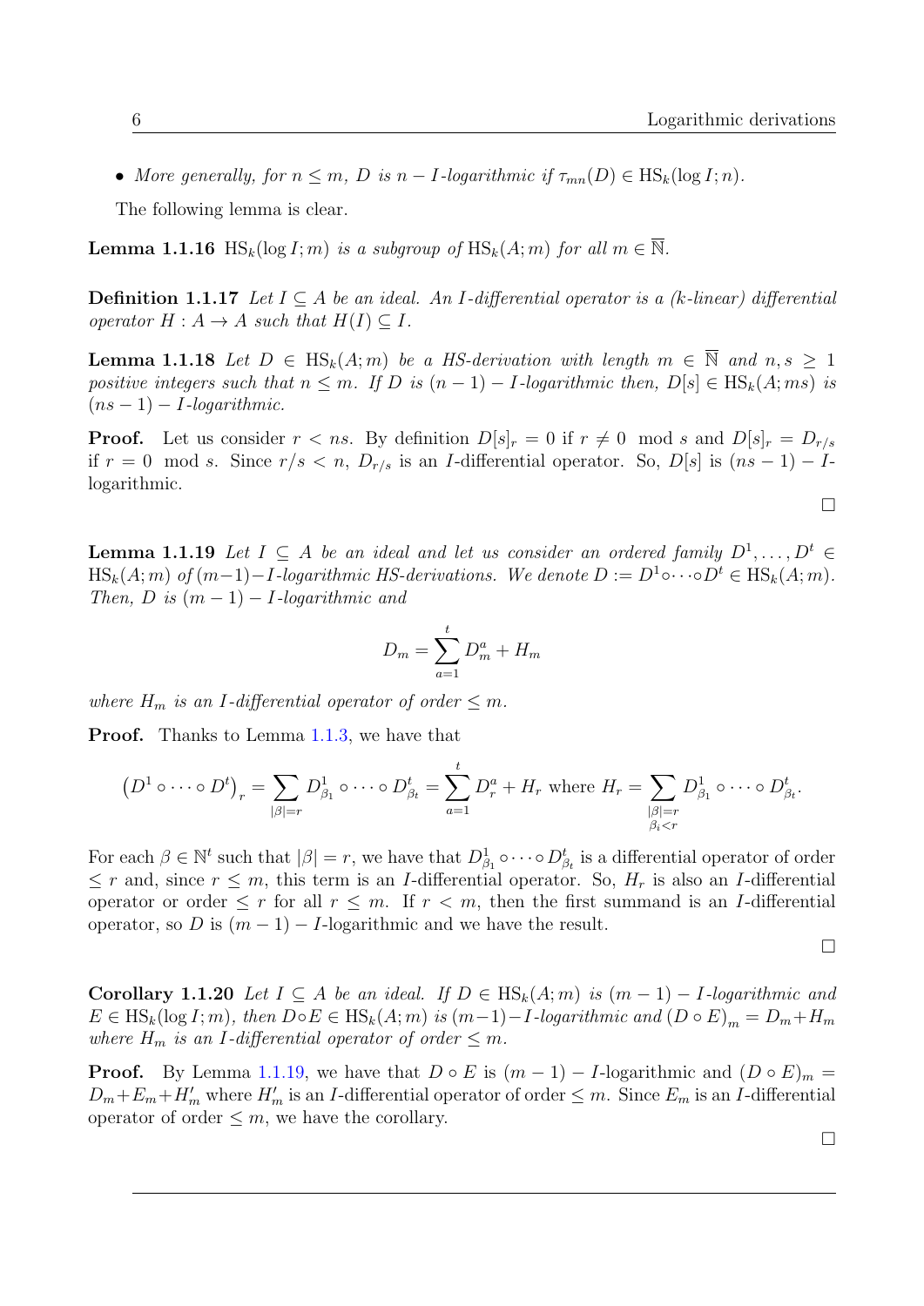- *More generally, for $n \leq m$, $D$ is $n - I$-logarithmic if $\tau_{mn}(D) \in \mathrm{HS}_k(\log I; n)$.*

The following lemma is clear.

**Lemma 1.1.16** *$\mathrm{HS}_k(\log I; m)$ is a subgroup of $\mathrm{HS}_k(A; m)$ for all $m \in \overline{\mathbb{N}}$.*

**Definition 1.1.17** *Let $I \subseteq A$ be an ideal. An $I$-differential operator is a ($k$-linear) differential operator $H : A \to A$ such that $H(I) \subseteq I$.*

**Lemma 1.1.18** *Let $D \in \mathrm{HS}_k(A; m)$ be a HS-derivation with length $m \in \overline{\mathbb{N}}$ and $n, s \geq 1$ positive integers such that $n \leq m$. If $D$ is $(n-1) - I$-logarithmic then, $D[s] \in \mathrm{HS}_k(A; ms)$ is $(ns - 1) - I$-logarithmic.*

**Proof.** Let us consider $r < ns$. By definition $D[s]_r = 0$ if $r \neq 0 \mod s$ and $D[s]_r = D_{r/s}$ if $r = 0 \mod s$. Since $r/s < n$, $D_{r/s}$ is an $I$-differential operator. So, $D[s]$ is $(ns - 1) - I$-logarithmic.

□

**Lemma 1.1.19** *Let $I \subseteq A$ be an ideal and let us consider an ordered family $D^1, \ldots, D^t \in \mathrm{HS}_k(A; m)$ of $(m-1) - I$-logarithmic HS-derivations. We denote $D := D^1 \circ \cdots \circ D^t \in \mathrm{HS}_k(A; m)$. Then, $D$ is $(m-1) - I$-logarithmic and*

$$D_m = \sum_{a=1}^{t} D^a_m + H_m$$

*where $H_m$ is an $I$-differential operator of order $\leq m$.*

**Proof.** Thanks to Lemma 1.1.3, we have that

$$\left(D^1 \circ \cdots \circ D^t\right)_r = \sum_{|\beta| = r} D^1_{\beta_1} \circ \cdots \circ D^t_{\beta_t} = \sum_{a=1}^{t} D^a_r + H_r \text{ where } H_r = \sum_{\substack{|\beta| = r \\ \beta_i < r}} D^1_{\beta_1} \circ \cdots \circ D^t_{\beta_t}.$$

For each $\beta \in \mathbb{N}^t$ such that $|\beta| = r$, we have that $D^1_{\beta_1} \circ \cdots \circ D^t_{\beta_t}$ is a differential operator of order $\leq r$ and, since $r \leq m$, this term is an $I$-differential operator. So, $H_r$ is also an $I$-differential operator or order $\leq r$ for all $r \leq m$. If $r < m$, then the first summand is an $I$-differential operator, so $D$ is $(m-1) - I$-logarithmic and we have the result.

□

**Corollary 1.1.20** *Let $I \subseteq A$ be an ideal. If $D \in \mathrm{HS}_k(A; m)$ is $(m-1) - I$-logarithmic and $E \in \mathrm{HS}_k(\log I; m)$, then $D \circ E \in \mathrm{HS}_k(A; m)$ is $(m-1) - I$-logarithmic and $(D \circ E)_m = D_m + H_m$ where $H_m$ is an $I$-differential operator of order $\leq m$.*

**Proof.** By Lemma 1.1.19, we have that $D \circ E$ is $(m-1) - I$-logarithmic and $(D \circ E)_m = D_m + E_m + H'_m$ where $H'_m$ is an $I$-differential operator of order $\leq m$. Since $E_m$ is an $I$-differential operator of order $\leq m$, we have the corollary.

□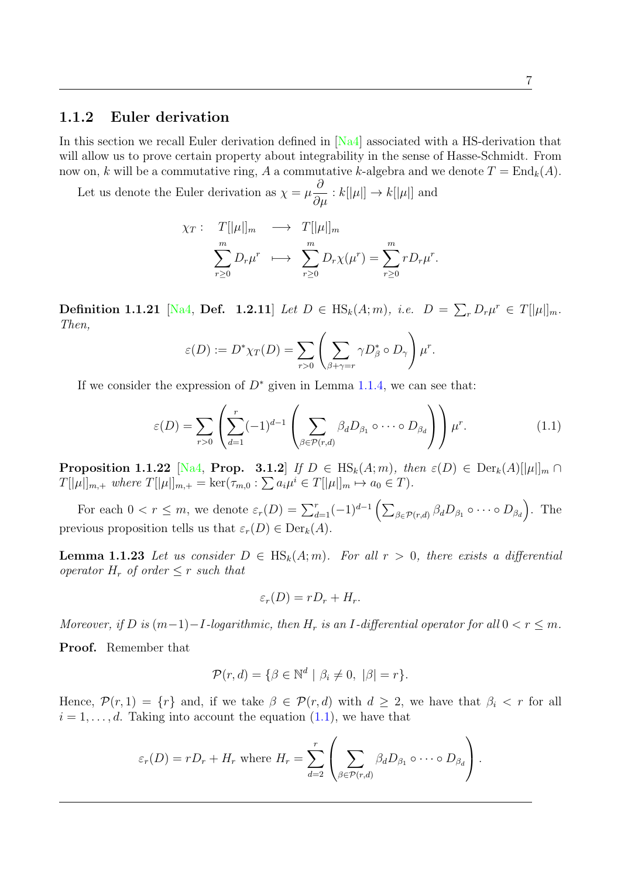### 1.1.2 Euler derivation

In this section we recall Euler derivation defined in [Na4] associated with a HS-derivation that will allow us to prove certain property about integrability in the sense of Hasse-Schmidt. From now on, $k$ will be a commutative ring, $A$ a commutative $k$-algebra and we denote $T = \mathrm{End}_k(A)$.

Let us denote the Euler derivation as $\chi = \mu \dfrac{\partial}{\partial \mu} : k[|\mu|] \to k[|\mu|]$ and

$$\begin{array}{rccl} \chi_T : & T[|\mu|]_m & \longrightarrow & T[|\mu|]_m \\ & \displaystyle\sum_{r\geq 0}^{m} D_r \mu^r & \longmapsto & \displaystyle\sum_{r\geq 0}^{m} D_r \chi(\mu^r) = \sum_{r\geq 0}^{m} r D_r \mu^r. \end{array}$$

**Definition 1.1.21** [Na4, **Def. 1.2.11**] *Let $D \in \mathrm{HS}_k(A; m)$, i.e. $D = \sum_r D_r \mu^r \in T[|\mu|]_m$. Then,*

$$\varepsilon(D) := D^* \chi_T(D) = \sum_{r>0} \left( \sum_{\beta+\gamma=r} \gamma D^*_\beta \circ D_\gamma \right) \mu^r.$$

If we consider the expression of $D^*$ given in Lemma 1.1.4, we can see that:

$$\varepsilon(D) = \sum_{r>0} \left( \sum_{d=1}^{r} (-1)^{d-1} \left( \sum_{\beta \in \mathcal{P}(r,d)} \beta_d D_{\beta_1} \circ \cdots \circ D_{\beta_d} \right) \right) \mu^r. \tag{1.1}$$

**Proposition 1.1.22** [Na4, **Prop. 3.1.2**] *If $D \in \mathrm{HS}_k(A; m)$, then $\varepsilon(D) \in \mathrm{Der}_k(A)[|\mu|]_m \cap T[|\mu|]_{m,+}$ where $T[|\mu|]_{m,+} = \ker(\tau_{m,0} : \sum a_i \mu^i \in T[|\mu|]_m \mapsto a_0 \in T)$.*

For each $0 < r \leq m$, we denote $\varepsilon_r(D) = \sum_{d=1}^{r} (-1)^{d-1} \left( \sum_{\beta \in \mathcal{P}(r,d)} \beta_d D_{\beta_1} \circ \cdots \circ D_{\beta_d} \right)$. The previous proposition tells us that $\varepsilon_r(D) \in \mathrm{Der}_k(A)$.

**Lemma 1.1.23** *Let us consider $D \in \mathrm{HS}_k(A; m)$. For all $r > 0$, there exists a differential operator $H_r$ of order $\leq r$ such that*

$$\varepsilon_r(D) = r D_r + H_r.$$

*Moreover, if $D$ is $(m-1)-I$-logarithmic, then $H_r$ is an $I$-differential operator for all $0 < r \leq m$.*

**Proof.** Remember that

$$\mathcal{P}(r,d) = \{\beta \in \mathbb{N}^d \mid \beta_i \neq 0,\ |\beta| = r\}.$$

Hence, $\mathcal{P}(r,1) = \{r\}$ and, if we take $\beta \in \mathcal{P}(r,d)$ with $d \geq 2$, we have that $\beta_i < r$ for all $i = 1, \ldots, d$. Taking into account the equation (1.1), we have that

$$\varepsilon_r(D) = r D_r + H_r \text{ where } H_r = \sum_{d=2}^{r} \left( \sum_{\beta \in \mathcal{P}(r,d)} \beta_d D_{\beta_1} \circ \cdots \circ D_{\beta_d} \right).$$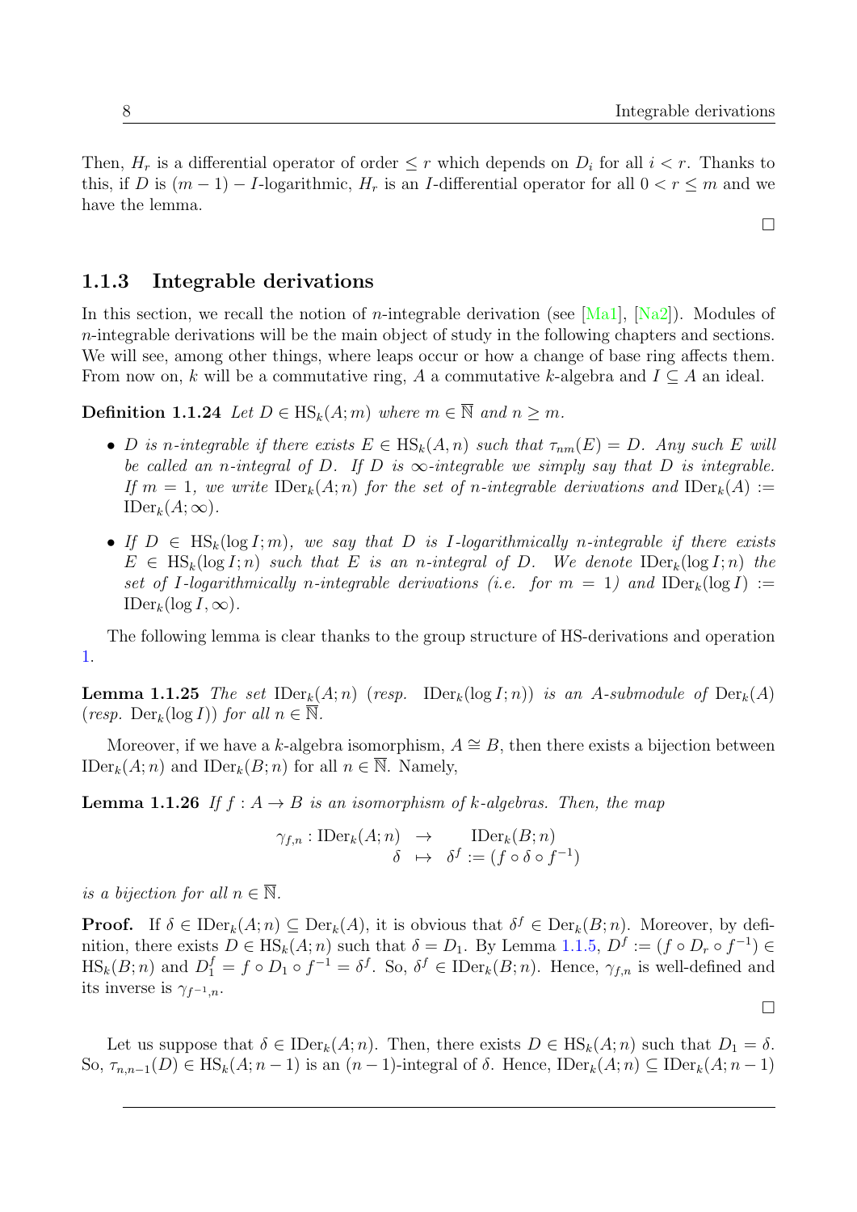Then, $H_r$ is a differential operator of order $\leq r$ which depends on $D_i$ for all $i < r$. Thanks to this, if $D$ is $(m-1) - I$-logarithmic, $H_r$ is an $I$-differential operator for all $0 < r \leq m$ and we have the lemma.

□

### 1.1.3 Integrable derivations

In this section, we recall the notion of $n$-integrable derivation (see [Ma1], [Na2]). Modules of $n$-integrable derivations will be the main object of study in the following chapters and sections. We will see, among other things, where leaps occur or how a change of base ring affects them. From now on, $k$ will be a commutative ring, $A$ a commutative $k$-algebra and $I \subseteq A$ an ideal.

**Definition 1.1.24** *Let $D \in \mathrm{HS}_k(A;m)$ where $m \in \overline{\mathbb{N}}$ and $n \geq m$.*

- *$D$ is $n$-integrable if there exists $E \in \mathrm{HS}_k(A,n)$ such that $\tau_{nm}(E) = D$. Any such $E$ will be called an $n$-integral of $D$. If $D$ is $\infty$-integrable we simply say that $D$ is integrable. If $m = 1$, we write $\mathrm{IDer}_k(A;n)$ for the set of $n$-integrable derivations and $\mathrm{IDer}_k(A) := \mathrm{IDer}_k(A;\infty)$.*
- *If $D \in \mathrm{HS}_k(\log I;m)$, we say that $D$ is $I$-logarithmically $n$-integrable if there exists $E \in \mathrm{HS}_k(\log I;n)$ such that $E$ is an $n$-integral of $D$. We denote $\mathrm{IDer}_k(\log I;n)$ the set of $I$-logarithmically $n$-integrable derivations (i.e. for $m = 1$) and $\mathrm{IDer}_k(\log I) := \mathrm{IDer}_k(\log I, \infty)$.*

The following lemma is clear thanks to the group structure of HS-derivations and operation 1.

**Lemma 1.1.25** *The set $\mathrm{IDer}_k(A;n)$ (resp. $\mathrm{IDer}_k(\log I;n)$) is an $A$-submodule of $\mathrm{Der}_k(A)$ (resp. $\mathrm{Der}_k(\log I)$) for all $n \in \overline{\mathbb{N}}$.*

Moreover, if we have a $k$-algebra isomorphism, $A \cong B$, then there exists a bijection between $\mathrm{IDer}_k(A;n)$ and $\mathrm{IDer}_k(B;n)$ for all $n \in \overline{\mathbb{N}}$. Namely,

**Lemma 1.1.26** *If $f : A \to B$ is an isomorphism of $k$-algebras. Then, the map*

$$\begin{array}{rcl} \gamma_{f,n} : \mathrm{IDer}_k(A;n) & \to & \mathrm{IDer}_k(B;n) \\ \delta & \mapsto & \delta^f := (f \circ \delta \circ f^{-1}) \end{array}$$

*is a bijection for all $n \in \overline{\mathbb{N}}$.*

**Proof.** If $\delta \in \mathrm{IDer}_k(A;n) \subseteq \mathrm{Der}_k(A)$, it is obvious that $\delta^f \in \mathrm{Der}_k(B;n)$. Moreover, by definition, there exists $D \in \mathrm{HS}_k(A;n)$ such that $\delta = D_1$. By Lemma 1.1.5, $D^f := (f \circ D_r \circ f^{-1}) \in \mathrm{HS}_k(B;n)$ and $D_1^f = f \circ D_1 \circ f^{-1} = \delta^f$. So, $\delta^f \in \mathrm{IDer}_k(B;n)$. Hence, $\gamma_{f,n}$ is well-defined and its inverse is $\gamma_{f^{-1},n}$.

□

Let us suppose that $\delta \in \mathrm{IDer}_k(A;n)$. Then, there exists $D \in \mathrm{HS}_k(A;n)$ such that $D_1 = \delta$. So, $\tau_{n,n-1}(D) \in \mathrm{HS}_k(A;n-1)$ is an $(n-1)$-integral of $\delta$. Hence, $\mathrm{IDer}_k(A;n) \subseteq \mathrm{IDer}_k(A;n-1)$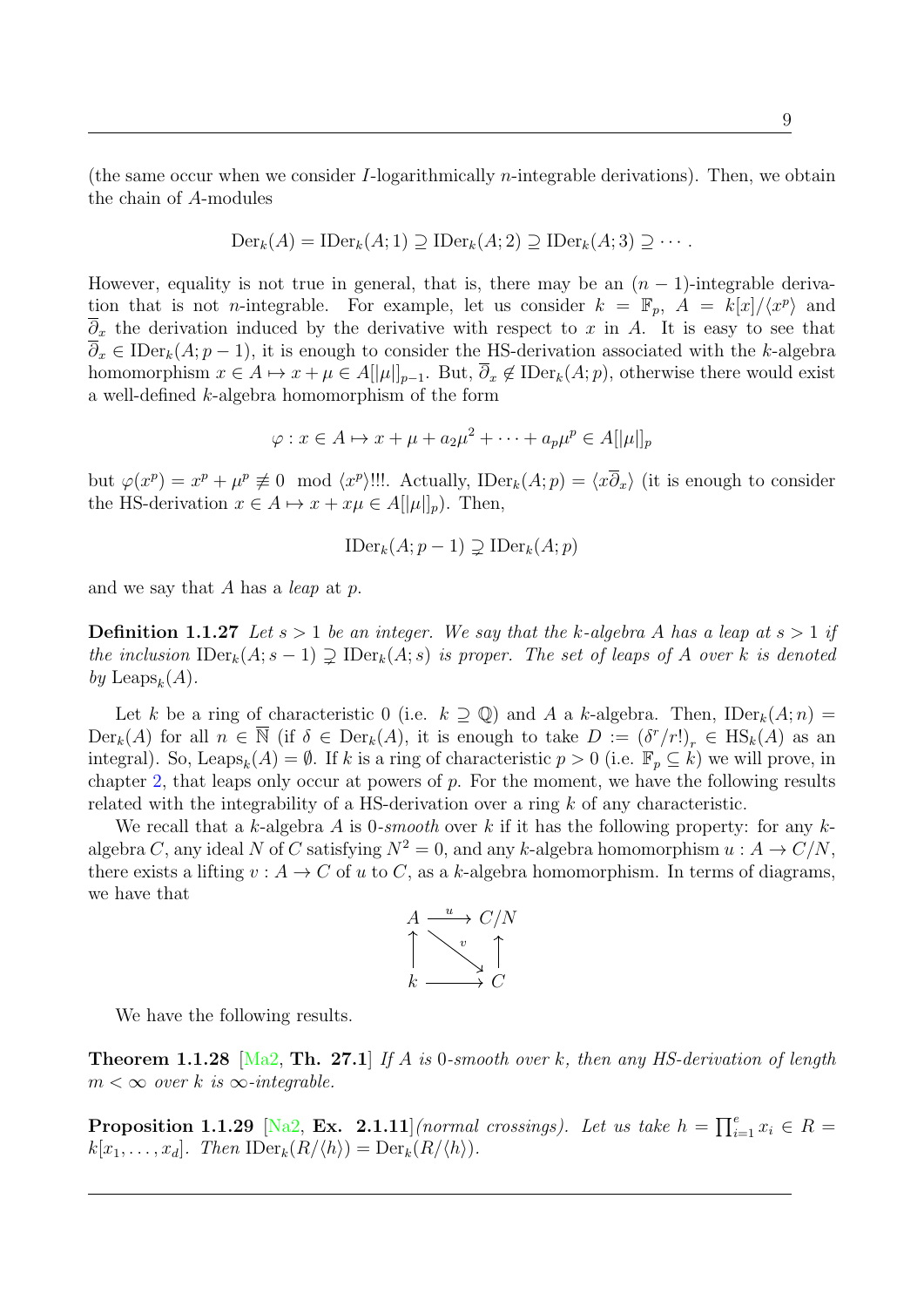(the same occur when we consider $I$-logarithmically $n$-integrable derivations). Then, we obtain the chain of $A$-modules

$$\operatorname{Der}_k(A) = \operatorname{IDer}_k(A;1) \supseteq \operatorname{IDer}_k(A;2) \supseteq \operatorname{IDer}_k(A;3) \supseteq \cdots.$$

However, equality is not true in general, that is, there may be an $(n-1)$-integrable derivation that is not $n$-integrable. For example, let us consider $k = \mathbb{F}_p$, $A = k[x]/\langle x^p \rangle$ and $\overline{\partial}_x$ the derivation induced by the derivative with respect to $x$ in $A$. It is easy to see that $\overline{\partial}_x \in \operatorname{IDer}_k(A;p-1)$, it is enough to consider the HS-derivation associated with the $k$-algebra homomorphism $x \in A \mapsto x + \mu \in A[|\mu|]_{p-1}$. But, $\overline{\partial}_x \notin \operatorname{IDer}_k(A;p)$, otherwise there would exist a well-defined $k$-algebra homomorphism of the form

$$\varphi : x \in A \mapsto x + \mu + a_2\mu^2 + \cdots + a_p\mu^p \in A[|\mu|]_p$$

but $\varphi(x^p) = x^p + \mu^p \not\equiv 0 \mod \langle x^p \rangle$!!!. Actually, $\operatorname{IDer}_k(A;p) = \langle x\overline{\partial}_x \rangle$ (it is enough to consider the HS-derivation $x \in A \mapsto x + x\mu \in A[|\mu|]_p$). Then,

$$\operatorname{IDer}_k(A;p-1) \supsetneq \operatorname{IDer}_k(A;p)$$

and we say that $A$ has a *leap* at $p$.

**Definition 1.1.27** *Let $s > 1$ be an integer. We say that the $k$-algebra $A$ has a leap at $s > 1$ if the inclusion $\operatorname{IDer}_k(A;s-1) \supsetneq \operatorname{IDer}_k(A;s)$ is proper. The set of leaps of $A$ over $k$ is denoted by $\operatorname{Leaps}_k(A)$.*

Let $k$ be a ring of characteristic 0 (i.e. $k \supseteq \mathbb{Q}$) and $A$ a $k$-algebra. Then, $\operatorname{IDer}_k(A;n) = \operatorname{Der}_k(A)$ for all $n \in \overline{\mathbb{N}}$ (if $\delta \in \operatorname{Der}_k(A)$, it is enough to take $D := (\delta^r/r!)_r \in \operatorname{HS}_k(A)$ as an integral). So, $\operatorname{Leaps}_k(A) = \emptyset$. If $k$ is a ring of characteristic $p > 0$ (i.e. $\mathbb{F}_p \subseteq k$) we will prove, in chapter 2, that leaps only occur at powers of $p$. For the moment, we have the following results related with the integrability of a HS-derivation over a ring $k$ of any characteristic.

We recall that a $k$-algebra $A$ is $0$-*smooth* over $k$ if it has the following property: for any $k$-algebra $C$, any ideal $N$ of $C$ satisfying $N^2 = 0$, and any $k$-algebra homomorphism $u : A \to C/N$, there exists a lifting $v : A \to C$ of $u$ to $C$, as a $k$-algebra homomorphism. In terms of diagrams, we have that

$$\begin{array}{ccc} A & \xrightarrow{u} & C/N \\ \uparrow & \searrow^{v} & \uparrow \\ k & \longrightarrow & C \end{array}$$

We have the following results.

**Theorem 1.1.28** [Ma2, **Th. 27.1**] *If $A$ is $0$-smooth over $k$, then any HS-derivation of length $m < \infty$ over $k$ is $\infty$-integrable.*

**Proposition 1.1.29** [Na2, **Ex. 2.1.11**]*(normal crossings). Let us take $h = \prod_{i=1}^{e} x_i \in R = k[x_1,\ldots,x_d]$. Then $\operatorname{IDer}_k(R/\langle h \rangle) = \operatorname{Der}_k(R/\langle h \rangle)$.*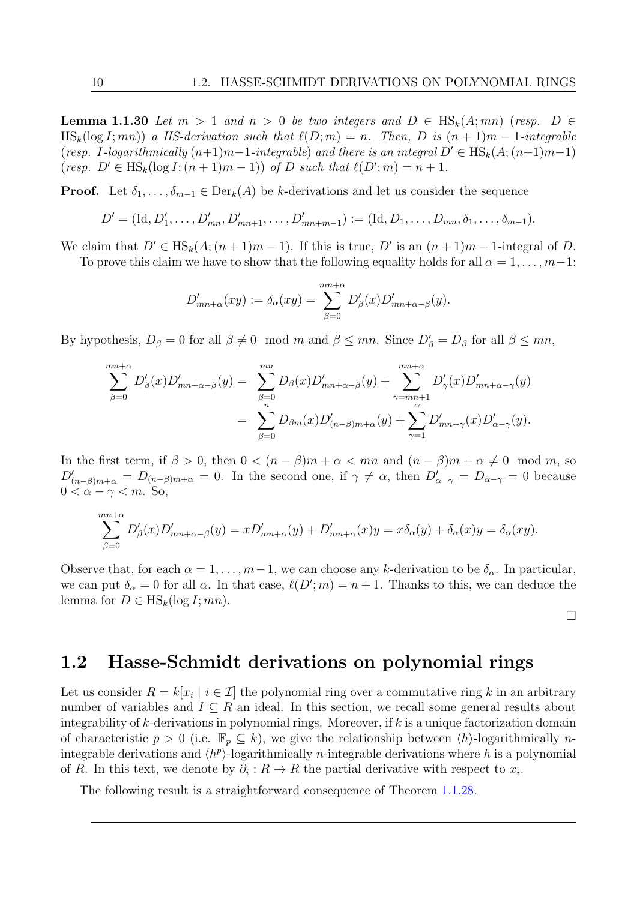**Lemma 1.1.30** *Let $m > 1$ and $n > 0$ be two integers and $D \in \mathrm{HS}_k(A; mn)$ (resp. $D \in \mathrm{HS}_k(\log I; mn)$) a HS-derivation such that $\ell(D; m) = n$. Then, $D$ is $(n+1)m-1$-integrable (resp. $I$-logarithmically $(n+1)m-1$-integrable) and there is an integral $D' \in \mathrm{HS}_k(A; (n+1)m-1)$ (resp. $D' \in \mathrm{HS}_k(\log I; (n+1)m-1)$) of $D$ such that $\ell(D'; m) = n+1$.*

**Proof.** Let $\delta_1, \ldots, \delta_{m-1} \in \mathrm{Der}_k(A)$ be $k$-derivations and let us consider the sequence

$$D' = (\mathrm{Id}, D'_1, \ldots, D'_{mn}, D'_{mn+1}, \ldots, D'_{mn+m-1}) := (\mathrm{Id}, D_1, \ldots, D_{mn}, \delta_1, \ldots, \delta_{m-1}).$$

We claim that $D' \in \mathrm{HS}_k(A; (n+1)m-1)$. If this is true, $D'$ is an $(n+1)m-1$-integral of $D$.

To prove this claim we have to show that the following equality holds for all $\alpha = 1, \ldots, m-1$:

$$D'_{mn+\alpha}(xy) := \delta_\alpha(xy) = \sum_{\beta=0}^{mn+\alpha} D'_\beta(x) D'_{mn+\alpha-\beta}(y).$$

By hypothesis, $D_\beta = 0$ for all $\beta \neq 0 \mod m$ and $\beta \leq mn$. Since $D'_\beta = D_\beta$ for all $\beta \leq mn$,

$$\begin{aligned}
\sum_{\beta=0}^{mn+\alpha} D'_\beta(x) D'_{mn+\alpha-\beta}(y) &= \sum_{\beta=0}^{mn} D_\beta(x) D'_{mn+\alpha-\beta}(y) + \sum_{\gamma=mn+1}^{mn+\alpha} D'_\gamma(x) D'_{mn+\alpha-\gamma}(y) \\
&= \sum_{\beta=0}^{n} D_{\beta m}(x) D'_{(n-\beta)m+\alpha}(y) + \sum_{\gamma=1}^{\alpha} D'_{mn+\gamma}(x) D'_{\alpha-\gamma}(y).
\end{aligned}$$

In the first term, if $\beta > 0$, then $0 < (n-\beta)m + \alpha < mn$ and $(n-\beta)m + \alpha \neq 0 \mod m$, so $D'_{(n-\beta)m+\alpha} = D_{(n-\beta)m+\alpha} = 0$. In the second one, if $\gamma \neq \alpha$, then $D'_{\alpha-\gamma} = D_{\alpha-\gamma} = 0$ because $0 < \alpha - \gamma < m$. So,

$$\sum_{\beta=0}^{mn+\alpha} D'_\beta(x) D'_{mn+\alpha-\beta}(y) = x D'_{mn+\alpha}(y) + D'_{mn+\alpha}(x) y = x\delta_\alpha(y) + \delta_\alpha(x) y = \delta_\alpha(xy).$$

Observe that, for each $\alpha = 1, \ldots, m-1$, we can choose any $k$-derivation to be $\delta_\alpha$. In particular, we can put $\delta_\alpha = 0$ for all $\alpha$. In that case, $\ell(D'; m) = n+1$. Thanks to this, we can deduce the lemma for $D \in \mathrm{HS}_k(\log I; mn)$.

□

## 1.2 Hasse-Schmidt derivations on polynomial rings

Let us consider $R = k[x_i \mid i \in \mathcal{I}]$ the polynomial ring over a commutative ring $k$ in an arbitrary number of variables and $I \subseteq R$ an ideal. In this section, we recall some general results about integrability of $k$-derivations in polynomial rings. Moreover, if $k$ is a unique factorization domain of characteristic $p > 0$ (i.e. $\mathbb{F}_p \subseteq k$), we give the relationship between $\langle h \rangle$-logarithmically $n$-integrable derivations and $\langle h^p \rangle$-logarithmically $n$-integrable derivations where $h$ is a polynomial of $R$. In this text, we denote by $\partial_i : R \to R$ the partial derivative with respect to $x_i$.

The following result is a straightforward consequence of Theorem 1.1.28.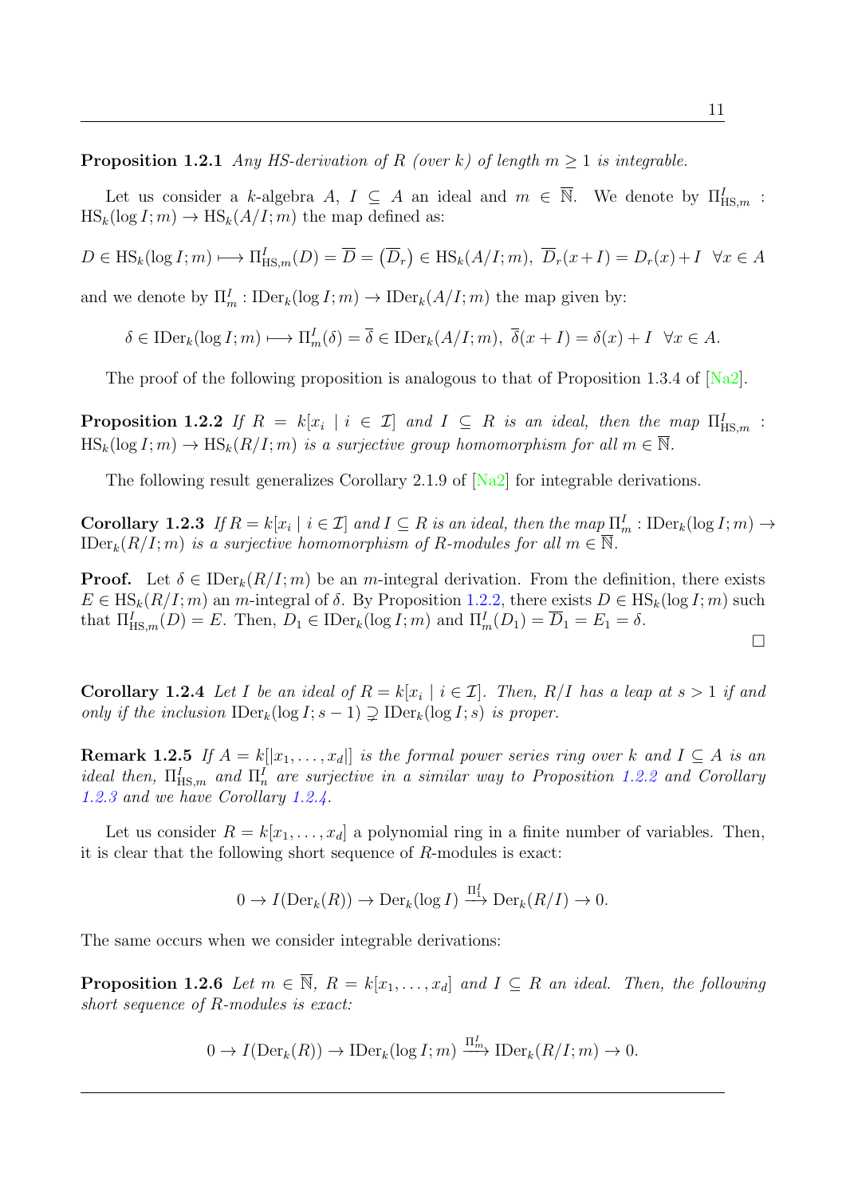**Proposition 1.2.1** *Any HS-derivation of $R$ (over $k$) of length $m \geq 1$ is integrable.*

Let us consider a $k$-algebra $A$, $I \subseteq A$ an ideal and $m \in \overline{\mathbb{N}}$. We denote by $\Pi^I_{\mathrm{HS},m}$ : $\mathrm{HS}_k(\log I; m) \to \mathrm{HS}_k(A/I; m)$ the map defined as:

$$D \in \mathrm{HS}_k(\log I; m) \longmapsto \Pi^I_{\mathrm{HS},m}(D) = \overline{D} = \left(\overline{D}_r\right) \in \mathrm{HS}_k(A/I; m),\ \overline{D}_r(x+I) = D_r(x) + I \ \ \forall x \in A$$

and we denote by $\Pi^I_m : \mathrm{IDer}_k(\log I; m) \to \mathrm{IDer}_k(A/I; m)$ the map given by:

$$\delta \in \mathrm{IDer}_k(\log I; m) \longmapsto \Pi^I_m(\delta) = \overline{\delta} \in \mathrm{IDer}_k(A/I; m),\ \overline{\delta}(x+I) = \delta(x) + I \ \ \forall x \in A.$$

The proof of the following proposition is analogous to that of Proposition 1.3.4 of [Na2].

**Proposition 1.2.2** *If $R = k[x_i \mid i \in \mathcal{I}]$ and $I \subseteq R$ is an ideal, then the map $\Pi^I_{\mathrm{HS},m}$ : $\mathrm{HS}_k(\log I; m) \to \mathrm{HS}_k(R/I; m)$ is a surjective group homomorphism for all $m \in \overline{\mathbb{N}}$.*

The following result generalizes Corollary 2.1.9 of [Na2] for integrable derivations.

**Corollary 1.2.3** *If $R = k[x_i \mid i \in \mathcal{I}]$ and $I \subseteq R$ is an ideal, then the map $\Pi^I_m : \mathrm{IDer}_k(\log I; m) \to \mathrm{IDer}_k(R/I; m)$ is a surjective homomorphism of $R$-modules for all $m \in \overline{\mathbb{N}}$.*

**Proof.** Let $\delta \in \mathrm{IDer}_k(R/I; m)$ be an $m$-integral derivation. From the definition, there exists $E \in \mathrm{HS}_k(R/I; m)$ an $m$-integral of $\delta$. By Proposition 1.2.2, there exists $D \in \mathrm{HS}_k(\log I; m)$ such that $\Pi^I_{\mathrm{HS},m}(D) = E$. Then, $D_1 \in \mathrm{IDer}_k(\log I; m)$ and $\Pi^I_m(D_1) = \overline{D}_1 = E_1 = \delta$.

□

**Corollary 1.2.4** *Let $I$ be an ideal of $R = k[x_i \mid i \in \mathcal{I}]$. Then, $R/I$ has a leap at $s > 1$ if and only if the inclusion $\mathrm{IDer}_k(\log I; s-1) \supsetneq \mathrm{IDer}_k(\log I; s)$ is proper.*

**Remark 1.2.5** *If $A = k[|x_1, \ldots, x_d|]$ is the formal power series ring over $k$ and $I \subseteq A$ is an ideal then, $\Pi^I_{\mathrm{HS},m}$ and $\Pi^I_n$ are surjective in a similar way to Proposition 1.2.2 and Corollary 1.2.3 and we have Corollary 1.2.4.*

Let us consider $R = k[x_1, \ldots, x_d]$ a polynomial ring in a finite number of variables. Then, it is clear that the following short sequence of $R$-modules is exact:

$$0 \to I(\mathrm{Der}_k(R)) \to \mathrm{Der}_k(\log I) \xrightarrow{\Pi^I_1} \mathrm{Der}_k(R/I) \to 0.$$

The same occurs when we consider integrable derivations:

**Proposition 1.2.6** *Let $m \in \overline{\mathbb{N}}$, $R = k[x_1, \ldots, x_d]$ and $I \subseteq R$ an ideal. Then, the following short sequence of $R$-modules is exact:*

$$0 \to I(\mathrm{Der}_k(R)) \to \mathrm{IDer}_k(\log I; m) \xrightarrow{\Pi^I_m} \mathrm{IDer}_k(R/I; m) \to 0.$$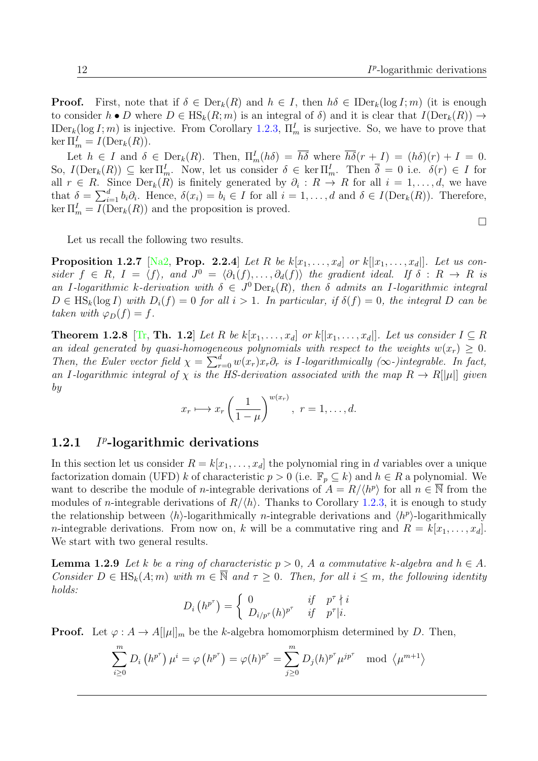**Proof.** First, note that if $\delta \in \operatorname{Der}_k(R)$ and $h \in I$, then $h\delta \in \operatorname{IDer}_k(\log I; m)$ (it is enough to consider $h \bullet D$ where $D \in \operatorname{HS}_k(R; m)$ is an integral of $\delta$) and it is clear that $I(\operatorname{Der}_k(R)) \to \operatorname{IDer}_k(\log I; m)$ is injective. From Corollary 1.2.3, $\Pi^I_m$ is surjective. So, we have to prove that $\ker \Pi^I_m = I(\operatorname{Der}_k(R))$.

Let $h \in I$ and $\delta \in \operatorname{Der}_k(R)$. Then, $\Pi^I_m(h\delta) = \overline{h\delta}$ where $\overline{h\delta}(r + I) = (h\delta)(r) + I = 0$. So, $I(\operatorname{Der}_k(R)) \subseteq \ker \Pi^I_m$. Now, let us consider $\delta \in \ker \Pi^I_m$. Then $\overline{\delta} = 0$ i.e. $\delta(r) \in I$ for all $r \in R$. Since $\operatorname{Der}_k(R)$ is finitely generated by $\partial_i : R \to R$ for all $i = 1, \ldots, d$, we have that $\delta = \sum_{i=1}^d b_i \partial_i$. Hence, $\delta(x_i) = b_i \in I$ for all $i = 1, \ldots, d$ and $\delta \in I(\operatorname{Der}_k(R))$. Therefore, $\ker \Pi^I_m = I(\operatorname{Der}_k(R))$ and the proposition is proved.

□

Let us recall the following two results.

**Proposition 1.2.7** [Na2, **Prop. 2.2.4**] *Let $R$ be $k[x_1, \ldots, x_d]$ or $k[|x_1, \ldots, x_d|]$. Let us consider $f \in R$, $I = \langle f \rangle$, and $J^0 = \langle \partial_1(f), \ldots, \partial_d(f) \rangle$ the gradient ideal. If $\delta : R \to R$ is an $I$-logarithmic $k$-derivation with $\delta \in J^0 \operatorname{Der}_k(R)$, then $\delta$ admits an $I$-logarithmic integral $D \in \operatorname{HS}_k(\log I)$ with $D_i(f) = 0$ for all $i > 1$. In particular, if $\delta(f) = 0$, the integral $D$ can be taken with $\varphi_D(f) = f$.*

**Theorem 1.2.8** [Tr, **Th. 1.2**] *Let $R$ be $k[x_1, \ldots, x_d]$ or $k[|x_1, \ldots, x_d|]$. Let us consider $I \subseteq R$ an ideal generated by quasi-homogeneous polynomials with respect to the weights $w(x_r) \geq 0$. Then, the Euler vector field $\chi = \sum_{r=0}^d w(x_r) x_r \partial_r$ is $I$-logarithmically ($\infty$-)integrable. In fact, an $I$-logarithmic integral of $\chi$ is the HS-derivation associated with the map $R \to R[|\mu|]$ given by*

$$x_r \longmapsto x_r \left( \frac{1}{1 - \mu} \right)^{w(x_r)}, \ r = 1, \ldots, d.$$

### 1.2.1 $I^p$-logarithmic derivations

In this section let us consider $R = k[x_1, \ldots, x_d]$ the polynomial ring in $d$ variables over a unique factorization domain (UFD) $k$ of characteristic $p > 0$ (i.e. $\mathbb{F}_p \subseteq k$) and $h \in R$ a polynomial. We want to describe the module of $n$-integrable derivations of $A = R/\langle h^p \rangle$ for all $n \in \overline{\mathbb{N}}$ from the modules of $n$-integrable derivations of $R/\langle h \rangle$. Thanks to Corollary 1.2.3, it is enough to study the relationship between $\langle h \rangle$-logarithmically $n$-integrable derivations and $\langle h^p \rangle$-logarithmically $n$-integrable derivations. From now on, $k$ will be a commutative ring and $R = k[x_1, \ldots, x_d]$. We start with two general results.

**Lemma 1.2.9** *Let $k$ be a ring of characteristic $p > 0$, $A$ a commutative $k$-algebra and $h \in A$. Consider $D \in \operatorname{HS}_k(A; m)$ with $m \in \overline{\mathbb{N}}$ and $\tau \geq 0$. Then, for all $i \leq m$, the following identity holds:*

$$D_i \left( h^{p^\tau} \right) = \begin{cases} 0 & \text{if} \quad p^\tau \nmid i \\ D_{i/p^\tau}(h)^{p^\tau} & \text{if} \quad p^\tau | i. \end{cases}$$

**Proof.** Let $\varphi : A \to A[|\mu|]_m$ be the $k$-algebra homomorphism determined by $D$. Then,

$$\sum_{i \geq 0}^{m} D_i \left( h^{p^\tau} \right) \mu^i = \varphi \left( h^{p^\tau} \right) = \varphi(h)^{p^\tau} = \sum_{j \geq 0}^{m} D_j(h)^{p^\tau} \mu^{j p^\tau} \mod \langle \mu^{m+1} \rangle$$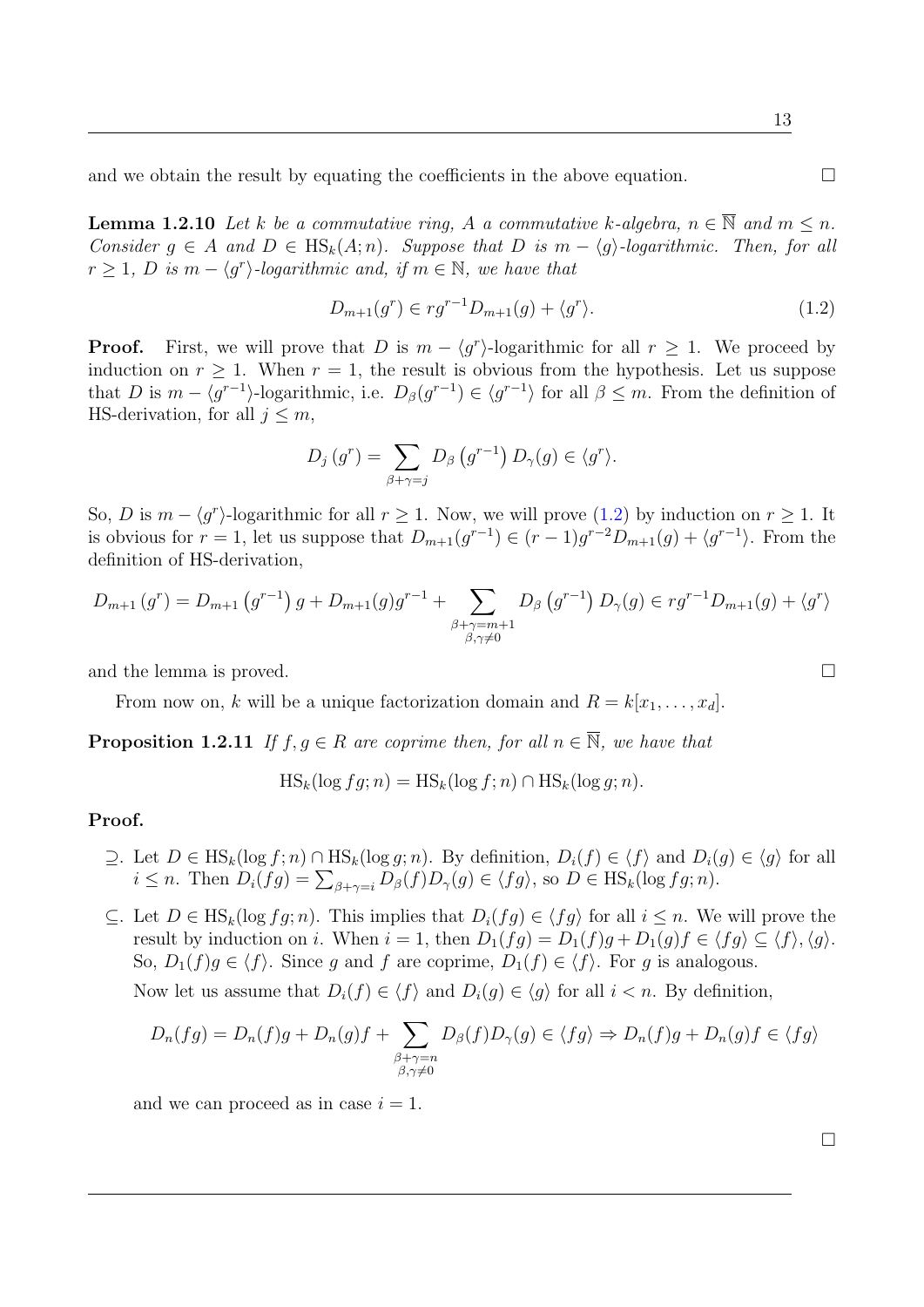and we obtain the result by equating the coefficients in the above equation. □

**Lemma 1.2.10** *Let $k$ be a commutative ring, $A$ a commutative $k$-algebra, $n \in \overline{\mathbb{N}}$ and $m \leq n$. Consider $g \in A$ and $D \in \mathrm{HS}_k(A; n)$. Suppose that $D$ is $m - \langle g \rangle$-logarithmic. Then, for all $r \geq 1$, $D$ is $m - \langle g^r \rangle$-logarithmic and, if $m \in \mathbb{N}$, we have that*

$$D_{m+1}(g^r) \in r g^{r-1} D_{m+1}(g) + \langle g^r \rangle. \tag{1.2}$$

**Proof.** First, we will prove that $D$ is $m - \langle g^r \rangle$-logarithmic for all $r \geq 1$. We proceed by induction on $r \geq 1$. When $r = 1$, the result is obvious from the hypothesis. Let us suppose that $D$ is $m - \langle g^{r-1} \rangle$-logarithmic, i.e. $D_\beta(g^{r-1}) \in \langle g^{r-1} \rangle$ for all $\beta \leq m$. From the definition of HS-derivation, for all $j \leq m$,

$$D_j\left(g^r\right) = \sum_{\beta+\gamma=j} D_\beta\left(g^{r-1}\right) D_\gamma(g) \in \langle g^r \rangle.$$

So, $D$ is $m - \langle g^r \rangle$-logarithmic for all $r \geq 1$. Now, we will prove (1.2) by induction on $r \geq 1$. It is obvious for $r = 1$, let us suppose that $D_{m+1}(g^{r-1}) \in (r-1) g^{r-2} D_{m+1}(g) + \langle g^{r-1} \rangle$. From the definition of HS-derivation,

$$D_{m+1}\left(g^r\right) = D_{m+1}\left(g^{r-1}\right) g + D_{m+1}(g) g^{r-1} + \sum_{\substack{\beta+\gamma=m+1 \\ \beta,\gamma\neq 0}} D_\beta\left(g^{r-1}\right) D_\gamma(g) \in r g^{r-1} D_{m+1}(g) + \langle g^r \rangle$$

and the lemma is proved. □

From now on, $k$ will be a unique factorization domain and $R = k[x_1, \ldots, x_d]$.

**Proposition 1.2.11** *If $f, g \in R$ are coprime then, for all $n \in \overline{\mathbb{N}}$, we have that*

$$\mathrm{HS}_k(\log fg; n) = \mathrm{HS}_k(\log f; n) \cap \mathrm{HS}_k(\log g; n).$$

**Proof.**

- $\supseteq$. Let $D \in \mathrm{HS}_k(\log f; n) \cap \mathrm{HS}_k(\log g; n)$. By definition, $D_i(f) \in \langle f \rangle$ and $D_i(g) \in \langle g \rangle$ for all $i \leq n$. Then $D_i(fg) = \sum_{\beta+\gamma=i} D_\beta(f) D_\gamma(g) \in \langle fg \rangle$, so $D \in \mathrm{HS}_k(\log fg; n)$.

- $\subseteq$. Let $D \in \mathrm{HS}_k(\log fg; n)$. This implies that $D_i(fg) \in \langle fg \rangle$ for all $i \leq n$. We will prove the result by induction on $i$. When $i = 1$, then $D_1(fg) = D_1(f)g + D_1(g)f \in \langle fg \rangle \subseteq \langle f \rangle, \langle g \rangle$. So, $D_1(f)g \in \langle f \rangle$. Since $g$ and $f$ are coprime, $D_1(f) \in \langle f \rangle$. For $g$ is analogous.

  Now let us assume that $D_i(f) \in \langle f \rangle$ and $D_i(g) \in \langle g \rangle$ for all $i < n$. By definition,

  $$D_n(fg) = D_n(f)g + D_n(g)f + \sum_{\substack{\beta+\gamma=n \\ \beta,\gamma\neq 0}} D_\beta(f) D_\gamma(g) \in \langle fg \rangle \Rightarrow D_n(f)g + D_n(g)f \in \langle fg \rangle$$

  and we can proceed as in case $i = 1$.

□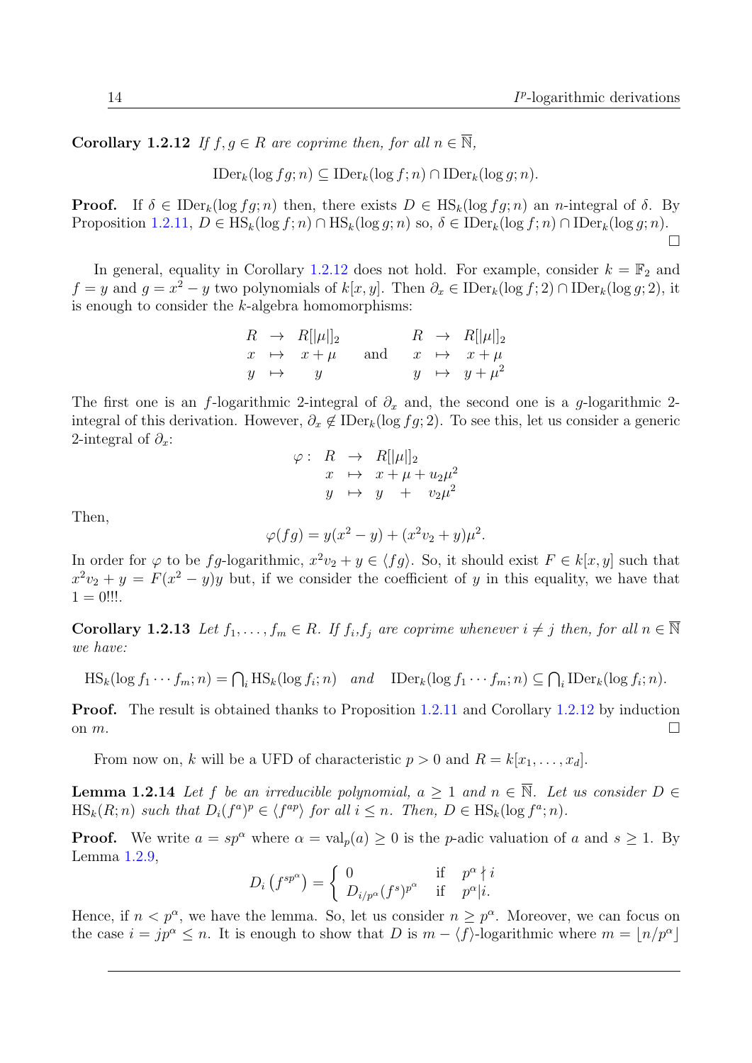**Corollary 1.2.12** *If $f, g \in R$ are coprime then, for all $n \in \overline{\mathbb{N}}$,*

$$\mathrm{IDer}_k(\log fg; n) \subseteq \mathrm{IDer}_k(\log f; n) \cap \mathrm{IDer}_k(\log g; n).$$

**Proof.** If $\delta \in \mathrm{IDer}_k(\log fg; n)$ then, there exists $D \in \mathrm{HS}_k(\log fg; n)$ an $n$-integral of $\delta$. By Proposition 1.2.11, $D \in \mathrm{HS}_k(\log f; n) \cap \mathrm{HS}_k(\log g; n)$ so, $\delta \in \mathrm{IDer}_k(\log f; n) \cap \mathrm{IDer}_k(\log g; n)$. □

In general, equality in Corollary 1.2.12 does not hold. For example, consider $k = \mathbb{F}_2$ and $f = y$ and $g = x^2 - y$ two polynomials of $k[x, y]$. Then $\partial_x \in \mathrm{IDer}_k(\log f; 2) \cap \mathrm{IDer}_k(\log g; 2)$, it is enough to consider the $k$-algebra homomorphisms:

$$\begin{array}{ccc} R & \to & R[|\mu|]_2 \\ x & \mapsto & x+\mu \\ y & \mapsto & y \end{array} \qquad \text{and} \qquad \begin{array}{ccc} R & \to & R[|\mu|]_2 \\ x & \mapsto & x+\mu \\ y & \mapsto & y+\mu^2 \end{array}$$

The first one is an $f$-logarithmic 2-integral of $\partial_x$ and, the second one is a $g$-logarithmic 2-integral of this derivation. However, $\partial_x \notin \mathrm{IDer}_k(\log fg; 2)$. To see this, let us consider a generic 2-integral of $\partial_x$:

$$\varphi : \begin{array}{ccc} R & \to & R[|\mu|]_2 \\ x & \mapsto & x+\mu+u_2\mu^2 \\ y & \mapsto & y \ + \ v_2\mu^2 \end{array}$$

Then,

$$\varphi(fg) = y(x^2 - y) + (x^2 v_2 + y)\mu^2.$$

In order for $\varphi$ to be $fg$-logarithmic, $x^2 v_2 + y \in \langle fg \rangle$. So, it should exist $F \in k[x, y]$ such that $x^2 v_2 + y = F(x^2 - y)y$ but, if we consider the coefficient of $y$ in this equality, we have that $1 = 0$!!!.

**Corollary 1.2.13** *Let $f_1, \ldots, f_m \in R$. If $f_i, f_j$ are coprime whenever $i \neq j$ then, for all $n \in \overline{\mathbb{N}}$ we have:*

$$\mathrm{HS}_k(\log f_1 \cdots f_m; n) = \textstyle\bigcap_i \mathrm{HS}_k(\log f_i; n) \quad \textit{and} \quad \mathrm{IDer}_k(\log f_1 \cdots f_m; n) \subseteq \textstyle\bigcap_i \mathrm{IDer}_k(\log f_i; n).$$

**Proof.** The result is obtained thanks to Proposition 1.2.11 and Corollary 1.2.12 by induction on $m$. □

From now on, $k$ will be a UFD of characteristic $p > 0$ and $R = k[x_1, \ldots, x_d]$.

**Lemma 1.2.14** *Let $f$ be an irreducible polynomial, $a \geq 1$ and $n \in \overline{\mathbb{N}}$. Let us consider $D \in \mathrm{HS}_k(R; n)$ such that $D_i(f^a)^p \in \langle f^{ap} \rangle$ for all $i \leq n$. Then, $D \in \mathrm{HS}_k(\log f^a; n)$.*

**Proof.** We write $a = sp^\alpha$ where $\alpha = \mathrm{val}_p(a) \geq 0$ is the $p$-adic valuation of $a$ and $s \geq 1$. By Lemma 1.2.9,

$$D_i\left(f^{sp^\alpha}\right) = \begin{cases} 0 & \text{if} \quad p^\alpha \nmid i \\ D_{i/p^\alpha}(f^s)^{p^\alpha} & \text{if} \quad p^\alpha | i. \end{cases}$$

Hence, if $n < p^\alpha$, we have the lemma. So, let us consider $n \geq p^\alpha$. Moreover, we can focus on the case $i = jp^\alpha \leq n$. It is enough to show that $D$ is $m - \langle f \rangle$-logarithmic where $m = \lfloor n/p^\alpha \rfloor$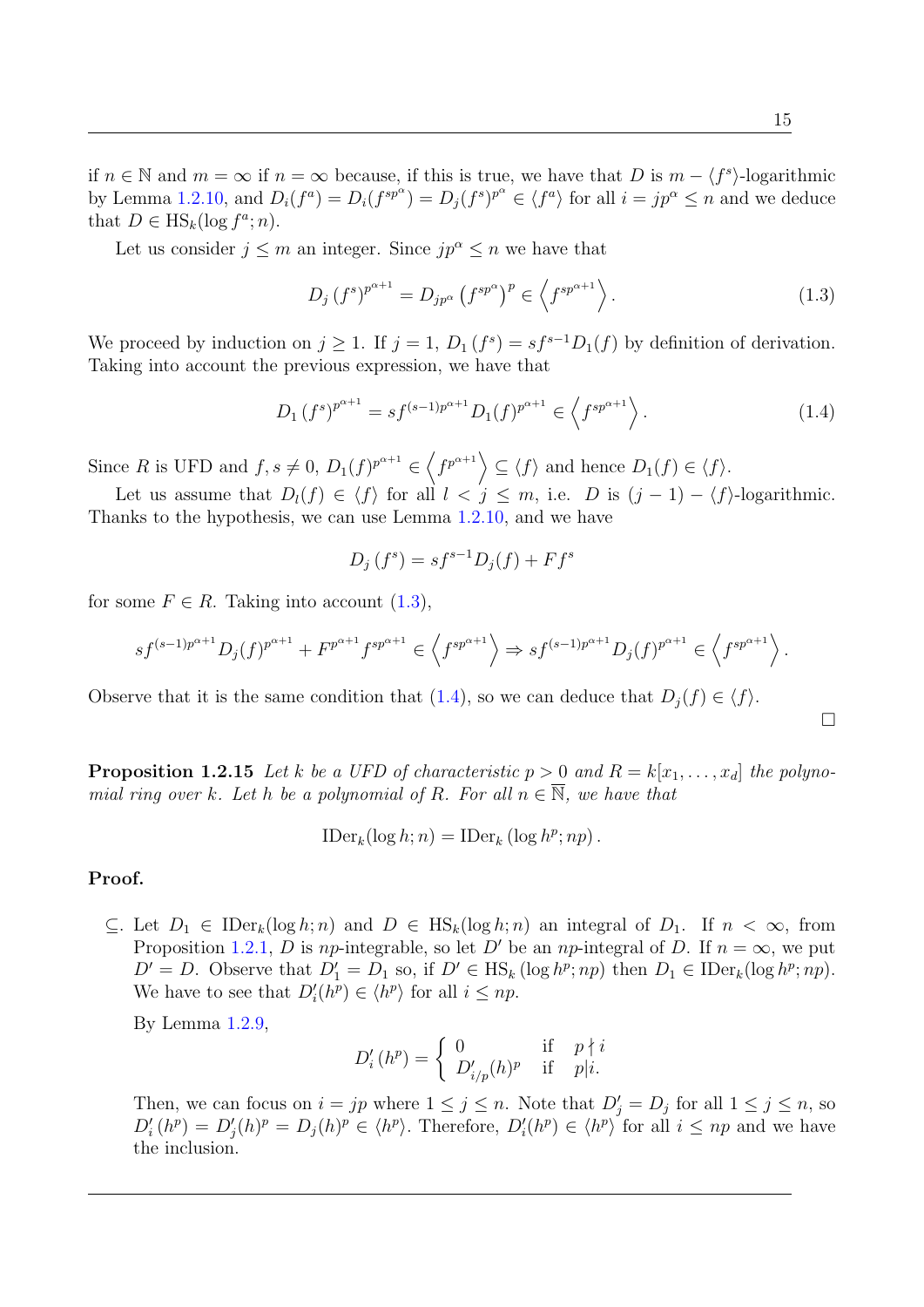if $n \in \mathbb{N}$ and $m = \infty$ if $n = \infty$ because, if this is true, we have that $D$ is $m - \langle f^s \rangle$-logarithmic by Lemma 1.2.10, and $D_i(f^a) = D_i(f^{sp^\alpha}) = D_j(f^s)^{p^\alpha} \in \langle f^a \rangle$ for all $i = jp^\alpha \leq n$ and we deduce that $D \in \mathrm{HS}_k(\log f^a; n)$.

Let us consider $j \leq m$ an integer. Since $jp^\alpha \leq n$ we have that

$$D_j\left(f^s\right)^{p^{\alpha+1}} = D_{jp^\alpha}\left(f^{sp^\alpha}\right)^p \in \left\langle f^{sp^{\alpha+1}} \right\rangle. \tag{1.3}$$

We proceed by induction on $j \geq 1$. If $j = 1$, $D_1\left(f^s\right) = sf^{s-1}D_1(f)$ by definition of derivation. Taking into account the previous expression, we have that

$$D_1\left(f^s\right)^{p^{\alpha+1}} = sf^{(s-1)p^{\alpha+1}}D_1(f)^{p^{\alpha+1}} \in \left\langle f^{sp^{\alpha+1}} \right\rangle. \tag{1.4}$$

Since $R$ is UFD and $f, s \neq 0$, $D_1(f)^{p^{\alpha+1}} \in \left\langle f^{p^{\alpha+1}} \right\rangle \subseteq \langle f \rangle$ and hence $D_1(f) \in \langle f \rangle$.

Let us assume that $D_l(f) \in \langle f \rangle$ for all $l < j \leq m$, i.e. $D$ is $(j-1) - \langle f \rangle$-logarithmic. Thanks to the hypothesis, we can use Lemma 1.2.10, and we have

$$D_j\left(f^s\right) = sf^{s-1}D_j(f) + Ff^s$$

for some $F \in R$. Taking into account (1.3),

$$sf^{(s-1)p^{\alpha+1}}D_j(f)^{p^{\alpha+1}} + F^{p^{\alpha+1}}f^{sp^{\alpha+1}} \in \left\langle f^{sp^{\alpha+1}} \right\rangle \Rightarrow sf^{(s-1)p^{\alpha+1}}D_j(f)^{p^{\alpha+1}} \in \left\langle f^{sp^{\alpha+1}} \right\rangle.$$

Observe that it is the same condition that (1.4), so we can deduce that $D_j(f) \in \langle f \rangle$.

□

**Proposition 1.2.15** *Let $k$ be a UFD of characteristic $p > 0$ and $R = k[x_1, \ldots, x_d]$ the polynomial ring over $k$. Let $h$ be a polynomial of $R$. For all $n \in \overline{\mathbb{N}}$, we have that*

$$\mathrm{IDer}_k(\log h; n) = \mathrm{IDer}_k\left(\log h^p; np\right).$$

**Proof.**

$\subseteq$. Let $D_1 \in \mathrm{IDer}_k(\log h; n)$ and $D \in \mathrm{HS}_k(\log h; n)$ an integral of $D_1$. If $n < \infty$, from Proposition 1.2.1, $D$ is $np$-integrable, so let $D'$ be an $np$-integral of $D$. If $n = \infty$, we put $D' = D$. Observe that $D'_1 = D_1$ so, if $D' \in \mathrm{HS}_k\left(\log h^p; np\right)$ then $D_1 \in \mathrm{IDer}_k(\log h^p; np)$. We have to see that $D'_i(h^p) \in \langle h^p \rangle$ for all $i \leq np$.

By Lemma 1.2.9,

$$D'_i\left(h^p\right) = \begin{cases} 0 & \text{if} \quad p \nmid i \\ D'_{i/p}(h)^p & \text{if} \quad p \mid i. \end{cases}$$

Then, we can focus on $i = jp$ where $1 \leq j \leq n$. Note that $D'_j = D_j$ for all $1 \leq j \leq n$, so $D'_i(h^p) = D'_j(h)^p = D_j(h)^p \in \langle h^p \rangle$. Therefore, $D'_i(h^p) \in \langle h^p \rangle$ for all $i \leq np$ and we have the inclusion.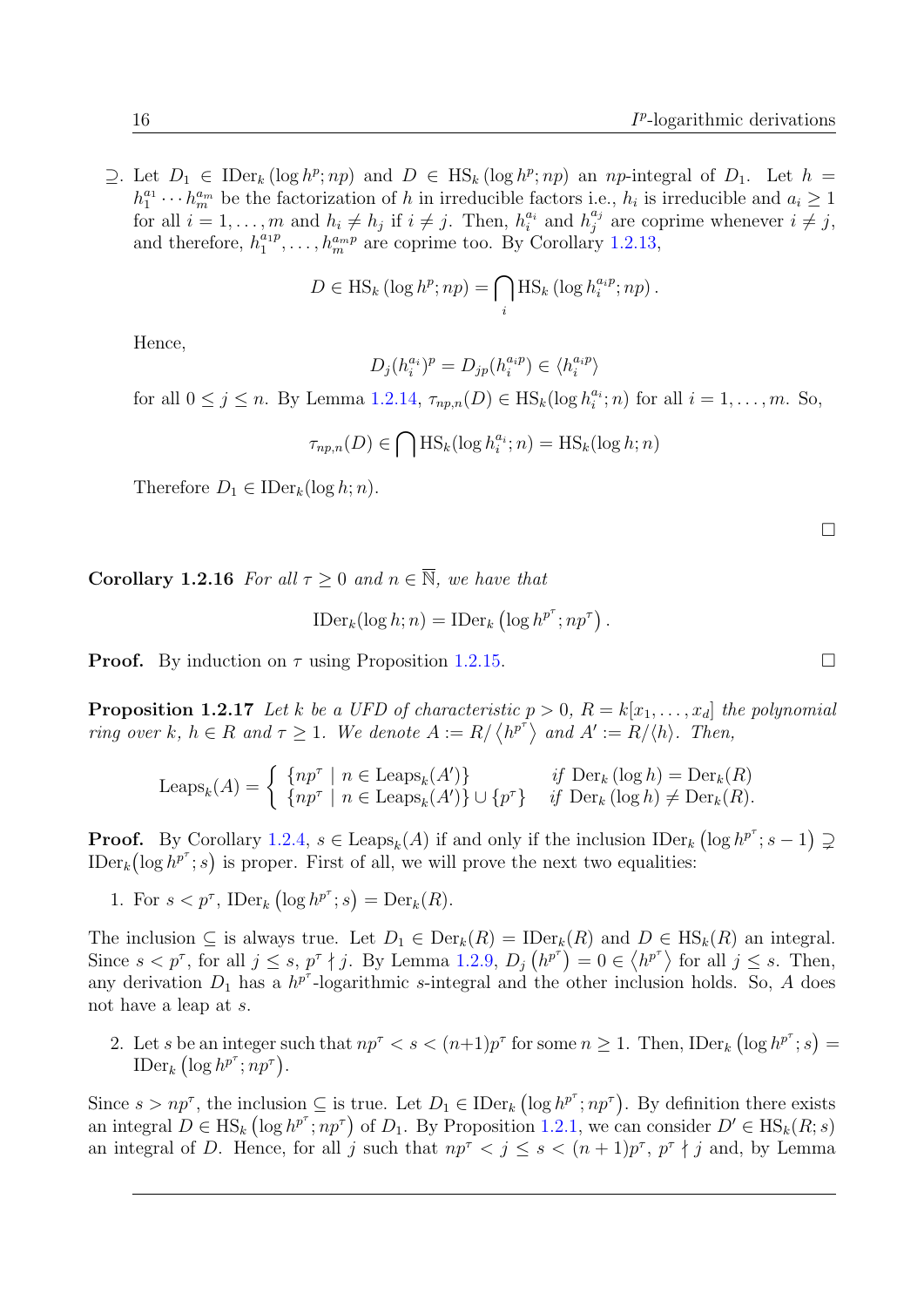$\supseteq$. Let $D_1 \in \operatorname{IDer}_k(\log h^p; np)$ and $D \in \operatorname{HS}_k(\log h^p; np)$ an $np$-integral of $D_1$. Let $h = h_1^{a_1} \cdots h_m^{a_m}$ be the factorization of $h$ in irreducible factors i.e., $h_i$ is irreducible and $a_i \geq 1$ for all $i = 1, \ldots, m$ and $h_i \neq h_j$ if $i \neq j$. Then, $h_i^{a_i}$ and $h_j^{a_j}$ are coprime whenever $i \neq j$, and therefore, $h_1^{a_1 p}, \ldots, h_m^{a_m p}$ are coprime too. By Corollary 1.2.13,

$$D \in \operatorname{HS}_k(\log h^p; np) = \bigcap_i \operatorname{HS}_k(\log h_i^{a_i p}; np).$$

Hence,

$$D_j(h_i^{a_i})^p = D_{jp}(h_i^{a_i p}) \in \langle h_i^{a_i p} \rangle$$

for all $0 \leq j \leq n$. By Lemma 1.2.14, $\tau_{np,n}(D) \in \operatorname{HS}_k(\log h_i^{a_i}; n)$ for all $i = 1, \ldots, m$. So,

$$\tau_{np,n}(D) \in \bigcap \operatorname{HS}_k(\log h_i^{a_i}; n) = \operatorname{HS}_k(\log h; n)$$

Therefore $D_1 \in \operatorname{IDer}_k(\log h; n)$.

$\square$

**Corollary 1.2.16** *For all $\tau \geq 0$ and $n \in \overline{\mathbb{N}}$, we have that*

$$\operatorname{IDer}_k(\log h; n) = \operatorname{IDer}_k\left(\log h^{p^\tau}; np^\tau\right).$$

**Proof.** By induction on $\tau$ using Proposition 1.2.15. $\square$

**Proposition 1.2.17** *Let $k$ be a UFD of characteristic $p > 0$, $R = k[x_1, \ldots, x_d]$ the polynomial ring over $k$, $h \in R$ and $\tau \geq 1$. We denote $A := R/\left\langle h^{p^\tau}\right\rangle$ and $A' := R/\langle h \rangle$. Then,*

$$\operatorname{Leaps}_k(A) = \begin{cases} \{np^\tau \mid n \in \operatorname{Leaps}_k(A')\} & \text{if } \operatorname{Der}_k(\log h) = \operatorname{Der}_k(R) \\ \{np^\tau \mid n \in \operatorname{Leaps}_k(A')\} \cup \{p^\tau\} & \text{if } \operatorname{Der}_k(\log h) \neq \operatorname{Der}_k(R). \end{cases}$$

**Proof.** By Corollary 1.2.4, $s \in \operatorname{Leaps}_k(A)$ if and only if the inclusion $\operatorname{IDer}_k\left(\log h^{p^\tau}; s-1\right) \supsetneq \operatorname{IDer}_k\left(\log h^{p^\tau}; s\right)$ is proper. First of all, we will prove the next two equalities:

1. For $s < p^\tau$, $\operatorname{IDer}_k\left(\log h^{p^\tau}; s\right) = \operatorname{Der}_k(R)$.

The inclusion $\subseteq$ is always true. Let $D_1 \in \operatorname{Der}_k(R) = \operatorname{IDer}_k(R)$ and $D \in \operatorname{HS}_k(R)$ an integral. Since $s < p^\tau$, for all $j \leq s$, $p^\tau \nmid j$. By Lemma 1.2.9, $D_j\left(h^{p^\tau}\right) = 0 \in \left\langle h^{p^\tau}\right\rangle$ for all $j \leq s$. Then, any derivation $D_1$ has a $h^{p^\tau}$-logarithmic $s$-integral and the other inclusion holds. So, $A$ does not have a leap at $s$.

2. Let $s$ be an integer such that $np^\tau < s < (n+1)p^\tau$ for some $n \geq 1$. Then, $\operatorname{IDer}_k\left(\log h^{p^\tau}; s\right) = \operatorname{IDer}_k\left(\log h^{p^\tau}; np^\tau\right)$.

Since $s > np^\tau$, the inclusion $\subseteq$ is true. Let $D_1 \in \operatorname{IDer}_k\left(\log h^{p^\tau}; np^\tau\right)$. By definition there exists an integral $D \in \operatorname{HS}_k\left(\log h^{p^\tau}; np^\tau\right)$ of $D_1$. By Proposition 1.2.1, we can consider $D' \in \operatorname{HS}_k(R; s)$ an integral of $D$. Hence, for all $j$ such that $np^\tau < j \leq s < (n+1)p^\tau$, $p^\tau \nmid j$ and, by Lemma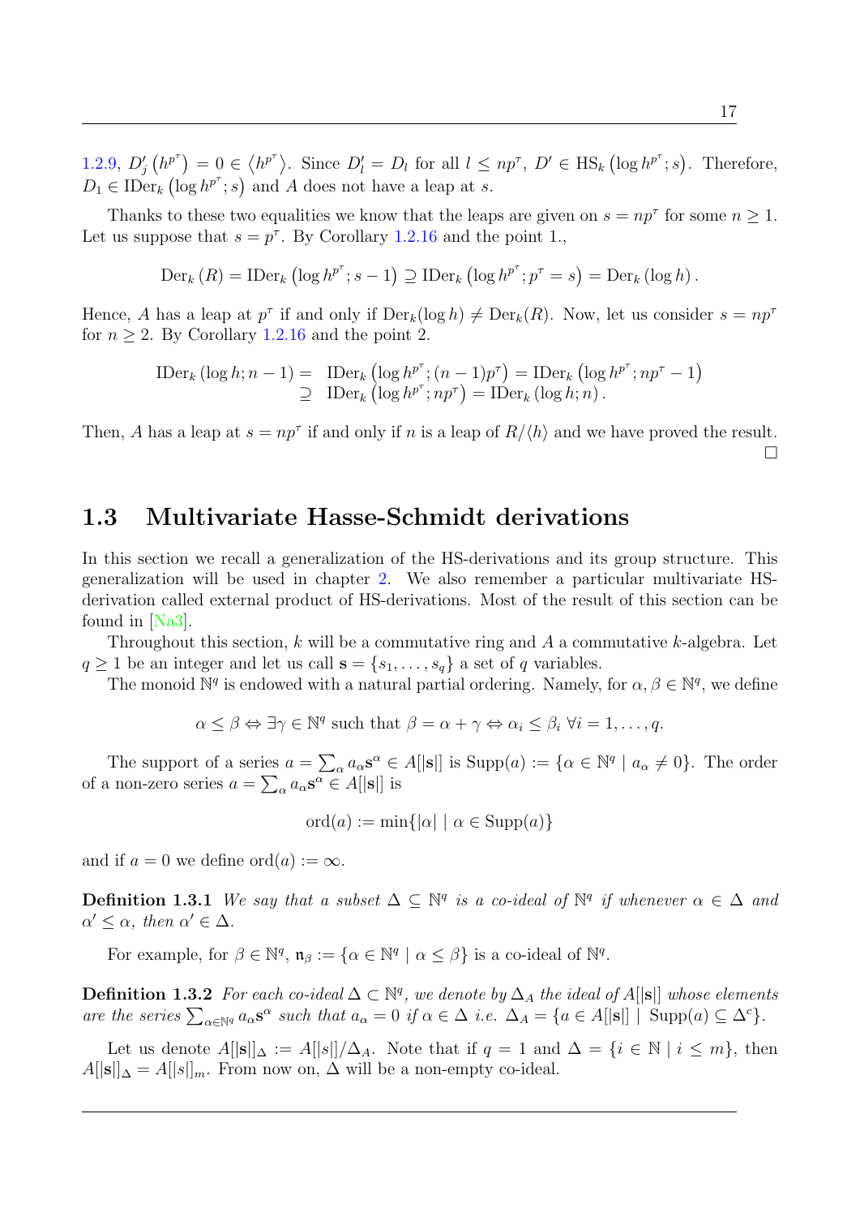1.2.9, $D'_j\left(h^{p^\tau}\right) = 0 \in \left\langle h^{p^\tau}\right\rangle$. Since $D'_l = D_l$ for all $l \leq np^\tau$, $D' \in \mathrm{HS}_k\left(\log h^{p^\tau}; s\right)$. Therefore, $D_1 \in \mathrm{IDer}_k\left(\log h^{p^\tau}; s\right)$ and $A$ does not have a leap at $s$.

Thanks to these two equalities we know that the leaps are given on $s = np^\tau$ for some $n \geq 1$. Let us suppose that $s = p^\tau$. By Corollary 1.2.16 and the point 1.,

$$\mathrm{Der}_k(R) = \mathrm{IDer}_k\left(\log h^{p^\tau}; s-1\right) \supseteq \mathrm{IDer}_k\left(\log h^{p^\tau}; p^\tau = s\right) = \mathrm{Der}_k(\log h).$$

Hence, $A$ has a leap at $p^\tau$ if and only if $\mathrm{Der}_k(\log h) \neq \mathrm{Der}_k(R)$. Now, let us consider $s = np^\tau$ for $n \geq 2$. By Corollary 1.2.16 and the point 2.

$$\begin{aligned} \mathrm{IDer}_k(\log h; n-1) = & \ \mathrm{IDer}_k\left(\log h^{p^\tau}; (n-1)p^\tau\right) = \mathrm{IDer}_k\left(\log h^{p^\tau}; np^\tau - 1\right) \\ \supseteq & \ \mathrm{IDer}_k\left(\log h^{p^\tau}; np^\tau\right) = \mathrm{IDer}_k(\log h; n). \end{aligned}$$

Then, $A$ has a leap at $s = np^\tau$ if and only if $n$ is a leap of $R/\langle h\rangle$ and we have proved the result. □

## 1.3 Multivariate Hasse-Schmidt derivations

In this section we recall a generalization of the HS-derivations and its group structure. This generalization will be used in chapter 2. We also remember a particular multivariate HS-derivation called external product of HS-derivations. Most of the result of this section can be found in [Na3].

Throughout this section, $k$ will be a commutative ring and $A$ a commutative $k$-algebra. Let $q \geq 1$ be an integer and let us call $\mathbf{s} = \{s_1, \ldots, s_q\}$ a set of $q$ variables.

The monoid $\mathbb{N}^q$ is endowed with a natural partial ordering. Namely, for $\alpha, \beta \in \mathbb{N}^q$, we define

$$\alpha \leq \beta \Leftrightarrow \exists \gamma \in \mathbb{N}^q \text{ such that } \beta = \alpha + \gamma \Leftrightarrow \alpha_i \leq \beta_i \ \forall i = 1, \ldots, q.$$

The support of a series $a = \sum_\alpha a_\alpha \mathbf{s}^\alpha \in A[|\mathbf{s}|]$ is $\mathrm{Supp}(a) := \{\alpha \in \mathbb{N}^q \mid a_\alpha \neq 0\}$. The order of a non-zero series $a = \sum_\alpha a_\alpha \mathbf{s}^\alpha \in A[|\mathbf{s}|]$ is

$$\mathrm{ord}(a) := \min\{|\alpha| \mid \alpha \in \mathrm{Supp}(a)\}$$

and if $a = 0$ we define $\mathrm{ord}(a) := \infty$.

**Definition 1.3.1** *We say that a subset $\Delta \subseteq \mathbb{N}^q$ is a co-ideal of $\mathbb{N}^q$ if whenever $\alpha \in \Delta$ and $\alpha' \leq \alpha$, then $\alpha' \in \Delta$.*

For example, for $\beta \in \mathbb{N}^q$, $\mathfrak{n}_\beta := \{\alpha \in \mathbb{N}^q \mid \alpha \leq \beta\}$ is a co-ideal of $\mathbb{N}^q$.

**Definition 1.3.2** *For each co-ideal $\Delta \subset \mathbb{N}^q$, we denote by $\Delta_A$ the ideal of $A[|\mathbf{s}|]$ whose elements are the series $\sum_{\alpha \in \mathbb{N}^q} a_\alpha \mathbf{s}^\alpha$ such that $a_\alpha = 0$ if $\alpha \in \Delta$ i.e. $\Delta_A = \{a \in A[|\mathbf{s}|] \mid \mathrm{Supp}(a) \subseteq \Delta^c\}$.*

Let us denote $A[|\mathbf{s}|]_\Delta := A[|s|]/\Delta_A$. Note that if $q = 1$ and $\Delta = \{i \in \mathbb{N} \mid i \leq m\}$, then $A[|\mathbf{s}|]_\Delta = A[|s|]_m$. From now on, $\Delta$ will be a non-empty co-ideal.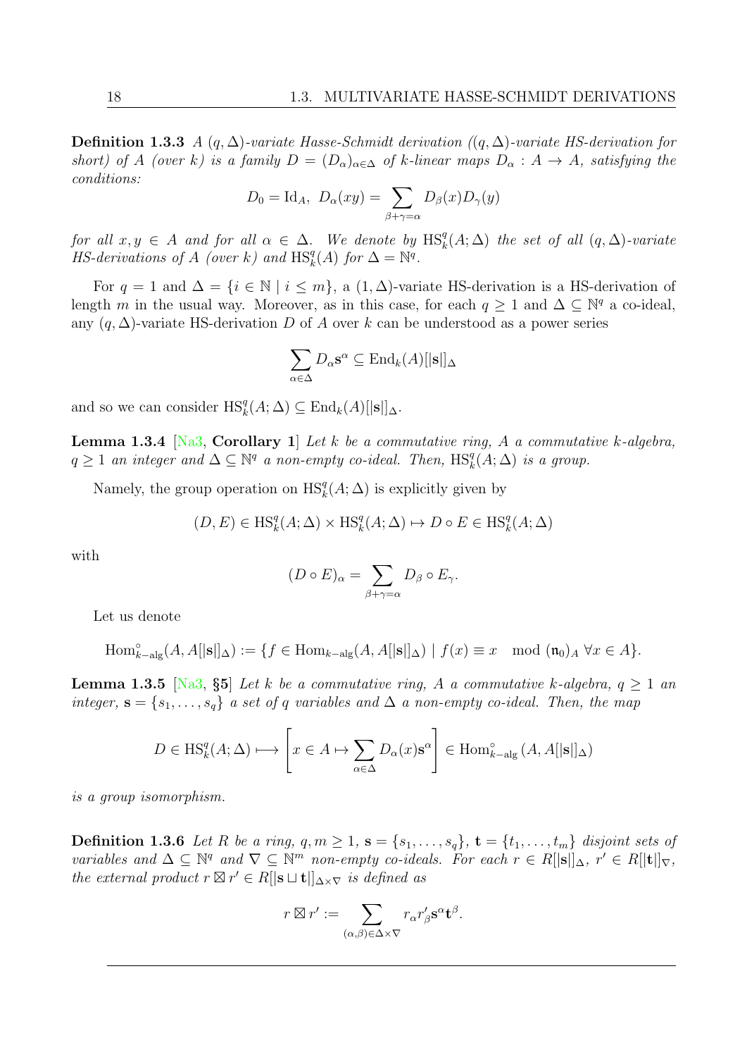**Definition 1.3.3** *A $(q,\Delta)$-variate Hasse-Schmidt derivation ($(q,\Delta)$-variate HS-derivation for short) of $A$ (over $k$) is a family $D=(D_\alpha)_{\alpha\in\Delta}$ of $k$-linear maps $D_\alpha : A \to A$, satisfying the conditions:*

$$D_0 = \mathrm{Id}_A,\ \ D_\alpha(xy) = \sum_{\beta+\gamma=\alpha} D_\beta(x) D_\gamma(y)$$

*for all $x,y\in A$ and for all $\alpha\in\Delta$. We denote by $\mathrm{HS}^q_k(A;\Delta)$ the set of all $(q,\Delta)$-variate HS-derivations of $A$ (over $k$) and $\mathrm{HS}^q_k(A)$ for $\Delta=\mathbb{N}^q$.*

For $q=1$ and $\Delta=\{i\in\mathbb{N}\mid i\le m\}$, a $(1,\Delta)$-variate HS-derivation is a HS-derivation of length $m$ in the usual way. Moreover, as in this case, for each $q\ge 1$ and $\Delta\subseteq\mathbb{N}^q$ a co-ideal, any $(q,\Delta)$-variate HS-derivation $D$ of $A$ over $k$ can be understood as a power series

$$\sum_{\alpha\in\Delta} D_\alpha \mathbf{s}^\alpha \subseteq \mathrm{End}_k(A)[|\mathbf{s}|]_\Delta$$

and so we can consider $\mathrm{HS}^q_k(A;\Delta)\subseteq \mathrm{End}_k(A)[|\mathbf{s}|]_\Delta$.

**Lemma 1.3.4** [Na3, **Corollary 1**] *Let $k$ be a commutative ring, $A$ a commutative $k$-algebra, $q\ge 1$ an integer and $\Delta\subseteq\mathbb{N}^q$ a non-empty co-ideal. Then, $\mathrm{HS}^q_k(A;\Delta)$ is a group.*

Namely, the group operation on $\mathrm{HS}^q_k(A;\Delta)$ is explicitly given by

$$(D,E)\in \mathrm{HS}^q_k(A;\Delta)\times \mathrm{HS}^q_k(A;\Delta)\mapsto D\circ E\in \mathrm{HS}^q_k(A;\Delta)$$

with

$$(D\circ E)_\alpha = \sum_{\beta+\gamma=\alpha} D_\beta\circ E_\gamma.$$

Let us denote

$$\mathrm{Hom}^\circ_{k-\mathrm{alg}}(A, A[|\mathbf{s}|]_\Delta) := \{f\in \mathrm{Hom}_{k-\mathrm{alg}}(A,A[|\mathbf{s}|]_\Delta)\mid f(x)\equiv x \mod (\mathfrak{n}_0)_A\ \forall x\in A\}.$$

**Lemma 1.3.5** [Na3, **§5**] *Let $k$ be a commutative ring, $A$ a commutative $k$-algebra, $q\ge 1$ an integer, $\mathbf{s}=\{s_1,\ldots,s_q\}$ a set of $q$ variables and $\Delta$ a non-empty co-ideal. Then, the map*

$$D\in \mathrm{HS}^q_k(A;\Delta)\longmapsto \left[x\in A\mapsto \sum_{\alpha\in\Delta} D_\alpha(x)\mathbf{s}^\alpha\right]\in \mathrm{Hom}^\circ_{k-\mathrm{alg}}\left(A, A[|\mathbf{s}|]_\Delta\right)$$

*is a group isomorphism.*

**Definition 1.3.6** *Let $R$ be a ring, $q,m\ge 1$, $\mathbf{s}=\{s_1,\ldots,s_q\}$, $\mathbf{t}=\{t_1,\ldots,t_m\}$ disjoint sets of variables and $\Delta\subseteq\mathbb{N}^q$ and $\nabla\subseteq\mathbb{N}^m$ non-empty co-ideals. For each $r\in R[|\mathbf{s}|]_\Delta$, $r'\in R[|\mathbf{t}|]_\nabla$, the external product $r\boxtimes r'\in R[|\mathbf{s}\sqcup\mathbf{t}|]_{\Delta\times\nabla}$ is defined as*

$$r\boxtimes r' := \sum_{(\alpha,\beta)\in\Delta\times\nabla} r_\alpha r'_\beta \mathbf{s}^\alpha \mathbf{t}^\beta.$$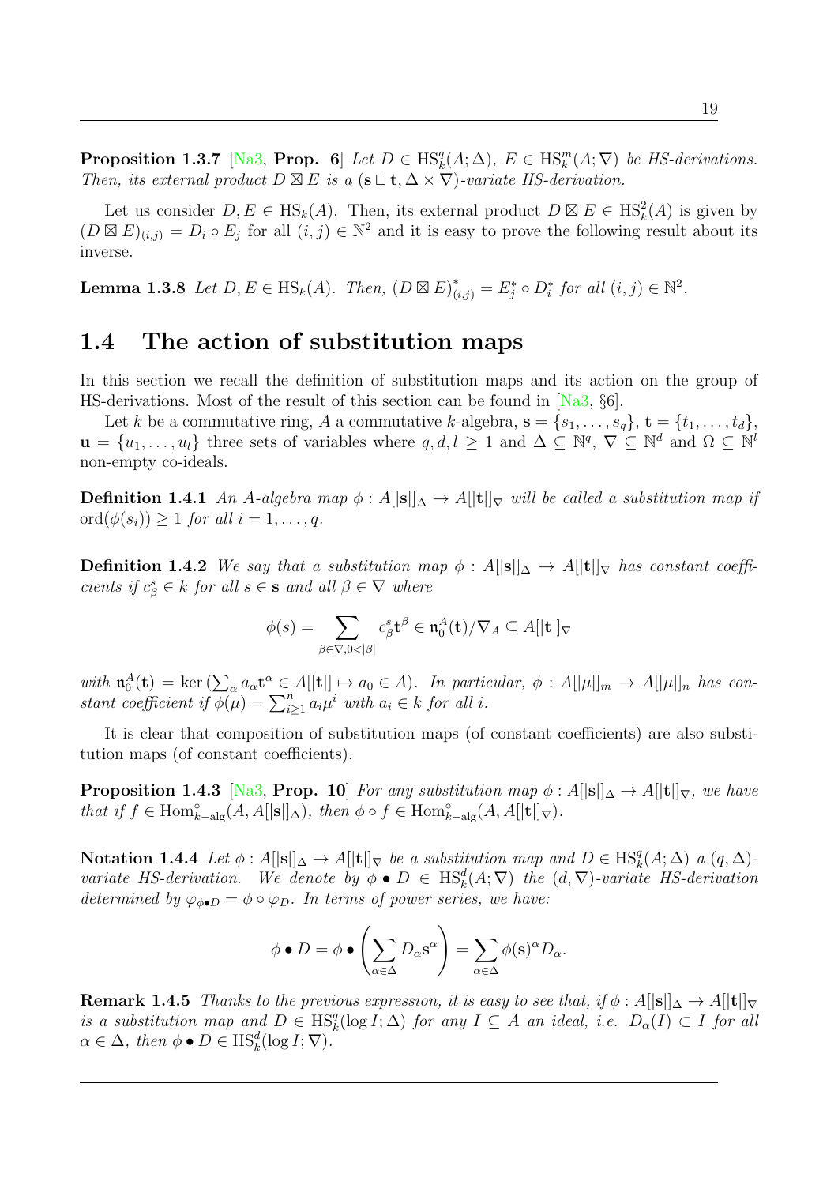**Proposition 1.3.7** [Na3, **Prop. 6**] *Let $D \in \operatorname{HS}_k^q(A;\Delta)$, $E \in \operatorname{HS}_k^m(A;\nabla)$ be HS-derivations. Then, its external product $D \boxtimes E$ is a $(\mathbf{s} \sqcup \mathbf{t}, \Delta \times \nabla)$-variate HS-derivation.*

Let us consider $D, E \in \operatorname{HS}_k(A)$. Then, its external product $D \boxtimes E \in \operatorname{HS}_k^2(A)$ is given by $(D \boxtimes E)_{(i,j)} = D_i \circ E_j$ for all $(i,j) \in \mathbb{N}^2$ and it is easy to prove the following result about its inverse.

**Lemma 1.3.8** *Let $D, E \in \operatorname{HS}_k(A)$. Then, $(D \boxtimes E)^*_{(i,j)} = E^*_j \circ D^*_i$ for all $(i,j) \in \mathbb{N}^2$.*

## 1.4 The action of substitution maps

In this section we recall the definition of substitution maps and its action on the group of HS-derivations. Most of the result of this section can be found in [Na3, §6].

Let $k$ be a commutative ring, $A$ a commutative $k$-algebra, $\mathbf{s} = \{s_1, \ldots, s_q\}$, $\mathbf{t} = \{t_1, \ldots, t_d\}$, $\mathbf{u} = \{u_1, \ldots, u_l\}$ three sets of variables where $q, d, l \geq 1$ and $\Delta \subseteq \mathbb{N}^q$, $\nabla \subseteq \mathbb{N}^d$ and $\Omega \subseteq \mathbb{N}^l$ non-empty co-ideals.

**Definition 1.4.1** *An $A$-algebra map $\phi : A[|\mathbf{s}|]_\Delta \to A[|\mathbf{t}|]_\nabla$ will be called a substitution map if $\operatorname{ord}(\phi(s_i)) \geq 1$ for all $i = 1, \ldots, q$.*

**Definition 1.4.2** *We say that a substitution map $\phi : A[|\mathbf{s}|]_\Delta \to A[|\mathbf{t}|]_\nabla$ has constant coefficients if $c^s_\beta \in k$ for all $s \in \mathbf{s}$ and all $\beta \in \nabla$ where*

$$\phi(s) = \sum_{\beta \in \nabla, 0 < |\beta|} c^s_\beta \mathbf{t}^\beta \in \mathfrak{n}^A_0(\mathbf{t})/\nabla_A \subseteq A[|\mathbf{t}|]_\nabla$$

*with $\mathfrak{n}^A_0(\mathbf{t}) = \ker\left(\sum_\alpha a_\alpha \mathbf{t}^\alpha \in A[|\mathbf{t}|] \mapsto a_0 \in A\right)$. In particular, $\phi : A[|\mu|]_m \to A[|\mu|]_n$ has constant coefficient if $\phi(\mu) = \sum_{i \geq 1}^n a_i \mu^i$ with $a_i \in k$ for all $i$.*

It is clear that composition of substitution maps (of constant coefficients) are also substitution maps (of constant coefficients).

**Proposition 1.4.3** [Na3, **Prop. 10**] *For any substitution map $\phi : A[|\mathbf{s}|]_\Delta \to A[|\mathbf{t}|]_\nabla$, we have that if $f \in \operatorname{Hom}^\circ_{k-\mathrm{alg}}(A, A[|\mathbf{s}|]_\Delta)$, then $\phi \circ f \in \operatorname{Hom}^\circ_{k-\mathrm{alg}}(A, A[|\mathbf{t}|]_\nabla)$.*

**Notation 1.4.4** *Let $\phi : A[|\mathbf{s}|]_\Delta \to A[|\mathbf{t}|]_\nabla$ be a substitution map and $D \in \operatorname{HS}_k^q(A;\Delta)$ a $(q,\Delta)$-variate HS-derivation. We denote by $\phi \bullet D \in \operatorname{HS}_k^d(A;\nabla)$ the $(d,\nabla)$-variate HS-derivation determined by $\varphi_{\phi \bullet D} = \phi \circ \varphi_D$. In terms of power series, we have:*

$$\phi \bullet D = \phi \bullet \left(\sum_{\alpha \in \Delta} D_\alpha \mathbf{s}^\alpha\right) = \sum_{\alpha \in \Delta} \phi(\mathbf{s})^\alpha D_\alpha.$$

**Remark 1.4.5** *Thanks to the previous expression, it is easy to see that, if $\phi : A[|\mathbf{s}|]_\Delta \to A[|\mathbf{t}|]_\nabla$ is a substitution map and $D \in \operatorname{HS}_k^q(\log I;\Delta)$ for any $I \subseteq A$ an ideal, i.e. $D_\alpha(I) \subset I$ for all $\alpha \in \Delta$, then $\phi \bullet D \in \operatorname{HS}_k^d(\log I;\nabla)$.*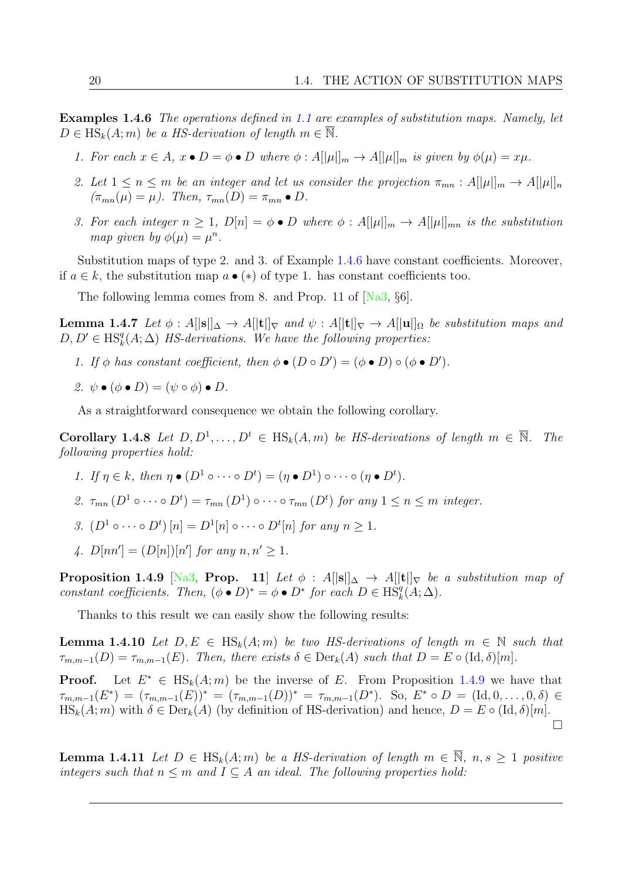**Examples 1.4.6** *The operations defined in 1.1 are examples of substitution maps. Namely, let $D \in \mathrm{HS}_k(A;m)$ be a HS-derivation of length $m \in \overline{\mathbb{N}}$.*

1. *For each $x \in A$, $x \bullet D = \phi \bullet D$ where $\phi : A[|\mu|]_m \to A[|\mu|]_m$ is given by $\phi(\mu) = x\mu$.*
2. *Let $1 \leq n \leq m$ be an integer and let us consider the projection $\pi_{mn} : A[|\mu|]_m \to A[|\mu|]_n$ $(\pi_{mn}(\mu) = \mu)$. Then, $\tau_{mn}(D) = \pi_{mn} \bullet D$.*
3. *For each integer $n \geq 1$, $D[n] = \phi \bullet D$ where $\phi : A[|\mu|]_m \to A[|\mu|]_{mn}$ is the substitution map given by $\phi(\mu) = \mu^n$.*

Substitution maps of type 2. and 3. of Example 1.4.6 have constant coefficients. Moreover, if $a \in k$, the substitution map $a \bullet (*)$ of type 1. has constant coefficients too.

The following lemma comes from 8. and Prop. 11 of [Na3, §6].

**Lemma 1.4.7** *Let $\phi : A[|\mathbf{s}|]_\Delta \to A[|\mathbf{t}|]_\nabla$ and $\psi : A[|\mathbf{t}|]_\nabla \to A[|\mathbf{u}|]_\Omega$ be substitution maps and $D, D' \in \mathrm{HS}^q_k(A;\Delta)$ HS-derivations. We have the following properties:*

1. *If $\phi$ has constant coefficient, then $\phi \bullet (D \circ D') = (\phi \bullet D) \circ (\phi \bullet D')$.*
2. *$\psi \bullet (\phi \bullet D) = (\psi \circ \phi) \bullet D$.*

As a straightforward consequence we obtain the following corollary.

**Corollary 1.4.8** *Let $D, D^1, \ldots, D^t \in \mathrm{HS}_k(A, m)$ be HS-derivations of length $m \in \overline{\mathbb{N}}$. The following properties hold:*

1. *If $\eta \in k$, then $\eta \bullet (D^1 \circ \cdots \circ D^t) = (\eta \bullet D^1) \circ \cdots \circ (\eta \bullet D^t)$.*
2. *$\tau_{mn}(D^1 \circ \cdots \circ D^t) = \tau_{mn}(D^1) \circ \cdots \circ \tau_{mn}(D^t)$ for any $1 \leq n \leq m$ integer.*
3. *$(D^1 \circ \cdots \circ D^t)[n] = D^1[n] \circ \cdots \circ D^t[n]$ for any $n \geq 1$.*
4. *$D[nn'] = (D[n])[n']$ for any $n, n' \geq 1$.*

**Proposition 1.4.9** [Na3, **Prop. 11**] *Let $\phi : A[|\mathbf{s}|]_\Delta \to A[|\mathbf{t}|]_\nabla$ be a substitution map of constant coefficients. Then, $(\phi \bullet D)^* = \phi \bullet D^*$ for each $D \in \mathrm{HS}^q_k(A;\Delta)$.*

Thanks to this result we can easily show the following results:

**Lemma 1.4.10** *Let $D, E \in \mathrm{HS}_k(A;m)$ be two HS-derivations of length $m \in \mathbb{N}$ such that $\tau_{m,m-1}(D) = \tau_{m,m-1}(E)$. Then, there exists $\delta \in \mathrm{Der}_k(A)$ such that $D = E \circ (\mathrm{Id}, \delta)[m]$.*

**Proof.** Let $E^* \in \mathrm{HS}_k(A;m)$ be the inverse of $E$. From Proposition 1.4.9 we have that $\tau_{m,m-1}(E^*) = (\tau_{m,m-1}(E))^* = (\tau_{m,m-1}(D))^* = \tau_{m,m-1}(D^*)$. So, $E^* \circ D = (\mathrm{Id}, 0, \ldots, 0, \delta) \in \mathrm{HS}_k(A;m)$ with $\delta \in \mathrm{Der}_k(A)$ (by definition of HS-derivation) and hence, $D = E \circ (\mathrm{Id}, \delta)[m]$. □

**Lemma 1.4.11** *Let $D \in \mathrm{HS}_k(A;m)$ be a HS-derivation of length $m \in \overline{\mathbb{N}}$, $n, s \geq 1$ positive integers such that $n \leq m$ and $I \subseteq A$ an ideal. The following properties hold:*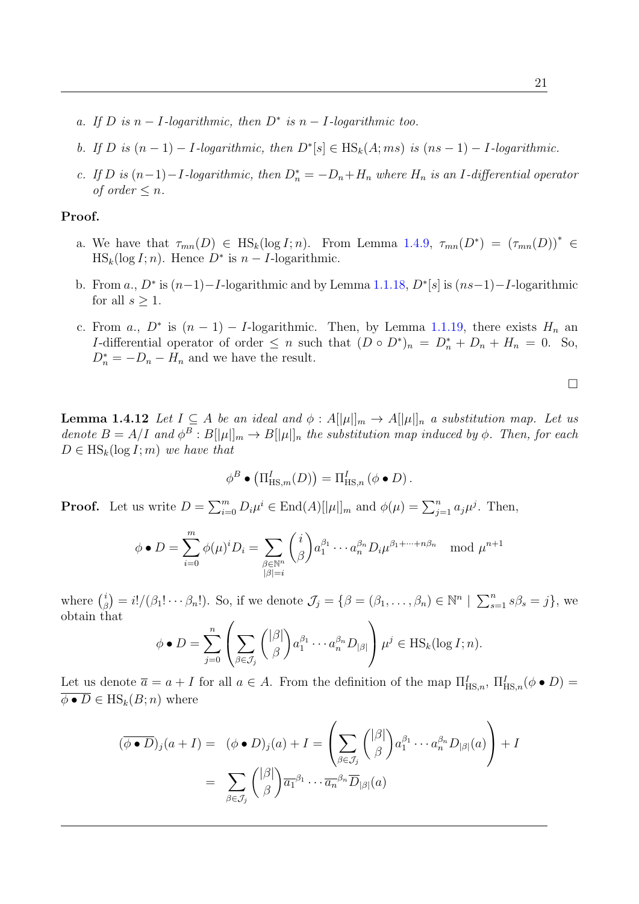*a. If $D$ is $n-I$-logarithmic, then $D^*$ is $n-I$-logarithmic too.*

*b. If $D$ is $(n-1)-I$-logarithmic, then $D^*[s] \in \mathrm{HS}_k(A;ms)$ is $(ns-1)-I$-logarithmic.*

*c. If $D$ is $(n-1)-I$-logarithmic, then $D^*_n = -D_n + H_n$ where $H_n$ is an $I$-differential operator of order $\leq n$.*

**Proof.**

a. We have that $\tau_{mn}(D) \in \mathrm{HS}_k(\log I; n)$. From Lemma 1.4.9, $\tau_{mn}(D^*) = (\tau_{mn}(D))^* \in \mathrm{HS}_k(\log I; n)$. Hence $D^*$ is $n-I$-logarithmic.

b. From $a.$, $D^*$ is $(n-1)-I$-logarithmic and by Lemma 1.1.18, $D^*[s]$ is $(ns-1)-I$-logarithmic for all $s \geq 1$.

c. From $a.$, $D^*$ is $(n-1)-I$-logarithmic. Then, by Lemma 1.1.19, there exists $H_n$ an $I$-differential operator of order $\leq n$ such that $(D \circ D^*)_n = D^*_n + D_n + H_n = 0$. So, $D^*_n = -D_n - H_n$ and we have the result.

$\square$

**Lemma 1.4.12** *Let $I \subseteq A$ be an ideal and $\phi : A[|\mu|]_m \to A[|\mu|]_n$ a substitution map. Let us denote $B = A/I$ and $\phi^B : B[|\mu|]_m \to B[|\mu|]_n$ the substitution map induced by $\phi$. Then, for each $D \in \mathrm{HS}_k(\log I; m)$ we have that*

$$\phi^B \bullet \left(\Pi^I_{\mathrm{HS},m}(D)\right) = \Pi^I_{\mathrm{HS},n}\left(\phi \bullet D\right).$$

**Proof.** Let us write $D = \sum_{i=0}^m D_i \mu^i \in \mathrm{End}(A)[|\mu|]_m$ and $\phi(\mu) = \sum_{j=1}^n a_j \mu^j$. Then,

$$\phi \bullet D = \sum_{i=0}^m \phi(\mu)^i D_i = \sum_{\substack{\beta \in \mathbb{N}^n \\ |\beta| = i}} \binom{i}{\beta} a_1^{\beta_1} \cdots a_n^{\beta_n} D_i \mu^{\beta_1 + \cdots + n\beta_n} \mod \mu^{n+1}$$

where $\binom{i}{\beta} = i!/(\beta_1! \cdots \beta_n!)$. So, if we denote $\mathcal{J}_j = \{\beta = (\beta_1, \ldots, \beta_n) \in \mathbb{N}^n \mid \sum_{s=1}^n s\beta_s = j\}$, we obtain that

$$\phi \bullet D = \sum_{j=0}^n \left( \sum_{\beta \in \mathcal{J}_j} \binom{|\beta|}{\beta} a_1^{\beta_1} \cdots a_n^{\beta_n} D_{|\beta|} \right) \mu^j \in \mathrm{HS}_k(\log I; n).$$

Let us denote $\overline{a} = a + I$ for all $a \in A$. From the definition of the map $\Pi^I_{\mathrm{HS},n}$, $\Pi^I_{\mathrm{HS},n}(\phi \bullet D) = \overline{\phi \bullet D} \in \mathrm{HS}_k(B; n)$ where

$$\begin{aligned}
(\overline{\phi \bullet D})_j(a + I) = \; & (\phi \bullet D)_j(a) + I = \left( \sum_{\beta \in \mathcal{J}_j} \binom{|\beta|}{\beta} a_1^{\beta_1} \cdots a_n^{\beta_n} D_{|\beta|}(a) \right) + I \\
= \; & \sum_{\beta \in \mathcal{J}_j} \binom{|\beta|}{\beta} \overline{a_1}^{\beta_1} \cdots \overline{a_n}^{\beta_n} \overline{D}_{|\beta|}(a)
\end{aligned}$$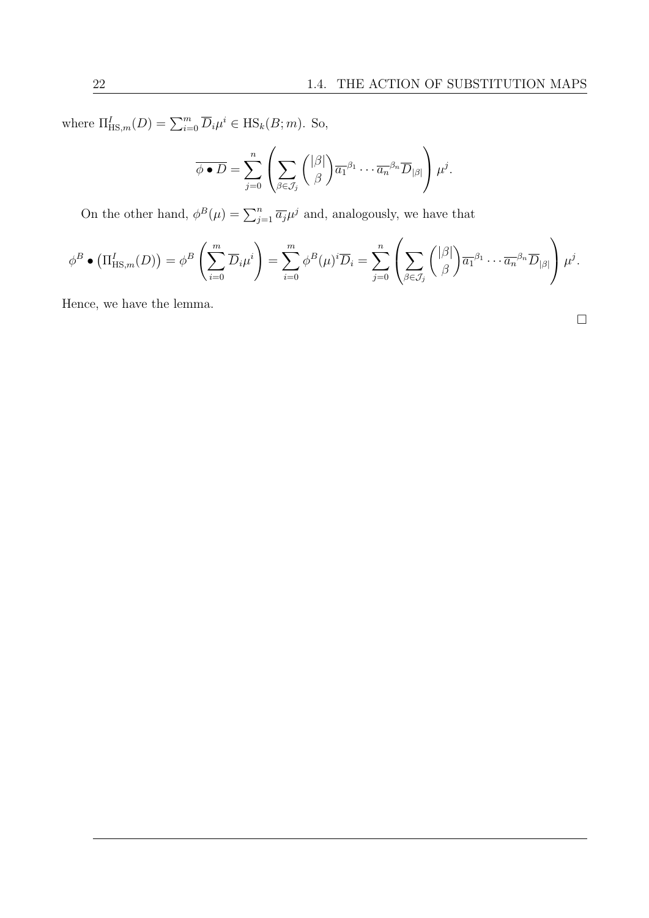where $\Pi^I_{\mathrm{HS},m}(D) = \sum_{i=0}^m \overline{D}_i \mu^i \in \mathrm{HS}_k(B;m)$. So,

$$\overline{\phi \bullet D} = \sum_{j=0}^{n} \left( \sum_{\beta \in \mathcal{J}_j} \binom{|\beta|}{\beta} \overline{a_1}^{\beta_1} \cdots \overline{a_n}^{\beta_n} \overline{D}_{|\beta|} \right) \mu^j.$$

On the other hand, $\phi^B(\mu) = \sum_{j=1}^n \overline{a_j} \mu^j$ and, analogously, we have that

$$\phi^B \bullet \left( \Pi^I_{\mathrm{HS},m}(D) \right) = \phi^B \left( \sum_{i=0}^m \overline{D}_i \mu^i \right) = \sum_{i=0}^m \phi^B(\mu)^i \overline{D}_i = \sum_{j=0}^{n} \left( \sum_{\beta \in \mathcal{J}_j} \binom{|\beta|}{\beta} \overline{a_1}^{\beta_1} \cdots \overline{a_n}^{\beta_n} \overline{D}_{|\beta|} \right) \mu^j.$$

Hence, we have the lemma.

□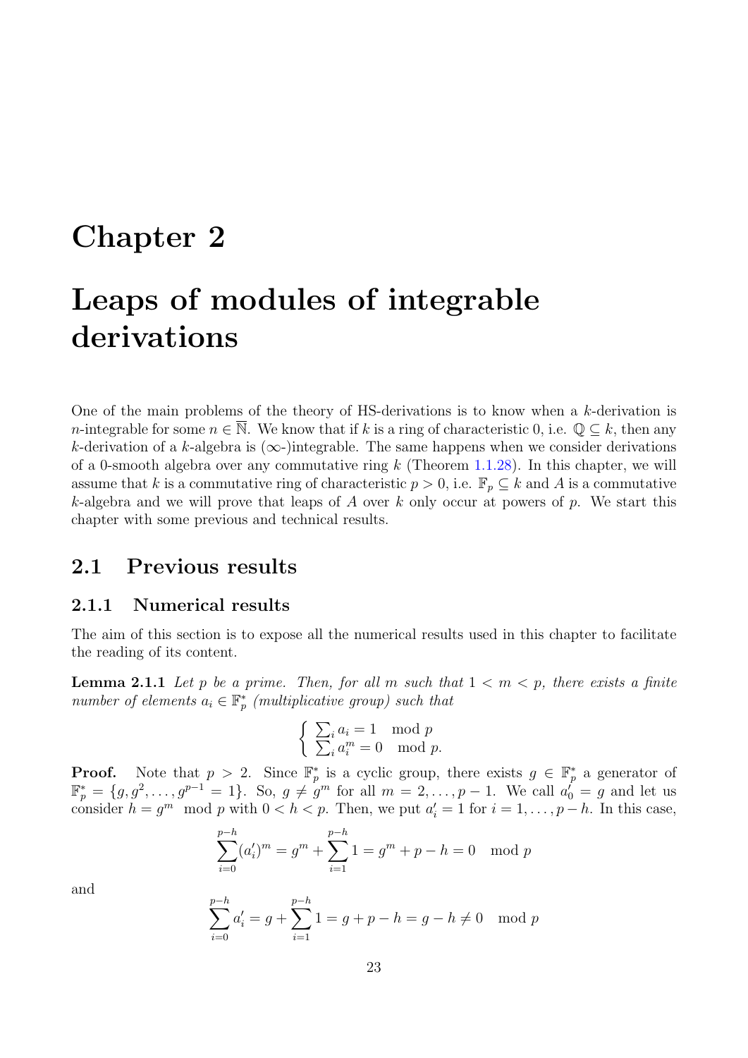# Chapter 2

# Leaps of modules of integrable derivations

One of the main problems of the theory of HS-derivations is to know when a $k$-derivation is $n$-integrable for some $n \in \overline{\mathbb{N}}$. We know that if $k$ is a ring of characteristic 0, i.e. $\mathbb{Q} \subseteq k$, then any $k$-derivation of a $k$-algebra is ($\infty$-)integrable. The same happens when we consider derivations of a 0-smooth algebra over any commutative ring $k$ (Theorem 1.1.28). In this chapter, we will assume that $k$ is a commutative ring of characteristic $p > 0$, i.e. $\mathbb{F}_p \subseteq k$ and $A$ is a commutative $k$-algebra and we will prove that leaps of $A$ over $k$ only occur at powers of $p$. We start this chapter with some previous and technical results.

## 2.1 Previous results

### 2.1.1 Numerical results

The aim of this section is to expose all the numerical results used in this chapter to facilitate the reading of its content.

**Lemma 2.1.1** *Let $p$ be a prime. Then, for all $m$ such that $1 < m < p$, there exists a finite number of elements $a_i \in \mathbb{F}_p^*$ (multiplicative group) such that*

$$\begin{cases} \sum_i a_i = 1 \mod p \\ \sum_i a_i^m = 0 \mod p. \end{cases}$$

**Proof.** Note that $p > 2$. Since $\mathbb{F}_p^*$ is a cyclic group, there exists $g \in \mathbb{F}_p^*$ a generator of $\mathbb{F}_p^* = \{g, g^2, \ldots, g^{p-1} = 1\}$. So, $g \neq g^m$ for all $m = 2, \ldots, p-1$. We call $a_0' = g$ and let us consider $h = g^m \mod p$ with $0 < h < p$. Then, we put $a_i' = 1$ for $i = 1, \ldots, p-h$. In this case,

$$\sum_{i=0}^{p-h} (a_i')^m = g^m + \sum_{i=1}^{p-h} 1 = g^m + p - h = 0 \mod p$$

and

$$\sum_{i=0}^{p-h} a_i' = g + \sum_{i=1}^{p-h} 1 = g + p - h = g - h \neq 0 \mod p$$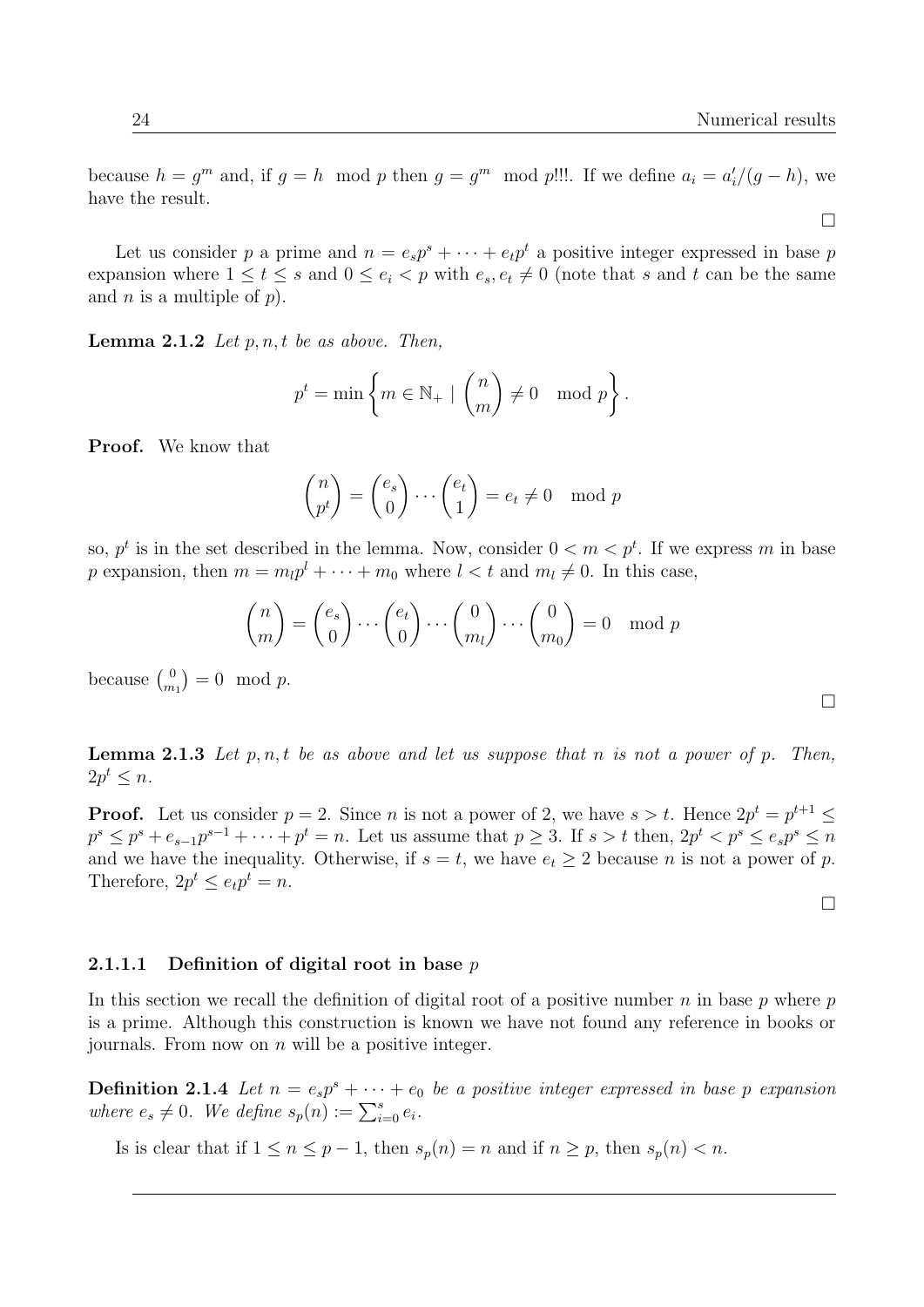because $h = g^m$ and, if $g = h \mod p$ then $g = g^m \mod p$!!!. If we define $a_i = a'_i/(g-h)$, we have the result.

□

Let us consider $p$ a prime and $n = e_s p^s + \cdots + e_t p^t$ a positive integer expressed in base $p$ expansion where $1 \leq t \leq s$ and $0 \leq e_i < p$ with $e_s, e_t \neq 0$ (note that $s$ and $t$ can be the same and $n$ is a multiple of $p$).

**Lemma 2.1.2** *Let $p, n, t$ be as above. Then,*

$$p^t = \min\left\{ m \in \mathbb{N}_+ \mid \binom{n}{m} \neq 0 \mod p \right\}.$$

**Proof.** We know that

$$\binom{n}{p^t} = \binom{e_s}{0} \cdots \binom{e_t}{1} = e_t \neq 0 \mod p$$

so, $p^t$ is in the set described in the lemma. Now, consider $0 < m < p^t$. If we express $m$ in base $p$ expansion, then $m = m_l p^l + \cdots + m_0$ where $l < t$ and $m_l \neq 0$. In this case,

$$\binom{n}{m} = \binom{e_s}{0} \cdots \binom{e_t}{0} \cdots \binom{0}{m_l} \cdots \binom{0}{m_0} = 0 \mod p$$

because $\binom{0}{m_1} = 0 \mod p$.

□

**Lemma 2.1.3** *Let $p, n, t$ be as above and let us suppose that $n$ is not a power of $p$. Then, $2p^t \leq n$.*

**Proof.** Let us consider $p = 2$. Since $n$ is not a power of 2, we have $s > t$. Hence $2p^t = p^{t+1} \leq p^s \leq p^s + e_{s-1}p^{s-1} + \cdots + p^t = n$. Let us assume that $p \geq 3$. If $s > t$ then, $2p^t < p^s \leq e_s p^s \leq n$ and we have the inequality. Otherwise, if $s = t$, we have $e_t \geq 2$ because $n$ is not a power of $p$. Therefore, $2p^t \leq e_t p^t = n$.

□

#### 2.1.1.1 Definition of digital root in base $p$

In this section we recall the definition of digital root of a positive number $n$ in base $p$ where $p$ is a prime. Although this construction is known we have not found any reference in books or journals. From now on $n$ will be a positive integer.

**Definition 2.1.4** *Let $n = e_s p^s + \cdots + e_0$ be a positive integer expressed in base $p$ expansion where $e_s \neq 0$. We define $s_p(n) := \sum_{i=0}^{s} e_i$.*

Is is clear that if $1 \leq n \leq p-1$, then $s_p(n) = n$ and if $n \geq p$, then $s_p(n) < n$.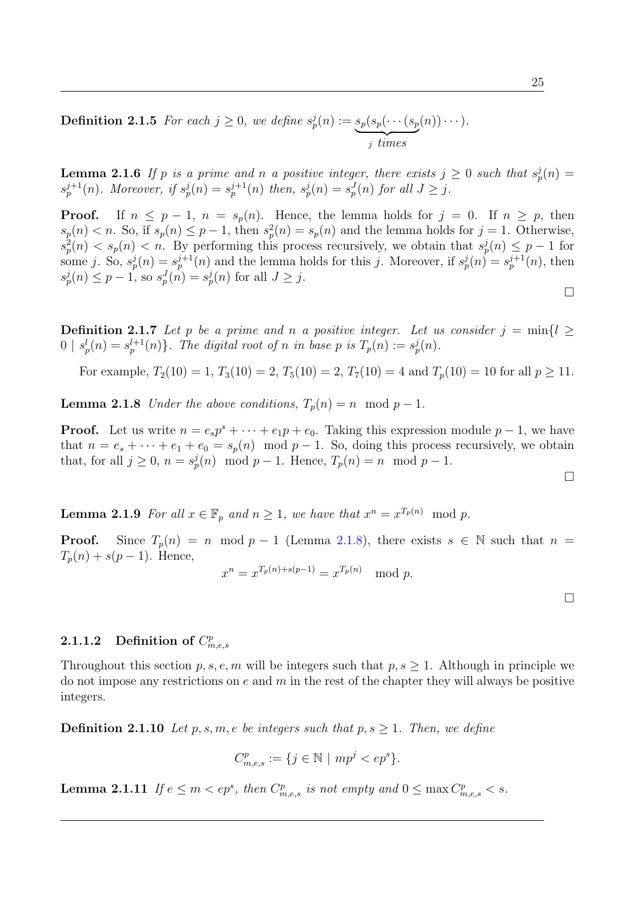**Definition 2.1.5** *For each $j \geq 0$, we define $s_p^j(n) := \underbrace{s_p(s_p(\cdots(s_p}_{j \text{ times}}(n))\cdots)$.*

**Lemma 2.1.6** *If $p$ is a prime and $n$ a positive integer, there exists $j \geq 0$ such that $s_p^j(n) = s_p^{j+1}(n)$. Moreover, if $s_p^j(n) = s_p^{j+1}(n)$ then, $s_p^j(n) = s_p^J(n)$ for all $J \geq j$.*

**Proof.** If $n \leq p-1$, $n = s_p(n)$. Hence, the lemma holds for $j = 0$. If $n \geq p$, then $s_p(n) < n$. So, if $s_p(n) \leq p-1$, then $s_p^2(n) = s_p(n)$ and the lemma holds for $j = 1$. Otherwise, $s_p^2(n) < s_p(n) < n$. By performing this process recursively, we obtain that $s_p^j(n) \leq p-1$ for some $j$. So, $s_p^j(n) = s_p^{j+1}(n)$ and the lemma holds for this $j$. Moreover, if $s_p^j(n) = s_p^{j+1}(n)$, then $s_p^j(n) \leq p-1$, so $s_p^J(n) = s_p^j(n)$ for all $J \geq j$.

□

**Definition 2.1.7** *Let $p$ be a prime and $n$ a positive integer. Let us consider $j = \min\{l \geq 0 \mid s_p^l(n) = s_p^{l+1}(n)\}$. The digital root of $n$ in base $p$ is $T_p(n) := s_p^j(n)$.*

For example, $T_2(10) = 1$, $T_3(10) = 2$, $T_5(10) = 2$, $T_7(10) = 4$ and $T_p(10) = 10$ for all $p \geq 11$.

**Lemma 2.1.8** *Under the above conditions, $T_p(n) = n \mod p-1$.*

**Proof.** Let us write $n = e_s p^s + \cdots + e_1 p + e_0$. Taking this expression module $p-1$, we have that $n = e_s + \cdots + e_1 + e_0 = s_p(n) \mod p-1$. So, doing this process recursively, we obtain that, for all $j \geq 0$, $n = s_p^j(n) \mod p-1$. Hence, $T_p(n) = n \mod p-1$.

□

**Lemma 2.1.9** *For all $x \in \mathbb{F}_p$ and $n \geq 1$, we have that $x^n = x^{T_p(n)} \mod p$.*

**Proof.** Since $T_p(n) = n \mod p-1$ (Lemma 2.1.8), there exists $s \in \mathbb{N}$ such that $n = T_p(n) + s(p-1)$. Hence,

$$x^n = x^{T_p(n)+s(p-1)} = x^{T_p(n)} \mod p.$$

□

### 2.1.1.2 Definition of $C_{m,e,s}^p$

Throughout this section $p, s, e, m$ will be integers such that $p, s \geq 1$. Although in principle we do not impose any restrictions on $e$ and $m$ in the rest of the chapter they will always be positive integers.

**Definition 2.1.10** *Let $p, s, m, e$ be integers such that $p, s \geq 1$. Then, we define*

$$C_{m,e,s}^p := \{j \in \mathbb{N} \mid mp^j < ep^s\}.$$

**Lemma 2.1.11** *If $e \leq m < ep^s$, then $C_{m,e,s}^p$ is not empty and $0 \leq \max C_{m,e,s}^p < s$.*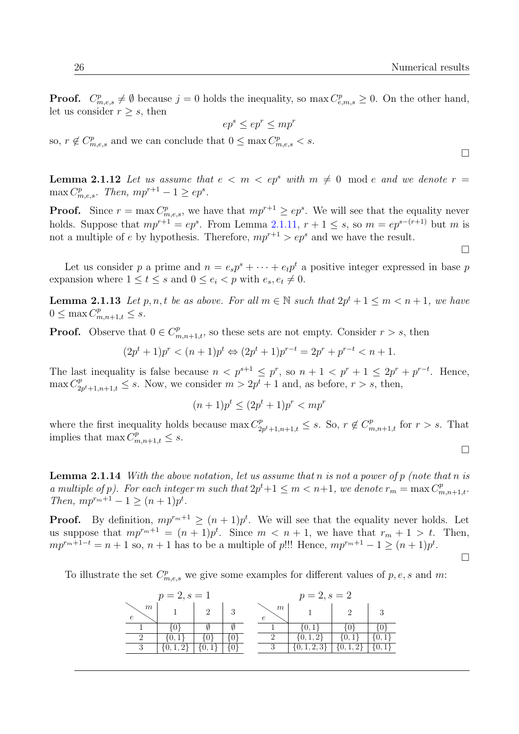**Proof.** $C^p_{m,e,s} \neq \emptyset$ because $j = 0$ holds the inequality, so $\max C^p_{e,m,s} \geq 0$. On the other hand, let us consider $r \geq s$, then

$$ep^s \leq ep^r \leq mp^r$$

so, $r \notin C^p_{m,e,s}$ and we can conclude that $0 \leq \max C^p_{m,e,s} < s$.

$\square$

**Lemma 2.1.12** *Let us assume that $e < m < ep^s$ with $m \neq 0 \mod e$ and we denote $r = \max C^p_{m,e,s}$. Then, $mp^{r+1} - 1 \geq ep^s$.*

**Proof.** Since $r = \max C^p_{m,e,s}$, we have that $mp^{r+1} \geq ep^s$. We will see that the equality never holds. Suppose that $mp^{r+1} = ep^s$. From Lemma 2.1.11, $r + 1 \leq s$, so $m = ep^{s-(r+1)}$ but $m$ is not a multiple of $e$ by hypothesis. Therefore, $mp^{r+1} > ep^s$ and we have the result.

$\square$

Let us consider $p$ a prime and $n = e_s p^s + \cdots + e_t p^t$ a positive integer expressed in base $p$ expansion where $1 \leq t \leq s$ and $0 \leq e_i < p$ with $e_s, e_t \neq 0$.

**Lemma 2.1.13** *Let $p, n, t$ be as above. For all $m \in \mathbb{N}$ such that $2p^t + 1 \leq m < n + 1$, we have $0 \leq \max C^p_{m,n+1,t} \leq s$.*

**Proof.** Observe that $0 \in C^p_{m,n+1,t}$, so these sets are not empty. Consider $r > s$, then

$$(2p^t + 1)p^r < (n + 1)p^t \Leftrightarrow (2p^t + 1)p^{r-t} = 2p^r + p^{r-t} < n + 1.$$

The last inequality is false because $n < p^{s+1} \leq p^r$, so $n + 1 < p^r + 1 \leq 2p^r + p^{r-t}$. Hence, $\max C^p_{2p^t+1,n+1,t} \leq s$. Now, we consider $m > 2p^t + 1$ and, as before, $r > s$, then,

$$(n + 1)p^t \leq (2p^t + 1)p^r < mp^r$$

where the first inequality holds because $\max C^p_{2p^t+1,n+1,t} \leq s$. So, $r \notin C^p_{m,n+1,t}$ for $r > s$. That implies that $\max C^p_{m,n+1,t} \leq s$.

$\square$

**Lemma 2.1.14** *With the above notation, let us assume that $n$ is not a power of $p$ (note that $n$ is a multiple of $p$). For each integer $m$ such that $2p^t + 1 \leq m < n + 1$, we denote $r_m = \max C^p_{m,n+1,t}$. Then, $mp^{r_m+1} - 1 \geq (n + 1)p^t$.*

**Proof.** By definition, $mp^{r_m+1} \geq (n + 1)p^t$. We will see that the equality never holds. Let us suppose that $mp^{r_m+1} = (n + 1)p^t$. Since $m < n + 1$, we have that $r_m + 1 > t$. Then, $mp^{r_m+1-t} = n + 1$ so, $n + 1$ has to be a multiple of $p$!!! Hence, $mp^{r_m+1} - 1 \geq (n + 1)p^t$.

$\square$

To illustrate the set $C^p_{m,e,s}$ we give some examples for different values of $p, e, s$ and $m$:

$p = 2, s = 1$

| $e$ \ $m$ | 1 | 2 | 3 |
|---|---|---|---|
| 1 | $\{0\}$ | $\emptyset$ | $\emptyset$ |
| 2 | $\{0, 1\}$ | $\{0\}$ | $\{0\}$ |
| 3 | $\{0, 1, 2\}$ | $\{0, 1\}$ | $\{0\}$ |

$p = 2, s = 2$

| $e$ \ $m$ | 1 | 2 | 3 |
|---|---|---|---|
| 1 | $\{0, 1\}$ | $\{0\}$ | $\{0\}$ |
| 2 | $\{0, 1, 2\}$ | $\{0, 1\}$ | $\{0, 1\}$ |
| 3 | $\{0, 1, 2, 3\}$ | $\{0, 1, 2\}$ | $\{0, 1\}$ |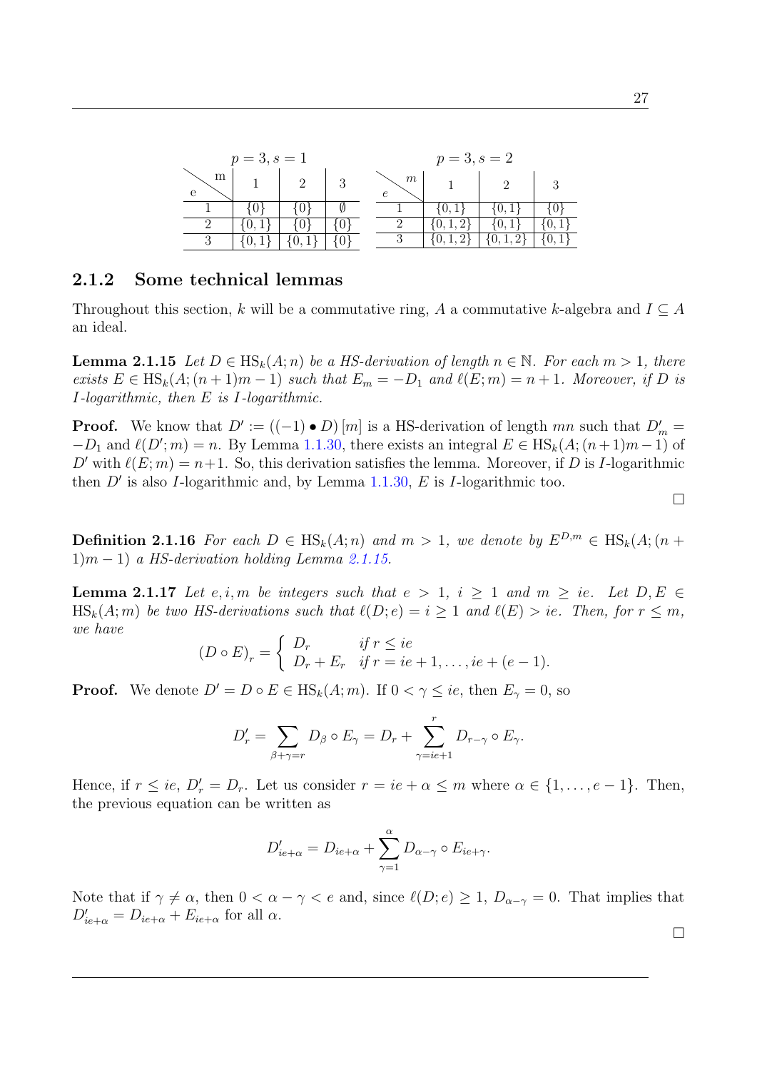| $p = 3, s = 1$ | | | |
|---|---|---|---|
| e \ m | 1 | 2 | 3 |
| 1 | $\{0\}$ | $\{0\}$ | $\emptyset$ |
| 2 | $\{0,1\}$ | $\{0\}$ | $\{0\}$ |
| 3 | $\{0,1\}$ | $\{0,1\}$ | $\{0\}$ |

| $p = 3, s = 2$ | | | |
|---|---|---|---|
| $e$ \ $m$ | 1 | 2 | 3 |
| 1 | $\{0,1\}$ | $\{0,1\}$ | $\{0\}$ |
| 2 | $\{0,1,2\}$ | $\{0,1\}$ | $\{0,1\}$ |
| 3 | $\{0,1,2\}$ | $\{0,1,2\}$ | $\{0,1\}$ |

### 2.1.2 Some technical lemmas

Throughout this section, $k$ will be a commutative ring, $A$ a commutative $k$-algebra and $I \subseteq A$ an ideal.

**Lemma 2.1.15** *Let $D \in \mathrm{HS}_k(A;n)$ be a HS-derivation of length $n \in \mathbb{N}$. For each $m > 1$, there exists $E \in \mathrm{HS}_k(A;(n+1)m-1)$ such that $E_m = -D_1$ and $\ell(E;m) = n+1$. Moreover, if $D$ is $I$-logarithmic, then $E$ is $I$-logarithmic.*

**Proof.** We know that $D' := ((-1) \bullet D)[m]$ is a HS-derivation of length $mn$ such that $D'_m = -D_1$ and $\ell(D';m) = n$. By Lemma 1.1.30, there exists an integral $E \in \mathrm{HS}_k(A;(n+1)m-1)$ of $D'$ with $\ell(E;m) = n+1$. So, this derivation satisfies the lemma. Moreover, if $D$ is $I$-logarithmic then $D'$ is also $I$-logarithmic and, by Lemma 1.1.30, $E$ is $I$-logarithmic too.

□

**Definition 2.1.16** *For each $D \in \mathrm{HS}_k(A;n)$ and $m > 1$, we denote by $E^{D,m} \in \mathrm{HS}_k(A;(n+1)m-1)$ a HS-derivation holding Lemma 2.1.15.*

**Lemma 2.1.17** *Let $e, i, m$ be integers such that $e > 1$, $i \geq 1$ and $m \geq ie$. Let $D, E \in \mathrm{HS}_k(A;m)$ be two HS-derivations such that $\ell(D;e) = i \geq 1$ and $\ell(E) > ie$. Then, for $r \leq m$, we have*

$$(D \circ E)_r = \begin{cases} D_r & \text{if } r \leq ie \\ D_r + E_r & \text{if } r = ie+1, \ldots, ie+(e-1). \end{cases}$$

**Proof.** We denote $D' = D \circ E \in \mathrm{HS}_k(A;m)$. If $0 < \gamma \leq ie$, then $E_\gamma = 0$, so

$$D'_r = \sum_{\beta+\gamma=r} D_\beta \circ E_\gamma = D_r + \sum_{\gamma=ie+1}^{r} D_{r-\gamma} \circ E_\gamma.$$

Hence, if $r \leq ie$, $D'_r = D_r$. Let us consider $r = ie + \alpha \leq m$ where $\alpha \in \{1, \ldots, e-1\}$. Then, the previous equation can be written as

$$D'_{ie+\alpha} = D_{ie+\alpha} + \sum_{\gamma=1}^{\alpha} D_{\alpha-\gamma} \circ E_{ie+\gamma}.$$

Note that if $\gamma \neq \alpha$, then $0 < \alpha - \gamma < e$ and, since $\ell(D;e) \geq 1$, $D_{\alpha-\gamma} = 0$. That implies that $D'_{ie+\alpha} = D_{ie+\alpha} + E_{ie+\alpha}$ for all $\alpha$.

□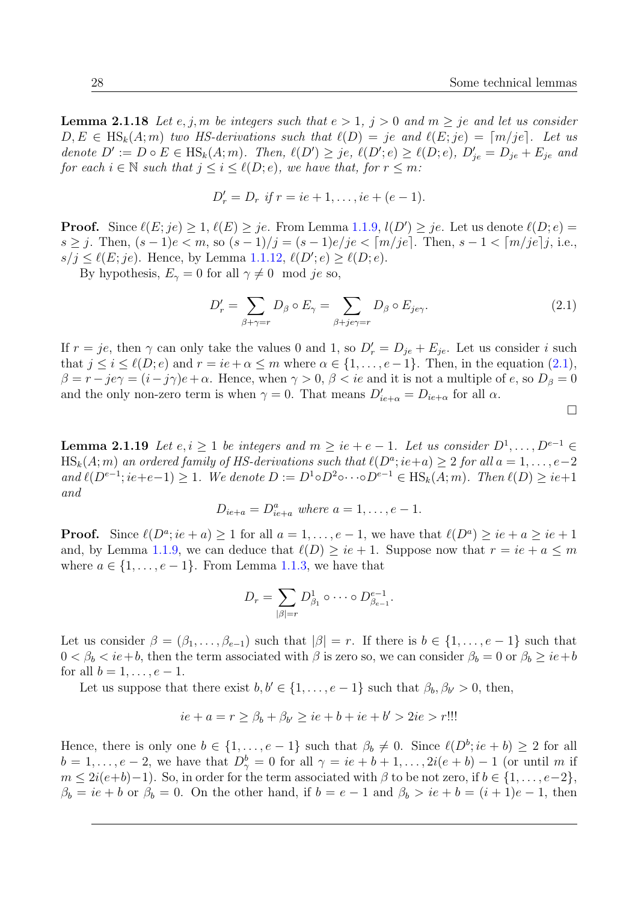**Lemma 2.1.18** *Let $e, j, m$ be integers such that $e > 1$, $j > 0$ and $m \geq je$ and let us consider $D, E \in \mathrm{HS}_k(A; m)$ two HS-derivations such that $\ell(D) = je$ and $\ell(E; je) = \lceil m/je \rceil$. Let us denote $D' := D \circ E \in \mathrm{HS}_k(A; m)$. Then, $\ell(D') \geq je$, $\ell(D'; e) \geq \ell(D; e)$, $D'_{je} = D_{je} + E_{je}$ and for each $i \in \mathbb{N}$ such that $j \leq i \leq \ell(D; e)$, we have that, for $r \leq m$:*

$$D'_r = D_r \text{ if } r = ie + 1, \dots, ie + (e - 1).$$

**Proof.** Since $\ell(E; je) \geq 1$, $\ell(E) \geq je$. From Lemma 1.1.9, $l(D') \geq je$. Let us denote $\ell(D; e) = s \geq j$. Then, $(s - 1)e < m$, so $(s - 1)/j = (s - 1)e/je < \lceil m/je \rceil$. Then, $s - 1 < \lceil m/je \rceil j$, i.e., $s/j \leq \ell(E; je)$. Hence, by Lemma 1.1.12, $\ell(D'; e) \geq \ell(D; e)$.

By hypothesis, $E_\gamma = 0$ for all $\gamma \neq 0 \mod je$ so,

$$D'_r = \sum_{\beta + \gamma = r} D_\beta \circ E_\gamma = \sum_{\beta + je\gamma = r} D_\beta \circ E_{je\gamma}. \tag{2.1}$$

If $r = je$, then $\gamma$ can only take the values 0 and 1, so $D'_r = D_{je} + E_{je}$. Let us consider $i$ such that $j \leq i \leq \ell(D; e)$ and $r = ie + \alpha \leq m$ where $\alpha \in \{1, \dots, e - 1\}$. Then, in the equation (2.1), $\beta = r - je\gamma = (i - j\gamma)e + \alpha$. Hence, when $\gamma > 0$, $\beta < ie$ and it is not a multiple of $e$, so $D_\beta = 0$ and the only non-zero term is when $\gamma = 0$. That means $D'_{ie+\alpha} = D_{ie+\alpha}$ for all $\alpha$.

$\square$

**Lemma 2.1.19** *Let $e, i \geq 1$ be integers and $m \geq ie + e - 1$. Let us consider $D^1, \dots, D^{e-1} \in \mathrm{HS}_k(A; m)$ an ordered family of HS-derivations such that $\ell(D^a; ie + a) \geq 2$ for all $a = 1, \dots, e - 2$ and $\ell(D^{e-1}; ie + e - 1) \geq 1$. We denote $D := D^1 \circ D^2 \circ \cdots \circ D^{e-1} \in \mathrm{HS}_k(A; m)$. Then $\ell(D) \geq ie + 1$ and*

$$D_{ie+a} = D^a_{ie+a} \text{ where } a = 1, \dots, e - 1.$$

**Proof.** Since $\ell(D^a; ie + a) \geq 1$ for all $a = 1, \dots, e - 1$, we have that $\ell(D^a) \geq ie + a \geq ie + 1$ and, by Lemma 1.1.9, we can deduce that $\ell(D) \geq ie + 1$. Suppose now that $r = ie + a \leq m$ where $a \in \{1, \dots, e - 1\}$. From Lemma 1.1.3, we have that

$$D_r = \sum_{|\beta| = r} D^1_{\beta_1} \circ \cdots \circ D^{e-1}_{\beta_{e-1}}.$$

Let us consider $\beta = (\beta_1, \dots, \beta_{e-1})$ such that $|\beta| = r$. If there is $b \in \{1, \dots, e - 1\}$ such that $0 < \beta_b < ie + b$, then the term associated with $\beta$ is zero so, we can consider $\beta_b = 0$ or $\beta_b \geq ie + b$ for all $b = 1, \dots, e - 1$.

Let us suppose that there exist $b, b' \in \{1, \dots, e - 1\}$ such that $\beta_b, \beta_{b'} > 0$, then,

$$ie + a = r \geq \beta_b + \beta_{b'} \geq ie + b + ie + b' > 2ie > r!!!$$

Hence, there is only one $b \in \{1, \dots, e - 1\}$ such that $\beta_b \neq 0$. Since $\ell(D^b; ie + b) \geq 2$ for all $b = 1, \dots, e - 2$, we have that $D^b_\gamma = 0$ for all $\gamma = ie + b + 1, \dots, 2i(e + b) - 1$ (or until $m$ if $m \leq 2i(e+b)-1$). So, in order for the term associated with $\beta$ to be not zero, if $b \in \{1, \dots, e-2\}$, $\beta_b = ie + b$ or $\beta_b = 0$. On the other hand, if $b = e - 1$ and $\beta_b > ie + b = (i + 1)e - 1$, then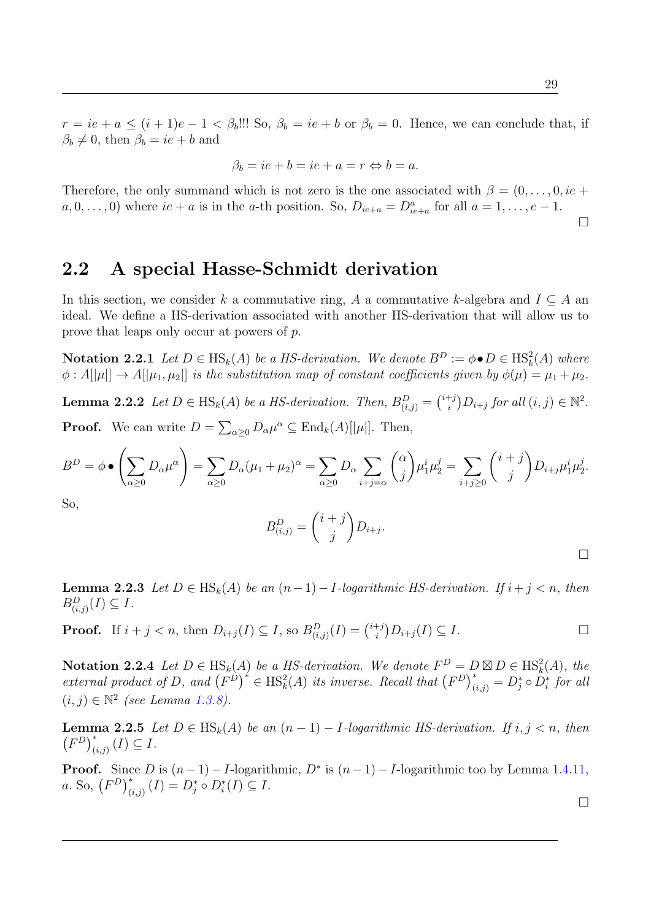$r = ie + a \leq (i+1)e - 1 < \beta_b$!!! So, $\beta_b = ie + b$ or $\beta_b = 0$. Hence, we can conclude that, if $\beta_b \neq 0$, then $\beta_b = ie + b$ and

$$\beta_b = ie + b = ie + a = r \Leftrightarrow b = a.$$

Therefore, the only summand which is not zero is the one associated with $\beta = (0, \ldots, 0, ie + a, 0, \ldots, 0)$ where $ie + a$ is in the $a$-th position. So, $D_{ie+a} = D^a_{ie+a}$ for all $a = 1, \ldots, e-1$.

□

## 2.2 A special Hasse-Schmidt derivation

In this section, we consider $k$ a commutative ring, $A$ a commutative $k$-algebra and $I \subseteq A$ an ideal. We define a HS-derivation associated with another HS-derivation that will allow us to prove that leaps only occur at powers of $p$.

**Notation 2.2.1** *Let $D \in \mathrm{HS}_k(A)$ be a HS-derivation. We denote $B^D := \phi \bullet D \in \mathrm{HS}^2_k(A)$ where $\phi : A[|\mu|] \to A[|\mu_1, \mu_2|]$ is the substitution map of constant coefficients given by $\phi(\mu) = \mu_1 + \mu_2$.*

**Lemma 2.2.2** *Let $D \in \mathrm{HS}_k(A)$ be a HS-derivation. Then, $B^D_{(i,j)} = \binom{i+j}{i} D_{i+j}$ for all $(i,j) \in \mathbb{N}^2$.*

**Proof.** We can write $D = \sum_{\alpha \geq 0} D_\alpha \mu^\alpha \subseteq \mathrm{End}_k(A)[|\mu|]$. Then,

$$B^D = \phi \bullet \left( \sum_{\alpha \geq 0} D_\alpha \mu^\alpha \right) = \sum_{\alpha \geq 0} D_\alpha (\mu_1 + \mu_2)^\alpha = \sum_{\alpha \geq 0} D_\alpha \sum_{i+j=\alpha} \binom{\alpha}{j} \mu_1^i \mu_2^j = \sum_{i+j \geq 0} \binom{i+j}{j} D_{i+j} \mu_1^i \mu_2^j.$$

So,

$$B^D_{(i,j)} = \binom{i+j}{j} D_{i+j}.$$

□

**Lemma 2.2.3** *Let $D \in \mathrm{HS}_k(A)$ be an $(n-1) - I$-logarithmic HS-derivation. If $i + j < n$, then $B^D_{(i,j)}(I) \subseteq I$.*

**Proof.** If $i + j < n$, then $D_{i+j}(I) \subseteq I$, so $B^D_{(i,j)}(I) = \binom{i+j}{i} D_{i+j}(I) \subseteq I$. □

**Notation 2.2.4** *Let $D \in \mathrm{HS}_k(A)$ be a HS-derivation. We denote $F^D = D \boxtimes D \in \mathrm{HS}^2_k(A)$, the external product of $D$, and $\left(F^D\right)^* \in \mathrm{HS}^2_k(A)$ its inverse. Recall that $\left(F^D\right)^*_{(i,j)} = D^*_j \circ D^*_i$ for all $(i,j) \in \mathbb{N}^2$ (see Lemma 1.3.8).*

**Lemma 2.2.5** *Let $D \in \mathrm{HS}_k(A)$ be an $(n-1) - I$-logarithmic HS-derivation. If $i, j < n$, then $\left(F^D\right)^*_{(i,j)}(I) \subseteq I$.*

**Proof.** Since $D$ is $(n-1) - I$-logarithmic, $D^*$ is $(n-1) - I$-logarithmic too by Lemma 1.4.11, $a$. So, $\left(F^D\right)^*_{(i,j)}(I) = D^*_j \circ D^*_i(I) \subseteq I$.

□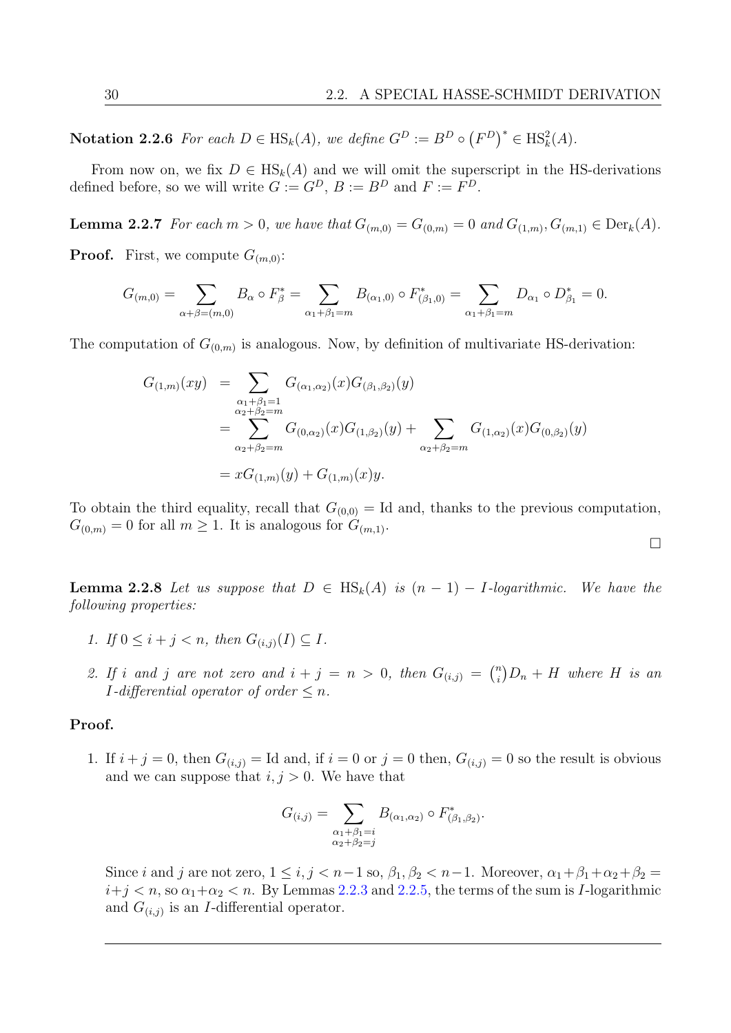**Notation 2.2.6** *For each $D \in \mathrm{HS}_k(A)$, we define $G^D := B^D \circ \left(F^D\right)^* \in \mathrm{HS}^2_k(A)$.*

From now on, we fix $D \in \mathrm{HS}_k(A)$ and we will omit the superscript in the HS-derivations defined before, so we will write $G := G^D$, $B := B^D$ and $F := F^D$.

**Lemma 2.2.7** *For each $m > 0$, we have that $G_{(m,0)} = G_{(0,m)} = 0$ and $G_{(1,m)}, G_{(m,1)} \in \mathrm{Der}_k(A)$.*

**Proof.** First, we compute $G_{(m,0)}$:

$$G_{(m,0)} = \sum_{\alpha+\beta=(m,0)} B_\alpha \circ F^*_\beta = \sum_{\alpha_1+\beta_1=m} B_{(\alpha_1,0)} \circ F^*_{(\beta_1,0)} = \sum_{\alpha_1+\beta_1=m} D_{\alpha_1} \circ D^*_{\beta_1} = 0.$$

The computation of $G_{(0,m)}$ is analogous. Now, by definition of multivariate HS-derivation:

$$\begin{aligned} G_{(1,m)}(xy) &= \sum_{\substack{\alpha_1+\beta_1=1 \\ \alpha_2+\beta_2=m}} G_{(\alpha_1,\alpha_2)}(x) G_{(\beta_1,\beta_2)}(y) \\ &= \sum_{\alpha_2+\beta_2=m} G_{(0,\alpha_2)}(x) G_{(1,\beta_2)}(y) + \sum_{\alpha_2+\beta_2=m} G_{(1,\alpha_2)}(x) G_{(0,\beta_2)}(y) \\ &= x G_{(1,m)}(y) + G_{(1,m)}(x) y. \end{aligned}$$

To obtain the third equality, recall that $G_{(0,0)} = \mathrm{Id}$ and, thanks to the previous computation, $G_{(0,m)} = 0$ for all $m \geq 1$. It is analogous for $G_{(m,1)}$.

$\square$

**Lemma 2.2.8** *Let us suppose that $D \in \mathrm{HS}_k(A)$ is $(n-1) - I$-logarithmic. We have the following properties:*

1. *If $0 \leq i + j < n$, then $G_{(i,j)}(I) \subseteq I$.*
2. *If $i$ and $j$ are not zero and $i + j = n > 0$, then $G_{(i,j)} = \binom{n}{i} D_n + H$ where $H$ is an $I$-differential operator of order $\leq n$.*

**Proof.**

1. If $i + j = 0$, then $G_{(i,j)} = \mathrm{Id}$ and, if $i = 0$ or $j = 0$ then, $G_{(i,j)} = 0$ so the result is obvious and we can suppose that $i, j > 0$. We have that

$$G_{(i,j)} = \sum_{\substack{\alpha_1+\beta_1=i \\ \alpha_2+\beta_2=j}} B_{(\alpha_1,\alpha_2)} \circ F^*_{(\beta_1,\beta_2)}.$$

Since $i$ and $j$ are not zero, $1 \leq i, j < n-1$ so, $\beta_1, \beta_2 < n-1$. Moreover, $\alpha_1+\beta_1+\alpha_2+\beta_2 = i+j < n$, so $\alpha_1+\alpha_2 < n$. By Lemmas 2.2.3 and 2.2.5, the terms of the sum is $I$-logarithmic and $G_{(i,j)}$ is an $I$-differential operator.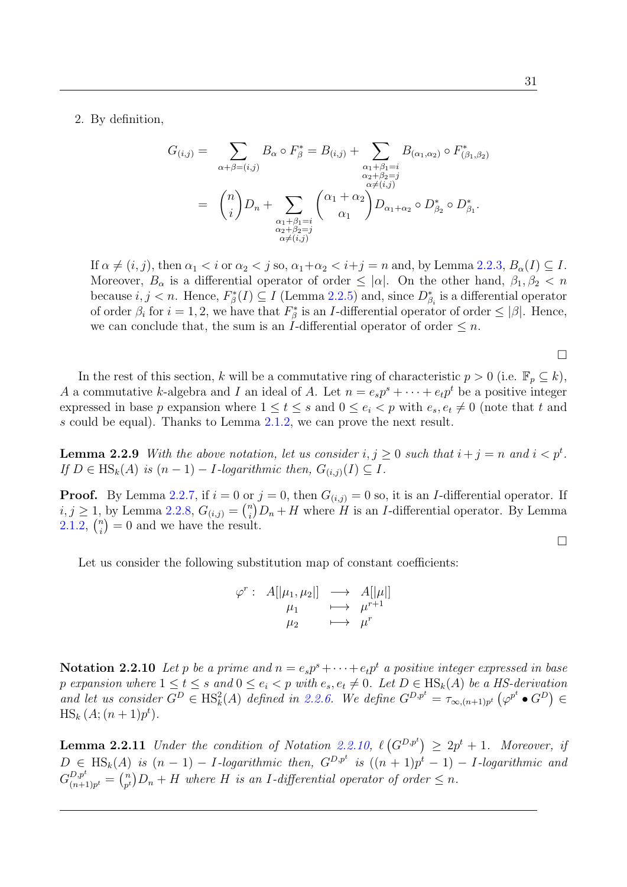2. By definition,

$$
\begin{aligned}
G_{(i,j)} = & \sum_{\alpha+\beta=(i,j)} B_\alpha \circ F^*_\beta = B_{(i,j)} + \sum_{\substack{\alpha_1+\beta_1=i\\ \alpha_2+\beta_2=j\\ \alpha\neq(i,j)}} B_{(\alpha_1,\alpha_2)} \circ F^*_{(\beta_1,\beta_2)} \\
= & \binom{n}{i} D_n + \sum_{\substack{\alpha_1+\beta_1=i\\ \alpha_2+\beta_2=j\\ \alpha\neq(i,j)}} \binom{\alpha_1+\alpha_2}{\alpha_1} D_{\alpha_1+\alpha_2} \circ D^*_{\beta_2} \circ D^*_{\beta_1}.
\end{aligned}
$$

If $\alpha \neq (i,j)$, then $\alpha_1 < i$ or $\alpha_2 < j$ so, $\alpha_1+\alpha_2 < i+j = n$ and, by Lemma 2.2.3, $B_\alpha(I) \subseteq I$. Moreover, $B_\alpha$ is a differential operator of order $\leq |\alpha|$. On the other hand, $\beta_1, \beta_2 < n$ because $i, j < n$. Hence, $F^*_\beta(I) \subseteq I$ (Lemma 2.2.5) and, since $D^*_{\beta_i}$ is a differential operator of order $\beta_i$ for $i = 1, 2$, we have that $F^*_\beta$ is an $I$-differential operator of order $\leq |\beta|$. Hence, we can conclude that, the sum is an $I$-differential operator of order $\leq n$.

□

In the rest of this section, $k$ will be a commutative ring of characteristic $p > 0$ (i.e. $\mathbb{F}_p \subseteq k$), $A$ a commutative $k$-algebra and $I$ an ideal of $A$. Let $n = e_s p^s + \cdots + e_t p^t$ be a positive integer expressed in base $p$ expansion where $1 \leq t \leq s$ and $0 \leq e_i < p$ with $e_s, e_t \neq 0$ (note that $t$ and $s$ could be equal). Thanks to Lemma 2.1.2, we can prove the next result.

**Lemma 2.2.9** *With the above notation, let us consider $i, j \geq 0$ such that $i + j = n$ and $i < p^t$. If $D \in \mathrm{HS}_k(A)$ is $(n-1) - I$-logarithmic then, $G_{(i,j)}(I) \subseteq I$.*

**Proof.** By Lemma 2.2.7, if $i = 0$ or $j = 0$, then $G_{(i,j)} = 0$ so, it is an $I$-differential operator. If $i, j \geq 1$, by Lemma 2.2.8, $G_{(i,j)} = \binom{n}{i} D_n + H$ where $H$ is an $I$-differential operator. By Lemma 2.1.2, $\binom{n}{i} = 0$ and we have the result.

□

Let us consider the following substitution map of constant coefficients:

$$
\begin{array}{rccc}
\varphi^r : & A[|\mu_1, \mu_2|] & \longrightarrow & A[|\mu|] \\
& \mu_1 & \longmapsto & \mu^{r+1} \\
& \mu_2 & \longmapsto & \mu^r
\end{array}
$$

**Notation 2.2.10** *Let $p$ be a prime and $n = e_s p^s + \cdots + e_t p^t$ a positive integer expressed in base $p$ expansion where $1 \leq t \leq s$ and $0 \leq e_i < p$ with $e_s, e_t \neq 0$. Let $D \in \mathrm{HS}_k(A)$ be a HS-derivation and let us consider $G^D \in \mathrm{HS}^2_k(A)$ defined in 2.2.6. We define $G^{D,p^t} = \tau_{\infty,(n+1)p^t}\left(\varphi^{p^t} \bullet G^D\right) \in \mathrm{HS}_k\left(A; (n+1)p^t\right)$.*

**Lemma 2.2.11** *Under the condition of Notation 2.2.10, $\ell\left(G^{D,p^t}\right) \geq 2p^t + 1$. Moreover, if $D \in \mathrm{HS}_k(A)$ is $(n-1) - I$-logarithmic then, $G^{D,p^t}$ is $((n+1)p^t - 1) - I$-logarithmic and $G^{D,p^t}_{(n+1)p^t} = \binom{n}{p^t} D_n + H$ where $H$ is an $I$-differential operator of order $\leq n$.*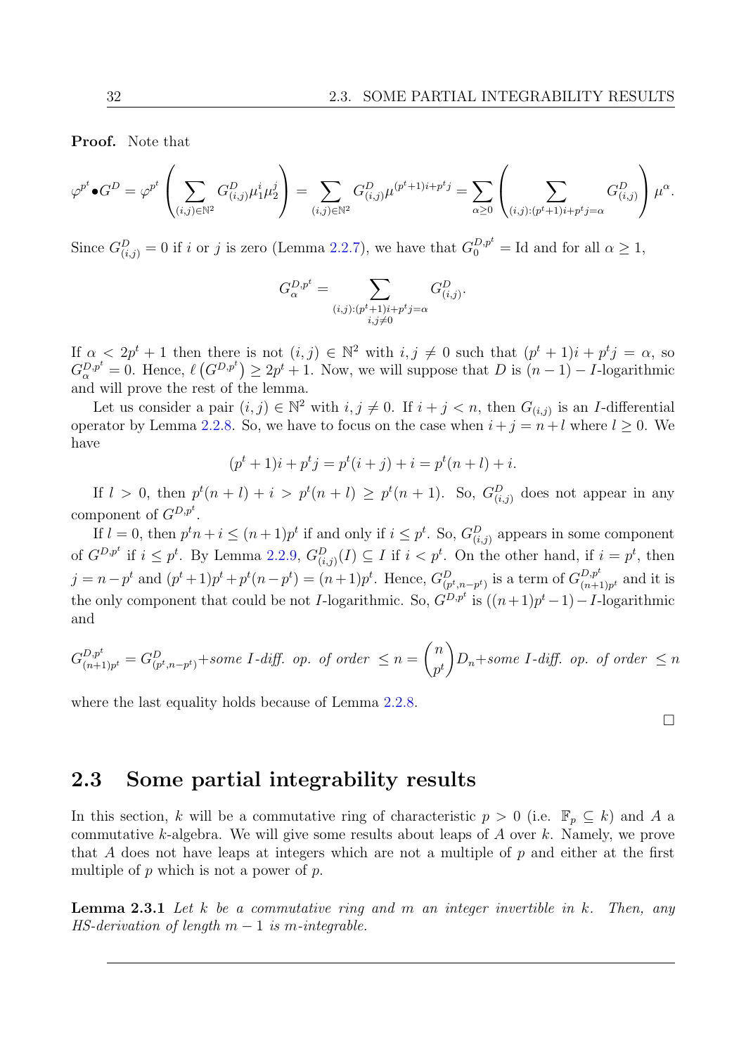**Proof.** Note that

$$\varphi^{p^t} \bullet G^D = \varphi^{p^t}\left(\sum_{(i,j)\in\mathbb{N}^2} G^D_{(i,j)}\mu_1^i\mu_2^j\right) = \sum_{(i,j)\in\mathbb{N}^2} G^D_{(i,j)}\mu^{(p^t+1)i+p^tj} = \sum_{\alpha\geq 0}\left(\sum_{(i,j):(p^t+1)i+p^tj=\alpha} G^D_{(i,j)}\right)\mu^\alpha.$$

Since $G^D_{(i,j)} = 0$ if $i$ or $j$ is zero (Lemma 2.2.7), we have that $G^{D,p^t}_0 = \mathrm{Id}$ and for all $\alpha \geq 1$,

$$G^{D,p^t}_\alpha = \sum_{\substack{(i,j):(p^t+1)i+p^tj=\alpha\\ i,j\neq 0}} G^D_{(i,j)}.$$

If $\alpha < 2p^t+1$ then there is not $(i,j)\in\mathbb{N}^2$ with $i,j\neq 0$ such that $(p^t+1)i+p^tj=\alpha$, so $G^{D,p^t}_\alpha = 0$. Hence, $\ell\left(G^{D,p^t}\right) \geq 2p^t+1$. Now, we will suppose that $D$ is $(n-1)-I$-logarithmic and will prove the rest of the lemma.

Let us consider a pair $(i,j)\in\mathbb{N}^2$ with $i,j\neq 0$. If $i+j<n$, then $G_{(i,j)}$ is an $I$-differential operator by Lemma 2.2.8. So, we have to focus on the case when $i+j = n+l$ where $l\geq 0$. We have

$$(p^t+1)i+p^tj = p^t(i+j)+i = p^t(n+l)+i.$$

If $l>0$, then $p^t(n+l)+i > p^t(n+l) \geq p^t(n+1)$. So, $G^D_{(i,j)}$ does not appear in any component of $G^{D,p^t}$.

If $l=0$, then $p^tn+i \leq (n+1)p^t$ if and only if $i\leq p^t$. So, $G^D_{(i,j)}$ appears in some component of $G^{D,p^t}$ if $i\leq p^t$. By Lemma 2.2.9, $G^D_{(i,j)}(I)\subseteq I$ if $i<p^t$. On the other hand, if $i=p^t$, then $j=n-p^t$ and $(p^t+1)p^t+p^t(n-p^t) = (n+1)p^t$. Hence, $G^D_{(p^t,n-p^t)}$ is a term of $G^{D,p^t}_{(n+1)p^t}$ and it is the only component that could be not $I$-logarithmic. So, $G^{D,p^t}$ is $((n+1)p^t-1)-I$-logarithmic and

$$G^{D,p^t}_{(n+1)p^t} = G^D_{(p^t,n-p^t)} + \textit{some } I\textit{-diff. op. of order } \leq n = \binom{n}{p^t}D_n + \textit{some } I\textit{-diff. op. of order } \leq n$$

where the last equality holds because of Lemma 2.2.8.

□

## 2.3 Some partial integrability results

In this section, $k$ will be a commutative ring of characteristic $p>0$ (i.e. $\mathbb{F}_p\subseteq k$) and $A$ a commutative $k$-algebra. We will give some results about leaps of $A$ over $k$. Namely, we prove that $A$ does not have leaps at integers which are not a multiple of $p$ and either at the first multiple of $p$ which is not a power of $p$.

**Lemma 2.3.1** *Let $k$ be a commutative ring and $m$ an integer invertible in $k$. Then, any HS-derivation of length $m-1$ is $m$-integrable.*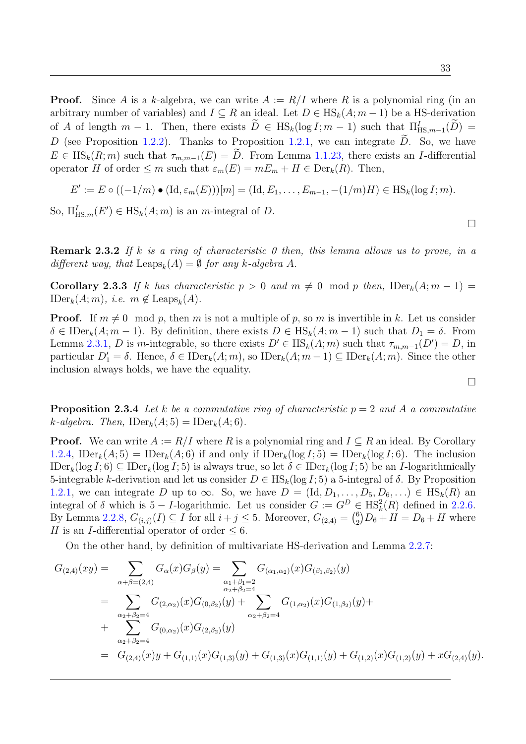**Proof.** Since $A$ is a $k$-algebra, we can write $A := R/I$ where $R$ is a polynomial ring (in an arbitrary number of variables) and $I \subseteq R$ an ideal. Let $D \in \mathrm{HS}_k(A; m-1)$ be a HS-derivation of $A$ of length $m-1$. Then, there exists $\widetilde{D} \in \mathrm{HS}_k(\log I; m-1)$ such that $\Pi^I_{\mathrm{HS},m-1}(\widetilde{D}) = D$ (see Proposition 1.2.2). Thanks to Proposition 1.2.1, we can integrate $\widetilde{D}$. So, we have $E \in \mathrm{HS}_k(R; m)$ such that $\tau_{m,m-1}(E) = \widetilde{D}$. From Lemma 1.1.23, there exists an $I$-differential operator $H$ of order $\leq m$ such that $\varepsilon_m(E) = mE_m + H \in \mathrm{Der}_k(R)$. Then,

$$E' := E \circ ((-1/m) \bullet (\mathrm{Id}, \varepsilon_m(E)))[m] = (\mathrm{Id}, E_1, \ldots, E_{m-1}, -(1/m)H) \in \mathrm{HS}_k(\log I; m).$$

So, $\Pi^I_{\mathrm{HS},m}(E') \in \mathrm{HS}_k(A; m)$ is an $m$-integral of $D$.

□

**Remark 2.3.2** *If $k$ is a ring of characteristic 0 then, this lemma allows us to prove, in a different way, that $\mathrm{Leaps}_k(A) = \emptyset$ for any $k$-algebra $A$.*

**Corollary 2.3.3** *If $k$ has characteristic $p > 0$ and $m \neq 0 \mod p$ then, $\mathrm{IDer}_k(A; m-1) = \mathrm{IDer}_k(A; m)$, i.e. $m \notin \mathrm{Leaps}_k(A)$.*

**Proof.** If $m \neq 0 \mod p$, then $m$ is not a multiple of $p$, so $m$ is invertible in $k$. Let us consider $\delta \in \mathrm{IDer}_k(A; m-1)$. By definition, there exists $D \in \mathrm{HS}_k(A; m-1)$ such that $D_1 = \delta$. From Lemma 2.3.1, $D$ is $m$-integrable, so there exists $D' \in \mathrm{HS}_k(A; m)$ such that $\tau_{m,m-1}(D') = D$, in particular $D'_1 = \delta$. Hence, $\delta \in \mathrm{IDer}_k(A; m)$, so $\mathrm{IDer}_k(A; m-1) \subseteq \mathrm{IDer}_k(A; m)$. Since the other inclusion always holds, we have the equality.

□

**Proposition 2.3.4** *Let $k$ be a commutative ring of characteristic $p = 2$ and $A$ a commutative $k$-algebra. Then, $\mathrm{IDer}_k(A; 5) = \mathrm{IDer}_k(A; 6)$.*

**Proof.** We can write $A := R/I$ where $R$ is a polynomial ring and $I \subseteq R$ an ideal. By Corollary 1.2.4, $\mathrm{IDer}_k(A; 5) = \mathrm{IDer}_k(A; 6)$ if and only if $\mathrm{IDer}_k(\log I; 5) = \mathrm{IDer}_k(\log I; 6)$. The inclusion $\mathrm{IDer}_k(\log I; 6) \subseteq \mathrm{IDer}_k(\log I; 5)$ is always true, so let $\delta \in \mathrm{IDer}_k(\log I; 5)$ be an $I$-logarithmically 5-integrable $k$-derivation and let us consider $D \in \mathrm{HS}_k(\log I; 5)$ a 5-integral of $\delta$. By Proposition 1.2.1, we can integrate $D$ up to $\infty$. So, we have $D = (\mathrm{Id}, D_1, \ldots, D_5, D_6, \ldots) \in \mathrm{HS}_k(R)$ an integral of $\delta$ which is $5-I$-logarithmic. Let us consider $G := G^D \in \mathrm{HS}^2_k(R)$ defined in 2.2.6. By Lemma 2.2.8, $G_{(i,j)}(I) \subseteq I$ for all $i + j \leq 5$. Moreover, $G_{(2,4)} = \binom{6}{2} D_6 + H = D_6 + H$ where $H$ is an $I$-differential operator of order $\leq 6$.

On the other hand, by definition of multivariate HS-derivation and Lemma 2.2.7:

$$\begin{aligned}
G_{(2,4)}(xy) &= \sum_{\alpha+\beta=(2,4)} G_\alpha(x) G_\beta(y) = \sum_{\substack{\alpha_1+\beta_1=2 \\ \alpha_2+\beta_2=4}} G_{(\alpha_1,\alpha_2)}(x) G_{(\beta_1,\beta_2)}(y) \\
&= \sum_{\alpha_2+\beta_2=4} G_{(2,\alpha_2)}(x) G_{(0,\beta_2)}(y) + \sum_{\alpha_2+\beta_2=4} G_{(1,\alpha_2)}(x) G_{(1,\beta_2)}(y) + \\
&+ \sum_{\alpha_2+\beta_2=4} G_{(0,\alpha_2)}(x) G_{(2,\beta_2)}(y) \\
&= G_{(2,4)}(x)y + G_{(1,1)}(x)G_{(1,3)}(y) + G_{(1,3)}(x)G_{(1,1)}(y) + G_{(1,2)}(x)G_{(1,2)}(y) + xG_{(2,4)}(y).
\end{aligned}$$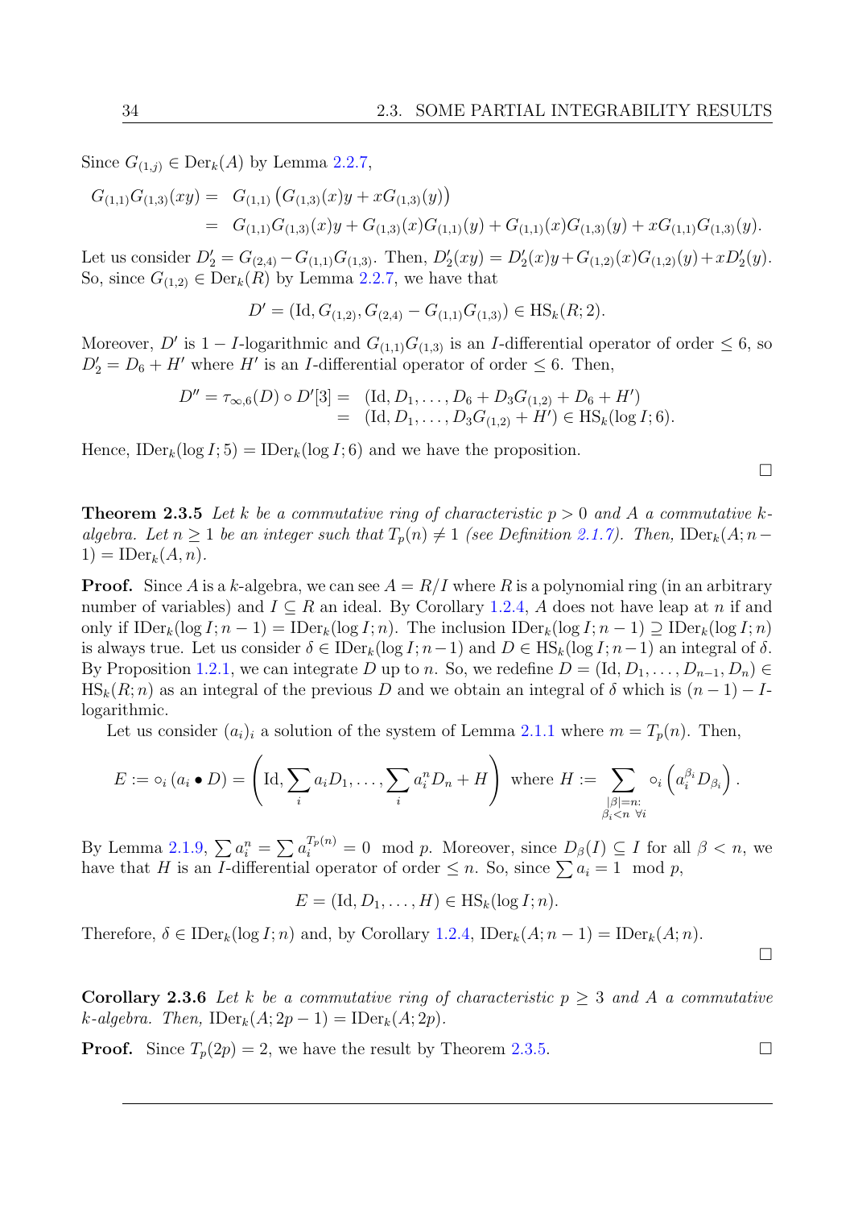Since $G_{(1,j)} \in \mathrm{Der}_k(A)$ by Lemma 2.2.7,

$$\begin{aligned}
G_{(1,1)}G_{(1,3)}(xy) &= G_{(1,1)}\left(G_{(1,3)}(x)y + xG_{(1,3)}(y)\right)\\
&= G_{(1,1)}G_{(1,3)}(x)y + G_{(1,3)}(x)G_{(1,1)}(y) + G_{(1,1)}(x)G_{(1,3)}(y) + xG_{(1,1)}G_{(1,3)}(y).
\end{aligned}$$

Let us consider $D_2' = G_{(2,4)} - G_{(1,1)}G_{(1,3)}$. Then, $D_2'(xy) = D_2'(x)y + G_{(1,2)}(x)G_{(1,2)}(y) + xD_2'(y)$. So, since $G_{(1,2)} \in \mathrm{Der}_k(R)$ by Lemma 2.2.7, we have that

$$D' = (\mathrm{Id}, G_{(1,2)}, G_{(2,4)} - G_{(1,1)}G_{(1,3)}) \in \mathrm{HS}_k(R;2).$$

Moreover, $D'$ is $1-I$-logarithmic and $G_{(1,1)}G_{(1,3)}$ is an $I$-differential operator of order $\leq 6$, so $D_2' = D_6 + H'$ where $H'$ is an $I$-differential operator of order $\leq 6$. Then,

$$\begin{aligned}
D'' = \tau_{\infty,6}(D) \circ D'[3] &= (\mathrm{Id}, D_1, \ldots, D_6 + D_3G_{(1,2)} + D_6 + H')\\
&= (\mathrm{Id}, D_1, \ldots, D_3G_{(1,2)} + H') \in \mathrm{HS}_k(\log I; 6).
\end{aligned}$$

Hence, $\mathrm{IDer}_k(\log I; 5) = \mathrm{IDer}_k(\log I; 6)$ and we have the proposition.

□

**Theorem 2.3.5** *Let $k$ be a commutative ring of characteristic $p > 0$ and $A$ a commutative $k$-algebra. Let $n \geq 1$ be an integer such that $T_p(n) \neq 1$ (see Definition 2.1.7). Then,* $\mathrm{IDer}_k(A; n-1) = \mathrm{IDer}_k(A, n)$.

**Proof.** Since $A$ is a $k$-algebra, we can see $A = R/I$ where $R$ is a polynomial ring (in an arbitrary number of variables) and $I \subseteq R$ an ideal. By Corollary 1.2.4, $A$ does not have leap at $n$ if and only if $\mathrm{IDer}_k(\log I; n-1) = \mathrm{IDer}_k(\log I; n)$. The inclusion $\mathrm{IDer}_k(\log I; n-1) \supseteq \mathrm{IDer}_k(\log I; n)$ is always true. Let us consider $\delta \in \mathrm{IDer}_k(\log I; n-1)$ and $D \in \mathrm{HS}_k(\log I; n-1)$ an integral of $\delta$. By Proposition 1.2.1, we can integrate $D$ up to $n$. So, we redefine $D = (\mathrm{Id}, D_1, \ldots, D_{n-1}, D_n) \in \mathrm{HS}_k(R; n)$ as an integral of the previous $D$ and we obtain an integral of $\delta$ which is $(n-1)-I$-logarithmic.

Let us consider $(a_i)_i$ a solution of the system of Lemma 2.1.1 where $m = T_p(n)$. Then,

$$E := \circ_i\,(a_i \bullet D) = \left(\mathrm{Id}, \sum_i a_i D_1, \ldots, \sum_i a_i^n D_n + H\right) \text{ where } H := \sum_{\substack{|\beta|=n:\\ \beta_i<n\ \forall i}} \circ_i \left(a_i^{\beta_i} D_{\beta_i}\right).$$

By Lemma 2.1.9, $\sum a_i^n = \sum a_i^{T_p(n)} = 0 \mod p$. Moreover, since $D_\beta(I) \subseteq I$ for all $\beta < n$, we have that $H$ is an $I$-differential operator of order $\leq n$. So, since $\sum a_i = 1 \mod p$,

$$E = (\mathrm{Id}, D_1, \ldots, H) \in \mathrm{HS}_k(\log I; n).$$

Therefore, $\delta \in \mathrm{IDer}_k(\log I; n)$ and, by Corollary 1.2.4, $\mathrm{IDer}_k(A; n-1) = \mathrm{IDer}_k(A; n)$.

□

**Corollary 2.3.6** *Let $k$ be a commutative ring of characteristic $p \geq 3$ and $A$ a commutative $k$-algebra. Then,* $\mathrm{IDer}_k(A; 2p-1) = \mathrm{IDer}_k(A; 2p)$.

**Proof.** Since $T_p(2p) = 2$, we have the result by Theorem 2.3.5. □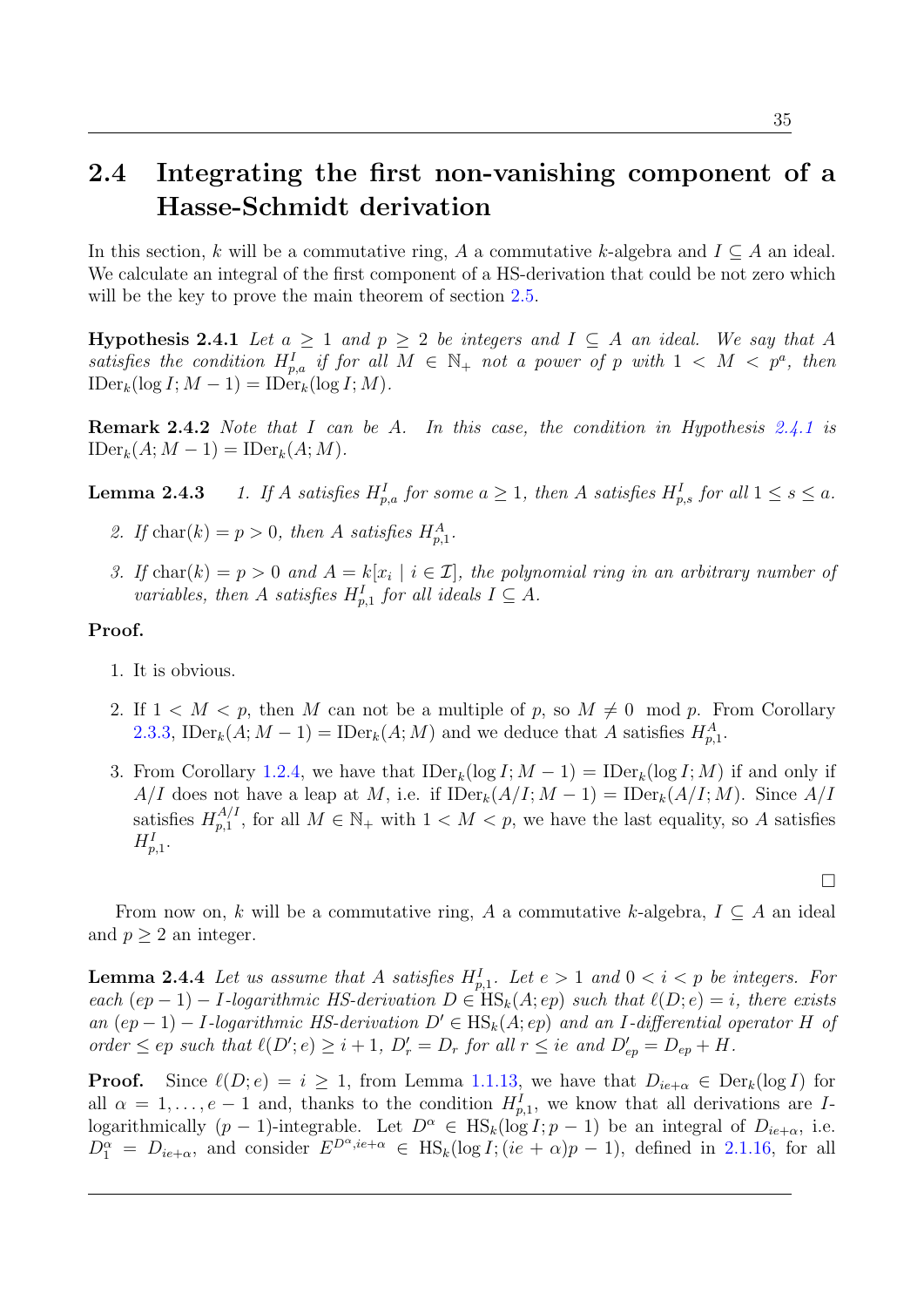## 2.4 Integrating the first non-vanishing component of a Hasse-Schmidt derivation

In this section, $k$ will be a commutative ring, $A$ a commutative $k$-algebra and $I \subseteq A$ an ideal. We calculate an integral of the first component of a HS-derivation that could be not zero which will be the key to prove the main theorem of section 2.5.

**Hypothesis 2.4.1** *Let $a \geq 1$ and $p \geq 2$ be integers and $I \subseteq A$ an ideal. We say that $A$ satisfies the condition $H^I_{p,a}$ if for all $M \in \mathbb{N}_+$ not a power of $p$ with $1 < M < p^a$, then $\operatorname{IDer}_k(\log I; M-1) = \operatorname{IDer}_k(\log I; M)$.*

**Remark 2.4.2** *Note that $I$ can be $A$. In this case, the condition in Hypothesis 2.4.1 is $\operatorname{IDer}_k(A; M-1) = \operatorname{IDer}_k(A; M)$.*

**Lemma 2.4.3** 
1. *If $A$ satisfies $H^I_{p,a}$ for some $a \geq 1$, then $A$ satisfies $H^I_{p,s}$ for all $1 \leq s \leq a$.*
2. *If $\operatorname{char}(k) = p > 0$, then $A$ satisfies $H^A_{p,1}$.*
3. *If $\operatorname{char}(k) = p > 0$ and $A = k[x_i \mid i \in \mathcal{I}]$, the polynomial ring in an arbitrary number of variables, then $A$ satisfies $H^I_{p,1}$ for all ideals $I \subseteq A$.*

**Proof.**

1. It is obvious.
2. If $1 < M < p$, then $M$ can not be a multiple of $p$, so $M \neq 0 \mod p$. From Corollary 2.3.3, $\operatorname{IDer}_k(A; M-1) = \operatorname{IDer}_k(A; M)$ and we deduce that $A$ satisfies $H^A_{p,1}$.
3. From Corollary 1.2.4, we have that $\operatorname{IDer}_k(\log I; M-1) = \operatorname{IDer}_k(\log I; M)$ if and only if $A/I$ does not have a leap at $M$, i.e. if $\operatorname{IDer}_k(A/I; M-1) = \operatorname{IDer}_k(A/I; M)$. Since $A/I$ satisfies $H^{A/I}_{p,1}$, for all $M \in \mathbb{N}_+$ with $1 < M < p$, we have the last equality, so $A$ satisfies $H^I_{p,1}$.

$\square$

From now on, $k$ will be a commutative ring, $A$ a commutative $k$-algebra, $I \subseteq A$ an ideal and $p \geq 2$ an integer.

**Lemma 2.4.4** *Let us assume that $A$ satisfies $H^I_{p,1}$. Let $e > 1$ and $0 < i < p$ be integers. For each $(ep-1) - I$-logarithmic HS-derivation $D \in \operatorname{HS}_k(A; ep)$ such that $\ell(D; e) = i$, there exists an $(ep-1) - I$-logarithmic HS-derivation $D' \in \operatorname{HS}_k(A; ep)$ and an $I$-differential operator $H$ of order $\leq ep$ such that $\ell(D'; e) \geq i+1$, $D'_r = D_r$ for all $r \leq ie$ and $D'_{ep} = D_{ep} + H$.*

**Proof.** Since $\ell(D; e) = i \geq 1$, from Lemma 1.1.13, we have that $D_{ie+\alpha} \in \operatorname{Der}_k(\log I)$ for all $\alpha = 1, \ldots, e-1$ and, thanks to the condition $H^I_{p,1}$, we know that all derivations are $I$-logarithmically $(p-1)$-integrable. Let $D^\alpha \in \operatorname{HS}_k(\log I; p-1)$ be an integral of $D_{ie+\alpha}$, i.e. $D^\alpha_1 = D_{ie+\alpha}$, and consider $E^{D^\alpha, ie+\alpha} \in \operatorname{HS}_k(\log I; (ie+\alpha)p-1)$, defined in 2.1.16, for all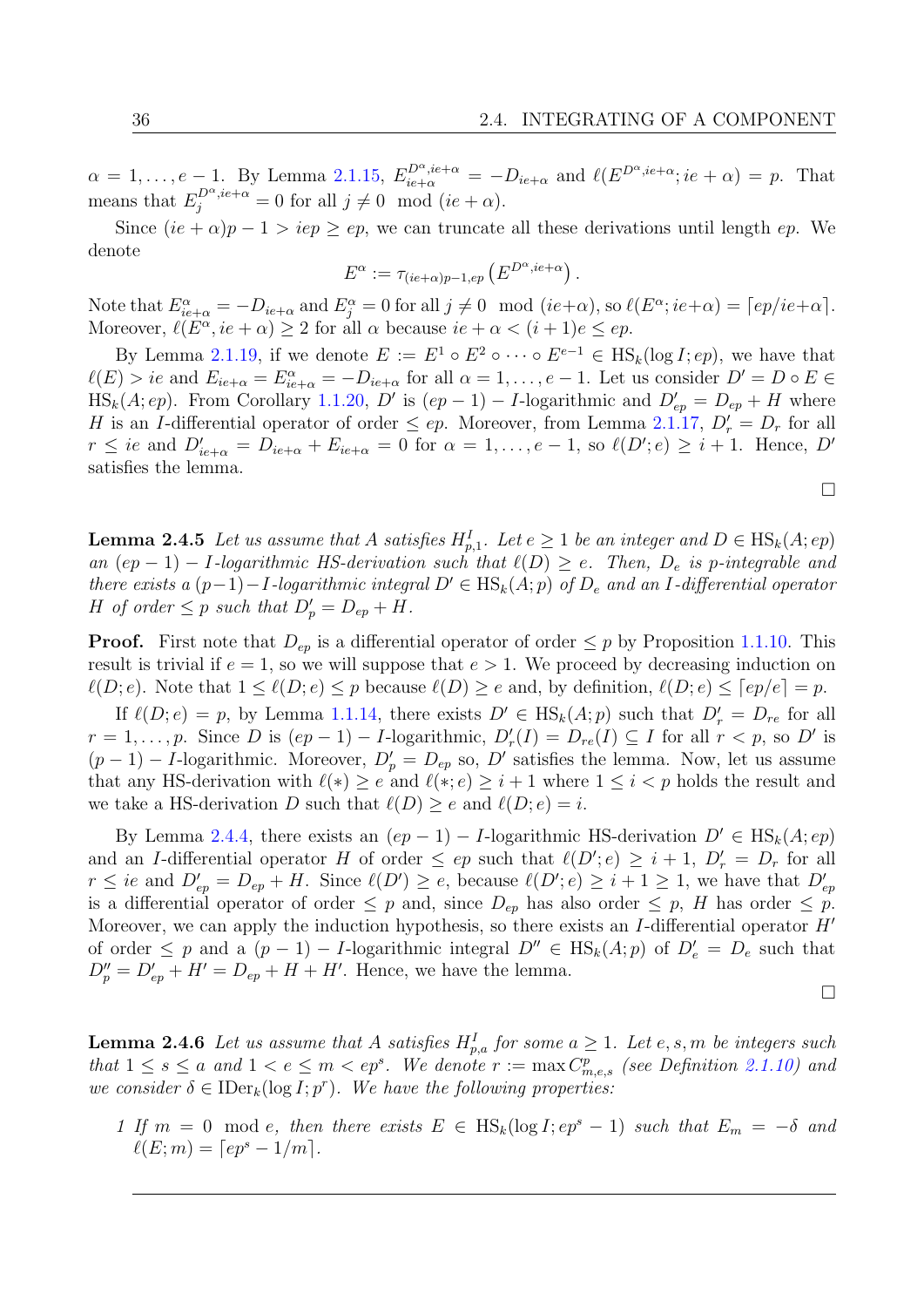$\alpha = 1, \ldots, e-1$. By Lemma 2.1.15, $E^{D^\alpha, ie+\alpha}_{ie+\alpha} = -D_{ie+\alpha}$ and $\ell(E^{D^\alpha, ie+\alpha}; ie+\alpha) = p$. That means that $E^{D^\alpha, ie+\alpha}_j = 0$ for all $j \neq 0 \mod (ie+\alpha)$.

Since $(ie+\alpha)p - 1 > iep \geq ep$, we can truncate all these derivations until length $ep$. We denote

$$E^\alpha := \tau_{(ie+\alpha)p-1, ep}\left(E^{D^\alpha, ie+\alpha}\right).$$

Note that $E^\alpha_{ie+\alpha} = -D_{ie+\alpha}$ and $E^\alpha_j = 0$ for all $j \neq 0 \mod (ie+\alpha)$, so $\ell(E^\alpha; ie+\alpha) = \lceil ep/ie+\alpha \rceil$. Moreover, $\ell(E^\alpha, ie+\alpha) \geq 2$ for all $\alpha$ because $ie+\alpha < (i+1)e \leq ep$.

By Lemma 2.1.19, if we denote $E := E^1 \circ E^2 \circ \cdots \circ E^{e-1} \in \mathrm{HS}_k(\log I; ep)$, we have that $\ell(E) > ie$ and $E_{ie+\alpha} = E^\alpha_{ie+\alpha} = -D_{ie+\alpha}$ for all $\alpha = 1, \ldots, e-1$. Let us consider $D' = D \circ E \in \mathrm{HS}_k(A; ep)$. From Corollary 1.1.20, $D'$ is $(ep-1) - I$-logarithmic and $D'_{ep} = D_{ep} + H$ where $H$ is an $I$-differential operator of order $\leq ep$. Moreover, from Lemma 2.1.17, $D'_r = D_r$ for all $r \leq ie$ and $D'_{ie+\alpha} = D_{ie+\alpha} + E_{ie+\alpha} = 0$ for $\alpha = 1, \ldots, e-1$, so $\ell(D'; e) \geq i+1$. Hence, $D'$ satisfies the lemma.

∎

**Lemma 2.4.5** *Let us assume that $A$ satisfies $H^I_{p,1}$. Let $e \geq 1$ be an integer and $D \in \mathrm{HS}_k(A; ep)$ an $(ep-1) - I$-logarithmic HS-derivation such that $\ell(D) \geq e$. Then, $D_e$ is $p$-integrable and there exists a $(p-1) - I$-logarithmic integral $D' \in \mathrm{HS}_k(A; p)$ of $D_e$ and an $I$-differential operator $H$ of order $\leq p$ such that $D'_p = D_{ep} + H$.*

**Proof.** First note that $D_{ep}$ is a differential operator of order $\leq p$ by Proposition 1.1.10. This result is trivial if $e = 1$, so we will suppose that $e > 1$. We proceed by decreasing induction on $\ell(D; e)$. Note that $1 \leq \ell(D; e) \leq p$ because $\ell(D) \geq e$ and, by definition, $\ell(D; e) \leq \lceil ep/e \rceil = p$.

If $\ell(D; e) = p$, by Lemma 1.1.14, there exists $D' \in \mathrm{HS}_k(A; p)$ such that $D'_r = D_{re}$ for all $r = 1, \ldots, p$. Since $D$ is $(ep-1) - I$-logarithmic, $D'_r(I) = D_{re}(I) \subseteq I$ for all $r < p$, so $D'$ is $(p-1) - I$-logarithmic. Moreover, $D'_p = D_{ep}$ so, $D'$ satisfies the lemma. Now, let us assume that any HS-derivation with $\ell(*) \geq e$ and $\ell(*; e) \geq i+1$ where $1 \leq i < p$ holds the result and we take a HS-derivation $D$ such that $\ell(D) \geq e$ and $\ell(D; e) = i$.

By Lemma 2.4.4, there exists an $(ep-1) - I$-logarithmic HS-derivation $D' \in \mathrm{HS}_k(A; ep)$ and an $I$-differential operator $H$ of order $\leq ep$ such that $\ell(D'; e) \geq i+1$, $D'_r = D_r$ for all $r \leq ie$ and $D'_{ep} = D_{ep} + H$. Since $\ell(D') \geq e$, because $\ell(D'; e) \geq i+1 \geq 1$, we have that $D'_{ep}$ is a differential operator of order $\leq p$ and, since $D_{ep}$ has also order $\leq p$, $H$ has order $\leq p$. Moreover, we can apply the induction hypothesis, so there exists an $I$-differential operator $H'$ of order $\leq p$ and a $(p-1) - I$-logarithmic integral $D'' \in \mathrm{HS}_k(A; p)$ of $D'_e = D_e$ such that $D''_p = D'_{ep} + H' = D_{ep} + H + H'$. Hence, we have the lemma.

∎

**Lemma 2.4.6** *Let us assume that $A$ satisfies $H^I_{p,a}$ for some $a \geq 1$. Let $e, s, m$ be integers such that $1 \leq s \leq a$ and $1 < e \leq m < ep^s$. We denote $r := \max C^p_{m,e,s}$ (see Definition 2.1.10) and we consider $\delta \in \mathrm{IDer}_k(\log I; p^r)$. We have the following properties:*

*1 If $m = 0 \mod e$, then there exists $E \in \mathrm{HS}_k(\log I; ep^s - 1)$ such that $E_m = -\delta$ and $\ell(E; m) = \lceil ep^s - 1/m \rceil$.*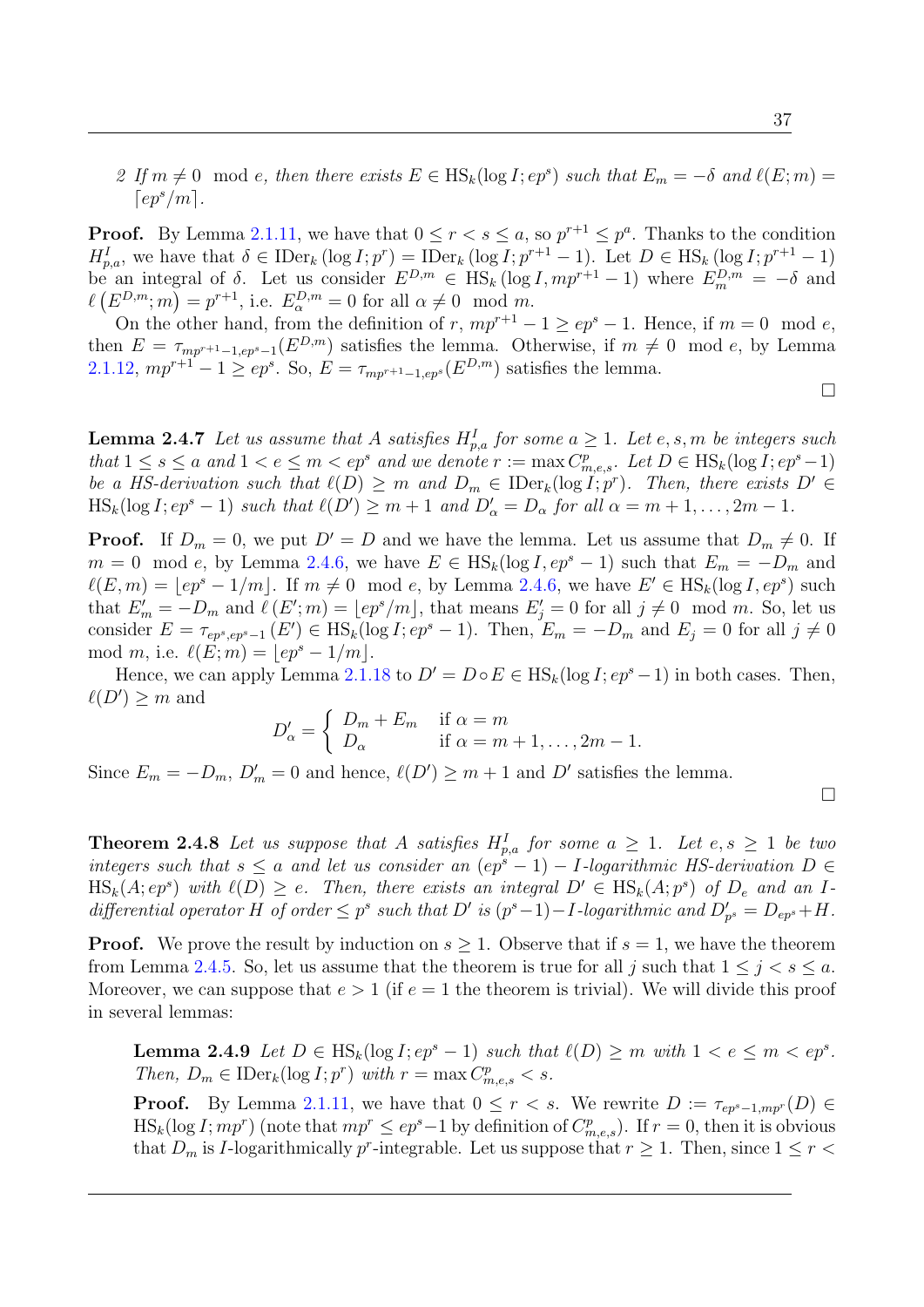2. *If $m \neq 0 \mod e$, then there exists $E \in \mathrm{HS}_k(\log I; ep^s)$ such that $E_m = -\delta$ and $\ell(E;m) = \lceil ep^s/m \rceil$.*

**Proof.** By Lemma 2.1.11, we have that $0 \leq r < s \leq a$, so $p^{r+1} \leq p^a$. Thanks to the condition $H^I_{p,a}$, we have that $\delta \in \mathrm{IDer}_k(\log I; p^r) = \mathrm{IDer}_k(\log I; p^{r+1}-1)$. Let $D \in \mathrm{HS}_k(\log I; p^{r+1}-1)$ be an integral of $\delta$. Let us consider $E^{D,m} \in \mathrm{HS}_k(\log I, mp^{r+1}-1)$ where $E^{D,m}_m = -\delta$ and $\ell\left(E^{D,m}; m\right) = p^{r+1}$, i.e. $E^{D,m}_\alpha = 0$ for all $\alpha \neq 0 \mod m$.

On the other hand, from the definition of $r$, $mp^{r+1}-1 \geq ep^s - 1$. Hence, if $m = 0 \mod e$, then $E = \tau_{mp^{r+1}-1, ep^s-1}(E^{D,m})$ satisfies the lemma. Otherwise, if $m \neq 0 \mod e$, by Lemma 2.1.12, $mp^{r+1}-1 \geq ep^s$. So, $E = \tau_{mp^{r+1}-1, ep^s}(E^{D,m})$ satisfies the lemma.

$\square$

**Lemma 2.4.7** *Let us assume that $A$ satisfies $H^I_{p,a}$ for some $a \geq 1$. Let $e, s, m$ be integers such that $1 \leq s \leq a$ and $1 < e \leq m < ep^s$ and we denote $r := \max C^p_{m,e,s}$. Let $D \in \mathrm{HS}_k(\log I; ep^s - 1)$ be a HS-derivation such that $\ell(D) \geq m$ and $D_m \in \mathrm{IDer}_k(\log I; p^r)$. Then, there exists $D' \in \mathrm{HS}_k(\log I; ep^s-1)$ such that $\ell(D') \geq m+1$ and $D'_\alpha = D_\alpha$ for all $\alpha = m+1, \ldots, 2m-1$.*

**Proof.** If $D_m = 0$, we put $D' = D$ and we have the lemma. Let us assume that $D_m \neq 0$. If $m = 0 \mod e$, by Lemma 2.4.6, we have $E \in \mathrm{HS}_k(\log I, ep^s-1)$ such that $E_m = -D_m$ and $\ell(E,m) = \lfloor ep^s - 1/m \rfloor$. If $m \neq 0 \mod e$, by Lemma 2.4.6, we have $E' \in \mathrm{HS}_k(\log I, ep^s)$ such that $E'_m = -D_m$ and $\ell\left(E'; m\right) = \lfloor ep^s/m \rfloor$, that means $E'_j = 0$ for all $j \neq 0 \mod m$. So, let us consider $E = \tau_{ep^s, ep^s-1}\left(E'\right) \in \mathrm{HS}_k(\log I; ep^s-1)$. Then, $E_m = -D_m$ and $E_j = 0$ for all $j \neq 0 \mod m$, i.e. $\ell(E; m) = \lfloor ep^s - 1/m \rfloor$.

Hence, we can apply Lemma 2.1.18 to $D' = D \circ E \in \mathrm{HS}_k(\log I; ep^s-1)$ in both cases. Then, $\ell(D') \geq m$ and

$$D'_\alpha = \begin{cases} D_m + E_m & \text{if } \alpha = m \\ D_\alpha & \text{if } \alpha = m+1, \ldots, 2m-1. \end{cases}$$

Since $E_m = -D_m$, $D'_m = 0$ and hence, $\ell(D') \geq m+1$ and $D'$ satisfies the lemma.

$\square$

**Theorem 2.4.8** *Let us suppose that $A$ satisfies $H^I_{p,a}$ for some $a \geq 1$. Let $e, s \geq 1$ be two integers such that $s \leq a$ and let us consider an $(ep^s-1)-I$-logarithmic HS-derivation $D \in \mathrm{HS}_k(A; ep^s)$ with $\ell(D) \geq e$. Then, there exists an integral $D' \in \mathrm{HS}_k(A; p^s)$ of $D_e$ and an $I$-differential operator $H$ of order $\leq p^s$ such that $D'$ is $(p^s-1)-I$-logarithmic and $D'_{p^s} = D_{ep^s} + H$.*

**Proof.** We prove the result by induction on $s \geq 1$. Observe that if $s = 1$, we have the theorem from Lemma 2.4.5. So, let us assume that the theorem is true for all $j$ such that $1 \leq j < s \leq a$. Moreover, we can suppose that $e > 1$ (if $e = 1$ the theorem is trivial). We will divide this proof in several lemmas:

> **Lemma 2.4.9** *Let $D \in \mathrm{HS}_k(\log I; ep^s - 1)$ such that $\ell(D) \geq m$ with $1 < e \leq m < ep^s$. Then, $D_m \in \mathrm{IDer}_k(\log I; p^r)$ with $r = \max C^p_{m,e,s} < s$.*
>
> **Proof.** By Lemma 2.1.11, we have that $0 \leq r < s$. We rewrite $D := \tau_{ep^s-1, mp^r}(D) \in \mathrm{HS}_k(\log I; mp^r)$ (note that $mp^r \leq ep^s - 1$ by definition of $C^p_{m,e,s}$). If $r = 0$, then it is obvious that $D_m$ is $I$-logarithmically $p^r$-integrable. Let us suppose that $r \geq 1$. Then, since $1 \leq r <$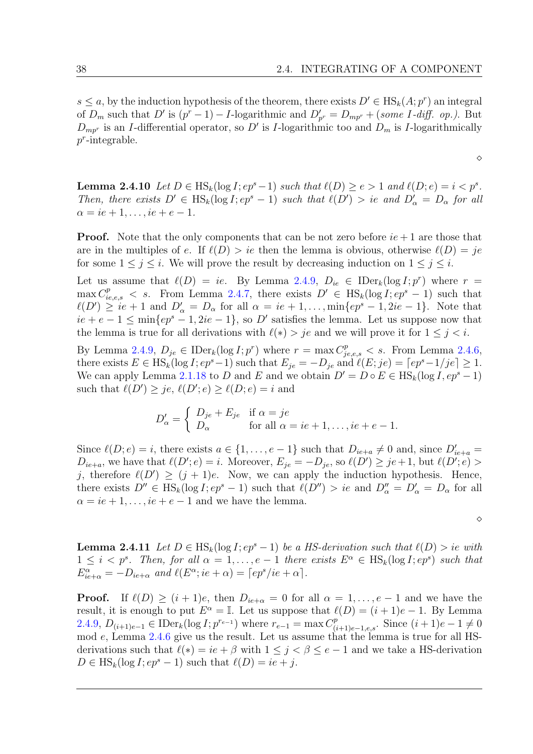$s \leq a$, by the induction hypothesis of the theorem, there exists $D' \in \mathrm{HS}_k(A; p^r)$ an integral of $D_m$ such that $D'$ is $(p^r-1)-I$-logarithmic and $D'_{p^r} = D_{mp^r} + (\textit{some } I\textit{-diff. op.})$. But $D_{mp^r}$ is an $I$-differential operator, so $D'$ is $I$-logarithmic too and $D_m$ is $I$-logarithmically $p^r$-integrable.

◇

**Lemma 2.4.10** *Let $D \in \mathrm{HS}_k(\log I; ep^s - 1)$ such that $\ell(D) \geq e > 1$ and $\ell(D; e) = i < p^s$. Then, there exists $D' \in \mathrm{HS}_k(\log I; ep^s - 1)$ such that $\ell(D') > ie$ and $D'_\alpha = D_\alpha$ for all $\alpha = ie+1, \ldots, ie+e-1$.*

**Proof.** Note that the only components that can be not zero before $ie+1$ are those that are in the multiples of $e$. If $\ell(D) > ie$ then the lemma is obvious, otherwise $\ell(D) = je$ for some $1 \leq j \leq i$. We will prove the result by decreasing induction on $1 \leq j \leq i$.

Let us assume that $\ell(D) = ie$. By Lemma 2.4.9, $D_{ie} \in \mathrm{IDer}_k(\log I; p^r)$ where $r = \max C^p_{ie,e,s} < s$. From Lemma 2.4.7, there exists $D' \in \mathrm{HS}_k(\log I; ep^s - 1)$ such that $\ell(D') \geq ie + 1$ and $D'_\alpha = D_\alpha$ for all $\alpha = ie+1, \ldots, \min\{ep^s - 1, 2ie - 1\}$. Note that $ie + e - 1 \leq \min\{ep^s - 1, 2ie - 1\}$, so $D'$ satisfies the lemma. Let us suppose now that the lemma is true for all derivations with $\ell(*) > je$ and we will prove it for $1 \leq j < i$.

By Lemma 2.4.9, $D_{je} \in \mathrm{IDer}_k(\log I; p^r)$ where $r = \max C^p_{je,e,s} < s$. From Lemma 2.4.6, there exists $E \in \mathrm{HS}_k(\log I; ep^s - 1)$ such that $E_{je} = -D_{je}$ and $\ell(E; je) = \lceil ep^s - 1/je \rceil \geq 1$. We can apply Lemma 2.1.18 to $D$ and $E$ and we obtain $D' = D \circ E \in \mathrm{HS}_k(\log I, ep^s - 1)$ such that $\ell(D') \geq je$, $\ell(D'; e) \geq \ell(D; e) = i$ and

$$D'_\alpha = \begin{cases} D_{je} + E_{je} & \text{if } \alpha = je \\ D_\alpha & \text{for all } \alpha = ie+1, \ldots, ie+e-1. \end{cases}$$

Since $\ell(D; e) = i$, there exists $a \in \{1, \ldots, e-1\}$ such that $D_{ie+a} \neq 0$ and, since $D'_{ie+a} = D_{ie+a}$, we have that $\ell(D'; e) = i$. Moreover, $E_{je} = -D_{je}$, so $\ell(D') \geq je+1$, but $\ell(D'; e) > j$, therefore $\ell(D') \geq (j+1)e$. Now, we can apply the induction hypothesis. Hence, there exists $D'' \in \mathrm{HS}_k(\log I; ep^s - 1)$ such that $\ell(D'') > ie$ and $D''_\alpha = D'_\alpha = D_\alpha$ for all $\alpha = ie+1, \ldots, ie+e-1$ and we have the lemma.

◇

**Lemma 2.4.11** *Let $D \in \mathrm{HS}_k(\log I; ep^s - 1)$ be a HS-derivation such that $\ell(D) > ie$ with $1 \leq i < p^s$. Then, for all $\alpha = 1, \ldots, e-1$ there exists $E^\alpha \in \mathrm{HS}_k(\log I; ep^s)$ such that $E^\alpha_{ie+\alpha} = -D_{ie+\alpha}$ and $\ell(E^\alpha; ie+\alpha) = \lceil ep^s/ie + \alpha \rceil$.*

**Proof.** If $\ell(D) \geq (i+1)e$, then $D_{ie+\alpha} = 0$ for all $\alpha = 1, \ldots, e-1$ and we have the result, it is enough to put $E^\alpha = \mathbb{I}$. Let us suppose that $\ell(D) = (i+1)e - 1$. By Lemma 2.4.9, $D_{(i+1)e-1} \in \mathrm{IDer}_k(\log I; p^{r_{e-1}})$ where $r_{e-1} = \max C^p_{(i+1)e-1,e,s}$. Since $(i+1)e - 1 \neq 0$ mod $e$, Lemma 2.4.6 give us the result. Let us assume that the lemma is true for all HS-derivations such that $\ell(*) = ie + \beta$ with $1 \leq j < \beta \leq e-1$ and we take a HS-derivation $D \in \mathrm{HS}_k(\log I; ep^s - 1)$ such that $\ell(D) = ie + j$.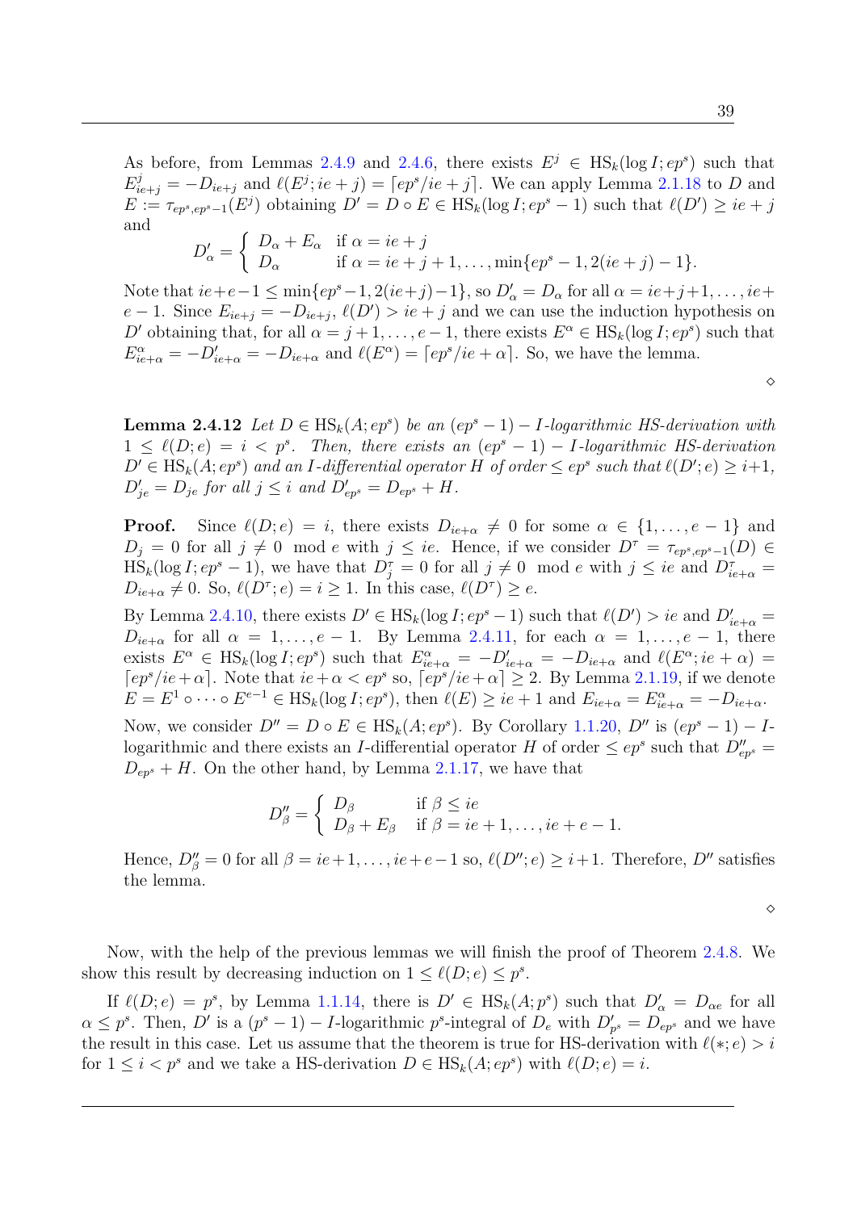As before, from Lemmas 2.4.9 and 2.4.6, there exists $E^j \in \mathrm{HS}_k(\log I; ep^s)$ such that $E^j_{ie+j} = -D_{ie+j}$ and $\ell(E^j; ie+j) = \lceil ep^s/ie+j \rceil$. We can apply Lemma 2.1.18 to $D$ and $E := \tau_{ep^s, ep^s-1}(E^j)$ obtaining $D' = D \circ E \in \mathrm{HS}_k(\log I; ep^s - 1)$ such that $\ell(D') \geq ie + j$ and

$$D'_\alpha = \begin{cases} D_\alpha + E_\alpha & \text{if } \alpha = ie+j \\ D_\alpha & \text{if } \alpha = ie+j+1, \ldots, \min\{ep^s - 1, 2(ie+j) - 1\}. \end{cases}$$

Note that $ie+e-1 \leq \min\{ep^s-1, 2(ie+j)-1\}$, so $D'_\alpha = D_\alpha$ for all $\alpha = ie+j+1, \ldots, ie+e-1$. Since $E_{ie+j} = -D_{ie+j}$, $\ell(D') > ie+j$ and we can use the induction hypothesis on $D'$ obtaining that, for all $\alpha = j+1, \ldots, e-1$, there exists $E^\alpha \in \mathrm{HS}_k(\log I; ep^s)$ such that $E^\alpha_{ie+\alpha} = -D'_{ie+\alpha} = -D_{ie+\alpha}$ and $\ell(E^\alpha) = \lceil ep^s/ie+\alpha \rceil$. So, we have the lemma.

$\diamond$

**Lemma 2.4.12** *Let $D \in \mathrm{HS}_k(A; ep^s)$ be an $(ep^s - 1) - I$-logarithmic HS-derivation with $1 \leq \ell(D; e) = i < p^s$. Then, there exists an $(ep^s - 1) - I$-logarithmic HS-derivation $D' \in \mathrm{HS}_k(A; ep^s)$ and an $I$-differential operator $H$ of order $\leq ep^s$ such that $\ell(D'; e) \geq i+1$, $D'_{je} = D_{je}$ for all $j \leq i$ and $D'_{ep^s} = D_{ep^s} + H$.*

**Proof.** Since $\ell(D; e) = i$, there exists $D_{ie+\alpha} \neq 0$ for some $\alpha \in \{1, \ldots, e-1\}$ and $D_j = 0$ for all $j \not\equiv 0 \mod e$ with $j \leq ie$. Hence, if we consider $D^\tau = \tau_{ep^s, ep^s-1}(D) \in \mathrm{HS}_k(\log I; ep^s - 1)$, we have that $D^\tau_j = 0$ for all $j \not\equiv 0 \mod e$ with $j \leq ie$ and $D^\tau_{ie+\alpha} = D_{ie+\alpha} \neq 0$. So, $\ell(D^\tau; e) = i \geq 1$. In this case, $\ell(D^\tau) \geq e$.

By Lemma 2.4.10, there exists $D' \in \mathrm{HS}_k(\log I; ep^s - 1)$ such that $\ell(D') > ie$ and $D'_{ie+\alpha} = D_{ie+\alpha}$ for all $\alpha = 1, \ldots, e-1$. By Lemma 2.4.11, for each $\alpha = 1, \ldots, e-1$, there exists $E^\alpha \in \mathrm{HS}_k(\log I; ep^s)$ such that $E^\alpha_{ie+\alpha} = -D'_{ie+\alpha} = -D_{ie+\alpha}$ and $\ell(E^\alpha; ie+\alpha) = \lceil ep^s/ie+\alpha \rceil$. Note that $ie + \alpha < ep^s$ so, $\lceil ep^s/ie+\alpha \rceil \geq 2$. By Lemma 2.1.19, if we denote $E = E^1 \circ \cdots \circ E^{e-1} \in \mathrm{HS}_k(\log I; ep^s)$, then $\ell(E) \geq ie+1$ and $E_{ie+\alpha} = E^\alpha_{ie+\alpha} = -D_{ie+\alpha}$.

Now, we consider $D'' = D \circ E \in \mathrm{HS}_k(A; ep^s)$. By Corollary 1.1.20, $D''$ is $(ep^s - 1) - I$-logarithmic and there exists an $I$-differential operator $H$ of order $\leq ep^s$ such that $D''_{ep^s} = D_{ep^s} + H$. On the other hand, by Lemma 2.1.17, we have that

$$D''_\beta = \begin{cases} D_\beta & \text{if } \beta \leq ie \\ D_\beta + E_\beta & \text{if } \beta = ie+1, \ldots, ie+e-1. \end{cases}$$

Hence, $D''_\beta = 0$ for all $\beta = ie+1, \ldots, ie+e-1$ so, $\ell(D''; e) \geq i+1$. Therefore, $D''$ satisfies the lemma.

$\diamond$

Now, with the help of the previous lemmas we will finish the proof of Theorem 2.4.8. We show this result by decreasing induction on $1 \leq \ell(D; e) \leq p^s$.

If $\ell(D; e) = p^s$, by Lemma 1.1.14, there is $D' \in \mathrm{HS}_k(A; p^s)$ such that $D'_\alpha = D_{\alpha e}$ for all $\alpha \leq p^s$. Then, $D'$ is a $(p^s - 1) - I$-logarithmic $p^s$-integral of $D_e$ with $D'_{p^s} = D_{ep^s}$ and we have the result in this case. Let us assume that the theorem is true for HS-derivation with $\ell(*; e) > i$ for $1 \leq i < p^s$ and we take a HS-derivation $D \in \mathrm{HS}_k(A; ep^s)$ with $\ell(D; e) = i$.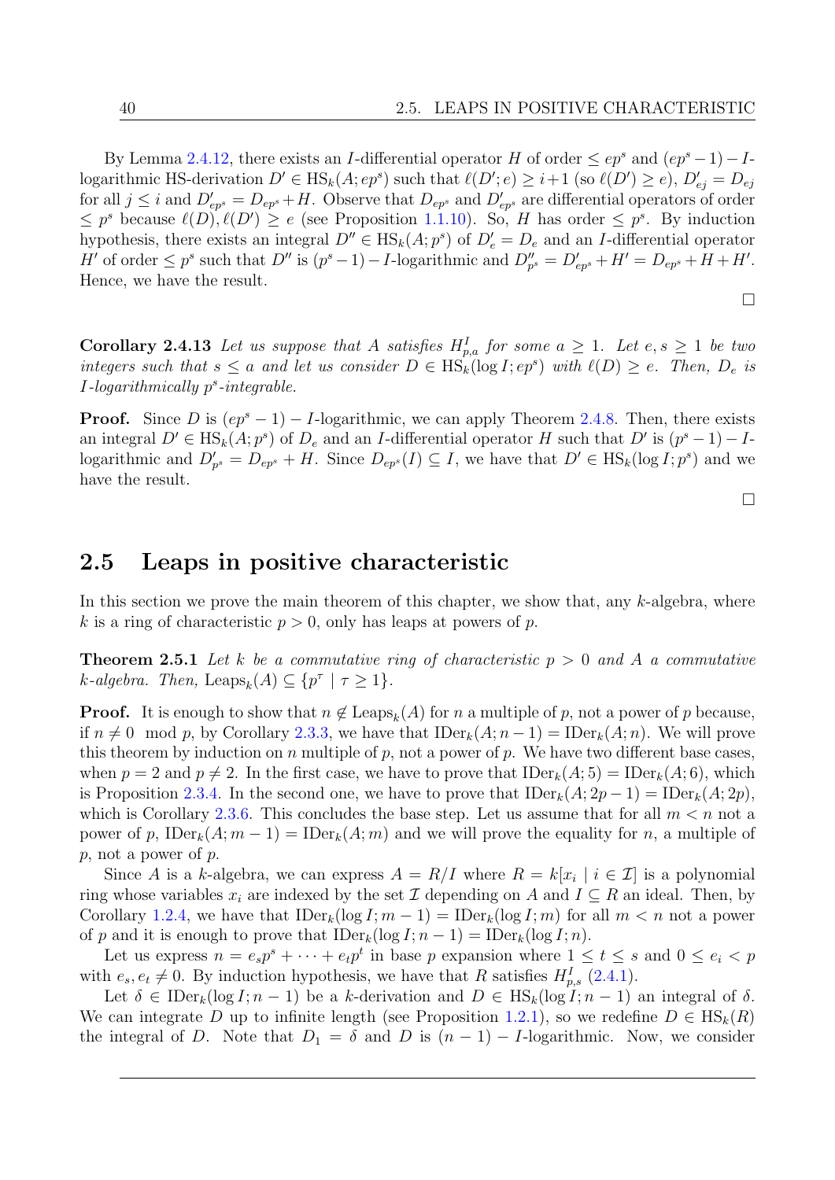By Lemma 2.4.12, there exists an $I$-differential operator $H$ of order $\leq ep^s$ and $(ep^s-1)-I$-logarithmic HS-derivation $D' \in \mathrm{HS}_k(A;ep^s)$ such that $\ell(D';e) \geq i+1$ (so $\ell(D') \geq e$), $D'_{ej} = D_{ej}$ for all $j \leq i$ and $D'_{ep^s} = D_{ep^s} + H$. Observe that $D_{ep^s}$ and $D'_{ep^s}$ are differential operators of order $\leq p^s$ because $\ell(D), \ell(D') \geq e$ (see Proposition 1.1.10). So, $H$ has order $\leq p^s$. By induction hypothesis, there exists an integral $D'' \in \mathrm{HS}_k(A;p^s)$ of $D'_e = D_e$ and an $I$-differential operator $H'$ of order $\leq p^s$ such that $D''$ is $(p^s-1)-I$-logarithmic and $D''_{p^s} = D'_{ep^s} + H' = D_{ep^s} + H + H'$. Hence, we have the result.

□

**Corollary 2.4.13** *Let us suppose that $A$ satisfies $H^I_{p,a}$ for some $a \geq 1$. Let $e, s \geq 1$ be two integers such that $s \leq a$ and let us consider $D \in \mathrm{HS}_k(\log I; ep^s)$ with $\ell(D) \geq e$. Then, $D_e$ is $I$-logarithmically $p^s$-integrable.*

**Proof.** Since $D$ is $(ep^s-1)-I$-logarithmic, we can apply Theorem 2.4.8. Then, there exists an integral $D' \in \mathrm{HS}_k(A;p^s)$ of $D_e$ and an $I$-differential operator $H$ such that $D'$ is $(p^s-1)-I$-logarithmic and $D'_{p^s} = D_{ep^s} + H$. Since $D_{ep^s}(I) \subseteq I$, we have that $D' \in \mathrm{HS}_k(\log I; p^s)$ and we have the result.

□

## 2.5 Leaps in positive characteristic

In this section we prove the main theorem of this chapter, we show that, any $k$-algebra, where $k$ is a ring of characteristic $p > 0$, only has leaps at powers of $p$.

**Theorem 2.5.1** *Let $k$ be a commutative ring of characteristic $p > 0$ and $A$ a commutative $k$-algebra. Then, $\mathrm{Leaps}_k(A) \subseteq \{p^\tau \mid \tau \geq 1\}$.*

**Proof.** It is enough to show that $n \notin \mathrm{Leaps}_k(A)$ for $n$ a multiple of $p$, not a power of $p$ because, if $n \neq 0 \mod p$, by Corollary 2.3.3, we have that $\mathrm{IDer}_k(A; n-1) = \mathrm{IDer}_k(A; n)$. We will prove this theorem by induction on $n$ multiple of $p$, not a power of $p$. We have two different base cases, when $p = 2$ and $p \neq 2$. In the first case, we have to prove that $\mathrm{IDer}_k(A; 5) = \mathrm{IDer}_k(A; 6)$, which is Proposition 2.3.4. In the second one, we have to prove that $\mathrm{IDer}_k(A; 2p-1) = \mathrm{IDer}_k(A; 2p)$, which is Corollary 2.3.6. This concludes the base step. Let us assume that for all $m < n$ not a power of $p$, $\mathrm{IDer}_k(A; m-1) = \mathrm{IDer}_k(A; m)$ and we will prove the equality for $n$, a multiple of $p$, not a power of $p$.

Since $A$ is a $k$-algebra, we can express $A = R/I$ where $R = k[x_i \mid i \in \mathcal{I}]$ is a polynomial ring whose variables $x_i$ are indexed by the set $\mathcal{I}$ depending on $A$ and $I \subseteq R$ an ideal. Then, by Corollary 1.2.4, we have that $\mathrm{IDer}_k(\log I; m-1) = \mathrm{IDer}_k(\log I; m)$ for all $m < n$ not a power of $p$ and it is enough to prove that $\mathrm{IDer}_k(\log I; n-1) = \mathrm{IDer}_k(\log I; n)$.

Let us express $n = e_s p^s + \cdots + e_t p^t$ in base $p$ expansion where $1 \leq t \leq s$ and $0 \leq e_i < p$ with $e_s, e_t \neq 0$. By induction hypothesis, we have that $R$ satisfies $H^I_{p,s}$ (2.4.1).

Let $\delta \in \mathrm{IDer}_k(\log I; n-1)$ be a $k$-derivation and $D \in \mathrm{HS}_k(\log I; n-1)$ an integral of $\delta$. We can integrate $D$ up to infinite length (see Proposition 1.2.1), so we redefine $D \in \mathrm{HS}_k(R)$ the integral of $D$. Note that $D_1 = \delta$ and $D$ is $(n-1)-I$-logarithmic. Now, we consider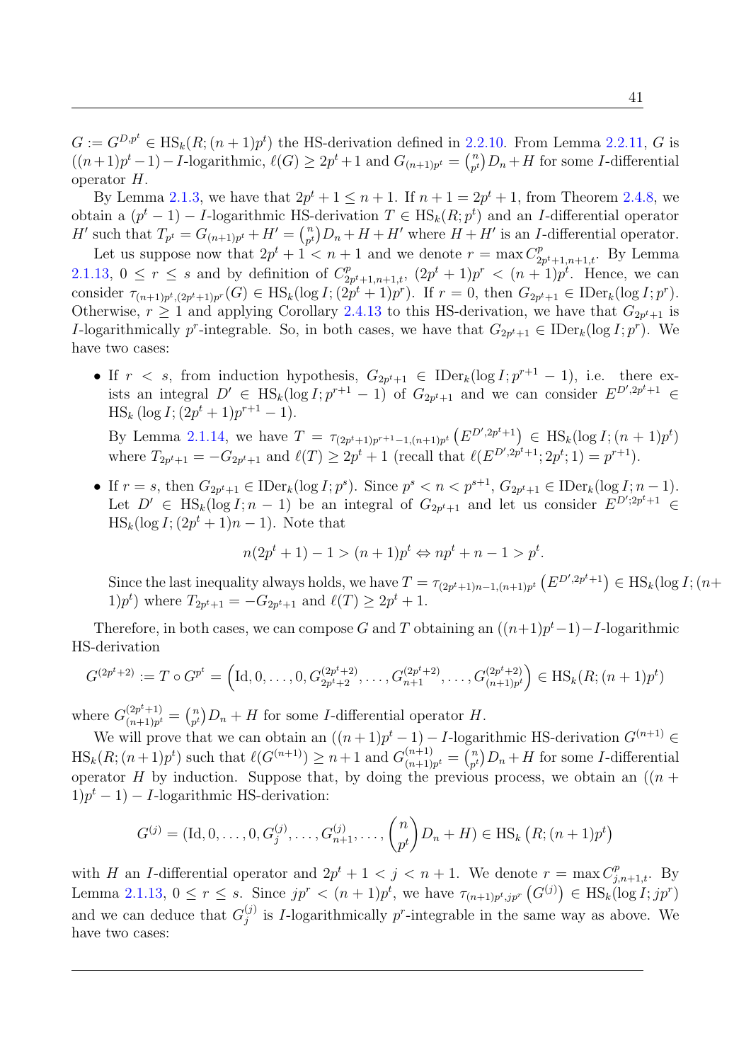$G := G^{D,p^t} \in \mathrm{HS}_k(R;(n+1)p^t)$ the HS-derivation defined in 2.2.10. From Lemma 2.2.11, $G$ is $((n+1)p^t-1)-I$-logarithmic, $\ell(G) \geq 2p^t+1$ and $G_{(n+1)p^t} = \binom{n}{p^t} D_n + H$ for some $I$-differential operator $H$.

By Lemma 2.1.3, we have that $2p^t+1 \leq n+1$. If $n+1 = 2p^t+1$, from Theorem 2.4.8, we obtain a $(p^t-1)-I$-logarithmic HS-derivation $T \in \mathrm{HS}_k(R;p^t)$ and an $I$-differential operator $H'$ such that $T_{p^t} = G_{(n+1)p^t} + H' = \binom{n}{p^t} D_n + H + H'$ where $H+H'$ is an $I$-differential operator.

Let us suppose now that $2p^t+1 < n+1$ and we denote $r = \max C^p_{2p^t+1,n+1,t}$. By Lemma 2.1.13, $0 \leq r \leq s$ and by definition of $C^p_{2p^t+1,n+1,t}$, $(2p^t+1)p^r < (n+1)p^t$. Hence, we can consider $\tau_{(n+1)p^t,(2p^t+1)p^r}(G) \in \mathrm{HS}_k(\log I;(2p^t+1)p^r)$. If $r=0$, then $G_{2p^t+1} \in \mathrm{IDer}_k(\log I;p^r)$. Otherwise, $r \geq 1$ and applying Corollary 2.4.13 to this HS-derivation, we have that $G_{2p^t+1}$ is $I$-logarithmically $p^r$-integrable. So, in both cases, we have that $G_{2p^t+1} \in \mathrm{IDer}_k(\log I;p^r)$. We have two cases:

- If $r < s$, from induction hypothesis, $G_{2p^t+1} \in \mathrm{IDer}_k(\log I;p^{r+1}-1)$, i.e. there exists an integral $D' \in \mathrm{HS}_k(\log I;p^{r+1}-1)$ of $G_{2p^t+1}$ and we can consider $E^{D',2p^t+1} \in \mathrm{HS}_k\left(\log I;(2p^t+1)p^{r+1}-1\right)$.

  By Lemma 2.1.14, we have $T = \tau_{(2p^t+1)p^{r+1}-1,(n+1)p^t}\left(E^{D',2p^t+1}\right) \in \mathrm{HS}_k(\log I;(n+1)p^t)$ where $T_{2p^t+1} = -G_{2p^t+1}$ and $\ell(T) \geq 2p^t+1$ (recall that $\ell(E^{D',2p^t+1};2p^t;1) = p^{r+1}$).

- If $r = s$, then $G_{2p^t+1} \in \mathrm{IDer}_k(\log I;p^s)$. Since $p^s < n < p^{s+1}$, $G_{2p^t+1} \in \mathrm{IDer}_k(\log I;n-1)$. Let $D' \in \mathrm{HS}_k(\log I;n-1)$ be an integral of $G_{2p^t+1}$ and let us consider $E^{D',2p^t+1} \in \mathrm{HS}_k(\log I;(2p^t+1)n-1)$. Note that

$$n(2p^t+1)-1 > (n+1)p^t \Leftrightarrow np^t+n-1 > p^t.$$

  Since the last inequality always holds, we have $T = \tau_{(2p^t+1)n-1,(n+1)p^t}\left(E^{D',2p^t+1}\right) \in \mathrm{HS}_k(\log I;(n+1)p^t)$ where $T_{2p^t+1} = -G_{2p^t+1}$ and $\ell(T) \geq 2p^t+1$.

Therefore, in both cases, we can compose $G$ and $T$ obtaining an $((n+1)p^t-1)-I$-logarithmic HS-derivation

$$G^{(2p^t+2)} := T \circ G^{p^t} = \left(\mathrm{Id},0,\ldots,0,G^{(2p^t+2)}_{2p^t+2},\ldots,G^{(2p^t+2)}_{n+1},\ldots,G^{(2p^t+2)}_{(n+1)p^t}\right) \in \mathrm{HS}_k(R;(n+1)p^t)$$

where $G^{(2p^t+1)}_{(n+1)p^t} = \binom{n}{p^t} D_n + H$ for some $I$-differential operator $H$.

We will prove that we can obtain an $((n+1)p^t-1)-I$-logarithmic HS-derivation $G^{(n+1)} \in \mathrm{HS}_k(R;(n+1)p^t)$ such that $\ell(G^{(n+1)}) \geq n+1$ and $G^{(n+1)}_{(n+1)p^t} = \binom{n}{p^t} D_n + H$ for some $I$-differential operator $H$ by induction. Suppose that, by doing the previous process, we obtain an $((n+1)p^t-1)-I$-logarithmic HS-derivation:

$$G^{(j)} = (\mathrm{Id},0,\ldots,0,G^{(j)}_j,\ldots,G^{(j)}_{n+1},\ldots,\binom{n}{p^t} D_n + H) \in \mathrm{HS}_k\left(R;(n+1)p^t\right)$$

with $H$ an $I$-differential operator and $2p^t+1 < j < n+1$. We denote $r = \max C^p_{j,n+1,t}$. By Lemma 2.1.13, $0 \leq r \leq s$. Since $jp^r < (n+1)p^t$, we have $\tau_{(n+1)p^t,jp^r}\left(G^{(j)}\right) \in \mathrm{HS}_k(\log I;jp^r)$ and we can deduce that $G^{(j)}_j$ is $I$-logarithmically $p^r$-integrable in the same way as above. We have two cases: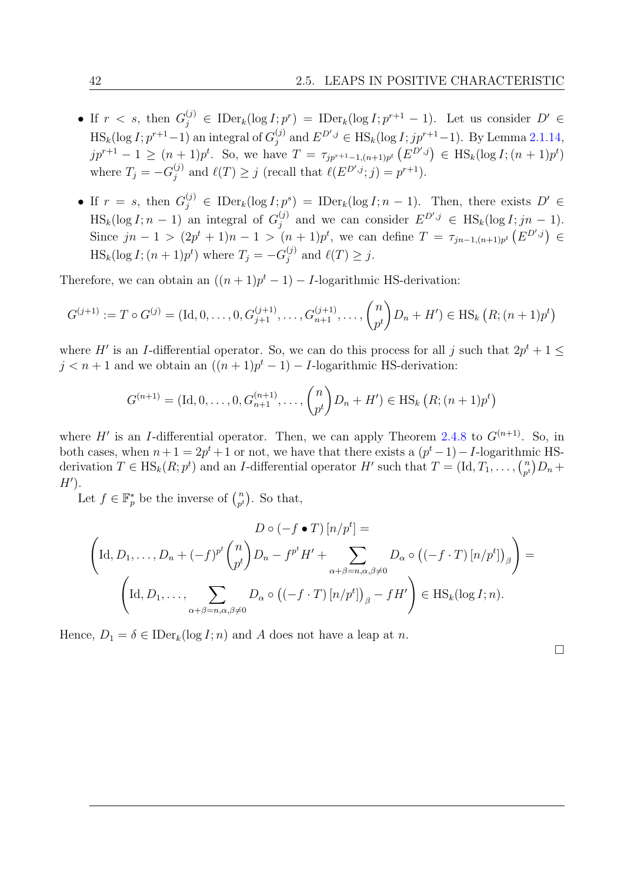- If $r < s$, then $G_j^{(j)} \in \operatorname{IDer}_k(\log I; p^r) = \operatorname{IDer}_k(\log I; p^{r+1} - 1)$. Let us consider $D' \in \operatorname{HS}_k(\log I; p^{r+1}-1)$ an integral of $G_j^{(j)}$ and $E^{D',j} \in \operatorname{HS}_k(\log I; jp^{r+1}-1)$. By Lemma 2.1.14, $jp^{r+1} - 1 \geq (n+1)p^t$. So, we have $T = \tau_{jp^{r+1}-1,(n+1)p^t}\left(E^{D',j}\right) \in \operatorname{HS}_k(\log I; (n+1)p^t)$ where $T_j = -G_j^{(j)}$ and $\ell(T) \geq j$ (recall that $\ell(E^{D',j}; j) = p^{r+1}$).

- If $r = s$, then $G_j^{(j)} \in \operatorname{IDer}_k(\log I; p^s) = \operatorname{IDer}_k(\log I; n-1)$. Then, there exists $D' \in \operatorname{HS}_k(\log I; n-1)$ an integral of $G_j^{(j)}$ and we can consider $E^{D',j} \in \operatorname{HS}_k(\log I; jn-1)$. Since $jn - 1 > (2p^t+1)n - 1 > (n+1)p^t$, we can define $T = \tau_{jn-1,(n+1)p^t}\left(E^{D',j}\right) \in \operatorname{HS}_k(\log I; (n+1)p^t)$ where $T_j = -G_j^{(j)}$ and $\ell(T) \geq j$.

Therefore, we can obtain an $((n+1)p^t - 1) - I$-logarithmic HS-derivation:

$$G^{(j+1)} := T \circ G^{(j)} = (\operatorname{Id}, 0, \ldots, 0, G_{j+1}^{(j+1)}, \ldots, G_{n+1}^{(j+1)}, \ldots, \binom{n}{p^t} D_n + H') \in \operatorname{HS}_k\left(R; (n+1)p^t\right)$$

where $H'$ is an $I$-differential operator. So, we can do this process for all $j$ such that $2p^t + 1 \leq j < n+1$ and we obtain an $((n+1)p^t - 1) - I$-logarithmic HS-derivation:

$$G^{(n+1)} = (\operatorname{Id}, 0, \ldots, 0, G_{n+1}^{(n+1)}, \ldots, \binom{n}{p^t} D_n + H') \in \operatorname{HS}_k\left(R; (n+1)p^t\right)$$

where $H'$ is an $I$-differential operator. Then, we can apply Theorem 2.4.8 to $G^{(n+1)}$. So, in both cases, when $n+1 = 2p^t+1$ or not, we have that there exists a $(p^t-1) - I$-logarithmic HS-derivation $T \in \operatorname{HS}_k(R; p^t)$ and an $I$-differential operator $H'$ such that $T = (\operatorname{Id}, T_1, \ldots, \binom{n}{p^t} D_n + H')$.

Let $f \in \mathbb{F}_p^*$ be the inverse of $\binom{n}{p^t}$. So that,

$$\begin{gathered} D \circ (-f \bullet T)\left[n/p^t\right] = \\ \left(\operatorname{Id}, D_1, \ldots, D_n + (-f)^{p^t}\binom{n}{p^t} D_n - f^{p^t} H' + \sum_{\alpha+\beta=n, \alpha,\beta\neq 0} D_\alpha \circ \left((-f \cdot T)\left[n/p^t\right]\right)_\beta\right) = \\ \left(\operatorname{Id}, D_1, \ldots, \sum_{\alpha+\beta=n, \alpha,\beta\neq 0} D_\alpha \circ \left((-f \cdot T)\left[n/p^t\right]\right)_\beta - fH'\right) \in \operatorname{HS}_k(\log I; n). \end{gathered}$$

Hence, $D_1 = \delta \in \operatorname{IDer}_k(\log I; n)$ and $A$ does not have a leap at $n$.

□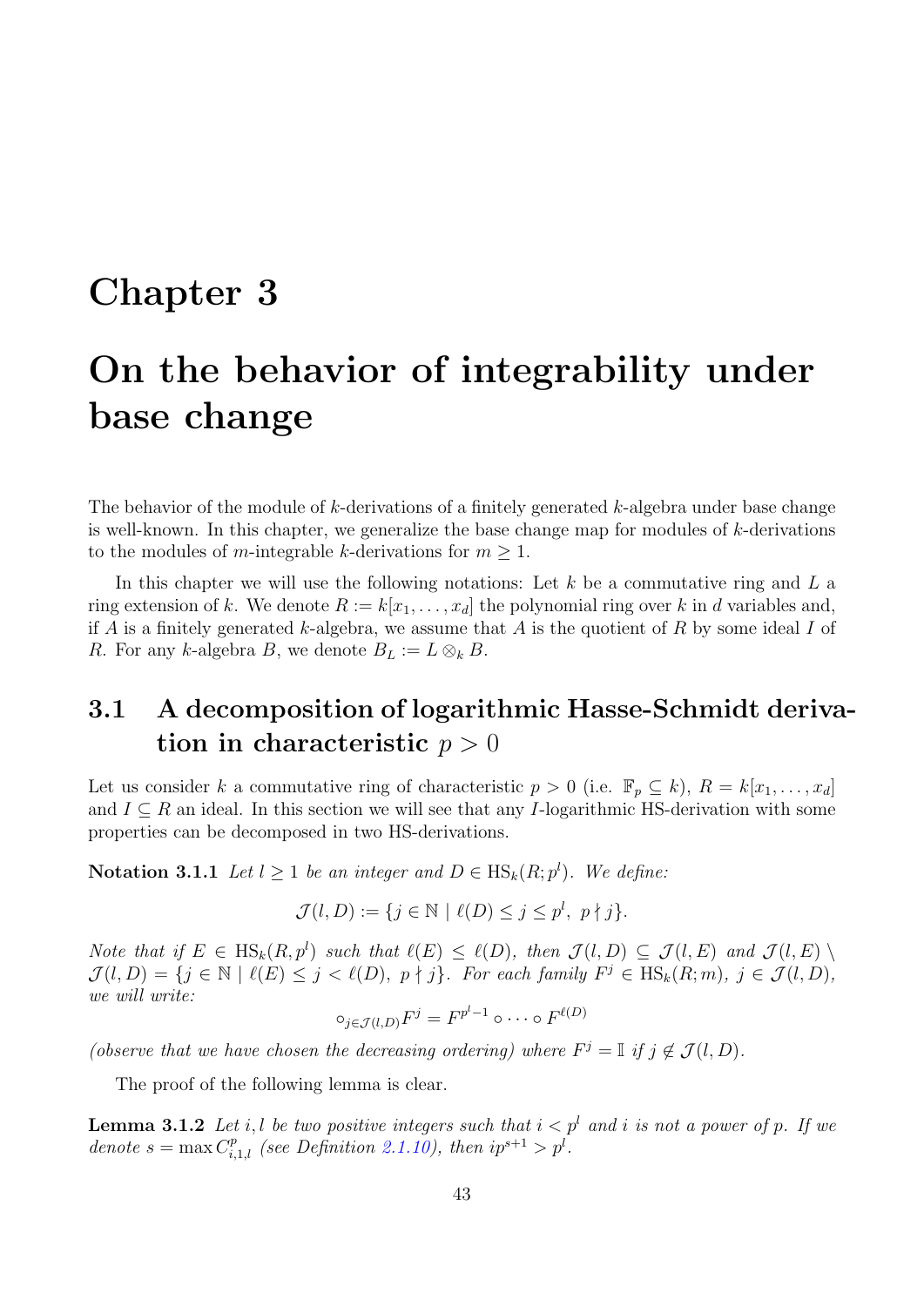# Chapter 3

# On the behavior of integrability under base change

The behavior of the module of $k$-derivations of a finitely generated $k$-algebra under base change is well-known. In this chapter, we generalize the base change map for modules of $k$-derivations to the modules of $m$-integrable $k$-derivations for $m \geq 1$.

In this chapter we will use the following notations: Let $k$ be a commutative ring and $L$ a ring extension of $k$. We denote $R := k[x_1, \ldots, x_d]$ the polynomial ring over $k$ in $d$ variables and, if $A$ is a finitely generated $k$-algebra, we assume that $A$ is the quotient of $R$ by some ideal $I$ of $R$. For any $k$-algebra $B$, we denote $B_L := L \otimes_k B$.

## 3.1 A decomposition of logarithmic Hasse-Schmidt derivation in characteristic $p > 0$

Let us consider $k$ a commutative ring of characteristic $p > 0$ (i.e. $\mathbb{F}_p \subseteq k$), $R = k[x_1, \ldots, x_d]$ and $I \subseteq R$ an ideal. In this section we will see that any $I$-logarithmic HS-derivation with some properties can be decomposed in two HS-derivations.

**Notation 3.1.1** *Let $l \geq 1$ be an integer and $D \in \mathrm{HS}_k(R; p^l)$. We define:*

$$\mathcal{J}(l, D) := \{j \in \mathbb{N} \mid \ell(D) \leq j \leq p^l,\ p \nmid j\}.$$

*Note that if $E \in \mathrm{HS}_k(R, p^l)$ such that $\ell(E) \leq \ell(D)$, then $\mathcal{J}(l, D) \subseteq \mathcal{J}(l, E)$ and $\mathcal{J}(l, E) \setminus \mathcal{J}(l, D) = \{j \in \mathbb{N} \mid \ell(E) \leq j < \ell(D),\ p \nmid j\}$. For each family $F^j \in \mathrm{HS}_k(R; m)$, $j \in \mathcal{J}(l, D)$, we will write:*

$$\circ_{j \in \mathcal{J}(l,D)} F^j = F^{p^l - 1} \circ \cdots \circ F^{\ell(D)}$$

*(observe that we have chosen the decreasing ordering) where $F^j = \mathbb{I}$ if $j \notin \mathcal{J}(l, D)$.*

The proof of the following lemma is clear.

**Lemma 3.1.2** *Let $i, l$ be two positive integers such that $i < p^l$ and $i$ is not a power of $p$. If we denote $s = \max C^p_{i,1,l}$ (see Definition 2.1.10), then $ip^{s+1} > p^l$.*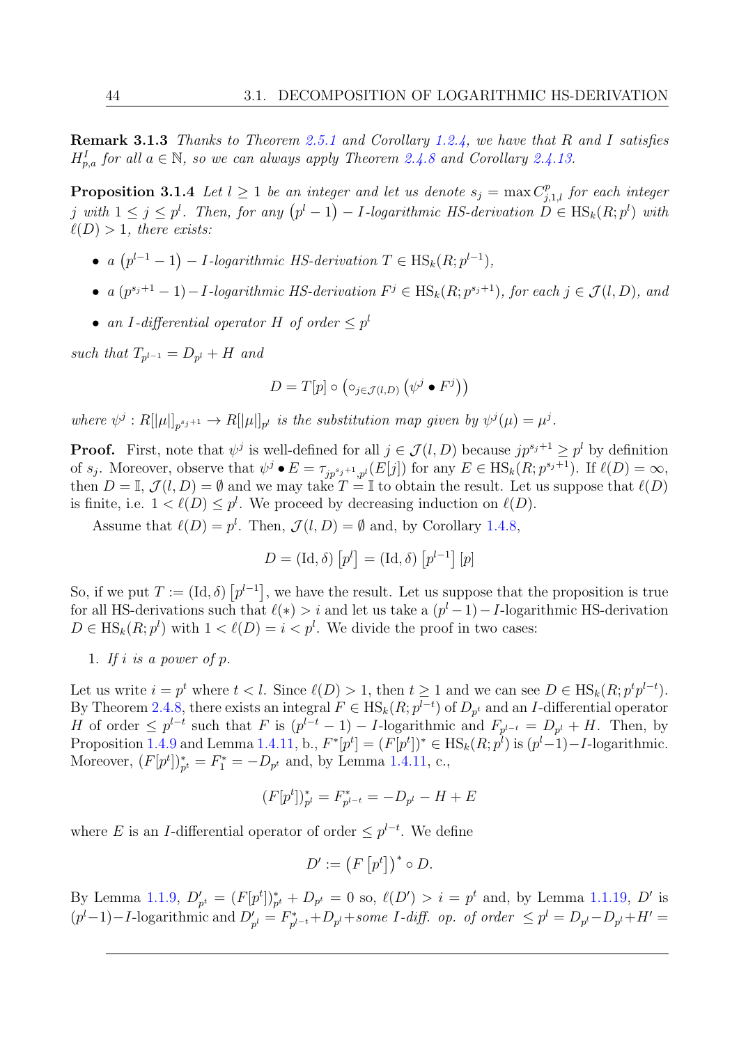**Remark 3.1.3** *Thanks to Theorem 2.5.1 and Corollary 1.2.4, we have that $R$ and $I$ satisfies $H^I_{p,a}$ for all $a \in \mathbb{N}$, so we can always apply Theorem 2.4.8 and Corollary 2.4.13.*

**Proposition 3.1.4** *Let $l \geq 1$ be an integer and let us denote $s_j = \max C^p_{j,1,l}$ for each integer $j$ with $1 \leq j \leq p^l$. Then, for any $\left(p^l - 1\right) - I$-logarithmic HS-derivation $D \in \mathrm{HS}_k(R; p^l)$ with $\ell(D) > 1$, there exists:*

- *a $\left(p^{l-1} - 1\right) - I$-logarithmic HS-derivation $T \in \mathrm{HS}_k(R; p^{l-1})$,*
- *a $(p^{s_j+1} - 1) - I$-logarithmic HS-derivation $F^j \in \mathrm{HS}_k(R; p^{s_j+1})$, for each $j \in \mathcal{J}(l, D)$, and*
- *an $I$-differential operator $H$ of order $\leq p^l$*

*such that $T_{p^{l-1}} = D_{p^l} + H$ and*

$$D = T[p] \circ \left(\circ_{j \in \mathcal{J}(l,D)} \left(\psi^j \bullet F^j\right)\right)$$

*where $\psi^j : R[|\mu|]_{p^{s_j+1}} \to R[|\mu|]_{p^l}$ is the substitution map given by $\psi^j(\mu) = \mu^j$.*

**Proof.** First, note that $\psi^j$ is well-defined for all $j \in \mathcal{J}(l, D)$ because $jp^{s_j+1} \geq p^l$ by definition of $s_j$. Moreover, observe that $\psi^j \bullet E = \tau_{jp^{s_j+1}, p^l}(E[j])$ for any $E \in \mathrm{HS}_k(R; p^{s_j+1})$. If $\ell(D) = \infty$, then $D = \mathbb{I}$, $\mathcal{J}(l, D) = \emptyset$ and we may take $T = \mathbb{I}$ to obtain the result. Let us suppose that $\ell(D)$ is finite, i.e. $1 < \ell(D) \leq p^l$. We proceed by decreasing induction on $\ell(D)$.

Assume that $\ell(D) = p^l$. Then, $\mathcal{J}(l, D) = \emptyset$ and, by Corollary 1.4.8,

$$D = (\mathrm{Id}, \delta)\left[p^l\right] = (\mathrm{Id}, \delta)\left[p^{l-1}\right][p]$$

So, if we put $T := (\mathrm{Id}, \delta)\left[p^{l-1}\right]$, we have the result. Let us suppose that the proposition is true for all HS-derivations such that $\ell(*) > i$ and let us take a $(p^l - 1) - I$-logarithmic HS-derivation $D \in \mathrm{HS}_k(R; p^l)$ with $1 < \ell(D) = i < p^l$. We divide the proof in two cases:

1. *If $i$ is a power of $p$.*

Let us write $i = p^t$ where $t < l$. Since $\ell(D) > 1$, then $t \geq 1$ and we can see $D \in \mathrm{HS}_k(R; p^t p^{l-t})$. By Theorem 2.4.8, there exists an integral $F \in \mathrm{HS}_k(R; p^{l-t})$ of $D_{p^t}$ and an $I$-differential operator $H$ of order $\leq p^{l-t}$ such that $F$ is $(p^{l-t} - 1) - I$-logarithmic and $F_{p^{l-t}} = D_{p^l} + H$. Then, by Proposition 1.4.9 and Lemma 1.4.11, b., $F^*[p^t] = (F[p^t])^* \in \mathrm{HS}_k(R; p^l)$ is $(p^l-1) - I$-logarithmic. Moreover, $(F[p^t])^*_{p^t} = F^*_1 = -D_{p^t}$ and, by Lemma 1.4.11, c.,

$$(F[p^t])^*_{p^l} = F^*_{p^{l-t}} = -D_{p^l} - H + E$$

where $E$ is an $I$-differential operator of order $\leq p^{l-t}$. We define

$$D' := \left(F\left[p^t\right]\right)^* \circ D.$$

By Lemma 1.1.9, $D'_{p^t} = (F[p^t])^*_{p^t} + D_{p^t} = 0$ so, $\ell(D') > i = p^t$ and, by Lemma 1.1.19, $D'$ is $(p^l-1) - I$-logarithmic and $D'_{p^l} = F^*_{p^{l-t}} + D_{p^l} + \textit{some I-diff. op. of order } \leq p^l = D_{p^l} - D_{p^l} + H' =$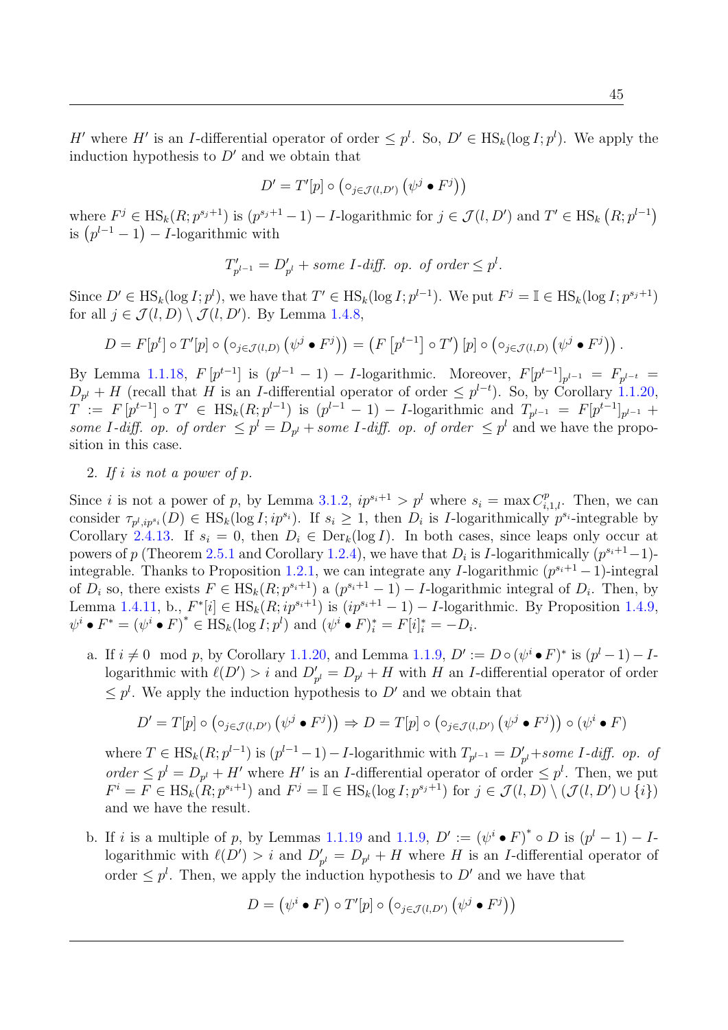$H'$ where $H'$ is an $I$-differential operator of order $\leq p^l$. So, $D' \in \mathrm{HS}_k(\log I; p^l)$. We apply the induction hypothesis to $D'$ and we obtain that

$$D' = T'[p] \circ \left(\circ_{j \in \mathcal{J}(l,D')} \left(\psi^j \bullet F^j\right)\right)$$

where $F^j \in \mathrm{HS}_k(R; p^{s_j+1})$ is $(p^{s_j+1}-1) - I$-logarithmic for $j \in \mathcal{J}(l, D')$ and $T' \in \mathrm{HS}_k\left(R; p^{l-1}\right)$ is $\left(p^{l-1}-1\right) - I$-logarithmic with

$$T'_{p^{l-1}} = D'_{p^l} + \textit{some } I\textit{-diff. op. of order} \leq p^l.$$

Since $D' \in \mathrm{HS}_k(\log I; p^l)$, we have that $T' \in \mathrm{HS}_k(\log I; p^{l-1})$. We put $F^j = \mathbb{I} \in \mathrm{HS}_k(\log I; p^{s_j+1})$ for all $j \in \mathcal{J}(l, D) \setminus \mathcal{J}(l, D')$. By Lemma 1.4.8,

$$D = F[p^t] \circ T'[p] \circ \left(\circ_{j \in \mathcal{J}(l,D)} \left(\psi^j \bullet F^j\right)\right) = \left(F\left[p^{t-1}\right] \circ T'\right)[p] \circ \left(\circ_{j \in \mathcal{J}(l,D)} \left(\psi^j \bullet F^j\right)\right).$$

By Lemma 1.1.18, $F\left[p^{t-1}\right]$ is $(p^{l-1}-1) - I$-logarithmic. Moreover, $F[p^{t-1}]_{p^{l-1}} = F_{p^{l-t}} = D_{p^l} + H$ (recall that $H$ is an $I$-differential operator of order $\leq p^{l-t}$). So, by Corollary 1.1.20, $T := F\left[p^{t-1}\right] \circ T' \in \mathrm{HS}_k(R; p^{l-1})$ is $(p^{l-1}-1) - I$-logarithmic and $T_{p^{l-1}} = F[p^{t-1}]_{p^{l-1}} +$ *some $I$-diff. op. of order* $\leq p^l = D_{p^l} +$ *some $I$-diff. op. of order* $\leq p^l$ and we have the proposition in this case.

2. *If $i$ is not a power of $p$.*

Since $i$ is not a power of $p$, by Lemma 3.1.2, $ip^{s_i+1} > p^l$ where $s_i = \max C^p_{i,1,l}$. Then, we can consider $\tau_{p^l, ip^{s_i}}(D) \in \mathrm{HS}_k(\log I; ip^{s_i})$. If $s_i \geq 1$, then $D_i$ is $I$-logarithmically $p^{s_i}$-integrable by Corollary 2.4.13. If $s_i = 0$, then $D_i \in \mathrm{Der}_k(\log I)$. In both cases, since leaps only occur at powers of $p$ (Theorem 2.5.1 and Corollary 1.2.4), we have that $D_i$ is $I$-logarithmically $(p^{s_i+1}-1)$-integrable. Thanks to Proposition 1.2.1, we can integrate any $I$-logarithmic $(p^{s_i+1}-1)$-integral of $D_i$ so, there exists $F \in \mathrm{HS}_k(R; p^{s_i+1})$ a $(p^{s_i+1}-1) - I$-logarithmic integral of $D_i$. Then, by Lemma 1.4.11, b., $F^*[i] \in \mathrm{HS}_k(R; ip^{s_i+1})$ is $(ip^{s_i+1}-1) - I$-logarithmic. By Proposition 1.4.9, $\psi^i \bullet F^* = \left(\psi^i \bullet F\right)^* \in \mathrm{HS}_k(\log I; p^l)$ and $\left(\psi^i \bullet F\right)^*_i = F[i]^*_i = -D_i$.

a. If $i \neq 0 \mod p$, by Corollary 1.1.20, and Lemma 1.1.9, $D' := D \circ (\psi^i \bullet F)^*$ is $(p^l-1) - I$-logarithmic with $\ell(D') > i$ and $D'_{p^l} = D_{p^l} + H$ with $H$ an $I$-differential operator of order $\leq p^l$. We apply the induction hypothesis to $D'$ and we obtain that

$$D' = T[p] \circ \left(\circ_{j \in \mathcal{J}(l,D')} \left(\psi^j \bullet F^j\right)\right) \Rightarrow D = T[p] \circ \left(\circ_{j \in \mathcal{J}(l,D')} \left(\psi^j \bullet F^j\right)\right) \circ \left(\psi^i \bullet F\right)$$

where $T \in \mathrm{HS}_k(R; p^{l-1})$ is $(p^{l-1}-1) - I$-logarithmic with $T_{p^{l-1}} = D'_{p^l} +$*some $I$-diff. op. of order* $\leq p^l = D_{p^l} + H'$ where $H'$ is an $I$-differential operator of order $\leq p^l$. Then, we put $F^i = F \in \mathrm{HS}_k(R; p^{s_i+1})$ and $F^j = \mathbb{I} \in \mathrm{HS}_k(\log I; p^{s_j+1})$ for $j \in \mathcal{J}(l, D) \setminus (\mathcal{J}(l, D') \cup \{i\})$ and we have the result.

b. If $i$ is a multiple of $p$, by Lemmas 1.1.19 and 1.1.9, $D' := \left(\psi^i \bullet F\right)^* \circ D$ is $(p^l-1) - I$-logarithmic with $\ell(D') > i$ and $D'_{p^l} = D_{p^l} + H$ where $H$ is an $I$-differential operator of order $\leq p^l$. Then, we apply the induction hypothesis to $D'$ and we have that

$$D = \left(\psi^i \bullet F\right) \circ T'[p] \circ \left(\circ_{j \in \mathcal{J}(l,D')} \left(\psi^j \bullet F^j\right)\right)$$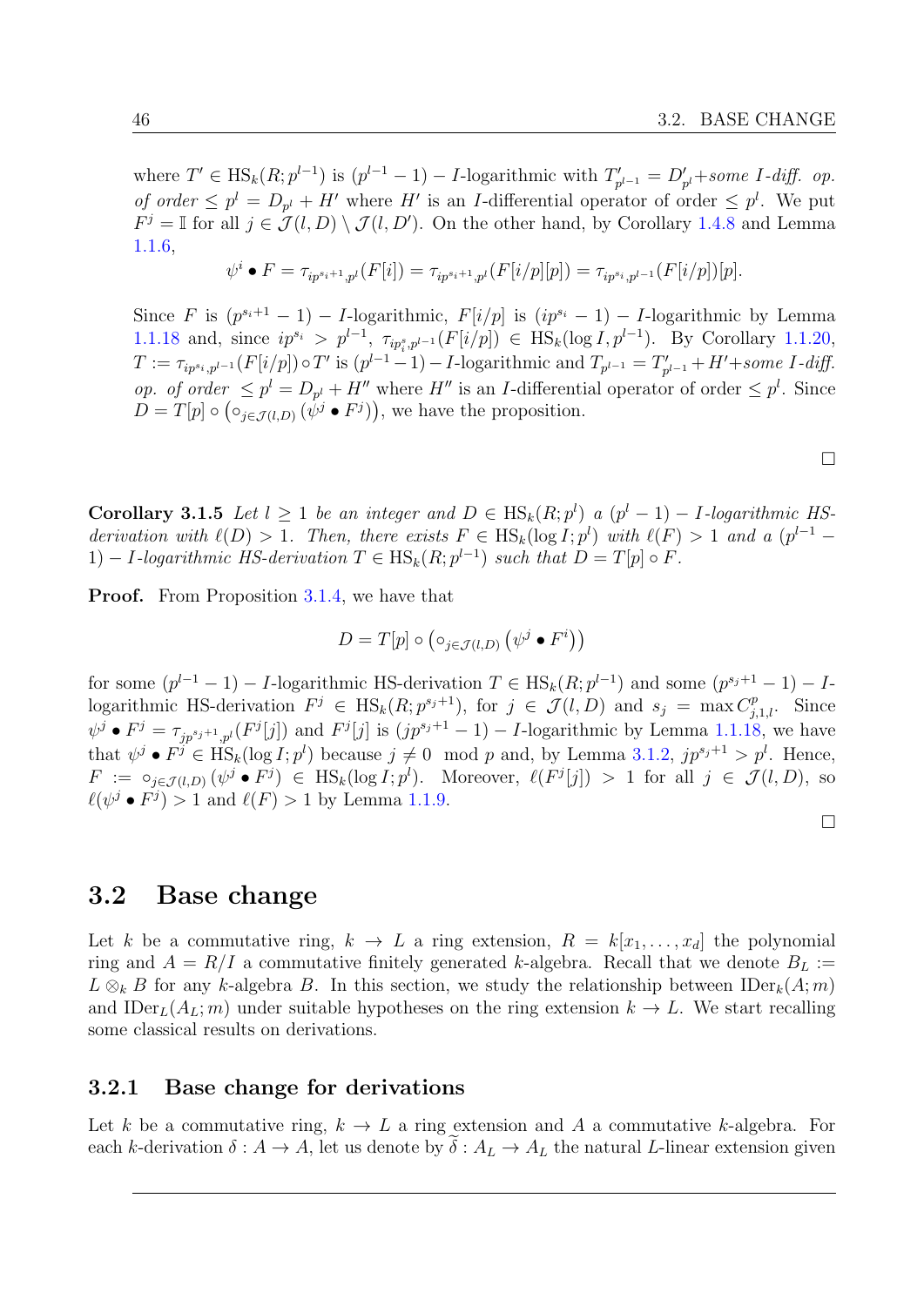where $T' \in \mathrm{HS}_k(R; p^{l-1})$ is $(p^{l-1}-1) - I$-logarithmic with $T'_{p^{l-1}} = D'_{p^l}$+*some* $I$*-diff. op. of order* $\leq p^l = D_{p^l} + H'$ where $H'$ is an $I$-differential operator of order $\leq p^l$. We put $F^j = \mathbb{I}$ for all $j \in \mathcal{J}(l, D) \setminus \mathcal{J}(l, D')$. On the other hand, by Corollary 1.4.8 and Lemma 1.1.6,

$$\psi^i \bullet F = \tau_{ip^{s_i+1}, p^l}(F[i]) = \tau_{ip^{s_i+1}, p^l}(F[i/p][p]) = \tau_{ip^{s_i}, p^{l-1}}(F[i/p])[p].$$

Since $F$ is $(p^{s_i+1}-1) - I$-logarithmic, $F[i/p]$ is $(ip^{s_i}-1) - I$-logarithmic by Lemma 1.1.18 and, since $ip^{s_i} > p^{l-1}$, $\tau_{ip_i^s, p^{l-1}}(F[i/p]) \in \mathrm{HS}_k(\log I, p^{l-1})$. By Corollary 1.1.20, $T := \tau_{ip^{s_i}, p^{l-1}}(F[i/p]) \circ T'$ is $(p^{l-1}-1) - I$-logarithmic and $T_{p^{l-1}} = T'_{p^{l-1}} + H'$+*some* $I$*-diff. op. of order* $\leq p^l = D_{p^l} + H''$ where $H''$ is an $I$-differential operator of order $\leq p^l$. Since $D = T[p] \circ \left(\circ_{j \in \mathcal{J}(l,D)} \left(\psi^j \bullet F^j\right)\right)$, we have the proposition.

□

**Corollary 3.1.5** *Let $l \geq 1$ be an integer and $D \in \mathrm{HS}_k(R; p^l)$ a $(p^l - 1) - I$-logarithmic HS-derivation with $\ell(D) > 1$. Then, there exists $F \in \mathrm{HS}_k(\log I; p^l)$ with $\ell(F) > 1$ and a $(p^{l-1} - 1) - I$-logarithmic HS-derivation $T \in \mathrm{HS}_k(R; p^{l-1})$ such that $D = T[p] \circ F$.*

**Proof.** From Proposition 3.1.4, we have that

$$D = T[p] \circ \left(\circ_{j \in \mathcal{J}(l,D)} \left(\psi^j \bullet F^i\right)\right)$$

for some $(p^{l-1}-1) - I$-logarithmic HS-derivation $T \in \mathrm{HS}_k(R; p^{l-1})$ and some $(p^{s_j+1}-1) - I$-logarithmic HS-derivation $F^j \in \mathrm{HS}_k(R; p^{s_j+1})$, for $j \in \mathcal{J}(l, D)$ and $s_j = \max C^p_{j,1,l}$. Since $\psi^j \bullet F^j = \tau_{jp^{s_j+1}, p^l}(F^j[j])$ and $F^j[j]$ is $(jp^{s_j+1}-1) - I$-logarithmic by Lemma 1.1.18, we have that $\psi^j \bullet F^j \in \mathrm{HS}_k(\log I; p^l)$ because $j \neq 0 \mod p$ and, by Lemma 3.1.2, $jp^{s_j+1} > p^l$. Hence, $F := \circ_{j \in \mathcal{J}(l,D)} \left(\psi^j \bullet F^j\right) \in \mathrm{HS}_k(\log I; p^l)$. Moreover, $\ell(F^j[j]) > 1$ for all $j \in \mathcal{J}(l, D)$, so $\ell(\psi^j \bullet F^j) > 1$ and $\ell(F) > 1$ by Lemma 1.1.9.

□

## 3.2 Base change

Let $k$ be a commutative ring, $k \to L$ a ring extension, $R = k[x_1, \ldots, x_d]$ the polynomial ring and $A = R/I$ a commutative finitely generated $k$-algebra. Recall that we denote $B_L := L \otimes_k B$ for any $k$-algebra $B$. In this section, we study the relationship between $\mathrm{IDer}_k(A; m)$ and $\mathrm{IDer}_L(A_L; m)$ under suitable hypotheses on the ring extension $k \to L$. We start recalling some classical results on derivations.

### 3.2.1 Base change for derivations

Let $k$ be a commutative ring, $k \to L$ a ring extension and $A$ a commutative $k$-algebra. For each $k$-derivation $\delta : A \to A$, let us denote by $\widetilde{\delta} : A_L \to A_L$ the natural $L$-linear extension given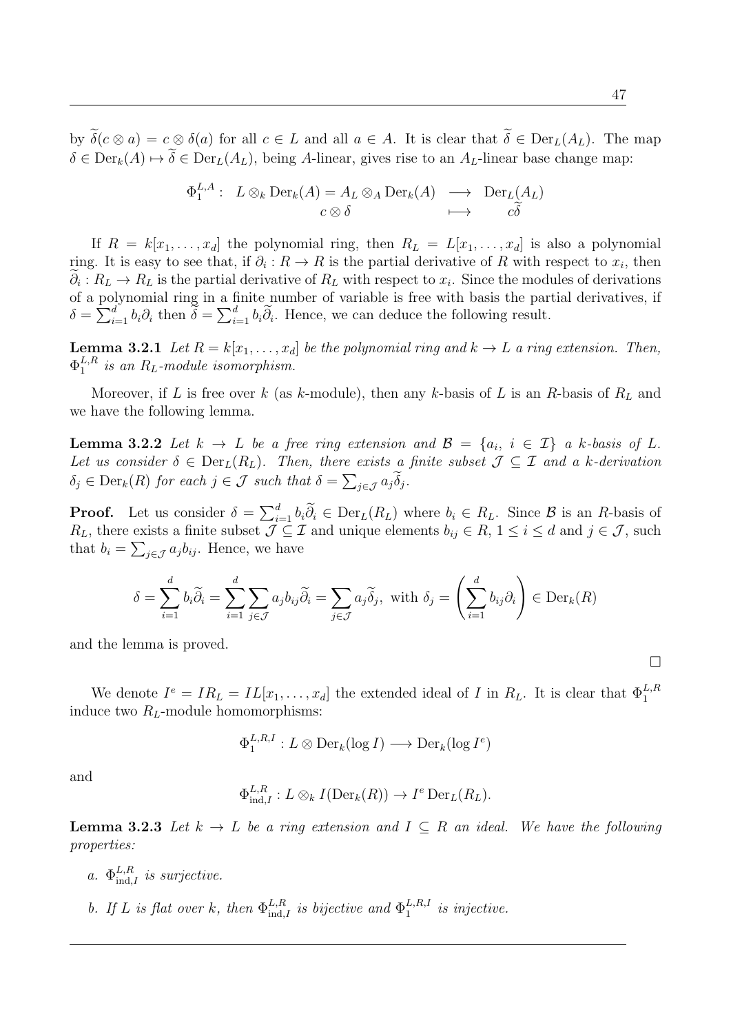by $\widetilde{\delta}(c \otimes a) = c \otimes \delta(a)$ for all $c \in L$ and all $a \in A$. It is clear that $\widetilde{\delta} \in \mathrm{Der}_L(A_L)$. The map $\delta \in \mathrm{Der}_k(A) \mapsto \widetilde{\delta} \in \mathrm{Der}_L(A_L)$, being $A$-linear, gives rise to an $A_L$-linear base change map:

$$\begin{array}{rccc} \Phi_1^{L,A}: & L \otimes_k \mathrm{Der}_k(A) = A_L \otimes_A \mathrm{Der}_k(A) & \longrightarrow & \mathrm{Der}_L(A_L) \\ & c \otimes \delta & \longmapsto & c\widetilde{\delta} \end{array}$$

If $R = k[x_1, \ldots, x_d]$ the polynomial ring, then $R_L = L[x_1, \ldots, x_d]$ is also a polynomial ring. It is easy to see that, if $\partial_i : R \to R$ is the partial derivative of $R$ with respect to $x_i$, then $\widetilde{\partial}_i : R_L \to R_L$ is the partial derivative of $R_L$ with respect to $x_i$. Since the modules of derivations of a polynomial ring in a finite number of variable is free with basis the partial derivatives, if $\delta = \sum_{i=1}^d b_i \partial_i$ then $\widetilde{\delta} = \sum_{i=1}^d b_i \widetilde{\partial}_i$. Hence, we can deduce the following result.

**Lemma 3.2.1** *Let $R = k[x_1, \ldots, x_d]$ be the polynomial ring and $k \to L$ a ring extension. Then, $\Phi_1^{L,R}$ is an $R_L$-module isomorphism.*

Moreover, if $L$ is free over $k$ (as $k$-module), then any $k$-basis of $L$ is an $R$-basis of $R_L$ and we have the following lemma.

**Lemma 3.2.2** *Let $k \to L$ be a free ring extension and $\mathcal{B} = \{a_i,\ i \in \mathcal{I}\}$ a $k$-basis of $L$. Let us consider $\delta \in \mathrm{Der}_L(R_L)$. Then, there exists a finite subset $\mathcal{J} \subseteq \mathcal{I}$ and a $k$-derivation $\delta_j \in \mathrm{Der}_k(R)$ for each $j \in \mathcal{J}$ such that $\delta = \sum_{j \in \mathcal{J}} a_j \widetilde{\delta}_j$.*

**Proof.** Let us consider $\delta = \sum_{i=1}^d b_i \widetilde{\partial}_i \in \mathrm{Der}_L(R_L)$ where $b_i \in R_L$. Since $\mathcal{B}$ is an $R$-basis of $R_L$, there exists a finite subset $\mathcal{J} \subseteq \mathcal{I}$ and unique elements $b_{ij} \in R$, $1 \le i \le d$ and $j \in \mathcal{J}$, such that $b_i = \sum_{j \in \mathcal{J}} a_j b_{ij}$. Hence, we have

$$\delta = \sum_{i=1}^d b_i \widetilde{\partial}_i = \sum_{i=1}^d \sum_{j \in \mathcal{J}} a_j b_{ij} \widetilde{\partial}_i = \sum_{j \in \mathcal{J}} a_j \widetilde{\delta}_j, \text{ with } \delta_j = \left( \sum_{i=1}^d b_{ij} \partial_i \right) \in \mathrm{Der}_k(R)$$

and the lemma is proved.

□

We denote $I^e = IR_L = IL[x_1, \ldots, x_d]$ the extended ideal of $I$ in $R_L$. It is clear that $\Phi_1^{L,R}$ induce two $R_L$-module homomorphisms:

$$\Phi_1^{L,R,I} : L \otimes \mathrm{Der}_k(\log I) \longrightarrow \mathrm{Der}_k(\log I^e)$$

and

$$\Phi_{\mathrm{ind},I}^{L,R} : L \otimes_k I(\mathrm{Der}_k(R)) \to I^e\, \mathrm{Der}_L(R_L).$$

**Lemma 3.2.3** *Let $k \to L$ be a ring extension and $I \subseteq R$ an ideal. We have the following properties:*

*a. $\Phi_{\mathrm{ind},I}^{L,R}$ is surjective.*

*b. If $L$ is flat over $k$, then $\Phi_{\mathrm{ind},I}^{L,R}$ is bijective and $\Phi_1^{L,R,I}$ is injective.*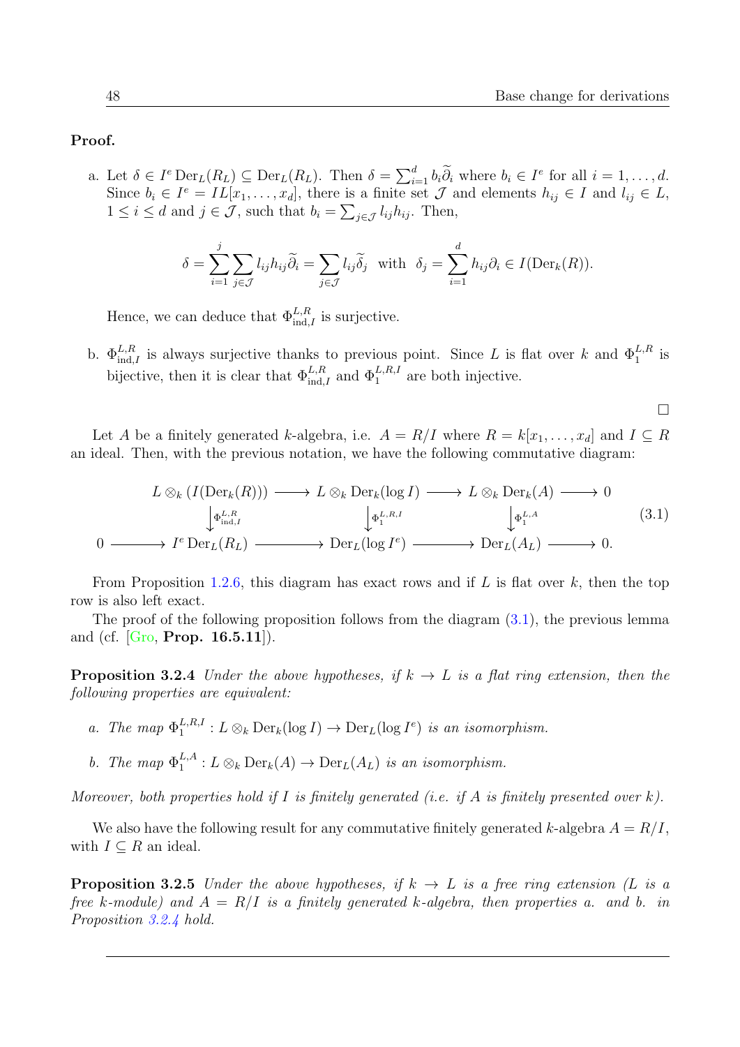**Proof.**

a. Let $\delta \in I^e \operatorname{Der}_L(R_L) \subseteq \operatorname{Der}_L(R_L)$. Then $\delta = \sum_{i=1}^d b_i \widetilde{\partial}_i$ where $b_i \in I^e$ for all $i = 1, \ldots, d$. Since $b_i \in I^e = IL[x_1, \ldots, x_d]$, there is a finite set $\mathcal{J}$ and elements $h_{ij} \in I$ and $l_{ij} \in L$, $1 \leq i \leq d$ and $j \in \mathcal{J}$, such that $b_i = \sum_{j \in \mathcal{J}} l_{ij} h_{ij}$. Then,

$$\delta = \sum_{i=1}^{j} \sum_{j \in \mathcal{J}} l_{ij} h_{ij} \widetilde{\partial}_i = \sum_{j \in \mathcal{J}} l_{ij} \widetilde{\delta}_j \ \text{ with } \ \delta_j = \sum_{i=1}^{d} h_{ij} \partial_i \in I(\operatorname{Der}_k(R)).$$

Hence, we can deduce that $\Phi_{\mathrm{ind},I}^{L,R}$ is surjective.

b. $\Phi_{\mathrm{ind},I}^{L,R}$ is always surjective thanks to previous point. Since $L$ is flat over $k$ and $\Phi_1^{L,R}$ is bijective, then it is clear that $\Phi_{\mathrm{ind},I}^{L,R}$ and $\Phi_1^{L,R,I}$ are both injective.

□

Let $A$ be a finitely generated $k$-algebra, i.e. $A = R/I$ where $R = k[x_1, \ldots, x_d]$ and $I \subseteq R$ an ideal. Then, with the previous notation, we have the following commutative diagram:

$$\begin{array}{ccccccccc}
 & & L \otimes_k (I(\operatorname{Der}_k(R))) & \longrightarrow & L \otimes_k \operatorname{Der}_k(\log I) & \longrightarrow & L \otimes_k \operatorname{Der}_k(A) & \longrightarrow & 0 \\
 & & \downarrow \Phi_{\mathrm{ind},I}^{L,R} & & \downarrow \Phi_1^{L,R,I} & & \downarrow \Phi_1^{L,A} & & \\
0 & \longrightarrow & I^e \operatorname{Der}_L(R_L) & \longrightarrow & \operatorname{Der}_L(\log I^e) & \longrightarrow & \operatorname{Der}_L(A_L) & \longrightarrow & 0.
\end{array} \tag{3.1}$$

From Proposition 1.2.6, this diagram has exact rows and if $L$ is flat over $k$, then the top row is also left exact.

The proof of the following proposition follows from the diagram (3.1), the previous lemma and (cf. [Gro, **Prop. 16.5.11**]).

**Proposition 3.2.4** *Under the above hypotheses, if $k \to L$ is a flat ring extension, then the following properties are equivalent:*

*a. The map $\Phi_1^{L,R,I} : L \otimes_k \operatorname{Der}_k(\log I) \to \operatorname{Der}_L(\log I^e)$ is an isomorphism.*

*b. The map $\Phi_1^{L,A} : L \otimes_k \operatorname{Der}_k(A) \to \operatorname{Der}_L(A_L)$ is an isomorphism.*

*Moreover, both properties hold if $I$ is finitely generated (i.e. if $A$ is finitely presented over $k$).*

We also have the following result for any commutative finitely generated $k$-algebra $A = R/I$, with $I \subseteq R$ an ideal.

**Proposition 3.2.5** *Under the above hypotheses, if $k \to L$ is a free ring extension ($L$ is a free $k$-module) and $A = R/I$ is a finitely generated $k$-algebra, then properties a. and b. in Proposition 3.2.4 hold.*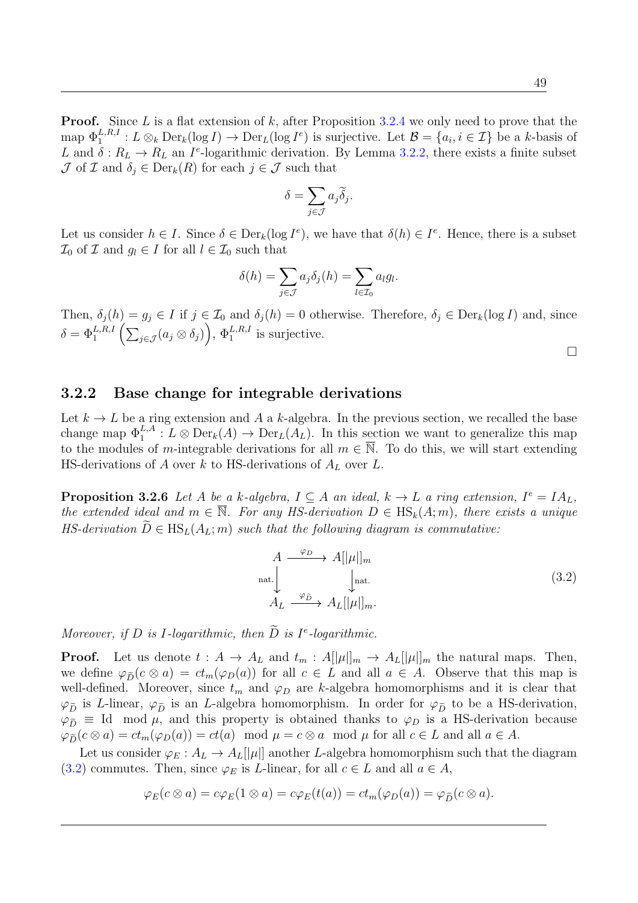**Proof.** Since $L$ is a flat extension of $k$, after Proposition 3.2.4 we only need to prove that the map $\Phi_1^{L,R,I} : L \otimes_k \operatorname{Der}_k(\log I) \to \operatorname{Der}_L(\log I^e)$ is surjective. Let $\mathcal{B} = \{a_i, i \in \mathcal{I}\}$ be a $k$-basis of $L$ and $\delta : R_L \to R_L$ an $I^e$-logarithmic derivation. By Lemma 3.2.2, there exists a finite subset $\mathcal{J}$ of $\mathcal{I}$ and $\delta_j \in \operatorname{Der}_k(R)$ for each $j \in \mathcal{J}$ such that

$$\delta = \sum_{j \in \mathcal{J}} a_j \widetilde{\delta}_j.$$

Let us consider $h \in I$. Since $\delta \in \operatorname{Der}_k(\log I^e)$, we have that $\delta(h) \in I^e$. Hence, there is a subset $\mathcal{I}_0$ of $\mathcal{I}$ and $g_l \in I$ for all $l \in \mathcal{I}_0$ such that

$$\delta(h) = \sum_{j \in \mathcal{J}} a_j \delta_j(h) = \sum_{l \in \mathcal{I}_0} a_l g_l.$$

Then, $\delta_j(h) = g_j \in I$ if $j \in \mathcal{I}_0$ and $\delta_j(h) = 0$ otherwise. Therefore, $\delta_j \in \operatorname{Der}_k(\log I)$ and, since $\delta = \Phi_1^{L,R,I}\left(\sum_{j \in \mathcal{J}} (a_j \otimes \delta_j)\right)$, $\Phi_1^{L,R,I}$ is surjective. □

### 3.2.2 Base change for integrable derivations

Let $k \to L$ be a ring extension and $A$ a $k$-algebra. In the previous section, we recalled the base change map $\Phi_1^{L,A} : L \otimes \operatorname{Der}_k(A) \to \operatorname{Der}_L(A_L)$. In this section we want to generalize this map to the modules of $m$-integrable derivations for all $m \in \overline{\mathbb{N}}$. To do this, we will start extending HS-derivations of $A$ over $k$ to HS-derivations of $A_L$ over $L$.

**Proposition 3.2.6** *Let $A$ be a $k$-algebra, $I \subseteq A$ an ideal, $k \to L$ a ring extension, $I^e = IA_L$, the extended ideal and $m \in \overline{\mathbb{N}}$. For any HS-derivation $D \in \operatorname{HS}_k(A; m)$, there exists a unique HS-derivation $\widetilde{D} \in \operatorname{HS}_L(A_L; m)$ such that the following diagram is commutative:*

$$\begin{array}{ccc} A & \xrightarrow{\varphi_D} & A[|\mu|]_m \\ {\scriptstyle \text{nat.}}\downarrow & & \downarrow{\scriptstyle \text{nat.}} \\ A_L & \xrightarrow{\varphi_{\widetilde{D}}} & A_L[|\mu|]_m. \end{array} \tag{3.2}$$

*Moreover, if $D$ is $I$-logarithmic, then $\widetilde{D}$ is $I^e$-logarithmic.*

**Proof.** Let us denote $t : A \to A_L$ and $t_m : A[|\mu|]_m \to A_L[|\mu|]_m$ the natural maps. Then, we define $\varphi_{\widetilde{D}}(c \otimes a) = ct_m(\varphi_D(a))$ for all $c \in L$ and all $a \in A$. Observe that this map is well-defined. Moreover, since $t_m$ and $\varphi_D$ are $k$-algebra homomorphisms and it is clear that $\varphi_{\widetilde{D}}$ is $L$-linear, $\varphi_{\widetilde{D}}$ is an $L$-algebra homomorphism. In order for $\varphi_{\widetilde{D}}$ to be a HS-derivation, $\varphi_{\widetilde{D}} \equiv \operatorname{Id} \mod \mu$, and this property is obtained thanks to $\varphi_D$ is a HS-derivation because $\varphi_{\widetilde{D}}(c \otimes a) = ct_m(\varphi_D(a)) = ct(a) \mod \mu = c \otimes a \mod \mu$ for all $c \in L$ and all $a \in A$.

Let us consider $\varphi_E : A_L \to A_L[|\mu|]$ another $L$-algebra homomorphism such that the diagram (3.2) commutes. Then, since $\varphi_E$ is $L$-linear, for all $c \in L$ and all $a \in A$,

$$\varphi_E(c \otimes a) = c\varphi_E(1 \otimes a) = c\varphi_E(t(a)) = ct_m(\varphi_D(a)) = \varphi_{\widetilde{D}}(c \otimes a).$$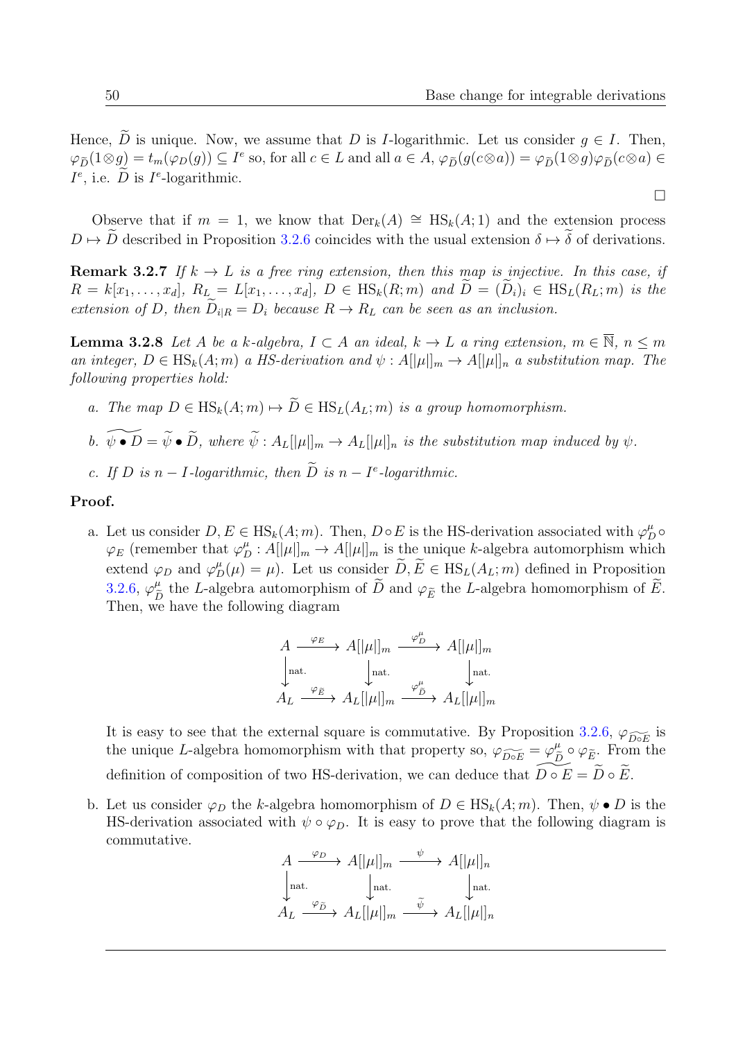Hence, $\widetilde{D}$ is unique. Now, we assume that $D$ is $I$-logarithmic. Let us consider $g \in I$. Then, $\varphi_{\widetilde{D}}(1 \otimes g) = t_m(\varphi_D(g)) \subseteq I^e$ so, for all $c \in L$ and all $a \in A$, $\varphi_{\widetilde{D}}(g(c \otimes a)) = \varphi_{\widetilde{D}}(1 \otimes g)\varphi_{\widetilde{D}}(c \otimes a) \in I^e$, i.e. $\widetilde{D}$ is $I^e$-logarithmic.

□

Observe that if $m = 1$, we know that $\mathrm{Der}_k(A) \cong \mathrm{HS}_k(A; 1)$ and the extension process $D \mapsto \widetilde{D}$ described in Proposition 3.2.6 coincides with the usual extension $\delta \mapsto \widetilde{\delta}$ of derivations.

**Remark 3.2.7** *If $k \to L$ is a free ring extension, then this map is injective. In this case, if $R = k[x_1, \ldots, x_d]$, $R_L = L[x_1, \ldots, x_d]$, $D \in \mathrm{HS}_k(R; m)$ and $\widetilde{D} = (\widetilde{D}_i)_i \in \mathrm{HS}_L(R_L; m)$ is the extension of $D$, then $\widetilde{D}_{i|R} = D_i$ because $R \to R_L$ can be seen as an inclusion.*

**Lemma 3.2.8** *Let $A$ be a $k$-algebra, $I \subset A$ an ideal, $k \to L$ a ring extension, $m \in \overline{\mathbb{N}}$, $n \leq m$ an integer, $D \in \mathrm{HS}_k(A; m)$ a HS-derivation and $\psi : A[|\mu|]_m \to A[|\mu|]_n$ a substitution map. The following properties hold:*

- *a. The map $D \in \mathrm{HS}_k(A; m) \mapsto \widetilde{D} \in \mathrm{HS}_L(A_L; m)$ is a group homomorphism.*
- *b. $\widetilde{\psi \bullet D} = \widetilde{\psi} \bullet \widetilde{D}$, where $\widetilde{\psi} : A_L[|\mu|]_m \to A_L[|\mu|]_n$ is the substitution map induced by $\psi$.*
- *c. If $D$ is $n - I$-logarithmic, then $\widetilde{D}$ is $n - I^e$-logarithmic.*

**Proof.**

a. Let us consider $D, E \in \mathrm{HS}_k(A; m)$. Then, $D \circ E$ is the HS-derivation associated with $\varphi^\mu_D \circ \varphi_E$ (remember that $\varphi^\mu_D : A[|\mu|]_m \to A[|\mu|]_m$ is the unique $k$-algebra automorphism which extend $\varphi_D$ and $\varphi^\mu_D(\mu) = \mu$). Let us consider $\widetilde{D}, \widetilde{E} \in \mathrm{HS}_L(A_L; m)$ defined in Proposition 3.2.6, $\varphi^\mu_{\widetilde{D}}$ the $L$-algebra automorphism of $\widetilde{D}$ and $\varphi_{\widetilde{E}}$ the $L$-algebra homomorphism of $\widetilde{E}$. Then, we have the following diagram

$$\begin{array}{ccccc} A & \xrightarrow{\varphi_E} & A[|\mu|]_m & \xrightarrow{\varphi^\mu_D} & A[|\mu|]_m \\ \downarrow{\scriptstyle \text{nat.}} & & \downarrow{\scriptstyle \text{nat.}} & & \downarrow{\scriptstyle \text{nat.}} \\ A_L & \xrightarrow{\varphi_{\widetilde{E}}} & A_L[|\mu|]_m & \xrightarrow{\varphi^\mu_{\widetilde{D}}} & A_L[|\mu|]_m \end{array}$$

It is easy to see that the external square is commutative. By Proposition 3.2.6, $\varphi_{\widetilde{D \circ E}}$ is the unique $L$-algebra homomorphism with that property so, $\varphi_{\widetilde{D \circ E}} = \varphi^\mu_{\widetilde{D}} \circ \varphi_{\widetilde{E}}$. From the definition of composition of two HS-derivation, we can deduce that $\widetilde{D \circ E} = \widetilde{D} \circ \widetilde{E}$.

b. Let us consider $\varphi_D$ the $k$-algebra homomorphism of $D \in \mathrm{HS}_k(A; m)$. Then, $\psi \bullet D$ is the HS-derivation associated with $\psi \circ \varphi_D$. It is easy to prove that the following diagram is commutative.

$$\begin{array}{ccccc} A & \xrightarrow{\varphi_D} & A[|\mu|]_m & \xrightarrow{\psi} & A[|\mu|]_n \\ \downarrow{\scriptstyle \text{nat.}} & & \downarrow{\scriptstyle \text{nat.}} & & \downarrow{\scriptstyle \text{nat.}} \\ A_L & \xrightarrow{\varphi_{\widetilde{D}}} & A_L[|\mu|]_m & \xrightarrow{\widetilde{\psi}} & A_L[|\mu|]_n \end{array}$$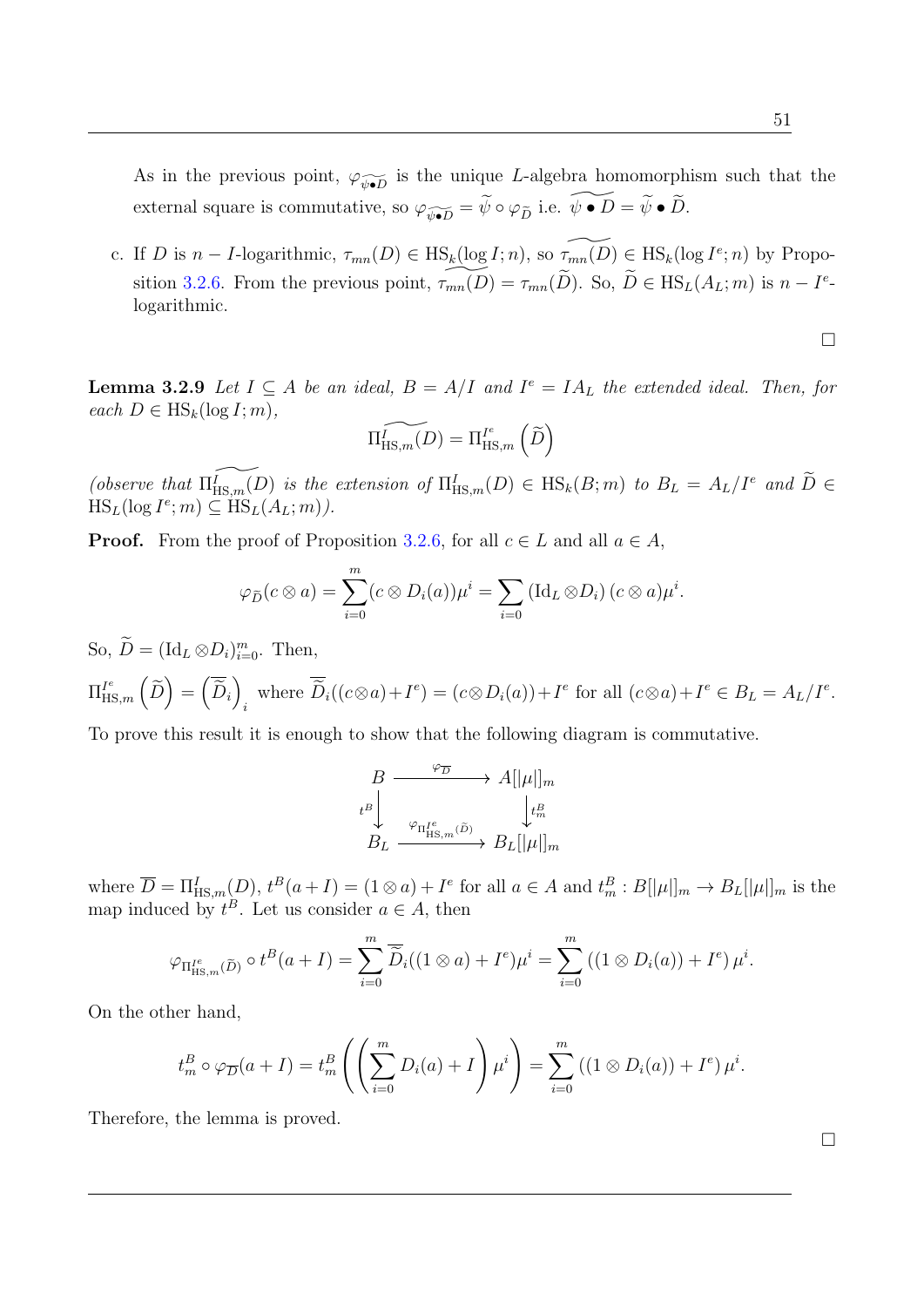As in the previous point, $\varphi_{\widetilde{\psi\bullet D}}$ is the unique $L$-algebra homomorphism such that the external square is commutative, so $\varphi_{\widetilde{\psi\bullet D}} = \widetilde{\psi} \circ \varphi_{\widetilde{D}}$ i.e. $\widetilde{\psi \bullet D} = \widetilde{\psi} \bullet \widetilde{D}$.

c. If $D$ is $n - I$-logarithmic, $\tau_{mn}(D) \in \mathrm{HS}_k(\log I; n)$, so $\widetilde{\tau_{mn}(D)} \in \mathrm{HS}_k(\log I^e; n)$ by Proposition 3.2.6. From the previous point, $\widetilde{\tau_{mn}(D)} = \tau_{mn}(\widetilde{D})$. So, $\widetilde{D} \in \mathrm{HS}_L(A_L; m)$ is $n - I^e$-logarithmic.

$\square$

**Lemma 3.2.9** *Let $I \subseteq A$ be an ideal, $B = A/I$ and $I^e = IA_L$ the extended ideal. Then, for each $D \in \mathrm{HS}_k(\log I; m)$,*

$$\widetilde{\Pi^I_{\mathrm{HS},m}(D)} = \Pi^{I^e}_{\mathrm{HS},m}\left(\widetilde{D}\right)$$

*(observe that $\widetilde{\Pi^I_{\mathrm{HS},m}(D)}$ is the extension of $\Pi^I_{\mathrm{HS},m}(D) \in \mathrm{HS}_k(B; m)$ to $B_L = A_L/I^e$ and $\widetilde{D} \in \mathrm{HS}_L(\log I^e; m) \subseteq \mathrm{HS}_L(A_L; m)$).*

**Proof.** From the proof of Proposition 3.2.6, for all $c \in L$ and all $a \in A$,

$$\varphi_{\widetilde{D}}(c \otimes a) = \sum_{i=0}^{m} (c \otimes D_i(a))\mu^i = \sum_{i=0} \left(\mathrm{Id}_L \otimes D_i\right)(c \otimes a)\mu^i.$$

So, $\widetilde{D} = (\mathrm{Id}_L \otimes D_i)_{i=0}^m$. Then,

$\Pi^{I^e}_{\mathrm{HS},m}\left(\widetilde{D}\right) = \left(\overline{\widetilde{D}}_i\right)_i$ where $\overline{\widetilde{D}}_i((c\otimes a)+I^e) = (c\otimes D_i(a))+I^e$ for all $(c\otimes a)+I^e \in B_L = A_L/I^e$.

To prove this result it is enough to show that the following diagram is commutative.

$$\begin{array}{ccc} B & \xrightarrow{\varphi_{\overline{D}}} & A[|\mu|]_m \\ {\scriptstyle t^B}\downarrow & & \downarrow{\scriptstyle t^B_m} \\ B_L & \xrightarrow{\varphi_{\Pi^{I^e}_{\mathrm{HS},m}(\widetilde{D})}} & B_L[|\mu|]_m \end{array}$$

where $\overline{D} = \Pi^I_{\mathrm{HS},m}(D)$, $t^B(a+I) = (1 \otimes a) + I^e$ for all $a \in A$ and $t^B_m : B[|\mu|]_m \to B_L[|\mu|]_m$ is the map induced by $t^B$. Let us consider $a \in A$, then

$$\varphi_{\Pi^{I^e}_{\mathrm{HS},m}(\widetilde{D})} \circ t^B(a+I) = \sum_{i=0}^{m} \overline{\widetilde{D}}_i((1 \otimes a) + I^e)\mu^i = \sum_{i=0}^{m} \left((1 \otimes D_i(a)) + I^e\right)\mu^i.$$

On the other hand,

$$t^B_m \circ \varphi_{\overline{D}}(a+I) = t^B_m\left(\left(\sum_{i=0}^{m} D_i(a) + I\right)\mu^i\right) = \sum_{i=0}^{m} \left((1 \otimes D_i(a)) + I^e\right)\mu^i.$$

Therefore, the lemma is proved.

$\square$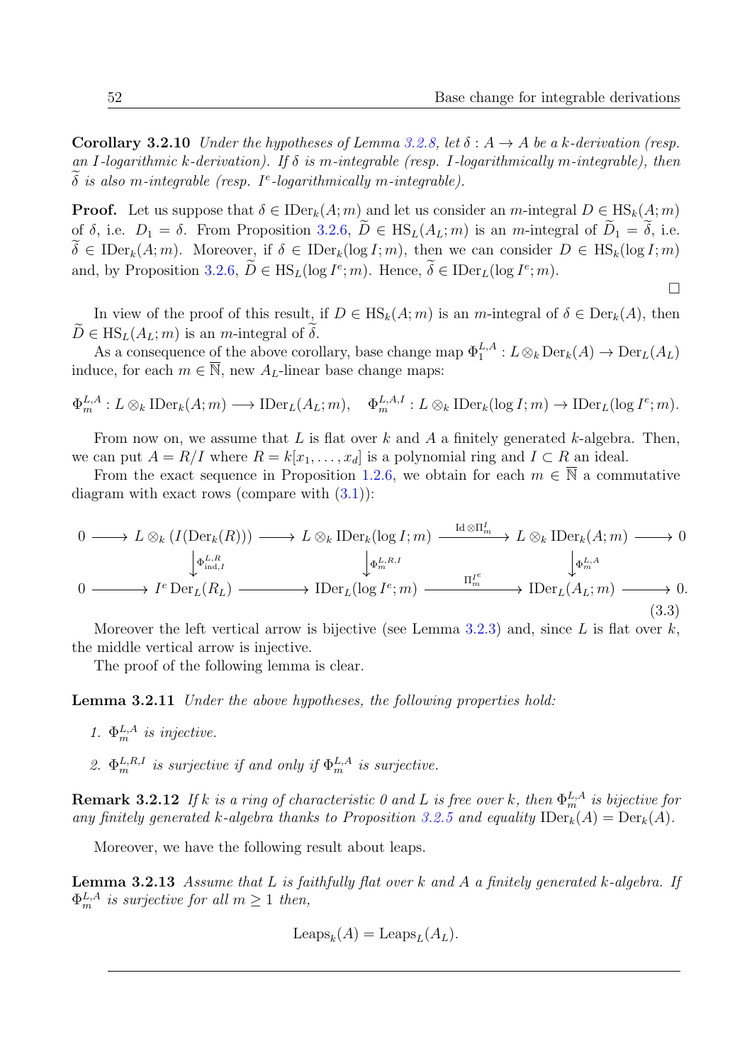**Corollary 3.2.10** *Under the hypotheses of Lemma 3.2.8, let $\delta : A \to A$ be a $k$-derivation (resp. an $I$-logarithmic $k$-derivation). If $\delta$ is $m$-integrable (resp. $I$-logarithmically $m$-integrable), then $\widetilde{\delta}$ is also $m$-integrable (resp. $I^e$-logarithmically $m$-integrable).*

**Proof.** Let us suppose that $\delta \in \mathrm{IDer}_k(A;m)$ and let us consider an $m$-integral $D \in \mathrm{HS}_k(A;m)$ of $\delta$, i.e. $D_1 = \delta$. From Proposition 3.2.6, $\widetilde{D} \in \mathrm{HS}_L(A_L;m)$ is an $m$-integral of $\widetilde{D}_1 = \widetilde{\delta}$, i.e. $\widetilde{\delta} \in \mathrm{IDer}_k(A;m)$. Moreover, if $\delta \in \mathrm{IDer}_k(\log I;m)$, then we can consider $D \in \mathrm{HS}_k(\log I;m)$ and, by Proposition 3.2.6, $\widetilde{D} \in \mathrm{HS}_L(\log I^e;m)$. Hence, $\widetilde{\delta} \in \mathrm{IDer}_L(\log I^e;m)$.

$\square$

In view of the proof of this result, if $D \in \mathrm{HS}_k(A;m)$ is an $m$-integral of $\delta \in \mathrm{Der}_k(A)$, then $\widetilde{D} \in \mathrm{HS}_L(A_L;m)$ is an $m$-integral of $\widetilde{\delta}$.

As a consequence of the above corollary, base change map $\Phi_1^{L,A} : L \otimes_k \mathrm{Der}_k(A) \to \mathrm{Der}_L(A_L)$ induce, for each $m \in \overline{\mathbb{N}}$, new $A_L$-linear base change maps:

$$\Phi_m^{L,A} : L \otimes_k \mathrm{IDer}_k(A;m) \longrightarrow \mathrm{IDer}_L(A_L;m), \quad \Phi_m^{L,A,I} : L \otimes_k \mathrm{IDer}_k(\log I;m) \to \mathrm{IDer}_L(\log I^e;m).$$

From now on, we assume that $L$ is flat over $k$ and $A$ a finitely generated $k$-algebra. Then, we can put $A = R/I$ where $R = k[x_1, \ldots, x_d]$ is a polynomial ring and $I \subset R$ an ideal.

From the exact sequence in Proposition 1.2.6, we obtain for each $m \in \overline{\mathbb{N}}$ a commutative diagram with exact rows (compare with (3.1)):

$$\begin{array}{ccccccccc}
0 & \longrightarrow & L \otimes_k (I(\mathrm{Der}_k(R))) & \longrightarrow & L \otimes_k \mathrm{IDer}_k(\log I;m) & \xrightarrow{\mathrm{Id} \otimes \Pi_m^I} & L \otimes_k \mathrm{IDer}_k(A;m) & \longrightarrow & 0 \\
 & & \downarrow \Phi_{\mathrm{ind},I}^{L,R} & & \downarrow \Phi_m^{L,R,I} & & \downarrow \Phi_m^{L,A} & & \\
0 & \longrightarrow & I^e \,\mathrm{Der}_L(R_L) & \longrightarrow & \mathrm{IDer}_L(\log I^e;m) & \xrightarrow{\Pi_m^{I^e}} & \mathrm{IDer}_L(A_L;m) & \longrightarrow & 0.
\end{array} \tag{3.3}$$

Moreover the left vertical arrow is bijective (see Lemma 3.2.3) and, since $L$ is flat over $k$, the middle vertical arrow is injective.

The proof of the following lemma is clear.

**Lemma 3.2.11** *Under the above hypotheses, the following properties hold:*

1. *$\Phi_m^{L,A}$ is injective.*
2. *$\Phi_m^{L,R,I}$ is surjective if and only if $\Phi_m^{L,A}$ is surjective.*

**Remark 3.2.12** *If $k$ is a ring of characteristic 0 and $L$ is free over $k$, then $\Phi_m^{L,A}$ is bijective for any finitely generated $k$-algebra thanks to Proposition 3.2.5 and equality $\mathrm{IDer}_k(A) = \mathrm{Der}_k(A)$.*

Moreover, we have the following result about leaps.

**Lemma 3.2.13** *Assume that $L$ is faithfully flat over $k$ and $A$ a finitely generated $k$-algebra. If $\Phi_m^{L,A}$ is surjective for all $m \geq 1$ then,*

$$\mathrm{Leaps}_k(A) = \mathrm{Leaps}_L(A_L).$$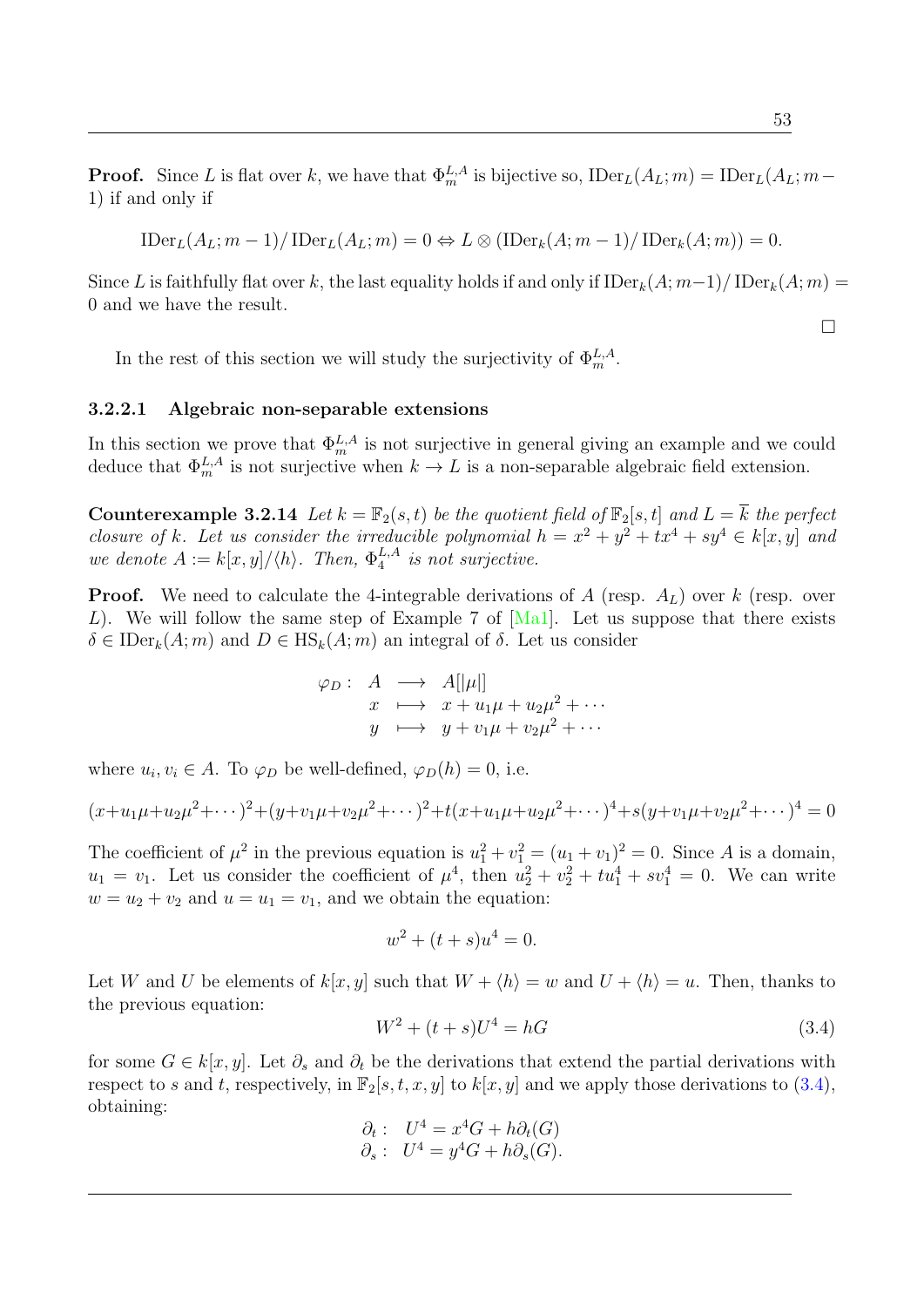**Proof.** Since $L$ is flat over $k$, we have that $\Phi_m^{L,A}$ is bijective so, $\operatorname{IDer}_L(A_L;m) = \operatorname{IDer}_L(A_L;m-1)$ if and only if

$$\operatorname{IDer}_L(A_L;m-1)/\operatorname{IDer}_L(A_L;m) = 0 \Leftrightarrow L \otimes (\operatorname{IDer}_k(A;m-1)/\operatorname{IDer}_k(A;m)) = 0.$$

Since $L$ is faithfully flat over $k$, the last equality holds if and only if $\operatorname{IDer}_k(A;m-1)/\operatorname{IDer}_k(A;m) = 0$ and we have the result.

$\square$

In the rest of this section we will study the surjectivity of $\Phi_m^{L,A}$.

#### 3.2.2.1 Algebraic non-separable extensions

In this section we prove that $\Phi_m^{L,A}$ is not surjective in general giving an example and we could deduce that $\Phi_m^{L,A}$ is not surjective when $k \to L$ is a non-separable algebraic field extension.

**Counterexample 3.2.14** *Let $k = \mathbb{F}_2(s,t)$ be the quotient field of $\mathbb{F}_2[s,t]$ and $L = \overline{k}$ the perfect closure of $k$. Let us consider the irreducible polynomial $h = x^2 + y^2 + tx^4 + sy^4 \in k[x,y]$ and we denote $A := k[x,y]/\langle h \rangle$. Then, $\Phi_4^{L,A}$ is not surjective.*

**Proof.** We need to calculate the 4-integrable derivations of $A$ (resp. $A_L$) over $k$ (resp. over $L$). We will follow the same step of Example 7 of [Ma1]. Let us suppose that there exists $\delta \in \operatorname{IDer}_k(A;m)$ and $D \in \operatorname{HS}_k(A;m)$ an integral of $\delta$. Let us consider

$$\begin{array}{rccl} \varphi_D: & A & \longrightarrow & A[|\mu|] \\ & x & \longmapsto & x + u_1\mu + u_2\mu^2 + \cdots \\ & y & \longmapsto & y + v_1\mu + v_2\mu^2 + \cdots \end{array}$$

where $u_i, v_i \in A$. To $\varphi_D$ be well-defined, $\varphi_D(h) = 0$, i.e.

$$(x+u_1\mu+u_2\mu^2+\cdots)^2+(y+v_1\mu+v_2\mu^2+\cdots)^2+t(x+u_1\mu+u_2\mu^2+\cdots)^4+s(y+v_1\mu+v_2\mu^2+\cdots)^4 = 0$$

The coefficient of $\mu^2$ in the previous equation is $u_1^2 + v_1^2 = (u_1+v_1)^2 = 0$. Since $A$ is a domain, $u_1 = v_1$. Let us consider the coefficient of $\mu^4$, then $u_2^2 + v_2^2 + tu_1^4 + sv_1^4 = 0$. We can write $w = u_2 + v_2$ and $u = u_1 = v_1$, and we obtain the equation:

$$w^2 + (t+s)u^4 = 0.$$

Let $W$ and $U$ be elements of $k[x,y]$ such that $W + \langle h \rangle = w$ and $U + \langle h \rangle = u$. Then, thanks to the previous equation:

$$W^2 + (t+s)U^4 = hG \tag{3.4}$$

for some $G \in k[x,y]$. Let $\partial_s$ and $\partial_t$ be the derivations that extend the partial derivations with respect to $s$ and $t$, respectively, in $\mathbb{F}_2[s,t,x,y]$ to $k[x,y]$ and we apply those derivations to (3.4), obtaining:

$$\begin{array}{ll} \partial_t: & U^4 = x^4G + h\partial_t(G) \\ \partial_s: & U^4 = y^4G + h\partial_s(G). \end{array}$$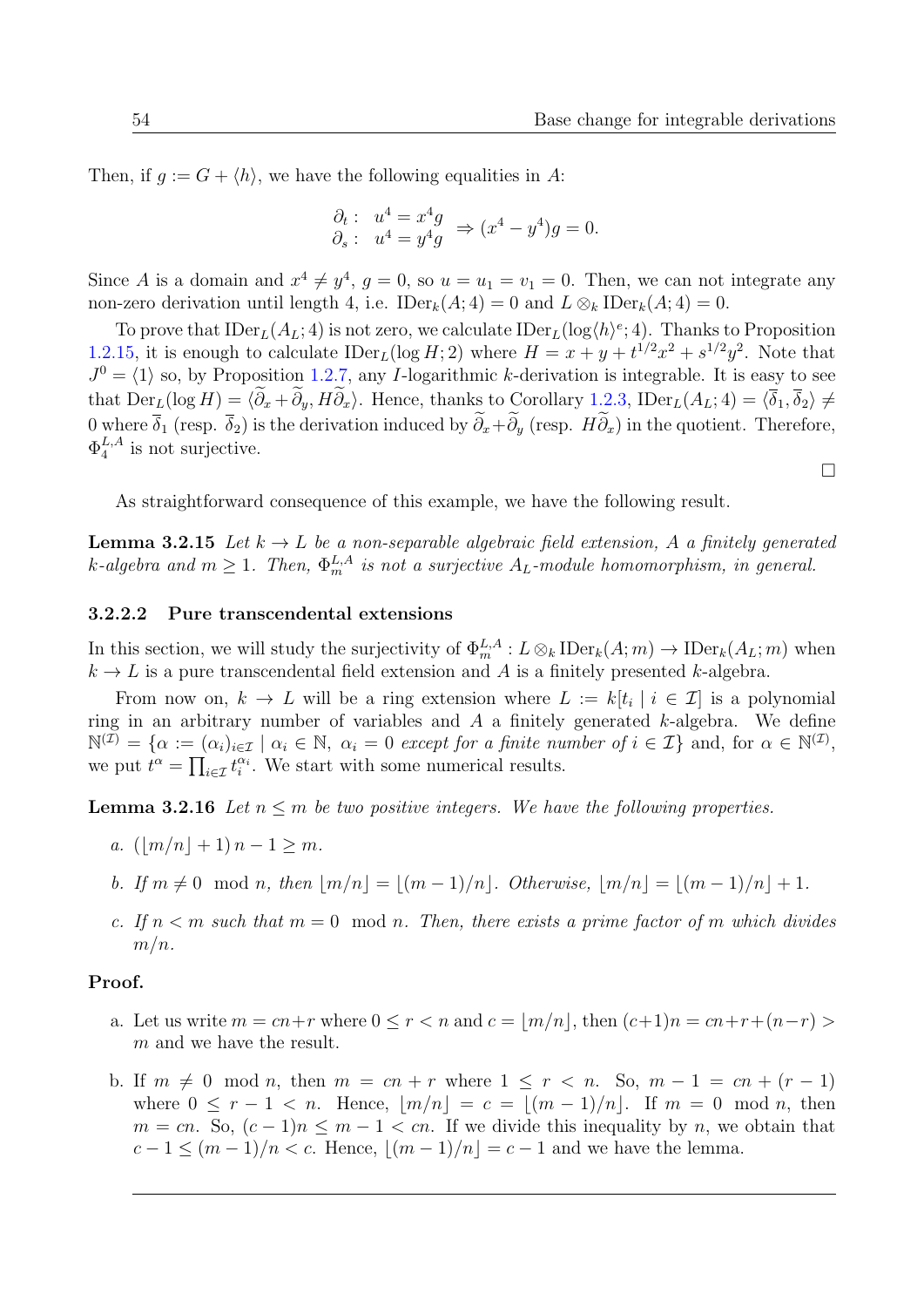Then, if $g := G + \langle h \rangle$, we have the following equalities in $A$:

$$\begin{array}{l} \partial_t : \quad u^4 = x^4 g \\ \partial_s : \quad u^4 = y^4 g \end{array} \Rightarrow (x^4 - y^4) g = 0.$$

Since $A$ is a domain and $x^4 \neq y^4$, $g = 0$, so $u = u_1 = v_1 = 0$. Then, we can not integrate any non-zero derivation until length 4, i.e. $\mathrm{IDer}_k(A; 4) = 0$ and $L \otimes_k \mathrm{IDer}_k(A; 4) = 0$.

To prove that $\mathrm{IDer}_L(A_L; 4)$ is not zero, we calculate $\mathrm{IDer}_L(\log \langle h \rangle^e; 4)$. Thanks to Proposition 1.2.15, it is enough to calculate $\mathrm{IDer}_L(\log H; 2)$ where $H = x + y + t^{1/2} x^2 + s^{1/2} y^2$. Note that $J^0 = \langle 1 \rangle$ so, by Proposition 1.2.7, any $I$-logarithmic $k$-derivation is integrable. It is easy to see that $\mathrm{Der}_L(\log H) = \langle \widetilde{\partial}_x + \widetilde{\partial}_y, H \widetilde{\partial}_x \rangle$. Hence, thanks to Corollary 1.2.3, $\mathrm{IDer}_L(A_L; 4) = \langle \overline{\delta}_1, \overline{\delta}_2 \rangle \neq 0$ where $\overline{\delta}_1$ (resp. $\overline{\delta}_2$) is the derivation induced by $\widetilde{\partial}_x + \widetilde{\partial}_y$ (resp. $H \widetilde{\partial}_x$) in the quotient. Therefore, $\Phi_4^{L,A}$ is not surjective.

$\square$

As straightforward consequence of this example, we have the following result.

**Lemma 3.2.15** *Let $k \to L$ be a non-separable algebraic field extension, $A$ a finitely generated $k$-algebra and $m \geq 1$. Then, $\Phi_m^{L,A}$ is not a surjective $A_L$-module homomorphism, in general.*

#### 3.2.2.2 Pure transcendental extensions

In this section, we will study the surjectivity of $\Phi_m^{L,A} : L \otimes_k \mathrm{IDer}_k(A; m) \to \mathrm{IDer}_k(A_L; m)$ when $k \to L$ is a pure transcendental field extension and $A$ is a finitely presented $k$-algebra.

From now on, $k \to L$ will be a ring extension where $L := k[t_i \mid i \in \mathcal{I}]$ is a polynomial ring in an arbitrary number of variables and $A$ a finitely generated $k$-algebra. We define $\mathbb{N}^{(\mathcal{I})} = \{\alpha := (\alpha_i)_{i \in \mathcal{I}} \mid \alpha_i \in \mathbb{N},\ \alpha_i = 0 \text{ except for a finite number of } i \in \mathcal{I}\}$ and, for $\alpha \in \mathbb{N}^{(\mathcal{I})}$, we put $t^\alpha = \prod_{i \in \mathcal{I}} t_i^{\alpha_i}$. We start with some numerical results.

**Lemma 3.2.16** *Let $n \leq m$ be two positive integers. We have the following properties.*

*a.* $(\lfloor m/n \rfloor + 1) n - 1 \geq m$.

*b. If $m \neq 0 \mod n$, then $\lfloor m/n \rfloor = \lfloor (m-1)/n \rfloor$. Otherwise, $\lfloor m/n \rfloor = \lfloor (m-1)/n \rfloor + 1$.*

*c. If $n < m$ such that $m = 0 \mod n$. Then, there exists a prime factor of $m$ which divides $m/n$.*

**Proof.**

a. Let us write $m = cn + r$ where $0 \leq r < n$ and $c = \lfloor m/n \rfloor$, then $(c+1)n = cn + r + (n - r) > m$ and we have the result.

b. If $m \neq 0 \mod n$, then $m = cn + r$ where $1 \leq r < n$. So, $m - 1 = cn + (r - 1)$ where $0 \leq r - 1 < n$. Hence, $\lfloor m/n \rfloor = c = \lfloor (m-1)/n \rfloor$. If $m = 0 \mod n$, then $m = cn$. So, $(c-1)n \leq m - 1 < cn$. If we divide this inequality by $n$, we obtain that $c - 1 \leq (m-1)/n < c$. Hence, $\lfloor (m-1)/n \rfloor = c - 1$ and we have the lemma.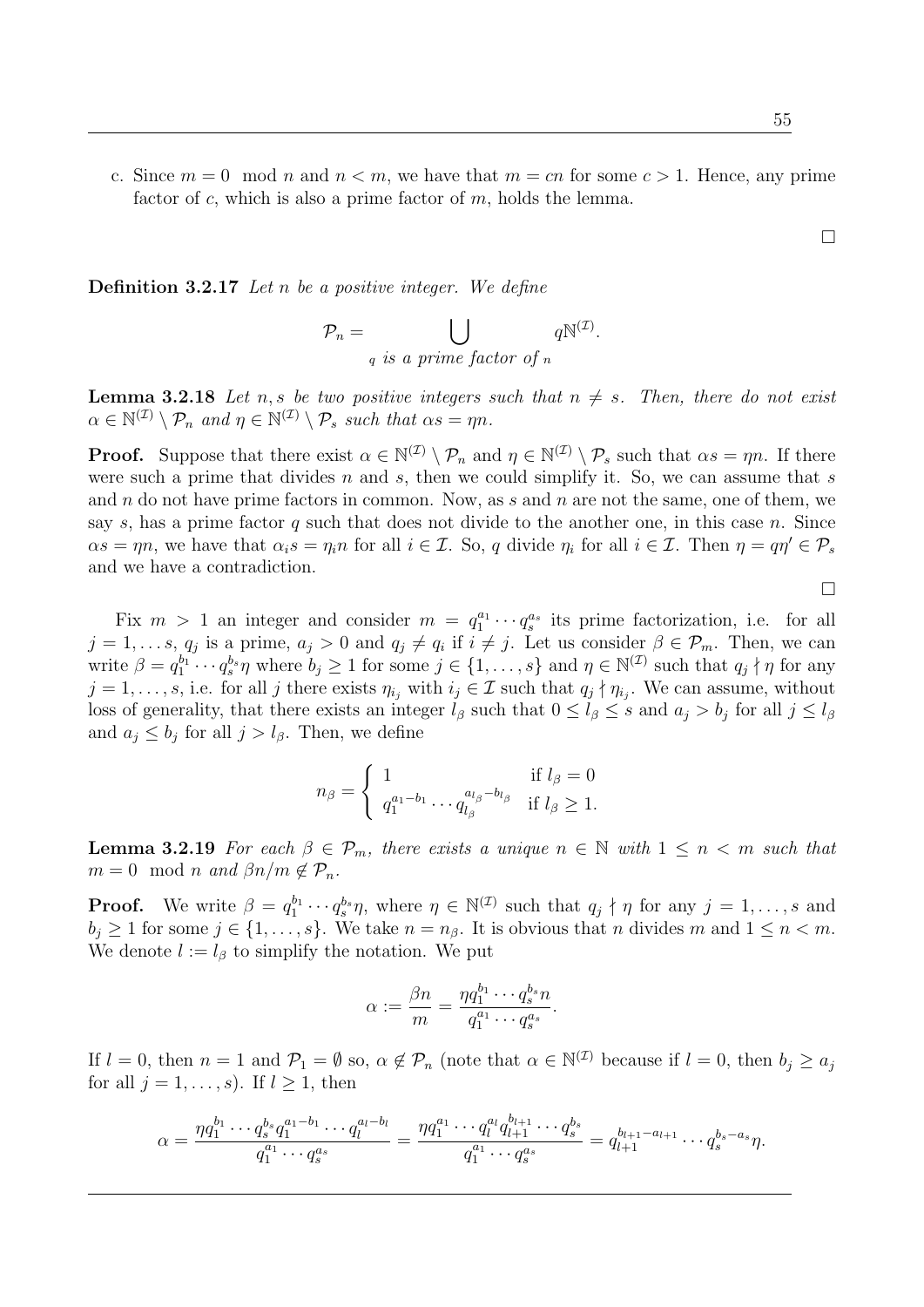c. Since $m = 0 \mod n$ and $n < m$, we have that $m = cn$ for some $c > 1$. Hence, any prime factor of $c$, which is also a prime factor of $m$, holds the lemma.

$\square$

**Definition 3.2.17** *Let $n$ be a positive integer. We define*

$$\mathcal{P}_n = \bigcup_{q \text{ is a prime factor of } n} q\mathbb{N}^{(\mathcal{I})}.$$

**Lemma 3.2.18** *Let $n, s$ be two positive integers such that $n \neq s$. Then, there do not exist $\alpha \in \mathbb{N}^{(\mathcal{I})} \setminus \mathcal{P}_n$ and $\eta \in \mathbb{N}^{(\mathcal{I})} \setminus \mathcal{P}_s$ such that $\alpha s = \eta n$.*

**Proof.** Suppose that there exist $\alpha \in \mathbb{N}^{(\mathcal{I})} \setminus \mathcal{P}_n$ and $\eta \in \mathbb{N}^{(\mathcal{I})} \setminus \mathcal{P}_s$ such that $\alpha s = \eta n$. If there were such a prime that divides $n$ and $s$, then we could simplify it. So, we can assume that $s$ and $n$ do not have prime factors in common. Now, as $s$ and $n$ are not the same, one of them, we say $s$, has a prime factor $q$ such that does not divide to the another one, in this case $n$. Since $\alpha s = \eta n$, we have that $\alpha_i s = \eta_i n$ for all $i \in \mathcal{I}$. So, $q$ divide $\eta_i$ for all $i \in \mathcal{I}$. Then $\eta = q\eta' \in \mathcal{P}_s$ and we have a contradiction.

$\square$

Fix $m > 1$ an integer and consider $m = q_1^{a_1} \cdots q_s^{a_s}$ its prime factorization, i.e. for all $j = 1, \ldots s$, $q_j$ is a prime, $a_j > 0$ and $q_j \neq q_i$ if $i \neq j$. Let us consider $\beta \in \mathcal{P}_m$. Then, we can write $\beta = q_1^{b_1} \cdots q_s^{b_s} \eta$ where $b_j \geq 1$ for some $j \in \{1, \ldots, s\}$ and $\eta \in \mathbb{N}^{(\mathcal{I})}$ such that $q_j \nmid \eta$ for any $j = 1, \ldots, s$, i.e. for all $j$ there exists $\eta_{i_j}$ with $i_j \in \mathcal{I}$ such that $q_j \nmid \eta_{i_j}$. We can assume, without loss of generality, that there exists an integer $l_\beta$ such that $0 \leq l_\beta \leq s$ and $a_j > b_j$ for all $j \leq l_\beta$ and $a_j \leq b_j$ for all $j > l_\beta$. Then, we define

$$n_\beta = \begin{cases} 1 & \text{if } l_\beta = 0 \\ q_1^{a_1 - b_1} \cdots q_{l_\beta}^{a_{l_\beta} - b_{l_\beta}} & \text{if } l_\beta \geq 1. \end{cases}$$

**Lemma 3.2.19** *For each $\beta \in \mathcal{P}_m$, there exists a unique $n \in \mathbb{N}$ with $1 \leq n < m$ such that $m = 0 \mod n$ and $\beta n/m \notin \mathcal{P}_n$.*

**Proof.** We write $\beta = q_1^{b_1} \cdots q_s^{b_s} \eta$, where $\eta \in \mathbb{N}^{(\mathcal{I})}$ such that $q_j \nmid \eta$ for any $j = 1, \ldots, s$ and $b_j \geq 1$ for some $j \in \{1, \ldots, s\}$. We take $n = n_\beta$. It is obvious that $n$ divides $m$ and $1 \leq n < m$. We denote $l := l_\beta$ to simplify the notation. We put

$$\alpha := \frac{\beta n}{m} = \frac{\eta q_1^{b_1} \cdots q_s^{b_s} n}{q_1^{a_1} \cdots q_s^{a_s}}.$$

If $l = 0$, then $n = 1$ and $\mathcal{P}_1 = \emptyset$ so, $\alpha \notin \mathcal{P}_n$ (note that $\alpha \in \mathbb{N}^{(\mathcal{I})}$ because if $l = 0$, then $b_j \geq a_j$ for all $j = 1, \ldots, s$). If $l \geq 1$, then

$$\alpha = \frac{\eta q_1^{b_1} \cdots q_s^{b_s} q_1^{a_1 - b_1} \cdots q_l^{a_l - b_l}}{q_1^{a_1} \cdots q_s^{a_s}} = \frac{\eta q_1^{a_1} \cdots q_l^{a_l} q_{l+1}^{b_{l+1}} \cdots q_s^{b_s}}{q_1^{a_1} \cdots q_s^{a_s}} = q_{l+1}^{b_{l+1} - a_{l+1}} \cdots q_s^{b_s - a_s} \eta.$$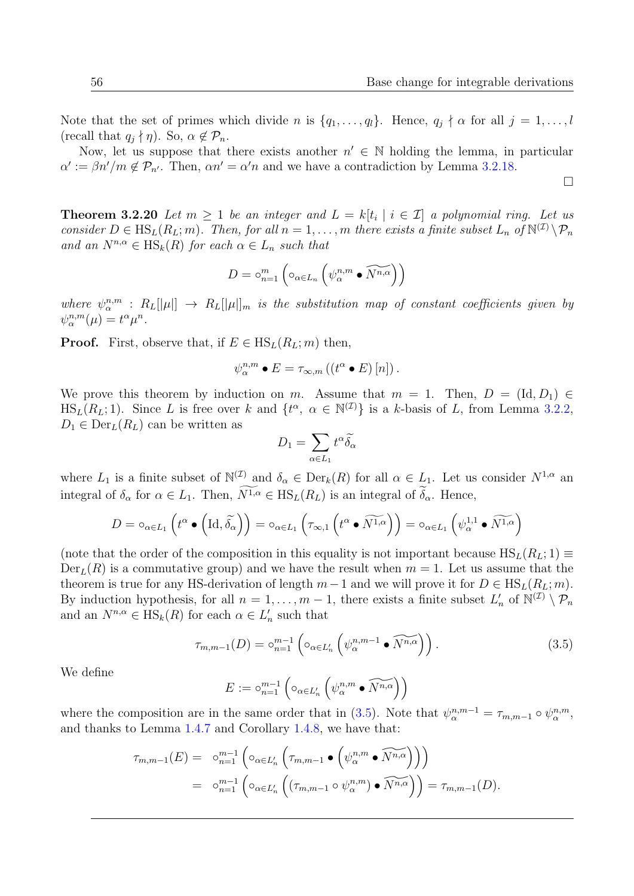Note that the set of primes which divide $n$ is $\{q_1, \ldots, q_l\}$. Hence, $q_j \nmid \alpha$ for all $j = 1, \ldots, l$ (recall that $q_j \nmid \eta$). So, $\alpha \notin \mathcal{P}_n$.

Now, let us suppose that there exists another $n' \in \mathbb{N}$ holding the lemma, in particular $\alpha' := \beta n'/m \notin \mathcal{P}_{n'}$. Then, $\alpha n' = \alpha' n$ and we have a contradiction by Lemma 3.2.18.

□

**Theorem 3.2.20** *Let $m \geq 1$ be an integer and $L = k[t_i \mid i \in \mathcal{I}]$ a polynomial ring. Let us consider $D \in \mathrm{HS}_L(R_L; m)$. Then, for all $n = 1, \ldots, m$ there exists a finite subset $L_n$ of $\mathbb{N}^{(\mathcal{I})} \setminus \mathcal{P}_n$ and an $N^{n,\alpha} \in \mathrm{HS}_k(R)$ for each $\alpha \in L_n$ such that*

$$D = \circ_{n=1}^{m} \left( \circ_{\alpha \in L_n} \left( \psi_{\alpha}^{n,m} \bullet \widetilde{N^{n,\alpha}} \right) \right)$$

*where $\psi_{\alpha}^{n,m} : R_L[|\mu|] \to R_L[|\mu|]_m$ is the substitution map of constant coefficients given by $\psi_{\alpha}^{n,m}(\mu) = t^{\alpha} \mu^n$.*

**Proof.** First, observe that, if $E \in \mathrm{HS}_L(R_L; m)$ then,

$$\psi_{\alpha}^{n,m} \bullet E = \tau_{\infty,m} \left( (t^{\alpha} \bullet E) [n] \right).$$

We prove this theorem by induction on $m$. Assume that $m = 1$. Then, $D = (\mathrm{Id}, D_1) \in \mathrm{HS}_L(R_L; 1)$. Since $L$ is free over $k$ and $\{t^{\alpha},\ \alpha \in \mathbb{N}^{(\mathcal{I})}\}$ is a $k$-basis of $L$, from Lemma 3.2.2, $D_1 \in \mathrm{Der}_L(R_L)$ can be written as

$$D_1 = \sum_{\alpha \in L_1} t^{\alpha} \widetilde{\delta_{\alpha}}$$

where $L_1$ is a finite subset of $\mathbb{N}^{(\mathcal{I})}$ and $\delta_{\alpha} \in \mathrm{Der}_k(R)$ for all $\alpha \in L_1$. Let us consider $N^{1,\alpha}$ an integral of $\delta_{\alpha}$ for $\alpha \in L_1$. Then, $\widetilde{N^{1,\alpha}} \in \mathrm{HS}_L(R_L)$ is an integral of $\widetilde{\delta_{\alpha}}$. Hence,

$$D = \circ_{\alpha \in L_1} \left( t^{\alpha} \bullet \left( \mathrm{Id}, \widetilde{\delta_{\alpha}} \right) \right) = \circ_{\alpha \in L_1} \left( \tau_{\infty,1} \left( t^{\alpha} \bullet \widetilde{N^{1,\alpha}} \right) \right) = \circ_{\alpha \in L_1} \left( \psi_{\alpha}^{1,1} \bullet \widetilde{N^{1,\alpha}} \right)$$

(note that the order of the composition in this equality is not important because $\mathrm{HS}_L(R_L; 1) \equiv \mathrm{Der}_L(R)$ is a commutative group) and we have the result when $m = 1$. Let us assume that the theorem is true for any HS-derivation of length $m - 1$ and we will prove it for $D \in \mathrm{HS}_L(R_L; m)$. By induction hypothesis, for all $n = 1, \ldots, m - 1$, there exists a finite subset $L'_n$ of $\mathbb{N}^{(\mathcal{I})} \setminus \mathcal{P}_n$ and an $N^{n,\alpha} \in \mathrm{HS}_k(R)$ for each $\alpha \in L'_n$ such that

$$\tau_{m,m-1}(D) = \circ_{n=1}^{m-1} \left( \circ_{\alpha \in L'_n} \left( \psi_{\alpha}^{n,m-1} \bullet \widetilde{N^{n,\alpha}} \right) \right). \tag{3.5}$$

We define

$$E := \circ_{n=1}^{m-1} \left( \circ_{\alpha \in L'_n} \left( \psi_{\alpha}^{n,m} \bullet \widetilde{N^{n,\alpha}} \right) \right)$$

where the composition are in the same order that in (3.5). Note that $\psi_{\alpha}^{n,m-1} = \tau_{m,m-1} \circ \psi_{\alpha}^{n,m}$, and thanks to Lemma 1.4.7 and Corollary 1.4.8, we have that:

$$\begin{aligned}
\tau_{m,m-1}(E) &= \circ_{n=1}^{m-1} \left( \circ_{\alpha \in L'_n} \left( \tau_{m,m-1} \bullet \left( \psi_{\alpha}^{n,m} \bullet \widetilde{N^{n,\alpha}} \right) \right) \right) \\
&= \circ_{n=1}^{m-1} \left( \circ_{\alpha \in L'_n} \left( (\tau_{m,m-1} \circ \psi_{\alpha}^{n,m}) \bullet \widetilde{N^{n,\alpha}} \right) \right) = \tau_{m,m-1}(D).
\end{aligned}$$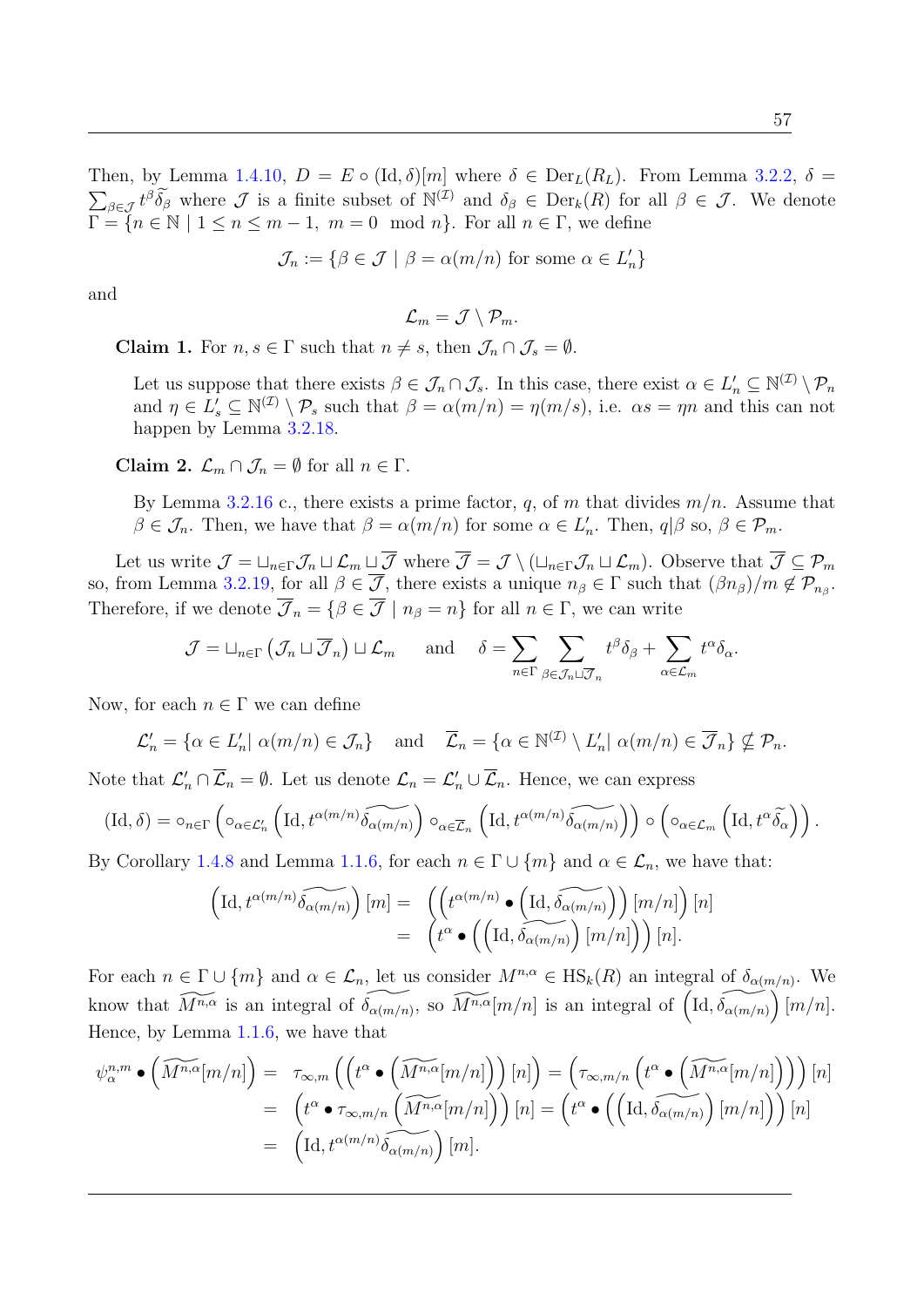Then, by Lemma 1.4.10, $D = E \circ (\mathrm{Id}, \delta)[m]$ where $\delta \in \mathrm{Der}_L(R_L)$. From Lemma 3.2.2, $\delta = \sum_{\beta \in \mathcal{J}} t^\beta \widetilde{\delta_\beta}$ where $\mathcal{J}$ is a finite subset of $\mathbb{N}^{(\mathcal{I})}$ and $\delta_\beta \in \mathrm{Der}_k(R)$ for all $\beta \in \mathcal{J}$. We denote $\Gamma = \{n \in \mathbb{N} \mid 1 \leq n \leq m-1,\ m = 0 \mod n\}$. For all $n \in \Gamma$, we define

$$\mathcal{J}_n := \{\beta \in \mathcal{J} \mid \beta = \alpha(m/n) \text{ for some } \alpha \in L'_n\}$$

and

$$\mathcal{L}_m = \mathcal{J} \setminus \mathcal{P}_m.$$

**Claim 1.** For $n, s \in \Gamma$ such that $n \neq s$, then $\mathcal{J}_n \cap \mathcal{J}_s = \emptyset$.

Let us suppose that there exists $\beta \in \mathcal{J}_n \cap \mathcal{J}_s$. In this case, there exist $\alpha \in L'_n \subseteq \mathbb{N}^{(\mathcal{I})} \setminus \mathcal{P}_n$ and $\eta \in L'_s \subseteq \mathbb{N}^{(\mathcal{I})} \setminus \mathcal{P}_s$ such that $\beta = \alpha(m/n) = \eta(m/s)$, i.e. $\alpha s = \eta n$ and this can not happen by Lemma 3.2.18.

**Claim 2.** $\mathcal{L}_m \cap \mathcal{J}_n = \emptyset$ for all $n \in \Gamma$.

By Lemma 3.2.16 c., there exists a prime factor, $q$, of $m$ that divides $m/n$. Assume that $\beta \in \mathcal{J}_n$. Then, we have that $\beta = \alpha(m/n)$ for some $\alpha \in L'_n$. Then, $q|\beta$ so, $\beta \in \mathcal{P}_m$.

Let us write $\mathcal{J} = \sqcup_{n\in\Gamma} \mathcal{J}_n \sqcup \mathcal{L}_m \sqcup \overline{\mathcal{J}}$ where $\overline{\mathcal{J}} = \mathcal{J} \setminus (\sqcup_{n\in\Gamma} \mathcal{J}_n \sqcup \mathcal{L}_m)$. Observe that $\overline{\mathcal{J}} \subseteq \mathcal{P}_m$ so, from Lemma 3.2.19, for all $\beta \in \overline{\mathcal{J}}$, there exists a unique $n_\beta \in \Gamma$ such that $(\beta n_\beta)/m \notin \mathcal{P}_{n_\beta}$. Therefore, if we denote $\overline{\mathcal{J}}_n = \{\beta \in \overline{\mathcal{J}} \mid n_\beta = n\}$ for all $n \in \Gamma$, we can write

$$\mathcal{J} = \sqcup_{n\in\Gamma} \left(\mathcal{J}_n \sqcup \overline{\mathcal{J}}_n\right) \sqcup \mathcal{L}_m \quad \text{ and } \quad \delta = \sum_{n\in\Gamma} \sum_{\beta \in \mathcal{J}_n \sqcup \overline{\mathcal{J}}_n} t^\beta \delta_\beta + \sum_{\alpha \in \mathcal{L}_m} t^\alpha \delta_\alpha.$$

Now, for each $n \in \Gamma$ we can define

$$\mathcal{L}'_n = \{\alpha \in L'_n \mid \alpha(m/n) \in \mathcal{J}_n\} \quad \text{and} \quad \overline{\mathcal{L}}_n = \{\alpha \in \mathbb{N}^{(\mathcal{I})} \setminus L'_n \mid \alpha(m/n) \in \overline{\mathcal{J}}_n\} \nsubseteq \mathcal{P}_n.$$

Note that $\mathcal{L}'_n \cap \overline{\mathcal{L}}_n = \emptyset$. Let us denote $\mathcal{L}_n = \mathcal{L}'_n \cup \overline{\mathcal{L}}_n$. Hence, we can express

$$(\mathrm{Id}, \delta) = \circ_{n\in\Gamma} \left( \circ_{\alpha \in \mathcal{L}'_n} \left(\mathrm{Id}, t^{\alpha(m/n)} \widetilde{\delta_{\alpha(m/n)}}\right) \circ_{\alpha \in \overline{\mathcal{L}}_n} \left(\mathrm{Id}, t^{\alpha(m/n)} \widetilde{\delta_{\alpha(m/n)}}\right) \right) \circ \left( \circ_{\alpha \in \mathcal{L}_m} \left(\mathrm{Id}, t^\alpha \widetilde{\delta_\alpha}\right) \right).$$

By Corollary 1.4.8 and Lemma 1.1.6, for each $n \in \Gamma \cup \{m\}$ and $\alpha \in \mathcal{L}_n$, we have that:

$$\begin{aligned} \left(\mathrm{Id}, t^{\alpha(m/n)} \widetilde{\delta_{\alpha(m/n)}}\right)[m] &= \left( \left( t^{\alpha(m/n)} \bullet \left(\mathrm{Id}, \widetilde{\delta_{\alpha(m/n)}}\right) \right)[m/n] \right)[n] \\ &= \left( t^\alpha \bullet \left( \left(\mathrm{Id}, \widetilde{\delta_{\alpha(m/n)}}\right)[m/n] \right) \right)[n]. \end{aligned}$$

For each $n \in \Gamma \cup \{m\}$ and $\alpha \in \mathcal{L}_n$, let us consider $M^{n,\alpha} \in \mathrm{HS}_k(R)$ an integral of $\delta_{\alpha(m/n)}$. We know that $\widetilde{M^{n,\alpha}}$ is an integral of $\widetilde{\delta_{\alpha(m/n)}}$, so $\widetilde{M^{n,\alpha}}[m/n]$ is an integral of $\left(\mathrm{Id}, \widetilde{\delta_{\alpha(m/n)}}\right)[m/n]$. Hence, by Lemma 1.1.6, we have that

$$\begin{aligned} \psi_\alpha^{n,m} \bullet \left(\widetilde{M^{n,\alpha}}[m/n]\right) &= \tau_{\infty,m}\left( \left( t^\alpha \bullet \left(\widetilde{M^{n,\alpha}}[m/n]\right)\right)[n]\right) = \left( \tau_{\infty,m/n}\left( t^\alpha \bullet \left(\widetilde{M^{n,\alpha}}[m/n]\right)\right)\right)[n] \\ &= \left( t^\alpha \bullet \tau_{\infty,m/n}\left(\widetilde{M^{n,\alpha}}[m/n]\right)\right)[n] = \left( t^\alpha \bullet \left( \left(\mathrm{Id}, \widetilde{\delta_{\alpha(m/n)}}\right)[m/n]\right)\right)[n] \\ &= \left(\mathrm{Id}, t^{\alpha(m/n)} \widetilde{\delta_{\alpha(m/n)}}\right)[m]. \end{aligned}$$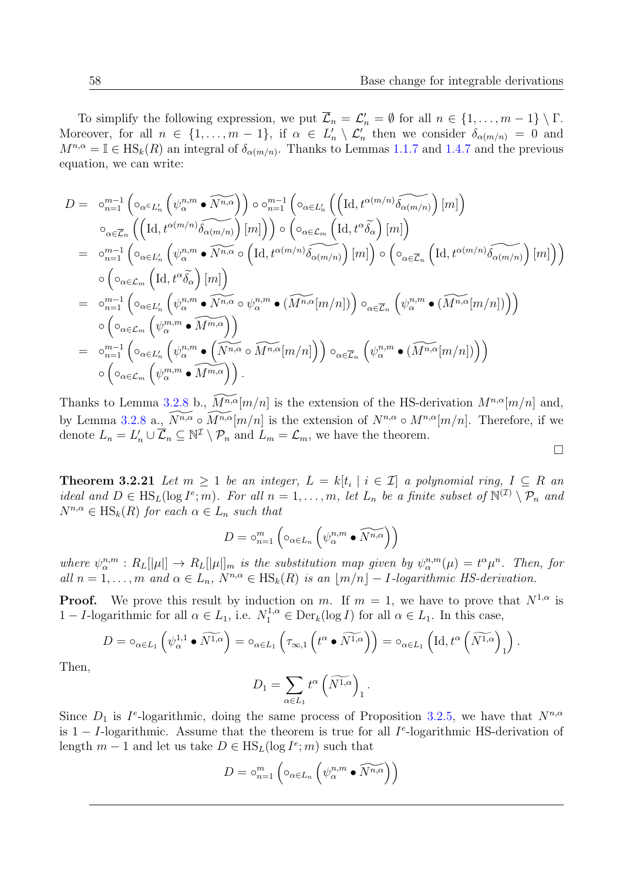To simplify the following expression, we put $\overline{\mathcal{L}}_n = \mathcal{L}'_n = \emptyset$ for all $n \in \{1,\ldots,m-1\} \setminus \Gamma$. Moreover, for all $n \in \{1,\ldots,m-1\}$, if $\alpha \in L'_n \setminus \mathcal{L}'_n$ then we consider $\delta_{\alpha(m/n)} = 0$ and $M^{n,\alpha} = \mathbb{I} \in \mathrm{HS}_k(R)$ an integral of $\delta_{\alpha(m/n)}$. Thanks to Lemmas 1.1.7 and 1.4.7 and the previous equation, we can write:

$$
\begin{aligned}
D = \;& \circ_{n=1}^{m-1} \left( \circ_{\alpha \in L'_n} \left( \psi_\alpha^{n,m} \bullet \widetilde{N^{n,\alpha}} \right) \right) \circ \circ_{n=1}^{m-1} \left( \circ_{\alpha \in L'_n} \left( \left( \mathrm{Id}, t^{\alpha(m/n)} \widetilde{\delta_{\alpha(m/n)}} \right)[m] \right) \right. \\
& \left. \circ_{\alpha \in \overline{\mathcal{L}}_n} \left( \left( \mathrm{Id}, t^{\alpha(m/n)} \widetilde{\delta_{\alpha(m/n)}} \right)[m] \right) \right) \circ \left( \circ_{\alpha \in \mathcal{L}_m} \left( \mathrm{Id}, t^\alpha \widetilde{\delta_\alpha} \right)[m] \right) \\
= \;& \circ_{n=1}^{m-1} \left( \circ_{\alpha \in L'_n} \left( \psi_\alpha^{n,m} \bullet \widetilde{N^{n,\alpha}} \circ \left( \mathrm{Id}, t^{\alpha(m/n)} \widetilde{\delta_{\alpha(m/n)}} \right)[m] \right) \circ \left( \circ_{\alpha \in \overline{\mathcal{L}}_n} \left( \mathrm{Id}, t^{\alpha(m/n)} \widetilde{\delta_{\alpha(m/n)}} \right)[m] \right) \right) \\
& \circ \left( \circ_{\alpha \in \mathcal{L}_m} \left( \mathrm{Id}, t^\alpha \widetilde{\delta_\alpha} \right)[m] \right) \\
= \;& \circ_{n=1}^{m-1} \left( \circ_{\alpha \in L'_n} \left( \psi_\alpha^{n,m} \bullet \widetilde{N^{n,\alpha}} \circ \psi_\alpha^{n,m} \bullet (\widetilde{M^{n,\alpha}}[m/n]) \right) \circ_{\alpha \in \overline{\mathcal{L}}_n} \left( \psi_\alpha^{n,m} \bullet (\widetilde{M^{n,\alpha}}[m/n]) \right) \right) \\
& \circ \left( \circ_{\alpha \in \mathcal{L}_m} \left( \psi_\alpha^{m,m} \bullet \widetilde{M^{m,\alpha}} \right) \right) \\
= \;& \circ_{n=1}^{m-1} \left( \circ_{\alpha \in L'_n} \left( \psi_\alpha^{n,m} \bullet \left( \widetilde{N^{n,\alpha}} \circ \widetilde{M^{n,\alpha}}[m/n] \right) \right) \circ_{\alpha \in \overline{\mathcal{L}}_n} \left( \psi_\alpha^{n,m} \bullet (\widetilde{M^{n,\alpha}}[m/n]) \right) \right) \\
& \circ \left( \circ_{\alpha \in \mathcal{L}_m} \left( \psi_\alpha^{m,m} \bullet \widetilde{M^{m,\alpha}} \right) \right).
\end{aligned}
$$

Thanks to Lemma 3.2.8 b., $\widetilde{M^{n,\alpha}}[m/n]$ is the extension of the HS-derivation $M^{n,\alpha}[m/n]$ and, by Lemma 3.2.8 a., $\widetilde{N^{n,\alpha}} \circ \widetilde{M^{n,\alpha}}[m/n]$ is the extension of $N^{n,\alpha} \circ M^{n,\alpha}[m/n]$. Therefore, if we denote $L_n = L'_n \cup \overline{\mathcal{L}}_n \subseteq \mathbb{N}^{\mathcal{I}} \setminus \mathcal{P}_n$ and $L_m = \mathcal{L}_m$, we have the theorem.

□

**Theorem 3.2.21** *Let $m \geq 1$ be an integer, $L = k[t_i \mid i \in \mathcal{I}]$ a polynomial ring, $I \subseteq R$ an ideal and $D \in \mathrm{HS}_L(\log I^e; m)$. For all $n = 1,\ldots,m$, let $L_n$ be a finite subset of $\mathbb{N}^{(\mathcal{I})} \setminus \mathcal{P}_n$ and $N^{n,\alpha} \in \mathrm{HS}_k(R)$ for each $\alpha \in L_n$ such that*

$$D = \circ_{n=1}^{m} \left( \circ_{\alpha \in L_n} \left( \psi_\alpha^{n,m} \bullet \widetilde{N^{n,\alpha}} \right) \right)$$

*where $\psi_\alpha^{n,m} : R_L[|\mu|] \to R_L[|\mu|]_m$ is the substitution map given by $\psi_\alpha^{n,m}(\mu) = t^\alpha \mu^n$. Then, for all $n = 1,\ldots,m$ and $\alpha \in L_n$, $N^{n,\alpha} \in \mathrm{HS}_k(R)$ is an $\lfloor m/n \rfloor - I$-logarithmic HS-derivation.*

**Proof.** We prove this result by induction on $m$. If $m = 1$, we have to prove that $N^{1,\alpha}$ is $1 - I$-logarithmic for all $\alpha \in L_1$, i.e. $N_1^{1,\alpha} \in \mathrm{Der}_k(\log I)$ for all $\alpha \in L_1$. In this case,

$$D = \circ_{\alpha \in L_1} \left( \psi_\alpha^{1,1} \bullet \widetilde{N^{1,\alpha}} \right) = \circ_{\alpha \in L_1} \left( \tau_{\infty,1} \left( t^\alpha \bullet \widetilde{N^{1,\alpha}} \right) \right) = \circ_{\alpha \in L_1} \left( \mathrm{Id}, t^\alpha \left( \widetilde{N^{1,\alpha}} \right)_1 \right).$$

Then,

$$D_1 = \sum_{\alpha \in L_1} t^\alpha \left( \widetilde{N^{1,\alpha}} \right)_1.$$

Since $D_1$ is $I^e$-logarithmic, doing the same process of Proposition 3.2.5, we have that $N^{n,\alpha}$ is $1 - I$-logarithmic. Assume that the theorem is true for all $I^e$-logarithmic HS-derivation of length $m-1$ and let us take $D \in \mathrm{HS}_L(\log I^e; m)$ such that

$$D = \circ_{n=1}^{m} \left( \circ_{\alpha \in L_n} \left( \psi_\alpha^{n,m} \bullet \widetilde{N^{n,\alpha}} \right) \right)$$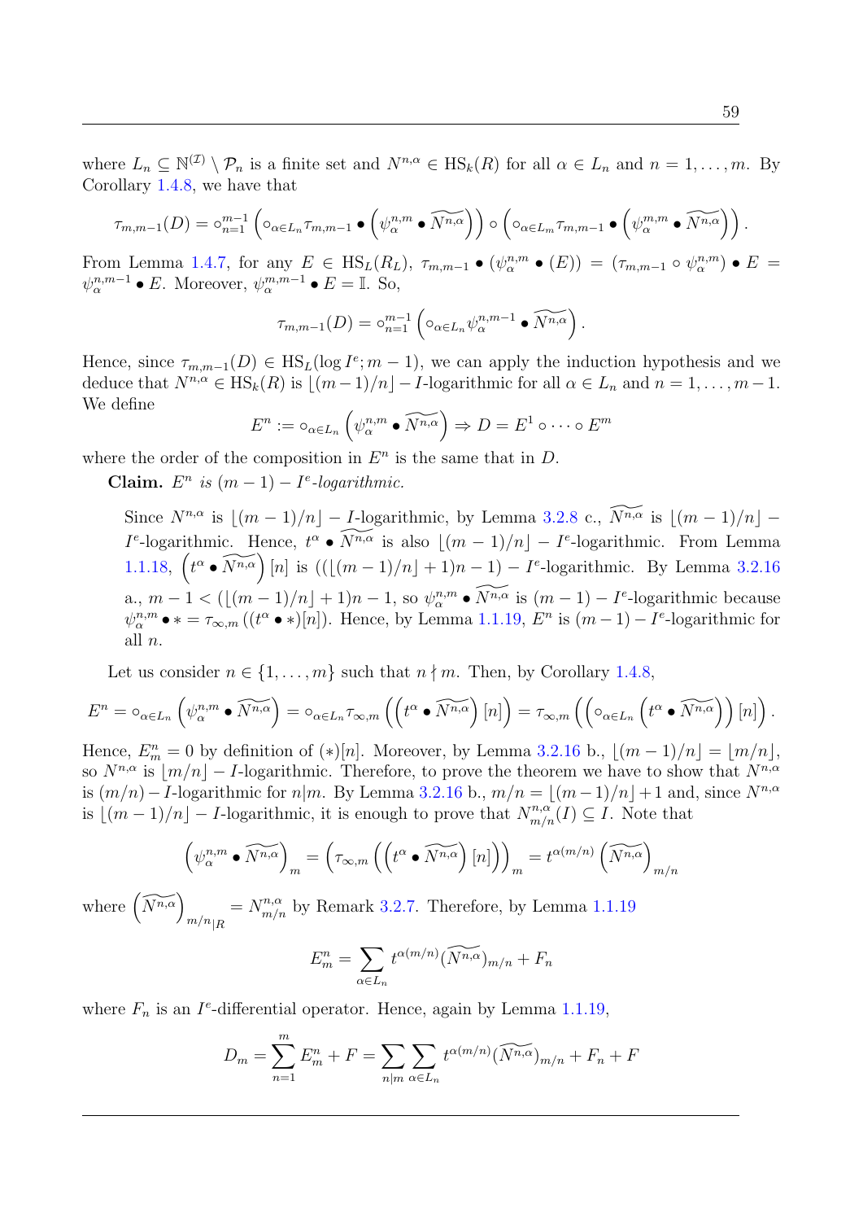where $L_n \subseteq \mathbb{N}^{(\mathcal{I})} \setminus \mathcal{P}_n$ is a finite set and $N^{n,\alpha} \in \mathrm{HS}_k(R)$ for all $\alpha \in L_n$ and $n = 1, \ldots, m$. By Corollary 1.4.8, we have that

$$\tau_{m,m-1}(D) = \circ_{n=1}^{m-1} \left( \circ_{\alpha \in L_n} \tau_{m,m-1} \bullet \left( \psi_\alpha^{n,m} \bullet \widetilde{N^{n,\alpha}} \right) \right) \circ \left( \circ_{\alpha \in L_m} \tau_{m,m-1} \bullet \left( \psi_\alpha^{m,m} \bullet \widetilde{N^{n,\alpha}} \right) \right).$$

From Lemma 1.4.7, for any $E \in \mathrm{HS}_L(R_L)$, $\tau_{m,m-1} \bullet (\psi_\alpha^{n,m} \bullet (E)) = (\tau_{m,m-1} \circ \psi_\alpha^{n,m}) \bullet E = \psi_\alpha^{n,m-1} \bullet E$. Moreover, $\psi_\alpha^{m,m-1} \bullet E = \mathbb{I}$. So,

$$\tau_{m,m-1}(D) = \circ_{n=1}^{m-1} \left( \circ_{\alpha \in L_n} \psi_\alpha^{n,m-1} \bullet \widetilde{N^{n,\alpha}} \right).$$

Hence, since $\tau_{m,m-1}(D) \in \mathrm{HS}_L(\log I^e; m-1)$, we can apply the induction hypothesis and we deduce that $N^{n,\alpha} \in \mathrm{HS}_k(R)$ is $\lfloor (m-1)/n \rfloor - I$-logarithmic for all $\alpha \in L_n$ and $n = 1, \ldots, m-1$. We define

$$E^n := \circ_{\alpha \in L_n} \left( \psi_\alpha^{n,m} \bullet \widetilde{N^{n,\alpha}} \right) \Rightarrow D = E^1 \circ \cdots \circ E^m$$

where the order of the composition in $E^n$ is the same that in $D$.

**Claim.** *$E^n$ is $(m-1) - I^e$-logarithmic.*

> Since $N^{n,\alpha}$ is $\lfloor (m-1)/n \rfloor - I$-logarithmic, by Lemma 3.2.8 c., $\widetilde{N^{n,\alpha}}$ is $\lfloor (m-1)/n \rfloor - I^e$-logarithmic. Hence, $t^\alpha \bullet \widetilde{N^{n,\alpha}}$ is also $\lfloor (m-1)/n \rfloor - I^e$-logarithmic. From Lemma 1.1.18, $\left( t^\alpha \bullet \widetilde{N^{n,\alpha}} \right)[n]$ is $((\lfloor (m-1)/n \rfloor + 1)n - 1) - I^e$-logarithmic. By Lemma 3.2.16 a., $m - 1 < (\lfloor (m-1)/n \rfloor + 1)n - 1$, so $\psi_\alpha^{n,m} \bullet \widetilde{N^{n,\alpha}}$ is $(m-1) - I^e$-logarithmic because $\psi_\alpha^{n,m} \bullet * = \tau_{\infty,m}((t^\alpha \bullet *)[n])$. Hence, by Lemma 1.1.19, $E^n$ is $(m-1) - I^e$-logarithmic for all $n$.

Let us consider $n \in \{1, \ldots, m\}$ such that $n \nmid m$. Then, by Corollary 1.4.8,

$$E^n = \circ_{\alpha \in L_n} \left( \psi_\alpha^{n,m} \bullet \widetilde{N^{n,\alpha}} \right) = \circ_{\alpha \in L_n} \tau_{\infty,m} \left( \left( t^\alpha \bullet \widetilde{N^{n,\alpha}} \right)[n] \right) = \tau_{\infty,m} \left( \left( \circ_{\alpha \in L_n} \left( t^\alpha \bullet \widetilde{N^{n,\alpha}} \right) \right)[n] \right).$$

Hence, $E_m^n = 0$ by definition of $(*)[n]$. Moreover, by Lemma 3.2.16 b., $\lfloor (m-1)/n \rfloor = \lfloor m/n \rfloor$, so $N^{n,\alpha}$ is $\lfloor m/n \rfloor - I$-logarithmic. Therefore, to prove the theorem we have to show that $N^{n,\alpha}$ is $(m/n) - I$-logarithmic for $n | m$. By Lemma 3.2.16 b., $m/n = \lfloor (m-1)/n \rfloor + 1$ and, since $N^{n,\alpha}$ is $\lfloor (m-1)/n \rfloor - I$-logarithmic, it is enough to prove that $N_{m/n}^{n,\alpha}(I) \subseteq I$. Note that

$$\left( \psi_\alpha^{n,m} \bullet \widetilde{N^{n,\alpha}} \right)_m = \left( \tau_{\infty,m} \left( \left( t^\alpha \bullet \widetilde{N^{n,\alpha}} \right)[n] \right) \right)_m = t^{\alpha(m/n)} \left( \widetilde{N^{n,\alpha}} \right)_{m/n}$$

where $\left( \widetilde{N^{n,\alpha}} \right)_{m/n|R} = N_{m/n}^{n,\alpha}$ by Remark 3.2.7. Therefore, by Lemma 1.1.19

$$E_m^n = \sum_{\alpha \in L_n} t^{\alpha(m/n)} (\widetilde{N^{n,\alpha}})_{m/n} + F_n$$

where $F_n$ is an $I^e$-differential operator. Hence, again by Lemma 1.1.19,

$$D_m = \sum_{n=1}^{m} E_m^n + F = \sum_{n|m} \sum_{\alpha \in L_n} t^{\alpha(m/n)} (\widetilde{N^{n,\alpha}})_{m/n} + F_n + F$$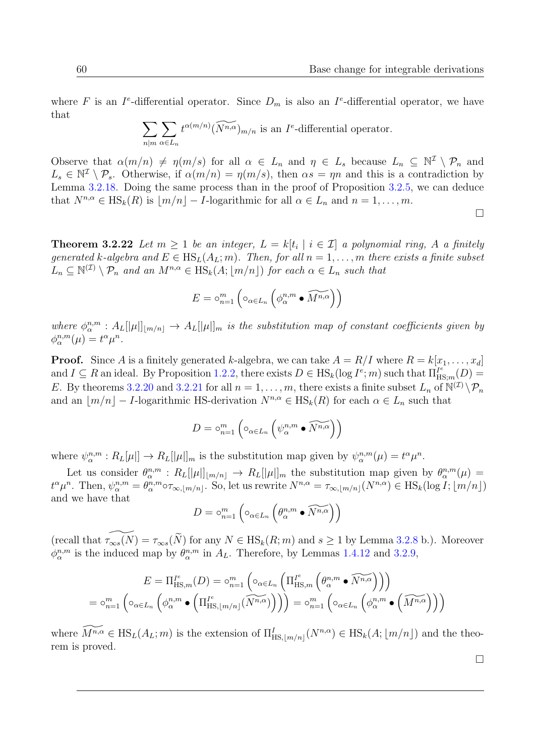where $F$ is an $I^e$-differential operator. Since $D_m$ is also an $I^e$-differential operator, we have that

$$\sum_{n|m} \sum_{\alpha \in L_n} t^{\alpha(m/n)} (\widetilde{N^{n,\alpha}})_{m/n} \text{ is an } I^e\text{-differential operator.}$$

Observe that $\alpha(m/n) \neq \eta(m/s)$ for all $\alpha \in L_n$ and $\eta \in L_s$ because $L_n \subseteq \mathbb{N}^{\mathcal{I}} \setminus \mathcal{P}_n$ and $L_s \in \mathbb{N}^{\mathcal{I}} \setminus \mathcal{P}_s$. Otherwise, if $\alpha(m/n) = \eta(m/s)$, then $\alpha s = \eta n$ and this is a contradiction by Lemma 3.2.18. Doing the same process than in the proof of Proposition 3.2.5, we can deduce that $N^{n,\alpha} \in \mathrm{HS}_k(R)$ is $\lfloor m/n \rfloor - I$-logarithmic for all $\alpha \in L_n$ and $n = 1, \ldots, m$.

□

**Theorem 3.2.22** *Let $m \geq 1$ be an integer, $L = k[t_i \mid i \in \mathcal{I}]$ a polynomial ring, $A$ a finitely generated $k$-algebra and $E \in \mathrm{HS}_L(A_L; m)$. Then, for all $n = 1, \ldots, m$ there exists a finite subset $L_n \subseteq \mathbb{N}^{(\mathcal{I})} \setminus \mathcal{P}_n$ and an $M^{n,\alpha} \in \mathrm{HS}_k(A; \lfloor m/n \rfloor)$ for each $\alpha \in L_n$ such that*

$$E = \circ_{n=1}^{m} \left( \circ_{\alpha \in L_n} \left( \phi_\alpha^{n,m} \bullet \widetilde{M^{n,\alpha}} \right) \right)$$

*where $\phi_\alpha^{n,m} : A_L[|\mu|]_{\lfloor m/n \rfloor} \to A_L[|\mu|]_m$ is the substitution map of constant coefficients given by $\phi_\alpha^{n,m}(\mu) = t^\alpha \mu^n$.*

**Proof.** Since $A$ is a finitely generated $k$-algebra, we can take $A = R/I$ where $R = k[x_1, \ldots, x_d]$ and $I \subseteq R$ an ideal. By Proposition 1.2.2, there exists $D \in \mathrm{HS}_k(\log I^e; m)$ such that $\Pi_{\mathrm{HS};m}^{I^e}(D) = E$. By theorems 3.2.20 and 3.2.21 for all $n = 1, \ldots, m$, there exists a finite subset $L_n$ of $\mathbb{N}^{(\mathcal{I})} \setminus \mathcal{P}_n$ and an $\lfloor m/n \rfloor - I$-logarithmic HS-derivation $N^{n,\alpha} \in \mathrm{HS}_k(R)$ for each $\alpha \in L_n$ such that

$$D = \circ_{n=1}^{m} \left( \circ_{\alpha \in L_n} \left( \psi_\alpha^{n,m} \bullet \widetilde{N^{n,\alpha}} \right) \right)$$

where $\psi_\alpha^{n,m} : R_L[\mu] \to R_L[|\mu|]_m$ is the substitution map given by $\psi_\alpha^{n,m}(\mu) = t^\alpha \mu^n$.

Let us consider $\theta_\alpha^{n,m} : R_L[|\mu|]_{\lfloor m/n \rfloor} \to R_L[|\mu|]_m$ the substitution map given by $\theta_\alpha^{n,m}(\mu) = t^\alpha \mu^n$. Then, $\psi_\alpha^{n,m} = \theta_\alpha^{n,m} \circ \tau_{\infty, \lfloor m/n \rfloor}$. So, let us rewrite $N^{n,\alpha} = \tau_{\infty, \lfloor m/n \rfloor}(N^{n,\alpha}) \in \mathrm{HS}_k(\log I; \lfloor m/n \rfloor)$ and we have that

$$D = \circ_{n=1}^{m} \left( \circ_{\alpha \in L_n} \left( \theta_\alpha^{n,m} \bullet \widetilde{N^{n,\alpha}} \right) \right)$$

(recall that $\widetilde{\tau_{\infty s}(N)} = \tau_{\infty s}(\widetilde{N})$ for any $N \in \mathrm{HS}_k(R; m)$ and $s \geq 1$ by Lemma 3.2.8 b.). Moreover $\phi_\alpha^{n,m}$ is the induced map by $\theta_\alpha^{n,m}$ in $A_L$. Therefore, by Lemmas 1.4.12 and 3.2.9,

$$E = \Pi_{\mathrm{HS},m}^{I^e}(D) = \circ_{n=1}^{m} \left( \circ_{\alpha \in L_n} \left( \Pi_{\mathrm{HS},m}^{I^e} \left( \theta_\alpha^{n,m} \bullet \widetilde{N^{n,\alpha}} \right) \right) \right)$$
$$= \circ_{n=1}^{m} \left( \circ_{\alpha \in L_n} \left( \phi_\alpha^{n,m} \bullet \left( \Pi_{\mathrm{HS},\lfloor m/n \rfloor}^{I^e} (\widetilde{N^{n,\alpha}}) \right) \right) \right) = \circ_{n=1}^{m} \left( \circ_{\alpha \in L_n} \left( \phi_\alpha^{n,m} \bullet \left( \widetilde{M^{n,\alpha}} \right) \right) \right)$$

where $\widetilde{M^{n,\alpha}} \in \mathrm{HS}_L(A_L; m)$ is the extension of $\Pi_{\mathrm{HS},\lfloor m/n \rfloor}^{I}(N^{n,\alpha}) \in \mathrm{HS}_k(A; \lfloor m/n \rfloor)$ and the theorem is proved.

□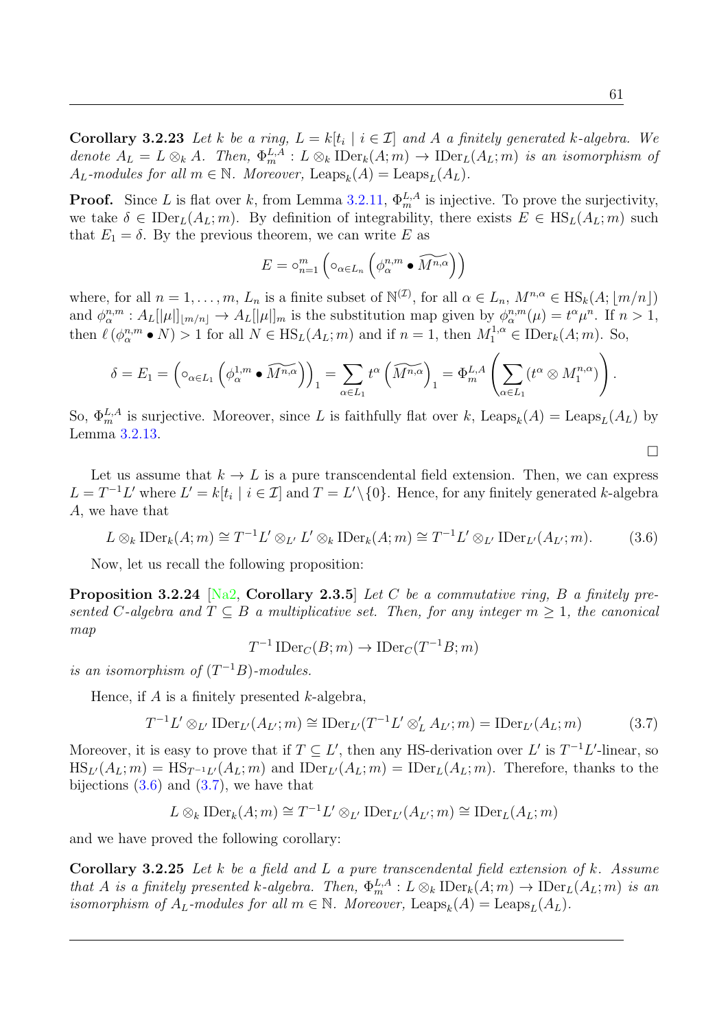**Corollary 3.2.23** *Let $k$ be a ring, $L = k[t_i \mid i \in \mathcal{I}]$ and $A$ a finitely generated $k$-algebra. We denote $A_L = L \otimes_k A$. Then, $\Phi_m^{L,A} : L \otimes_k \operatorname{IDer}_k(A;m) \to \operatorname{IDer}_L(A_L;m)$ is an isomorphism of $A_L$-modules for all $m \in \mathbb{N}$. Moreover, $\operatorname{Leaps}_k(A) = \operatorname{Leaps}_L(A_L)$.*

**Proof.** Since $L$ is flat over $k$, from Lemma 3.2.11, $\Phi_m^{L,A}$ is injective. To prove the surjectivity, we take $\delta \in \operatorname{IDer}_L(A_L;m)$. By definition of integrability, there exists $E \in \operatorname{HS}_L(A_L;m)$ such that $E_1 = \delta$. By the previous theorem, we can write $E$ as

$$E = \circ_{n=1}^m \left( \circ_{\alpha \in L_n} \left( \phi_\alpha^{n,m} \bullet \widetilde{M^{n,\alpha}} \right) \right)$$

where, for all $n = 1, \ldots, m$, $L_n$ is a finite subset of $\mathbb{N}^{(\mathcal{I})}$, for all $\alpha \in L_n$, $M^{n,\alpha} \in \operatorname{HS}_k(A; \lfloor m/n \rfloor)$ and $\phi_\alpha^{n,m} : A_L[|\mu|]_{\lfloor m/n \rfloor} \to A_L[|\mu|]_m$ is the substitution map given by $\phi_\alpha^{n,m}(\mu) = t^\alpha \mu^n$. If $n > 1$, then $\ell\left(\phi_\alpha^{n,m} \bullet N\right) > 1$ for all $N \in \operatorname{HS}_L(A_L;m)$ and if $n = 1$, then $M_1^{1,\alpha} \in \operatorname{IDer}_k(A;m)$. So,

$$\delta = E_1 = \left( \circ_{\alpha \in L_1} \left( \phi_\alpha^{1,m} \bullet \widetilde{M^{n,\alpha}} \right) \right)_1 = \sum_{\alpha \in L_1} t^\alpha \left( \widetilde{M^{n,\alpha}} \right)_1 = \Phi_m^{L,A} \left( \sum_{\alpha \in L_1} (t^\alpha \otimes M_1^{n,\alpha}) \right).$$

So, $\Phi_m^{L,A}$ is surjective. Moreover, since $L$ is faithfully flat over $k$, $\operatorname{Leaps}_k(A) = \operatorname{Leaps}_L(A_L)$ by Lemma 3.2.13.

□

Let us assume that $k \to L$ is a pure transcendental field extension. Then, we can express $L = T^{-1}L'$ where $L' = k[t_i \mid i \in \mathcal{I}]$ and $T = L' \setminus \{0\}$. Hence, for any finitely generated $k$-algebra $A$, we have that

$$L \otimes_k \operatorname{IDer}_k(A;m) \cong T^{-1}L' \otimes_{L'} L' \otimes_k \operatorname{IDer}_k(A;m) \cong T^{-1}L' \otimes_{L'} \operatorname{IDer}_{L'}(A_{L'};m). \tag{3.6}$$

Now, let us recall the following proposition:

**Proposition 3.2.24** [Na2, **Corollary 2.3.5**] *Let $C$ be a commutative ring, $B$ a finitely presented $C$-algebra and $T \subseteq B$ a multiplicative set. Then, for any integer $m \geq 1$, the canonical map*

$$T^{-1} \operatorname{IDer}_C(B;m) \to \operatorname{IDer}_C(T^{-1}B;m)$$

*is an isomorphism of $(T^{-1}B)$-modules.*

Hence, if $A$ is a finitely presented $k$-algebra,

$$T^{-1}L' \otimes_{L'} \operatorname{IDer}_{L'}(A_{L'};m) \cong \operatorname{IDer}_{L'}(T^{-1}L' \otimes_L' A_{L'};m) = \operatorname{IDer}_{L'}(A_L;m) \tag{3.7}$$

Moreover, it is easy to prove that if $T \subseteq L'$, then any HS-derivation over $L'$ is $T^{-1}L'$-linear, so $\operatorname{HS}_{L'}(A_L;m) = \operatorname{HS}_{T^{-1}L'}(A_L;m)$ and $\operatorname{IDer}_{L'}(A_L;m) = \operatorname{IDer}_L(A_L;m)$. Therefore, thanks to the bijections (3.6) and (3.7), we have that

$$L \otimes_k \operatorname{IDer}_k(A;m) \cong T^{-1}L' \otimes_{L'} \operatorname{IDer}_{L'}(A_{L'};m) \cong \operatorname{IDer}_L(A_L;m)$$

and we have proved the following corollary:

**Corollary 3.2.25** *Let $k$ be a field and $L$ a pure transcendental field extension of $k$. Assume that $A$ is a finitely presented $k$-algebra. Then, $\Phi_m^{L,A} : L \otimes_k \operatorname{IDer}_k(A;m) \to \operatorname{IDer}_L(A_L;m)$ is an isomorphism of $A_L$-modules for all $m \in \mathbb{N}$. Moreover, $\operatorname{Leaps}_k(A) = \operatorname{Leaps}_L(A_L)$.*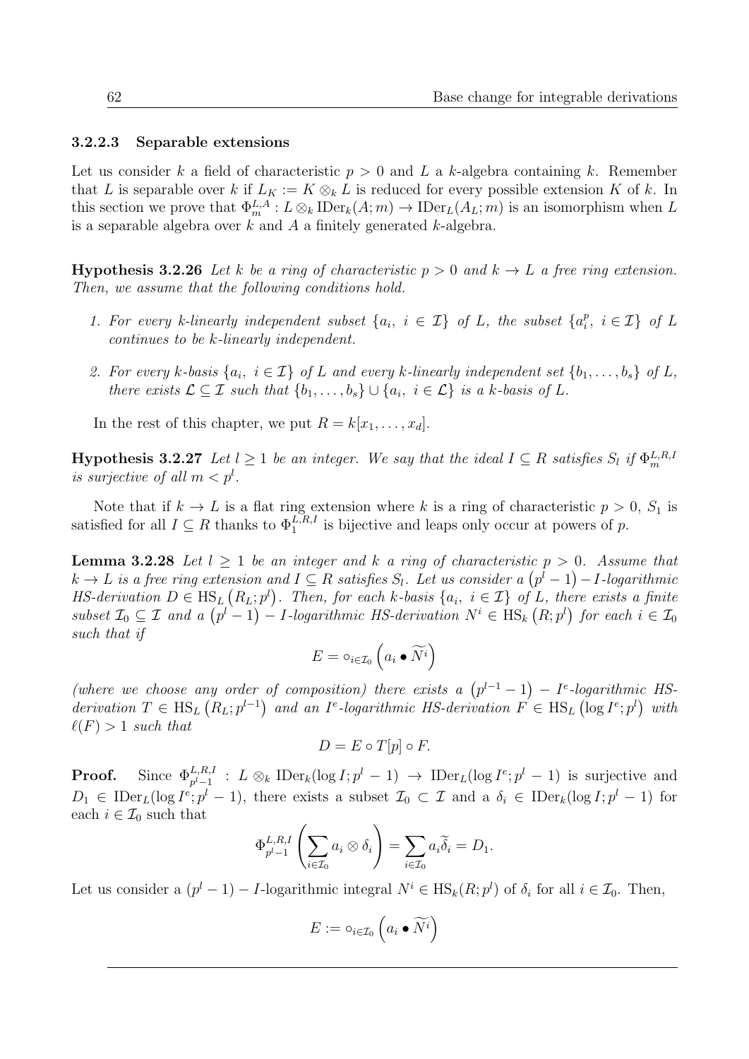#### 3.2.2.3 Separable extensions

Let us consider $k$ a field of characteristic $p > 0$ and $L$ a $k$-algebra containing $k$. Remember that $L$ is separable over $k$ if $L_K := K \otimes_k L$ is reduced for every possible extension $K$ of $k$. In this section we prove that $\Phi^{L,A}_m : L \otimes_k \mathrm{IDer}_k(A; m) \to \mathrm{IDer}_L(A_L; m)$ is an isomorphism when $L$ is a separable algebra over $k$ and $A$ a finitely generated $k$-algebra.

**Hypothesis 3.2.26** *Let $k$ be a ring of characteristic $p > 0$ and $k \to L$ a free ring extension. Then, we assume that the following conditions hold.*

1. *For every $k$-linearly independent subset $\{a_i,\ i \in \mathcal{I}\}$ of $L$, the subset $\{a_i^p,\ i \in \mathcal{I}\}$ of $L$ continues to be $k$-linearly independent.*
2. *For every $k$-basis $\{a_i,\ i \in \mathcal{I}\}$ of $L$ and every $k$-linearly independent set $\{b_1, \ldots, b_s\}$ of $L$, there exists $\mathcal{L} \subseteq \mathcal{I}$ such that $\{b_1, \ldots, b_s\} \cup \{a_i,\ i \in \mathcal{L}\}$ is a $k$-basis of $L$.*

In the rest of this chapter, we put $R = k[x_1, \ldots, x_d]$.

**Hypothesis 3.2.27** *Let $l \geq 1$ be an integer. We say that the ideal $I \subseteq R$ satisfies $S_l$ if $\Phi^{L,R,I}_m$ is surjective of all $m < p^l$.*

Note that if $k \to L$ is a flat ring extension where $k$ is a ring of characteristic $p > 0$, $S_1$ is satisfied for all $I \subseteq R$ thanks to $\Phi^{L,R,I}_1$ is bijective and leaps only occur at powers of $p$.

**Lemma 3.2.28** *Let $l \geq 1$ be an integer and $k$ a ring of characteristic $p > 0$. Assume that $k \to L$ is a free ring extension and $I \subseteq R$ satisfies $S_l$. Let us consider a $\left(p^l - 1\right) - I$-logarithmic HS-derivation $D \in \mathrm{HS}_L\left(R_L; p^l\right)$. Then, for each $k$-basis $\{a_i,\ i \in \mathcal{I}\}$ of $L$, there exists a finite subset $\mathcal{I}_0 \subseteq \mathcal{I}$ and a $\left(p^l - 1\right) - I$-logarithmic HS-derivation $N^i \in \mathrm{HS}_k\left(R; p^l\right)$ for each $i \in \mathcal{I}_0$ such that if*

$$E = \circ_{i \in \mathcal{I}_0}\left(a_i \bullet \widetilde{N^i}\right)$$

*(where we choose any order of composition) there exists a $\left(p^{l-1} - 1\right) - I^e$-logarithmic HS-derivation $T \in \mathrm{HS}_L\left(R_L; p^{l-1}\right)$ and an $I^e$-logarithmic HS-derivation $F \in \mathrm{HS}_L\left(\log I^e; p^l\right)$ with $\ell(F) > 1$ such that*

$$D = E \circ T[p] \circ F.$$

**Proof.** Since $\Phi^{L,R,I}_{p^l-1} : L \otimes_k \mathrm{IDer}_k(\log I; p^l - 1) \to \mathrm{IDer}_L(\log I^e; p^l - 1)$ is surjective and $D_1 \in \mathrm{IDer}_L(\log I^e; p^l - 1)$, there exists a subset $\mathcal{I}_0 \subset \mathcal{I}$ and a $\delta_i \in \mathrm{IDer}_k(\log I; p^l - 1)$ for each $i \in \mathcal{I}_0$ such that

$$\Phi^{L,R,I}_{p^l-1}\left(\sum_{i \in \mathcal{I}_0} a_i \otimes \delta_i\right) = \sum_{i \in \mathcal{I}_0} a_i \widetilde{\delta}_i = D_1.$$

Let us consider a $(p^l - 1) - I$-logarithmic integral $N^i \in \mathrm{HS}_k(R; p^l)$ of $\delta_i$ for all $i \in \mathcal{I}_0$. Then,

$$E := \circ_{i \in \mathcal{I}_0}\left(a_i \bullet \widetilde{N^i}\right)$$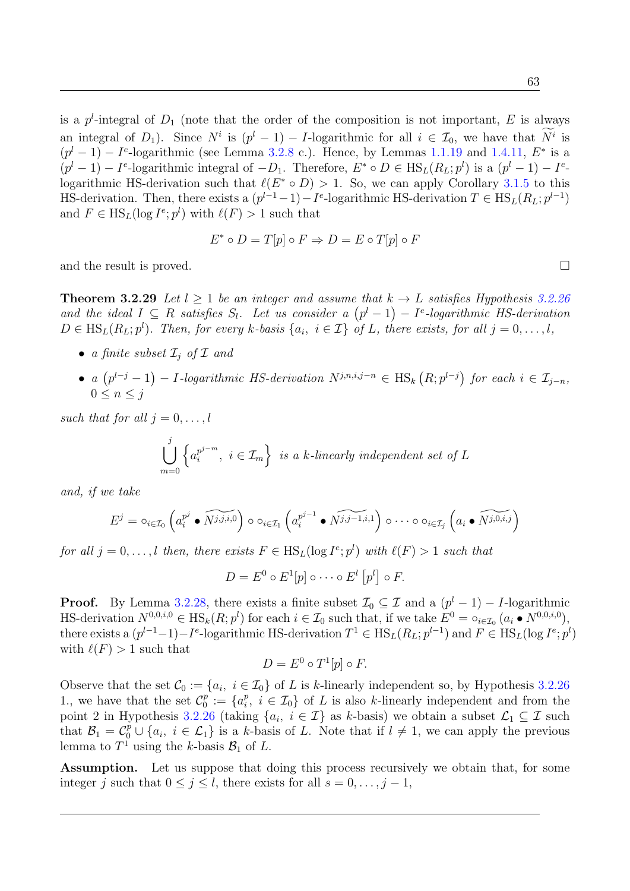is a $p^l$-integral of $D_1$ (note that the order of the composition is not important, $E$ is always an integral of $D_1$). Since $N^i$ is $(p^l-1)-I$-logarithmic for all $i \in \mathcal{I}_0$, we have that $\widetilde{N^i}$ is $(p^l-1)-I^e$-logarithmic (see Lemma 3.2.8 c.). Hence, by Lemmas 1.1.19 and 1.4.11, $E^*$ is a $(p^l-1)-I^e$-logarithmic integral of $-D_1$. Therefore, $E^* \circ D \in \mathrm{HS}_L(R_L; p^l)$ is a $(p^l-1)-I^e$-logarithmic HS-derivation such that $\ell(E^* \circ D) > 1$. So, we can apply Corollary 3.1.5 to this HS-derivation. Then, there exists a $(p^{l-1}-1)-I^e$-logarithmic HS-derivation $T \in \mathrm{HS}_L(R_L; p^{l-1})$ and $F \in \mathrm{HS}_L(\log I^e; p^l)$ with $\ell(F) > 1$ such that

$$E^* \circ D = T[p] \circ F \Rightarrow D = E \circ T[p] \circ F$$

and the result is proved. □

**Theorem 3.2.29** *Let $l \geq 1$ be an integer and assume that $k \to L$ satisfies Hypothesis 3.2.26 and the ideal $I \subseteq R$ satisfies $S_l$. Let us consider a $\left(p^l-1\right)-I^e$-logarithmic HS-derivation $D \in \mathrm{HS}_L(R_L; p^l)$. Then, for every $k$-basis $\{a_i,\ i \in \mathcal{I}\}$ of $L$, there exists, for all $j = 0, \ldots, l$,*

- *a finite subset $\mathcal{I}_j$ of $\mathcal{I}$ and*
- *a $\left(p^{l-j}-1\right)-I$-logarithmic HS-derivation $N^{j,n,i,j-n} \in \mathrm{HS}_k\left(R; p^{l-j}\right)$ for each $i \in \mathcal{I}_{j-n}$, $0 \leq n \leq j$*

*such that for all $j = 0, \ldots, l$*

$$\bigcup_{m=0}^{j} \left\{a_i^{p^{j-m}},\ i \in \mathcal{I}_m\right\} \text{ is a } k\text{-linearly independent set of } L$$

*and, if we take*

$$E^j = \circ_{i\in\mathcal{I}_0}\left(a_i^{p^j} \bullet \widetilde{N^{j,j,i,0}}\right) \circ \circ_{i\in\mathcal{I}_1}\left(a_i^{p^{j-1}} \bullet \widetilde{N^{j,j-1,i,1}}\right) \circ \cdots \circ \circ_{i\in\mathcal{I}_j}\left(a_i \bullet \widetilde{N^{j,0,i,j}}\right)$$

*for all $j = 0, \ldots, l$ then, there exists $F \in \mathrm{HS}_L(\log I^e; p^l)$ with $\ell(F) > 1$ such that*

$$D = E^0 \circ E^1[p] \circ \cdots \circ E^l\left[p^l\right] \circ F.$$

**Proof.** By Lemma 3.2.28, there exists a finite subset $\mathcal{I}_0 \subseteq \mathcal{I}$ and a $(p^l-1)-I$-logarithmic HS-derivation $N^{0,0,i,0} \in \mathrm{HS}_k(R; p^l)$ for each $i \in \mathcal{I}_0$ such that, if we take $E^0 = \circ_{i\in\mathcal{I}_0}\left(a_i \bullet N^{0,0,i,0}\right)$, there exists a $(p^{l-1}-1)-I^e$-logarithmic HS-derivation $T^1 \in \mathrm{HS}_L(R_L; p^{l-1})$ and $F \in \mathrm{HS}_L(\log I^e; p^l)$ with $\ell(F) > 1$ such that

$$D = E^0 \circ T^1[p] \circ F.$$

Observe that the set $\mathcal{C}_0 := \{a_i,\ i \in \mathcal{I}_0\}$ of $L$ is $k$-linearly independent so, by Hypothesis 3.2.26 1., we have that the set $\mathcal{C}_0^p := \{a_i^p,\ i \in \mathcal{I}_0\}$ of $L$ is also $k$-linearly independent and from the point 2 in Hypothesis 3.2.26 (taking $\{a_i,\ i \in \mathcal{I}\}$ as $k$-basis) we obtain a subset $\mathcal{L}_1 \subseteq \mathcal{I}$ such that $\mathcal{B}_1 = \mathcal{C}_0^p \cup \{a_i,\ i \in \mathcal{L}_1\}$ is a $k$-basis of $L$. Note that if $l \neq 1$, we can apply the previous lemma to $T^1$ using the $k$-basis $\mathcal{B}_1$ of $L$.

**Assumption.** Let us suppose that doing this process recursively we obtain that, for some integer $j$ such that $0 \leq j \leq l$, there exists for all $s = 0, \ldots, j-1$,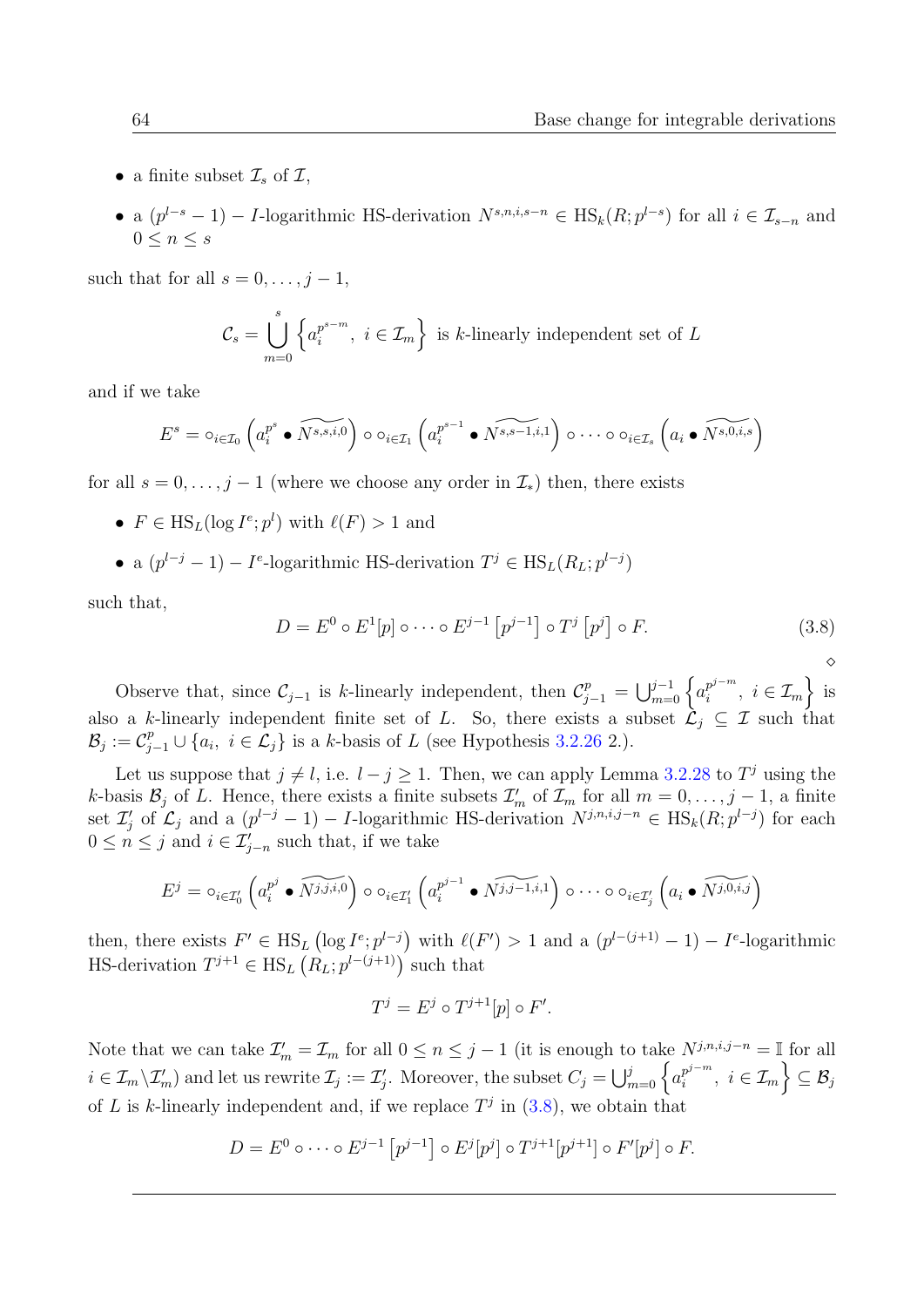- a finite subset $\mathcal{I}_s$ of $\mathcal{I}$,
- a $(p^{l-s}-1)-I$-logarithmic HS-derivation $N^{s,n,i,s-n} \in \mathrm{HS}_k(R;p^{l-s})$ for all $i \in \mathcal{I}_{s-n}$ and $0 \le n \le s$

such that for all $s = 0,\ldots,j-1$,

$$\mathcal{C}_s = \bigcup_{m=0}^{s} \left\{ a_i^{p^{s-m}},\ i \in \mathcal{I}_m \right\} \text{ is } k\text{-linearly independent set of } L$$

and if we take

$$E^s = \circ_{i\in\mathcal{I}_0}\left(a_i^{p^s} \bullet \widetilde{N^{s,s,i,0}}\right) \circ \circ_{i\in\mathcal{I}_1}\left(a_i^{p^{s-1}} \bullet \widetilde{N^{s,s-1,i,1}}\right) \circ \cdots \circ \circ_{i\in\mathcal{I}_s}\left(a_i \bullet \widetilde{N^{s,0,i,s}}\right)$$

for all $s = 0,\ldots,j-1$ (where we choose any order in $\mathcal{I}_*$) then, there exists

- $F \in \mathrm{HS}_L(\log I^e; p^l)$ with $\ell(F) > 1$ and
- a $(p^{l-j}-1) - I^e$-logarithmic HS-derivation $T^j \in \mathrm{HS}_L(R_L; p^{l-j})$

such that,

$$D = E^0 \circ E^1[p] \circ \cdots \circ E^{j-1}\left[p^{j-1}\right] \circ T^j\left[p^j\right] \circ F. \tag{3.8}$$

$\diamond$

Observe that, since $\mathcal{C}_{j-1}$ is $k$-linearly independent, then $\mathcal{C}_{j-1}^p = \bigcup_{m=0}^{j-1}\left\{a_i^{p^{j-m}},\ i \in \mathcal{I}_m\right\}$ is also a $k$-linearly independent finite set of $L$. So, there exists a subset $\mathcal{L}_j \subseteq \mathcal{I}$ such that $\mathcal{B}_j := \mathcal{C}_{j-1}^p \cup \{a_i,\ i \in \mathcal{L}_j\}$ is a $k$-basis of $L$ (see Hypothesis 3.2.26 2.).

Let us suppose that $j \neq l$, i.e. $l - j \geq 1$. Then, we can apply Lemma 3.2.28 to $T^j$ using the $k$-basis $\mathcal{B}_j$ of $L$. Hence, there exists a finite subsets $\mathcal{I}'_m$ of $\mathcal{I}_m$ for all $m = 0,\ldots,j-1$, a finite set $\mathcal{I}'_j$ of $\mathcal{L}_j$ and a $(p^{l-j}-1) - I$-logarithmic HS-derivation $N^{j,n,i,j-n} \in \mathrm{HS}_k(R;p^{l-j})$ for each $0 \le n \le j$ and $i \in \mathcal{I}'_{j-n}$ such that, if we take

$$E^j = \circ_{i\in\mathcal{I}'_0}\left(a_i^{p^j} \bullet \widetilde{N^{j,j,i,0}}\right) \circ \circ_{i\in\mathcal{I}'_1}\left(a_i^{p^{j-1}} \bullet \widetilde{N^{j,j-1,i,1}}\right) \circ \cdots \circ \circ_{i\in\mathcal{I}'_j}\left(a_i \bullet \widetilde{N^{j,0,i,j}}\right)$$

then, there exists $F' \in \mathrm{HS}_L\left(\log I^e; p^{l-j}\right)$ with $\ell(F') > 1$ and a $(p^{l-(j+1)}-1) - I^e$-logarithmic HS-derivation $T^{j+1} \in \mathrm{HS}_L\left(R_L; p^{l-(j+1)}\right)$ such that

$$T^j = E^j \circ T^{j+1}[p] \circ F'.$$

Note that we can take $\mathcal{I}'_m = \mathcal{I}_m$ for all $0 \le n \le j-1$ (it is enough to take $N^{j,n,i,j-n} = \mathbb{I}$ for all $i \in \mathcal{I}_m \setminus \mathcal{I}'_m$) and let us rewrite $\mathcal{I}_j := \mathcal{I}'_j$. Moreover, the subset $C_j = \bigcup_{m=0}^{j}\left\{a_i^{p^{j-m}},\ i \in \mathcal{I}_m\right\} \subseteq \mathcal{B}_j$ of $L$ is $k$-linearly independent and, if we replace $T^j$ in (3.8), we obtain that

$$D = E^0 \circ \cdots \circ E^{j-1}\left[p^{j-1}\right] \circ E^j[p^j] \circ T^{j+1}[p^{j+1}] \circ F'[p^j] \circ F.$$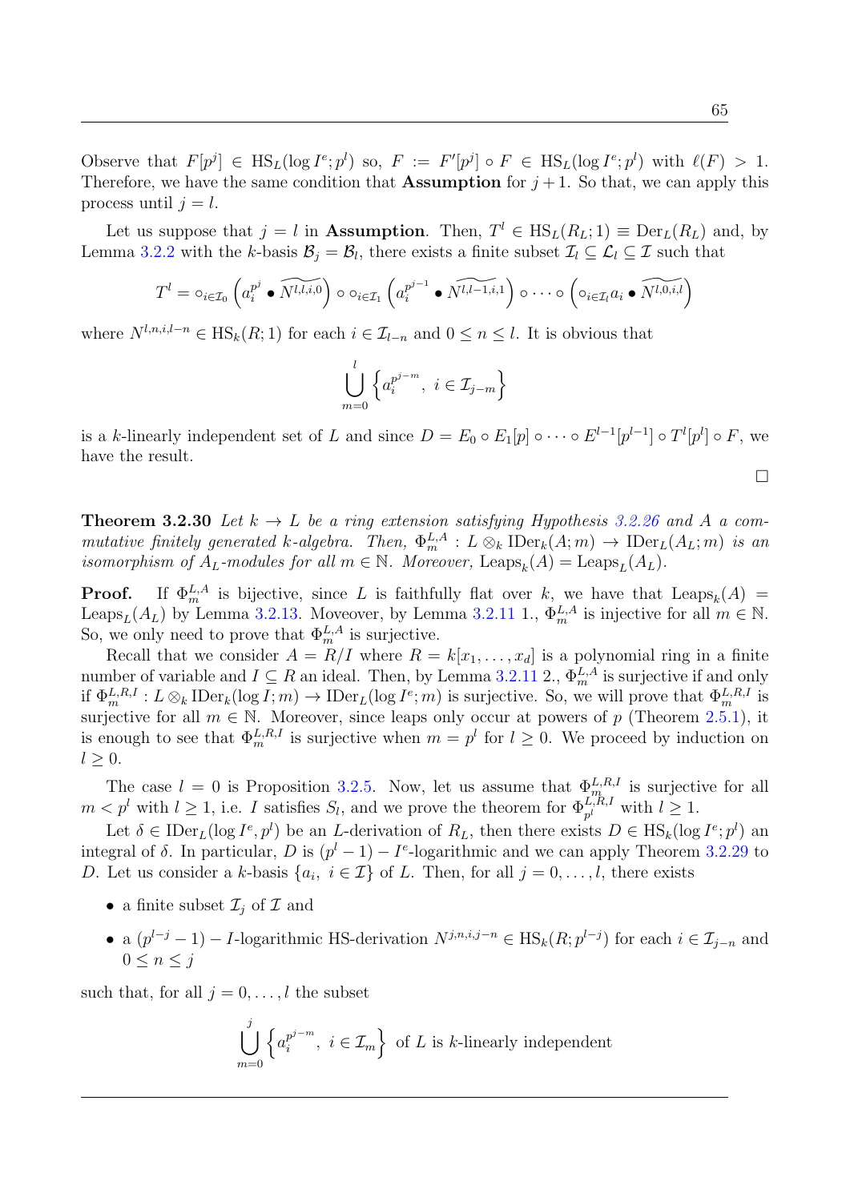Observe that $F[p^j] \in \mathrm{HS}_L(\log I^e; p^l)$ so, $F := F'[p^j] \circ F \in \mathrm{HS}_L(\log I^e; p^l)$ with $\ell(F) > 1$. Therefore, we have the same condition that **Assumption** for $j+1$. So that, we can apply this process until $j = l$.

Let us suppose that $j = l$ in **Assumption**. Then, $T^l \in \mathrm{HS}_L(R_L; 1) \equiv \mathrm{Der}_L(R_L)$ and, by Lemma 3.2.2 with the $k$-basis $\mathcal{B}_j = \mathcal{B}_l$, there exists a finite subset $\mathcal{I}_l \subseteq \mathcal{L}_l \subseteq \mathcal{I}$ such that

$$T^l = \circ_{i \in \mathcal{I}_0} \left( a_i^{p^j} \bullet \widetilde{N^{l,l,i,0}} \right) \circ \circ_{i \in \mathcal{I}_1} \left( a_i^{p^{j-1}} \bullet \widetilde{N^{l,l-1,i,1}} \right) \circ \cdots \circ \left( \circ_{i \in \mathcal{I}_l} a_i \bullet \widetilde{N^{l,0,i,l}} \right)$$

where $N^{l,n,i,l-n} \in \mathrm{HS}_k(R; 1)$ for each $i \in \mathcal{I}_{l-n}$ and $0 \leq n \leq l$. It is obvious that

$$\bigcup_{m=0}^{l} \left\{ a_i^{p^{j-m}},\ i \in \mathcal{I}_{j-m} \right\}$$

is a $k$-linearly independent set of $L$ and since $D = E_0 \circ E_1[p] \circ \cdots \circ E^{l-1}[p^{l-1}] \circ T^l[p^l] \circ F$, we have the result.

□

**Theorem 3.2.30** *Let $k \to L$ be a ring extension satisfying Hypothesis 3.2.26 and $A$ a commutative finitely generated $k$-algebra. Then, $\Phi_m^{L,A} : L \otimes_k \mathrm{IDer}_k(A; m) \to \mathrm{IDer}_L(A_L; m)$ is an isomorphism of $A_L$-modules for all $m \in \mathbb{N}$. Moreover, $\mathrm{Leaps}_k(A) = \mathrm{Leaps}_L(A_L)$.*

**Proof.** If $\Phi_m^{L,A}$ is bijective, since $L$ is faithfully flat over $k$, we have that $\mathrm{Leaps}_k(A) = \mathrm{Leaps}_L(A_L)$ by Lemma 3.2.13. Moveover, by Lemma 3.2.11 1., $\Phi_m^{L,A}$ is injective for all $m \in \mathbb{N}$. So, we only need to prove that $\Phi_m^{L,A}$ is surjective.

Recall that we consider $A = R/I$ where $R = k[x_1, \ldots, x_d]$ is a polynomial ring in a finite number of variable and $I \subseteq R$ an ideal. Then, by Lemma 3.2.11 2., $\Phi_m^{L,A}$ is surjective if and only if $\Phi_m^{L,R,I} : L \otimes_k \mathrm{IDer}_k(\log I; m) \to \mathrm{IDer}_L(\log I^e; m)$ is surjective. So, we will prove that $\Phi_m^{L,R,I}$ is surjective for all $m \in \mathbb{N}$. Moreover, since leaps only occur at powers of $p$ (Theorem 2.5.1), it is enough to see that $\Phi_m^{L,R,I}$ is surjective when $m = p^l$ for $l \geq 0$. We proceed by induction on $l \geq 0$.

The case $l = 0$ is Proposition 3.2.5. Now, let us assume that $\Phi_m^{L,R,I}$ is surjective for all $m < p^l$ with $l \geq 1$, i.e. $I$ satisfies $S_l$, and we prove the theorem for $\Phi_{p^l}^{L,R,I}$ with $l \geq 1$.

Let $\delta \in \mathrm{IDer}_L(\log I^e, p^l)$ be an $L$-derivation of $R_L$, then there exists $D \in \mathrm{HS}_L(\log I^e; p^l)$ an integral of $\delta$. In particular, $D$ is $(p^l - 1) - I^e$-logarithmic and we can apply Theorem 3.2.29 to $D$. Let us consider a $k$-basis $\{a_i,\ i \in \mathcal{I}\}$ of $L$. Then, for all $j = 0, \ldots, l$, there exists

- a finite subset $\mathcal{I}_j$ of $\mathcal{I}$ and
- a $(p^{l-j} - 1) - I$-logarithmic HS-derivation $N^{j,n,i,j-n} \in \mathrm{HS}_k(R; p^{l-j})$ for each $i \in \mathcal{I}_{j-n}$ and $0 \leq n \leq j$

such that, for all $j = 0, \ldots, l$ the subset

$$\bigcup_{m=0}^{j} \left\{ a_i^{p^{j-m}},\ i \in \mathcal{I}_m \right\} \text{ of } L \text{ is } k\text{-linearly independent}$$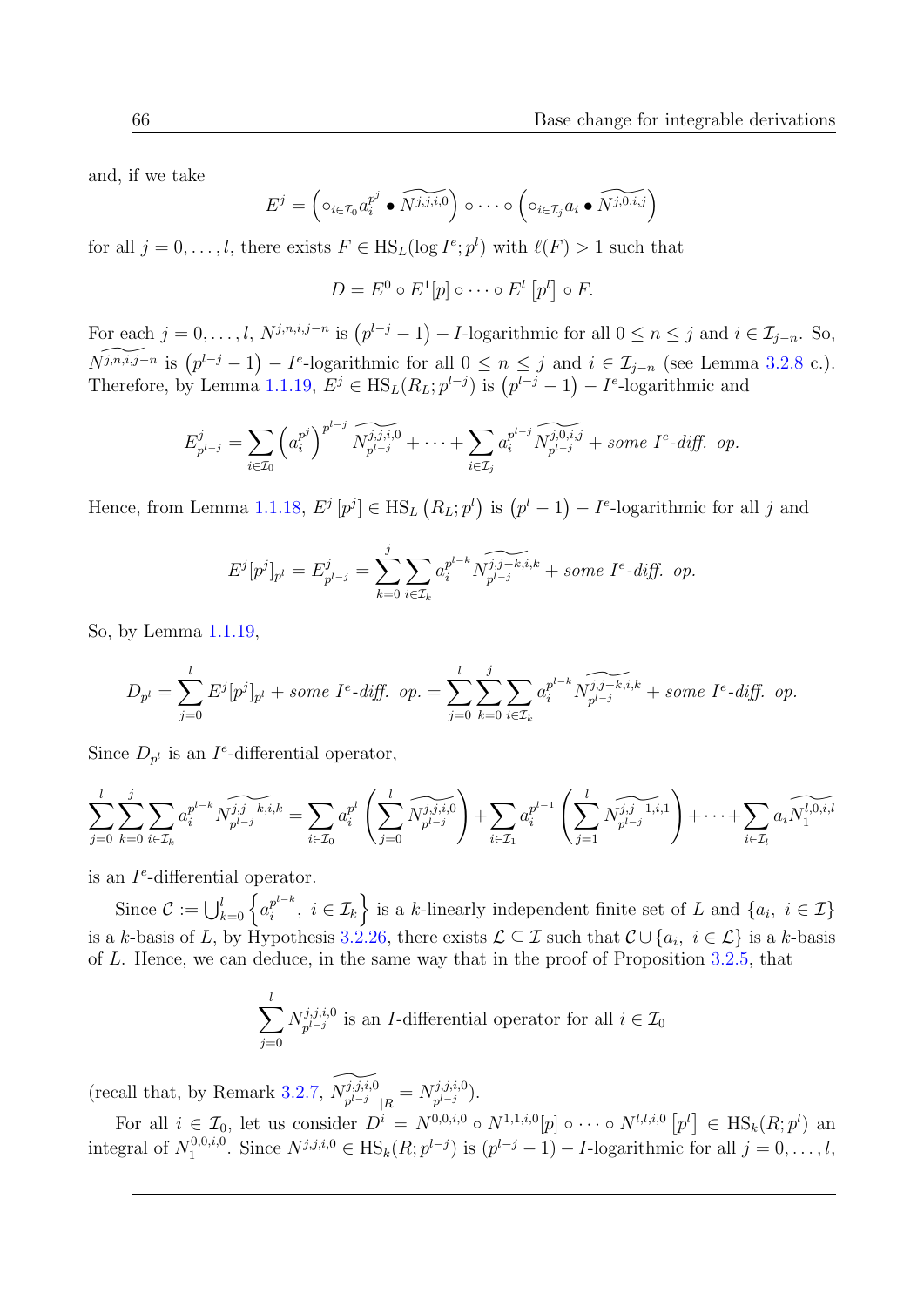and, if we take

$$E^j = \left( \circ_{i\in\mathcal{I}_0} a_i^{p^j} \bullet \widetilde{N^{j,j,i,0}} \right) \circ \cdots \circ \left( \circ_{i\in\mathcal{I}_j} a_i \bullet \widetilde{N^{j,0,i,j}} \right)$$

for all $j = 0, \ldots, l$, there exists $F \in \mathrm{HS}_L(\log I^e; p^l)$ with $\ell(F) > 1$ such that

$$D = E^0 \circ E^1[p] \circ \cdots \circ E^l \left[ p^l \right] \circ F.$$

For each $j = 0, \ldots, l$, $N^{j,n,i,j-n}$ is $\left(p^{l-j} - 1\right) - I$-logarithmic for all $0 \le n \le j$ and $i \in \mathcal{I}_{j-n}$. So, $\widetilde{N^{j,n,i,j-n}}$ is $\left(p^{l-j} - 1\right) - I^e$-logarithmic for all $0 \le n \le j$ and $i \in \mathcal{I}_{j-n}$ (see Lemma 3.2.8 c.). Therefore, by Lemma 1.1.19, $E^j \in \mathrm{HS}_L(R_L; p^{l-j})$ is $\left(p^{l-j} - 1\right) - I^e$-logarithmic and

$$E^j_{p^{l-j}} = \sum_{i\in\mathcal{I}_0} \left(a_i^{p^j}\right)^{p^{l-j}} \widetilde{N^{j,j,i,0}_{p^{l-j}}} + \cdots + \sum_{i\in\mathcal{I}_j} a_i^{p^{l-j}} \widetilde{N^{j,0,i,j}_{p^{l-j}}} + \textit{some } I^e\textit{-diff. op.}$$

Hence, from Lemma 1.1.18, $E^j\left[p^j\right] \in \mathrm{HS}_L\left(R_L; p^l\right)$ is $\left(p^l - 1\right) - I^e$-logarithmic for all $j$ and

$$E^j[p^j]_{p^l} = E^j_{p^{l-j}} = \sum_{k=0}^{j} \sum_{i\in\mathcal{I}_k} a_i^{p^{l-k}} \widetilde{N^{j,j-k,i,k}_{p^{l-j}}} + \textit{some } I^e\textit{-diff. op.}$$

So, by Lemma 1.1.19,

$$D_{p^l} = \sum_{j=0}^{l} E^j[p^j]_{p^l} + \textit{some } I^e\textit{-diff. op.} = \sum_{j=0}^{l} \sum_{k=0}^{j} \sum_{i\in\mathcal{I}_k} a_i^{p^{l-k}} \widetilde{N^{j,j-k,i,k}_{p^{l-j}}} + \textit{some } I^e\textit{-diff. op.}$$

Since $D_{p^l}$ is an $I^e$-differential operator,

$$\sum_{j=0}^{l} \sum_{k=0}^{j} \sum_{i\in\mathcal{I}_k} a_i^{p^{l-k}} \widetilde{N^{j,j-k,i,k}_{p^{l-j}}} = \sum_{i\in\mathcal{I}_0} a_i^{p^l} \left( \sum_{j=0}^{l} \widetilde{N^{j,j,i,0}_{p^{l-j}}} \right) + \sum_{i\in\mathcal{I}_1} a_i^{p^{l-1}} \left( \sum_{j=1}^{l} \widetilde{N^{j,j-1,i,1}_{p^{l-j}}} \right) + \cdots + \sum_{i\in\mathcal{I}_l} a_i \widetilde{N^{l,0,i,l}_1}$$

is an $I^e$-differential operator.

Since $\mathcal{C} := \bigcup_{k=0}^{l} \left\{ a_i^{p^{l-k}},\ i \in \mathcal{I}_k \right\}$ is a $k$-linearly independent finite set of $L$ and $\{a_i,\ i \in \mathcal{I}\}$ is a $k$-basis of $L$, by Hypothesis 3.2.26, there exists $\mathcal{L} \subseteq \mathcal{I}$ such that $\mathcal{C} \cup \{a_i,\ i \in \mathcal{L}\}$ is a $k$-basis of $L$. Hence, we can deduce, in the same way that in the proof of Proposition 3.2.5, that

$$\sum_{j=0}^{l} N^{j,j,i,0}_{p^{l-j}} \text{ is an } I\text{-differential operator for all } i \in \mathcal{I}_0$$

(recall that, by Remark 3.2.7, $\widetilde{N^{j,j,i,0}_{p^{l-j}}}_{|R} = N^{j,j,i,0}_{p^{l-j}}$).

For all $i \in \mathcal{I}_0$, let us consider $D^i = N^{0,0,i,0} \circ N^{1,1,i,0}[p] \circ \cdots \circ N^{l,l,i,0}\left[p^l\right] \in \mathrm{HS}_k(R; p^l)$ an integral of $N^{0,0,i,0}_1$. Since $N^{j,j,i,0} \in \mathrm{HS}_k(R; p^{l-j})$ is $(p^{l-j} - 1) - I$-logarithmic for all $j = 0, \ldots, l$,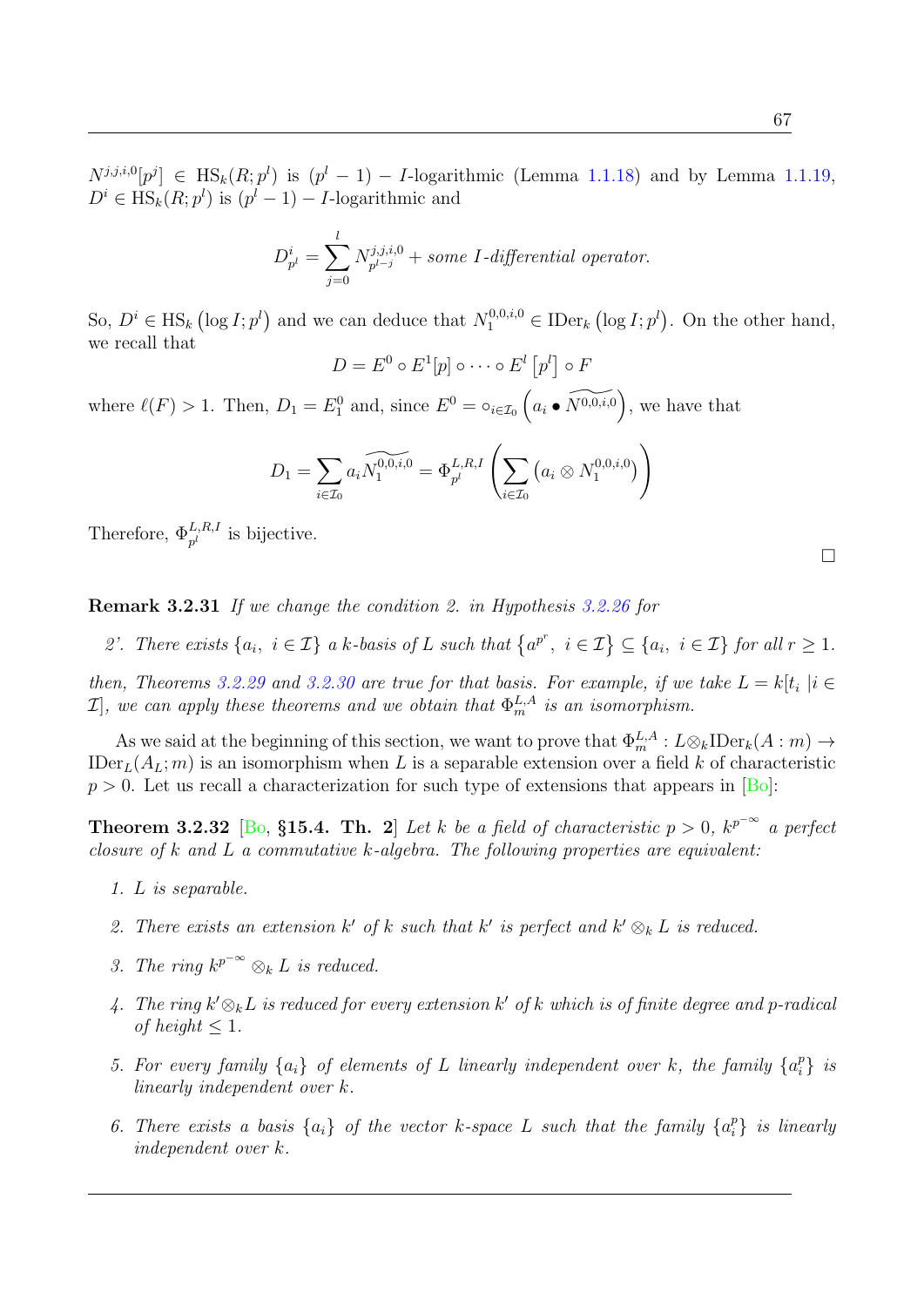$N^{j,j,i,0}[p^j] \in \mathrm{HS}_k(R;p^l)$ is $(p^l-1)-I$-logarithmic (Lemma 1.1.18) and by Lemma 1.1.19, $D^i \in \mathrm{HS}_k(R;p^l)$ is $(p^l-1)-I$-logarithmic and

$$D^i_{p^l} = \sum_{j=0}^{l} N^{j,j,i,0}_{p^{l-j}} + \textit{some } I\textit{-differential operator.}$$

So, $D^i \in \mathrm{HS}_k\left(\log I; p^l\right)$ and we can deduce that $N^{0,0,i,0}_1 \in \mathrm{IDer}_k\left(\log I; p^l\right)$. On the other hand, we recall that

$$D = E^0 \circ E^1[p] \circ \cdots \circ E^l\left[p^l\right] \circ F$$

where $\ell(F) > 1$. Then, $D_1 = E^0_1$ and, since $E^0 = \circ_{i\in\mathcal{I}_0}\left(a_i \bullet \widetilde{N^{0,0,i,0}}\right)$, we have that

$$D_1 = \sum_{i\in\mathcal{I}_0} a_i \widetilde{N^{0,0,i,0}_1} = \Phi^{L,R,I}_{p^l}\left(\sum_{i\in\mathcal{I}_0}\left(a_i \otimes N^{0,0,i,0}_1\right)\right)$$

Therefore, $\Phi^{L,R,I}_{p^l}$ is bijective.

$\square$

**Remark 3.2.31** *If we change the condition 2. in Hypothesis 3.2.26 for*

*2'. There exists $\{a_i,\ i\in\mathcal{I}\}$ a $k$-basis of $L$ such that $\left\{a^{p^r},\ i\in\mathcal{I}\right\} \subseteq \{a_i,\ i\in\mathcal{I}\}$ for all $r\geq 1$.*

*then, Theorems 3.2.29 and 3.2.30 are true for that basis. For example, if we take $L = k[t_i\ |i\in\mathcal{I}]$, we can apply these theorems and we obtain that $\Phi^{L,A}_m$ is an isomorphism.*

As we said at the beginning of this section, we want to prove that $\Phi^{L,A}_m : L\otimes_k \mathrm{IDer}_k(A:m) \to \mathrm{IDer}_L(A_L;m)$ is an isomorphism when $L$ is a separable extension over a field $k$ of characteristic $p>0$. Let us recall a characterization for such type of extensions that appears in [Bo]:

**Theorem 3.2.32** [Bo, §15.4. Th. 2] *Let $k$ be a field of characteristic $p>0$, $k^{p^{-\infty}}$ a perfect closure of $k$ and $L$ a commutative $k$-algebra. The following properties are equivalent:*

1. *$L$ is separable.*
2. *There exists an extension $k'$ of $k$ such that $k'$ is perfect and $k'\otimes_k L$ is reduced.*
3. *The ring $k^{p^{-\infty}}\otimes_k L$ is reduced.*
4. *The ring $k'\otimes_k L$ is reduced for every extension $k'$ of $k$ which is of finite degree and $p$-radical of height $\leq 1$.*
5. *For every family $\{a_i\}$ of elements of $L$ linearly independent over $k$, the family $\{a_i^p\}$ is linearly independent over $k$.*
6. *There exists a basis $\{a_i\}$ of the vector $k$-space $L$ such that the family $\{a_i^p\}$ is linearly independent over $k$.*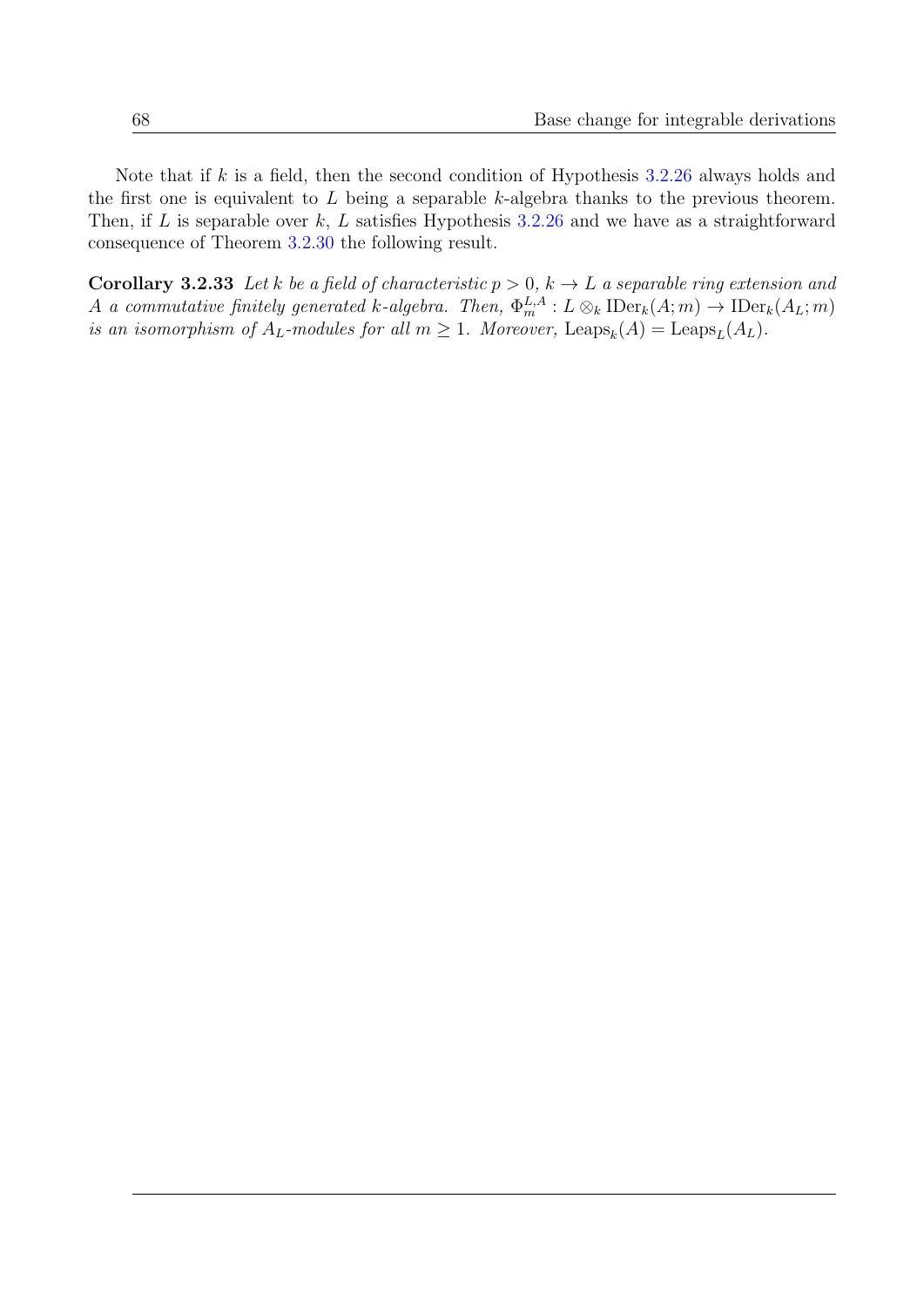Note that if $k$ is a field, then the second condition of Hypothesis 3.2.26 always holds and the first one is equivalent to $L$ being a separable $k$-algebra thanks to the previous theorem. Then, if $L$ is separable over $k$, $L$ satisfies Hypothesis 3.2.26 and we have as a straightforward consequence of Theorem 3.2.30 the following result.

**Corollary 3.2.33** *Let $k$ be a field of characteristic $p > 0$, $k \to L$ a separable ring extension and $A$ a commutative finitely generated $k$-algebra. Then, $\Phi_m^{L,A} : L \otimes_k \operatorname{IDer}_k(A; m) \to \operatorname{IDer}_k(A_L; m)$ is an isomorphism of $A_L$-modules for all $m \geq 1$. Moreover, $\operatorname{Leaps}_k(A) = \operatorname{Leaps}_L(A_L)$.*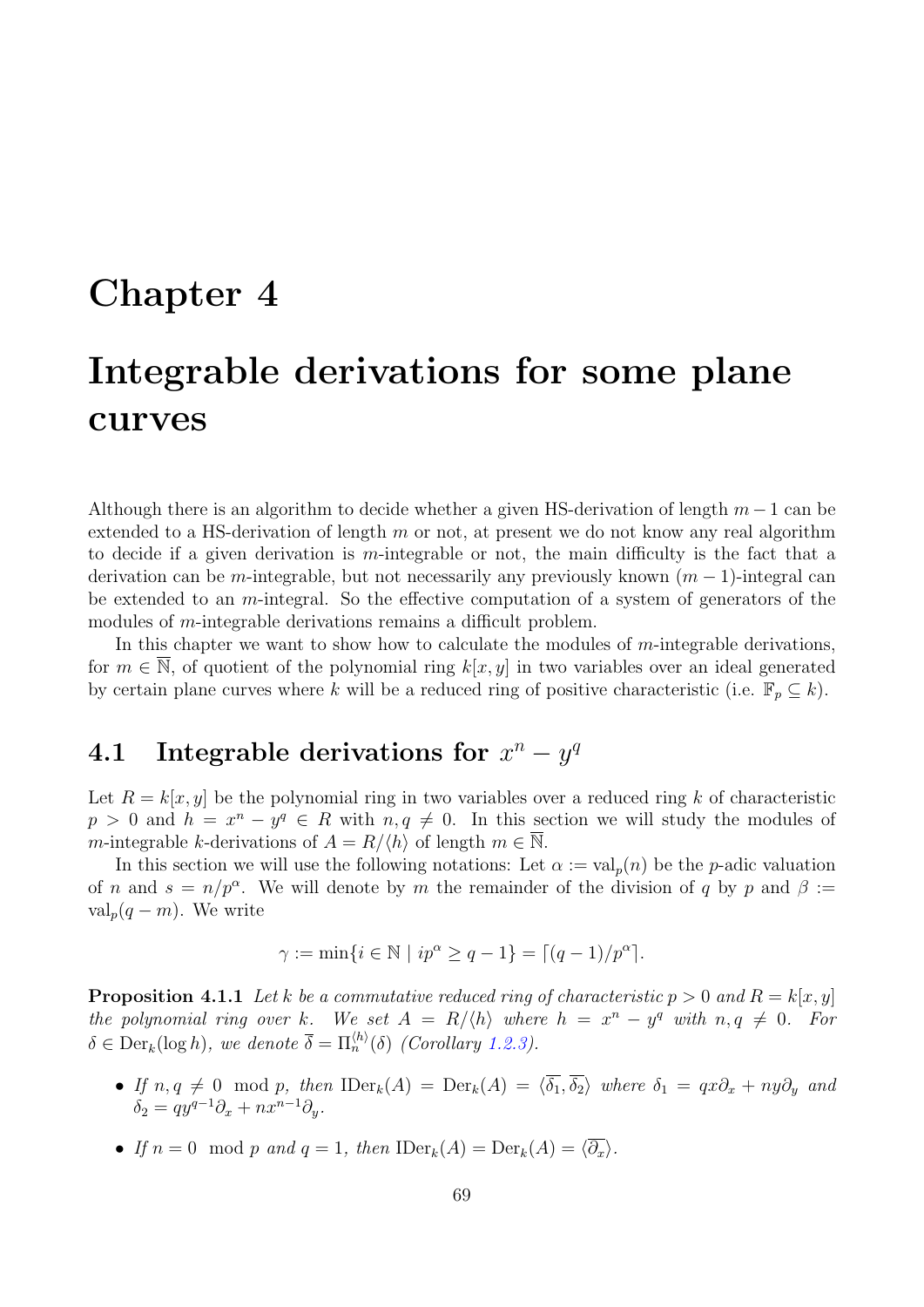# Chapter 4

# Integrable derivations for some plane curves

Although there is an algorithm to decide whether a given HS-derivation of length $m-1$ can be extended to a HS-derivation of length $m$ or not, at present we do not know any real algorithm to decide if a given derivation is $m$-integrable or not, the main difficulty is the fact that a derivation can be $m$-integrable, but not necessarily any previously known $(m-1)$-integral can be extended to an $m$-integral. So the effective computation of a system of generators of the modules of $m$-integrable derivations remains a difficult problem.

In this chapter we want to show how to calculate the modules of $m$-integrable derivations, for $m \in \overline{\mathbb{N}}$, of quotient of the polynomial ring $k[x,y]$ in two variables over an ideal generated by certain plane curves where $k$ will be a reduced ring of positive characteristic (i.e. $\mathbb{F}_p \subseteq k$).

## 4.1 Integrable derivations for $x^n - y^q$

Let $R = k[x,y]$ be the polynomial ring in two variables over a reduced ring $k$ of characteristic $p > 0$ and $h = x^n - y^q \in R$ with $n, q \neq 0$. In this section we will study the modules of $m$-integrable $k$-derivations of $A = R/\langle h \rangle$ of length $m \in \overline{\mathbb{N}}$.

In this section we will use the following notations: Let $\alpha := \mathrm{val}_p(n)$ be the $p$-adic valuation of $n$ and $s = n/p^\alpha$. We will denote by $m$ the remainder of the division of $q$ by $p$ and $\beta := \mathrm{val}_p(q-m)$. We write

$$\gamma := \min\{i \in \mathbb{N} \mid ip^\alpha \geq q-1\} = \lceil (q-1)/p^\alpha \rceil.$$

**Proposition 4.1.1** *Let $k$ be a commutative reduced ring of characteristic $p > 0$ and $R = k[x,y]$ the polynomial ring over $k$. We set $A = R/\langle h \rangle$ where $h = x^n - y^q$ with $n, q \neq 0$. For $\delta \in \mathrm{Der}_k(\log h)$, we denote $\overline{\delta} = \Pi_n^{\langle h \rangle}(\delta)$ (Corollary 1.2.3).*

- *If $n, q \neq 0 \mod p$, then $\mathrm{IDer}_k(A) = \mathrm{Der}_k(A) = \langle \overline{\delta_1}, \overline{\delta_2} \rangle$ where $\delta_1 = qx\partial_x + ny\partial_y$ and $\delta_2 = qy^{q-1}\partial_x + nx^{n-1}\partial_y$.*
- *If $n = 0 \mod p$ and $q = 1$, then $\mathrm{IDer}_k(A) = \mathrm{Der}_k(A) = \langle \overline{\partial_x} \rangle$.*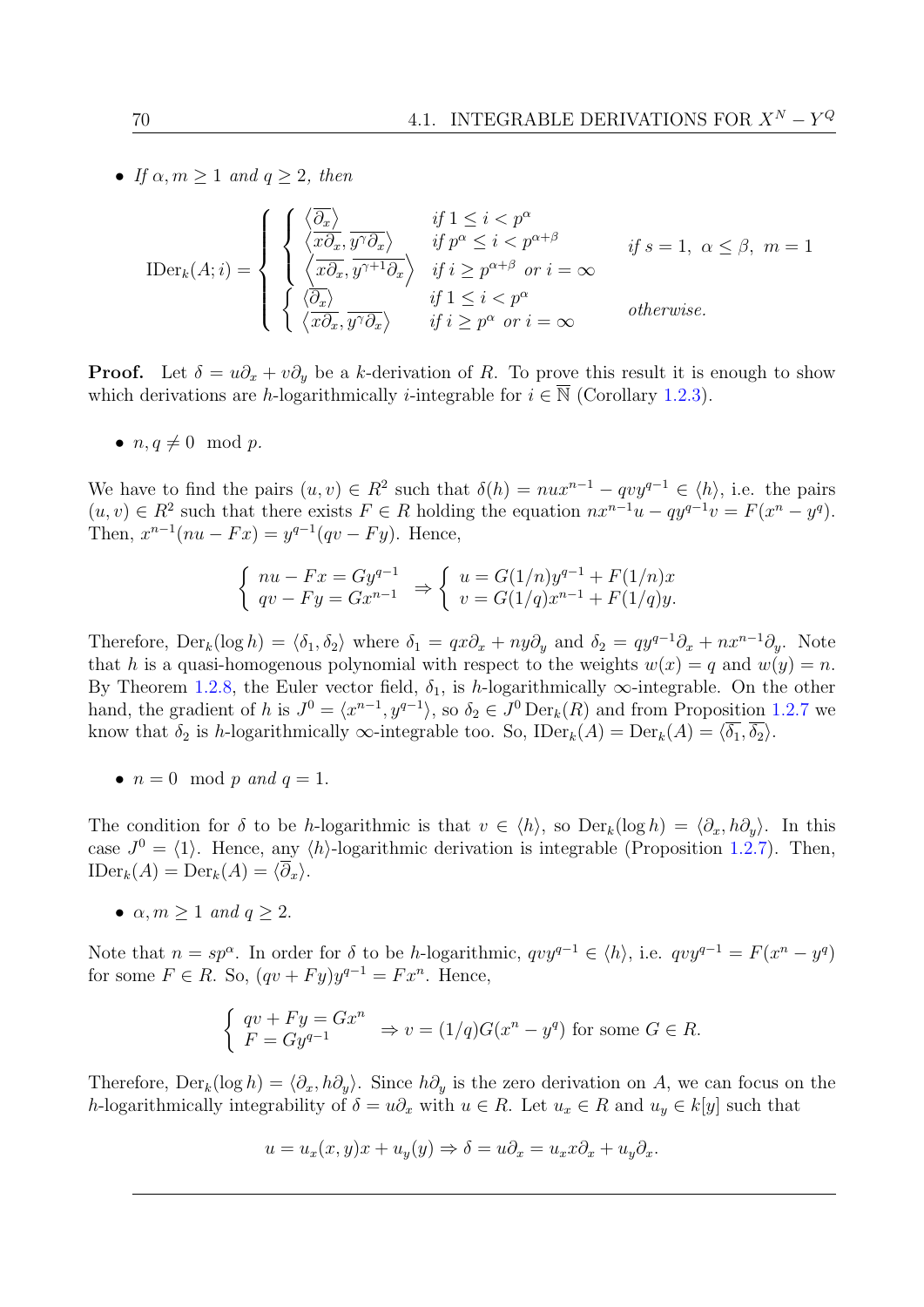- *If $\alpha, m \geq 1$ and $q \geq 2$, then*

$$\operatorname{IDer}_k(A;i) = \begin{cases} \begin{cases} \langle \overline{\partial_x} \rangle & \text{if } 1 \leq i < p^\alpha \\ \langle \overline{x\partial_x}, \overline{y^\gamma \partial_x} \rangle & \text{if } p^\alpha \leq i < p^{\alpha+\beta} \\ \left\langle \overline{x\partial_x}, \overline{y^{\gamma+1}\partial_x} \right\rangle & \text{if } i \geq p^{\alpha+\beta} \text{ or } i = \infty \end{cases} & \text{if } s=1,\ \alpha \leq \beta,\ m=1 \\ \begin{cases} \langle \overline{\partial_x} \rangle & \text{if } 1 \leq i < p^\alpha \\ \langle \overline{x\partial_x}, \overline{y^\gamma \partial_x} \rangle & \text{if } i \geq p^\alpha \text{ or } i = \infty \end{cases} & \text{otherwise.} \end{cases}$$

**Proof.** Let $\delta = u\partial_x + v\partial_y$ be a $k$-derivation of $R$. To prove this result it is enough to show which derivations are $h$-logarithmically $i$-integrable for $i \in \overline{\mathbb{N}}$ (Corollary 1.2.3).

- $n, q \neq 0 \mod p$.

We have to find the pairs $(u,v) \in R^2$ such that $\delta(h) = nux^{n-1} - qvy^{q-1} \in \langle h \rangle$, i.e. the pairs $(u,v) \in R^2$ such that there exists $F \in R$ holding the equation $nx^{n-1}u - qy^{q-1}v = F(x^n - y^q)$. Then, $x^{n-1}(nu - Fx) = y^{q-1}(qv - Fy)$. Hence,

$$\begin{cases} nu - Fx = Gy^{q-1} \\ qv - Fy = Gx^{n-1} \end{cases} \Rightarrow \begin{cases} u = G(1/n)y^{q-1} + F(1/n)x \\ v = G(1/q)x^{n-1} + F(1/q)y. \end{cases}$$

Therefore, $\operatorname{Der}_k(\log h) = \langle \delta_1, \delta_2 \rangle$ where $\delta_1 = qx\partial_x + ny\partial_y$ and $\delta_2 = qy^{q-1}\partial_x + nx^{n-1}\partial_y$. Note that $h$ is a quasi-homogenous polynomial with respect to the weights $w(x) = q$ and $w(y) = n$. By Theorem 1.2.8, the Euler vector field, $\delta_1$, is $h$-logarithmically $\infty$-integrable. On the other hand, the gradient of $h$ is $J^0 = \langle x^{n-1}, y^{q-1} \rangle$, so $\delta_2 \in J^0 \operatorname{Der}_k(R)$ and from Proposition 1.2.7 we know that $\delta_2$ is $h$-logarithmically $\infty$-integrable too. So, $\operatorname{IDer}_k(A) = \operatorname{Der}_k(A) = \langle \overline{\delta_1}, \overline{\delta_2} \rangle$.

- $n = 0 \mod p$ and $q = 1$.

The condition for $\delta$ to be $h$-logarithmic is that $v \in \langle h \rangle$, so $\operatorname{Der}_k(\log h) = \langle \partial_x, h\partial_y \rangle$. In this case $J^0 = \langle 1 \rangle$. Hence, any $\langle h \rangle$-logarithmic derivation is integrable (Proposition 1.2.7). Then, $\operatorname{IDer}_k(A) = \operatorname{Der}_k(A) = \langle \overline{\partial}_x \rangle$.

- $\alpha, m \geq 1$ and $q \geq 2$.

Note that $n = sp^\alpha$. In order for $\delta$ to be $h$-logarithmic, $qvy^{q-1} \in \langle h \rangle$, i.e. $qvy^{q-1} = F(x^n - y^q)$ for some $F \in R$. So, $(qv + Fy)y^{q-1} = Fx^n$. Hence,

$$\begin{cases} qv + Fy = Gx^n \\ F = Gy^{q-1} \end{cases} \Rightarrow v = (1/q)G(x^n - y^q) \text{ for some } G \in R.$$

Therefore, $\operatorname{Der}_k(\log h) = \langle \partial_x, h\partial_y \rangle$. Since $h\partial_y$ is the zero derivation on $A$, we can focus on the $h$-logarithmically integrability of $\delta = u\partial_x$ with $u \in R$. Let $u_x \in R$ and $u_y \in k[y]$ such that

$$u = u_x(x,y)x + u_y(y) \Rightarrow \delta = u\partial_x = u_x x\partial_x + u_y\partial_x.$$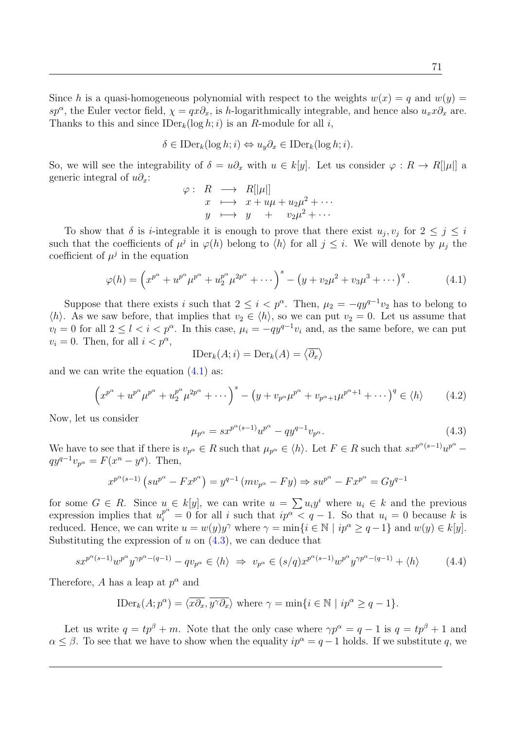Since $h$ is a quasi-homogeneous polynomial with respect to the weights $w(x) = q$ and $w(y) = sp^\alpha$, the Euler vector field, $\chi = qx\partial_x$, is $h$-logarithmically integrable, and hence also $u_x x\partial_x$ are. Thanks to this and since $\mathrm{IDer}_k(\log h; i)$ is an $R$-module for all $i$,

$$\delta \in \mathrm{IDer}_k(\log h; i) \Leftrightarrow u_y \partial_x \in \mathrm{IDer}_k(\log h; i).$$

So, we will see the integrability of $\delta = u\partial_x$ with $u \in k[y]$. Let us consider $\varphi : R \to R[|\mu|]$ a generic integral of $u\partial_x$:

$$\begin{array}{rrcl} \varphi : & R & \longrightarrow & R[|\mu|] \\ & x & \longmapsto & x + u\mu + u_2\mu^2 + \cdots \\ & y & \longmapsto & y \quad + \quad v_2\mu^2 + \cdots \end{array}$$

To show that $\delta$ is $i$-integrable it is enough to prove that there exist $u_j, v_j$ for $2 \le j \le i$ such that the coefficients of $\mu^j$ in $\varphi(h)$ belong to $\langle h \rangle$ for all $j \le i$. We will denote by $\mu_j$ the coefficient of $\mu^j$ in the equation

$$\varphi(h) = \left(x^{p^\alpha} + u^{p^\alpha}\mu^{p^\alpha} + u_2^{p^\alpha}\mu^{2p^\alpha} + \cdots\right)^s - \left(y + v_2\mu^2 + v_3\mu^3 + \cdots\right)^q. \tag{4.1}$$

Suppose that there exists $i$ such that $2 \le i < p^\alpha$. Then, $\mu_2 = -qy^{q-1}v_2$ has to belong to $\langle h \rangle$. As we saw before, that implies that $v_2 \in \langle h \rangle$, so we can put $v_2 = 0$. Let us assume that $v_l = 0$ for all $2 \le l < i < p^\alpha$. In this case, $\mu_i = -qy^{q-1}v_i$ and, as the same before, we can put $v_i = 0$. Then, for all $i < p^\alpha$,

$$\mathrm{IDer}_k(A; i) = \mathrm{Der}_k(A) = \langle \overline{\partial_x} \rangle$$

and we can write the equation (4.1) as:

$$\left(x^{p^\alpha} + u^{p^\alpha}\mu^{p^\alpha} + u_2^{p^\alpha}\mu^{2p^\alpha} + \cdots\right)^s - \left(y + v_{p^\alpha}\mu^{p^\alpha} + v_{p^\alpha+1}\mu^{p^\alpha+1} + \cdots\right)^q \in \langle h \rangle \tag{4.2}$$

Now, let us consider

$$\mu_{p^\alpha} = sx^{p^\alpha(s-1)}u^{p^\alpha} - qy^{q-1}v_{p^\alpha}. \tag{4.3}$$

We have to see that if there is $v_{p^\alpha} \in R$ such that $\mu_{p^\alpha} \in \langle h \rangle$. Let $F \in R$ such that $sx^{p^\alpha(s-1)}u^{p^\alpha} - qy^{q-1}v_{p^\alpha} = F(x^n - y^q)$. Then,

$$x^{p^\alpha(s-1)}\left(su^{p^\alpha} - Fx^{p^\alpha}\right) = y^{q-1}\left(mv_{p^\alpha} - Fy\right) \Rightarrow su^{p^\alpha} - Fx^{p^\alpha} = Gy^{q-1}$$

for some $G \in R$. Since $u \in k[y]$, we can write $u = \sum u_i y^i$ where $u_i \in k$ and the previous expression implies that $u_i^{p^\alpha} = 0$ for all $i$ such that $ip^\alpha < q - 1$. So that $u_i = 0$ because $k$ is reduced. Hence, we can write $u = w(y)y^\gamma$ where $\gamma = \min\{i \in \mathbb{N} \mid ip^\alpha \ge q - 1\}$ and $w(y) \in k[y]$. Substituting the expression of $u$ on (4.3), we can deduce that

$$sx^{p^\alpha(s-1)}w^{p^\alpha}y^{\gamma p^\alpha-(q-1)} - qv_{p^\alpha} \in \langle h \rangle \;\Rightarrow\; v_{p^\alpha} \in (s/q)x^{p^\alpha(s-1)}w^{p^\alpha}y^{\gamma p^\alpha-(q-1)} + \langle h \rangle \tag{4.4}$$

Therefore, $A$ has a leap at $p^\alpha$ and

$$\mathrm{IDer}_k(A; p^\alpha) = \langle \overline{x\partial_x}, \overline{y^\gamma\partial_x} \rangle \text{ where } \gamma = \min\{i \in \mathbb{N} \mid ip^\alpha \ge q - 1\}.$$

Let us write $q = tp^\beta + m$. Note that the only case where $\gamma p^\alpha = q - 1$ is $q = tp^\beta + 1$ and $\alpha \le \beta$. To see that we have to show when the equality $ip^\alpha = q - 1$ holds. If we substitute $q$, we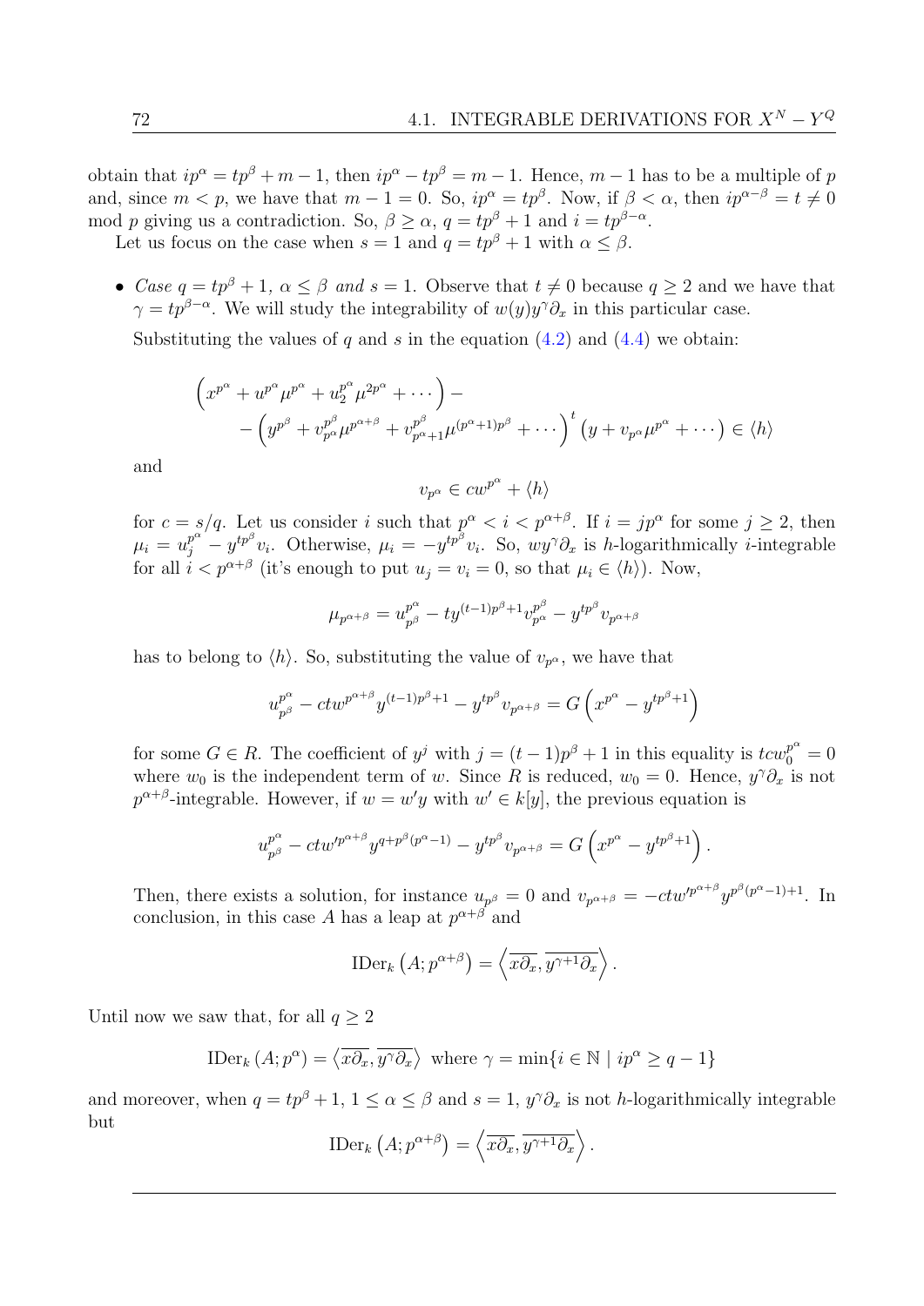obtain that $ip^\alpha = tp^\beta + m - 1$, then $ip^\alpha - tp^\beta = m-1$. Hence, $m-1$ has to be a multiple of $p$ and, since $m < p$, we have that $m - 1 = 0$. So, $ip^\alpha = tp^\beta$. Now, if $\beta < \alpha$, then $ip^{\alpha-\beta} = t \neq 0$ mod $p$ giving us a contradiction. So, $\beta \geq \alpha$, $q = tp^\beta + 1$ and $i = tp^{\beta-\alpha}$.

Let us focus on the case when $s = 1$ and $q = tp^\beta + 1$ with $\alpha \leq \beta$.

- *Case $q = tp^\beta + 1$, $\alpha \leq \beta$ and $s = 1$.* Observe that $t \neq 0$ because $q \geq 2$ and we have that $\gamma = tp^{\beta-\alpha}$. We will study the integrability of $w(y)y^\gamma \partial_x$ in this particular case.

  Substituting the values of $q$ and $s$ in the equation (4.2) and (4.4) we obtain:

$$\left(x^{p^\alpha} + u^{p^\alpha}\mu^{p^\alpha} + u_2^{p^\alpha}\mu^{2p^\alpha} + \cdots\right) - \\ - \left(y^{p^\beta} + v_{p^\alpha}^{p^\beta}\mu^{p^{\alpha+\beta}} + v_{p^\alpha+1}^{p^\beta}\mu^{(p^\alpha+1)p^\beta} + \cdots\right)^t \left(y + v_{p^\alpha}\mu^{p^\alpha} + \cdots\right) \in \langle h \rangle$$

  and

$$v_{p^\alpha} \in cw^{p^\alpha} + \langle h \rangle$$

  for $c = s/q$. Let us consider $i$ such that $p^\alpha < i < p^{\alpha+\beta}$. If $i = jp^\alpha$ for some $j \geq 2$, then $\mu_i = u_j^{p^\alpha} - y^{tp^\beta}v_i$. Otherwise, $\mu_i = -y^{tp^\beta}v_i$. So, $wy^\gamma\partial_x$ is $h$-logarithmically $i$-integrable for all $i < p^{\alpha+\beta}$ (it's enough to put $u_j = v_i = 0$, so that $\mu_i \in \langle h \rangle$). Now,

$$\mu_{p^{\alpha+\beta}} = u_{p^\beta}^{p^\alpha} - ty^{(t-1)p^\beta+1}v_{p^\alpha}^{p^\beta} - y^{tp^\beta}v_{p^{\alpha+\beta}}$$

  has to belong to $\langle h \rangle$. So, substituting the value of $v_{p^\alpha}$, we have that

$$u_{p^\beta}^{p^\alpha} - ctw^{p^{\alpha+\beta}}y^{(t-1)p^\beta+1} - y^{tp^\beta}v_{p^{\alpha+\beta}} = G\left(x^{p^\alpha} - y^{tp^\beta+1}\right)$$

  for some $G \in R$. The coefficient of $y^j$ with $j = (t-1)p^\beta + 1$ in this equality is $tcw_0^{p^\alpha} = 0$ where $w_0$ is the independent term of $w$. Since $R$ is reduced, $w_0 = 0$. Hence, $y^\gamma\partial_x$ is not $p^{\alpha+\beta}$-integrable. However, if $w = w'y$ with $w' \in k[y]$, the previous equation is

$$u_{p^\beta}^{p^\alpha} - ctw'^{p^{\alpha+\beta}}y^{q+p^\beta(p^\alpha-1)} - y^{tp^\beta}v_{p^{\alpha+\beta}} = G\left(x^{p^\alpha} - y^{tp^\beta+1}\right).$$

  Then, there exists a solution, for instance $u_{p^\beta} = 0$ and $v_{p^{\alpha+\beta}} = -ctw'^{p^{\alpha+\beta}}y^{p^\beta(p^\alpha-1)+1}$. In conclusion, in this case $A$ has a leap at $p^{\alpha+\beta}$ and

$$\mathrm{IDer}_k\left(A; p^{\alpha+\beta}\right) = \left\langle \overline{x\partial_x}, \overline{y^{\gamma+1}\partial_x} \right\rangle.$$

Until now we saw that, for all $q \geq 2$

$$\mathrm{IDer}_k\left(A; p^\alpha\right) = \left\langle \overline{x\partial_x}, \overline{y^\gamma\partial_x} \right\rangle \text{ where } \gamma = \min\{i \in \mathbb{N} \mid ip^\alpha \geq q-1\}$$

and moreover, when $q = tp^\beta + 1$, $1 \leq \alpha \leq \beta$ and $s = 1$, $y^\gamma\partial_x$ is not $h$-logarithmically integrable but

$$\mathrm{IDer}_k\left(A; p^{\alpha+\beta}\right) = \left\langle \overline{x\partial_x}, \overline{y^{\gamma+1}\partial_x} \right\rangle.$$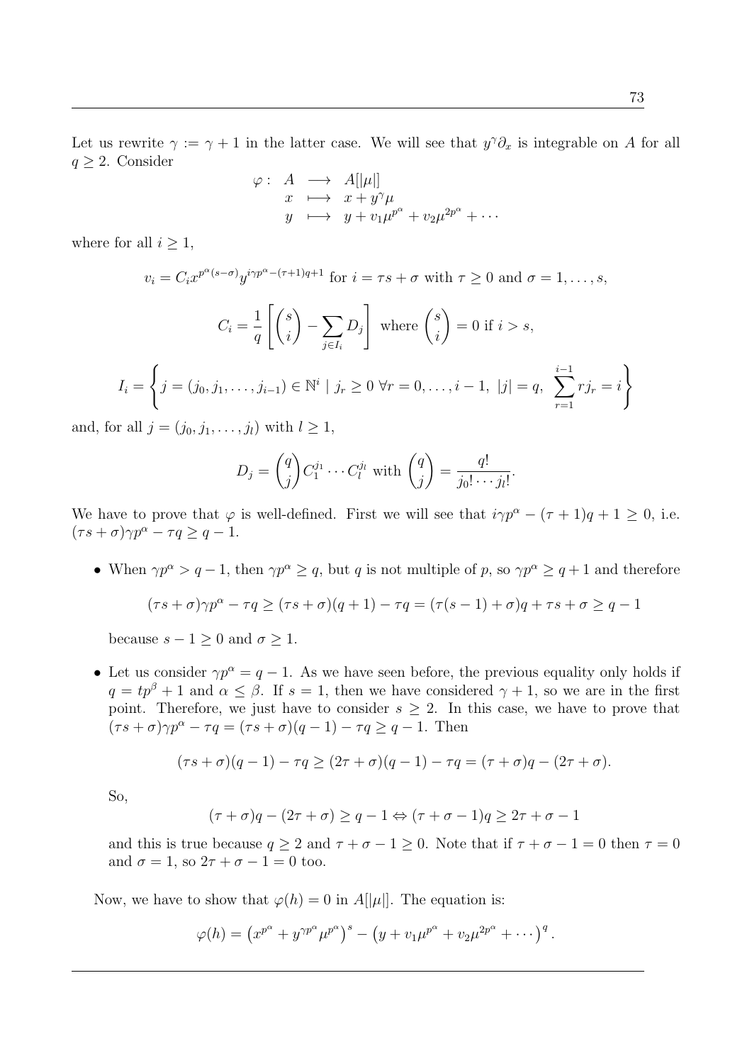Let us rewrite $\gamma := \gamma + 1$ in the latter case. We will see that $y^\gamma \partial_x$ is integrable on $A$ for all $q \geq 2$. Consider

$$\begin{array}{rccl} \varphi: & A & \longrightarrow & A[|\mu|] \\ & x & \longmapsto & x + y^\gamma \mu \\ & y & \longmapsto & y + v_1 \mu^{p^\alpha} + v_2 \mu^{2p^\alpha} + \cdots \end{array}$$

where for all $i \geq 1$,

$$v_i = C_i x^{p^\alpha (s-\sigma)} y^{i\gamma p^\alpha - (\tau+1)q+1} \text{ for } i = \tau s + \sigma \text{ with } \tau \geq 0 \text{ and } \sigma = 1, \ldots, s,$$

$$C_i = \frac{1}{q}\left[\binom{s}{i} - \sum_{j \in I_i} D_j\right] \text{ where } \binom{s}{i} = 0 \text{ if } i > s,$$

$$I_i = \left\{ j = (j_0, j_1, \ldots, j_{i-1}) \in \mathbb{N}^i \mid j_r \geq 0 \ \forall r = 0, \ldots, i-1, \ |j| = q, \ \sum_{r=1}^{i-1} r j_r = i \right\}$$

and, for all $j = (j_0, j_1, \ldots, j_l)$ with $l \geq 1$,

$$D_j = \binom{q}{j} C_1^{j_1} \cdots C_l^{j_l} \text{ with } \binom{q}{j} = \frac{q!}{j_0! \cdots j_l!}.$$

We have to prove that $\varphi$ is well-defined. First we will see that $i\gamma p^\alpha - (\tau+1)q + 1 \geq 0$, i.e. $(\tau s + \sigma)\gamma p^\alpha - \tau q \geq q - 1$.

- When $\gamma p^\alpha > q - 1$, then $\gamma p^\alpha \geq q$, but $q$ is not multiple of $p$, so $\gamma p^\alpha \geq q + 1$ and therefore

  $$(\tau s + \sigma)\gamma p^\alpha - \tau q \geq (\tau s + \sigma)(q+1) - \tau q = (\tau(s-1) + \sigma)q + \tau s + \sigma \geq q - 1$$

  because $s - 1 \geq 0$ and $\sigma \geq 1$.

- Let us consider $\gamma p^\alpha = q - 1$. As we have seen before, the previous equality only holds if $q = tp^\beta + 1$ and $\alpha \leq \beta$. If $s = 1$, then we have considered $\gamma + 1$, so we are in the first point. Therefore, we just have to consider $s \geq 2$. In this case, we have to prove that $(\tau s + \sigma)\gamma p^\alpha - \tau q = (\tau s + \sigma)(q-1) - \tau q \geq q - 1$. Then

  $$(\tau s + \sigma)(q-1) - \tau q \geq (2\tau + \sigma)(q-1) - \tau q = (\tau + \sigma)q - (2\tau + \sigma).$$

  So,

  $$(\tau + \sigma)q - (2\tau + \sigma) \geq q - 1 \Leftrightarrow (\tau + \sigma - 1)q \geq 2\tau + \sigma - 1$$

  and this is true because $q \geq 2$ and $\tau + \sigma - 1 \geq 0$. Note that if $\tau + \sigma - 1 = 0$ then $\tau = 0$ and $\sigma = 1$, so $2\tau + \sigma - 1 = 0$ too.

Now, we have to show that $\varphi(h) = 0$ in $A[|\mu|]$. The equation is:

$$\varphi(h) = \left(x^{p^\alpha} + y^{\gamma p^\alpha} \mu^{p^\alpha}\right)^s - \left(y + v_1 \mu^{p^\alpha} + v_2 \mu^{2p^\alpha} + \cdots\right)^q.$$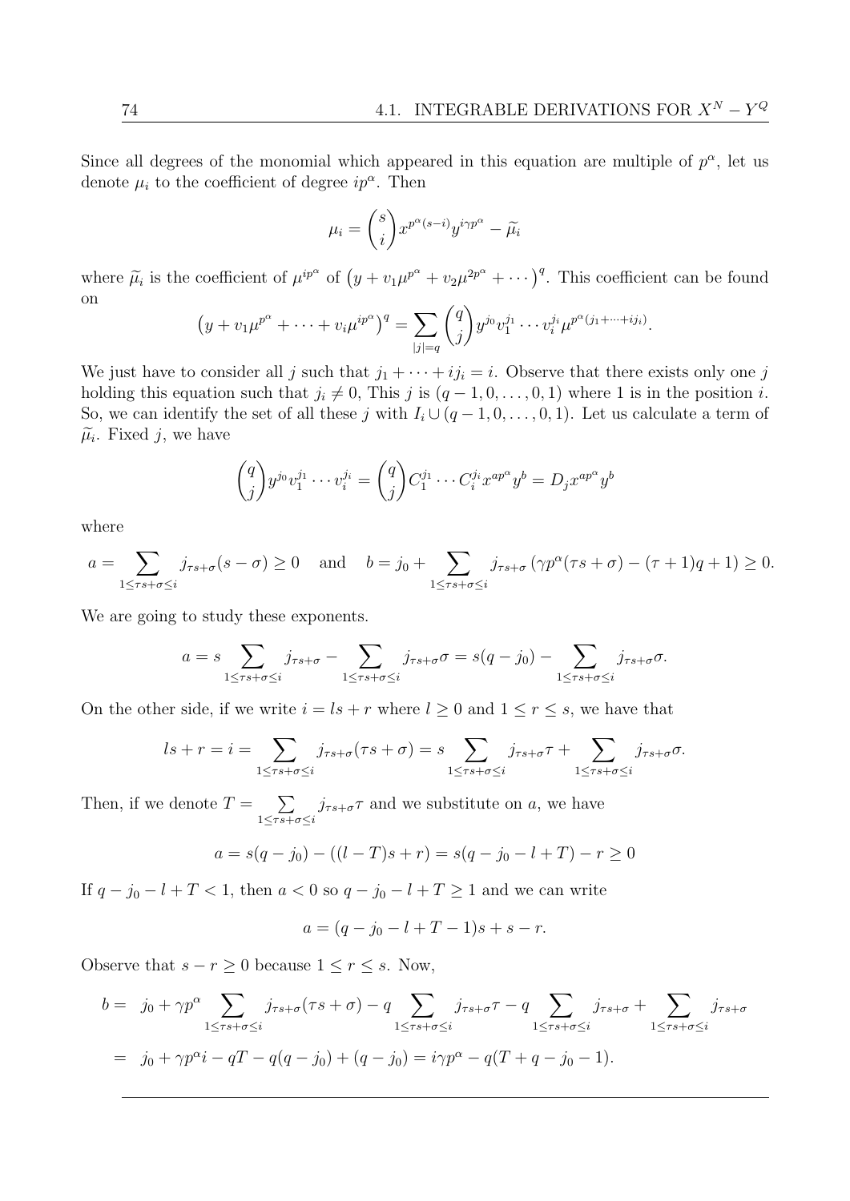Since all degrees of the monomial which appeared in this equation are multiple of $p^\alpha$, let us denote $\mu_i$ to the coefficient of degree $ip^\alpha$. Then

$$\mu_i = \binom{s}{i} x^{p^\alpha(s-i)} y^{i\gamma p^\alpha} - \widetilde{\mu}_i$$

where $\widetilde{\mu}_i$ is the coefficient of $\mu^{ip^\alpha}$ of $\left(y + v_1\mu^{p^\alpha} + v_2\mu^{2p^\alpha} + \cdots\right)^q$. This coefficient can be found on

$$\left(y + v_1\mu^{p^\alpha} + \cdots + v_i\mu^{ip^\alpha}\right)^q = \sum_{|j|=q} \binom{q}{j} y^{j_0} v_1^{j_1} \cdots v_i^{j_i} \mu^{p^\alpha(j_1+\cdots+ij_i)}.$$

We just have to consider all $j$ such that $j_1 + \cdots + ij_i = i$. Observe that there exists only one $j$ holding this equation such that $j_i \neq 0$, This $j$ is $(q-1, 0, \ldots, 0, 1)$ where 1 is in the position $i$. So, we can identify the set of all these $j$ with $I_i \cup (q-1, 0, \ldots, 0, 1)$. Let us calculate a term of $\widetilde{\mu}_i$. Fixed $j$, we have

$$\binom{q}{j} y^{j_0} v_1^{j_1} \cdots v_i^{j_i} = \binom{q}{j} C_1^{j_1} \cdots C_i^{j_i} x^{ap^\alpha} y^b = D_j x^{ap^\alpha} y^b$$

where

$$a = \sum_{1 \le \tau s + \sigma \le i} j_{\tau s+\sigma}(s - \sigma) \ge 0 \quad \text{and} \quad b = j_0 + \sum_{1 \le \tau s + \sigma \le i} j_{\tau s+\sigma}\left(\gamma p^\alpha(\tau s + \sigma) - (\tau+1)q + 1\right) \ge 0.$$

We are going to study these exponents.

$$a = s \sum_{1 \le \tau s + \sigma \le i} j_{\tau s+\sigma} - \sum_{1 \le \tau s + \sigma \le i} j_{\tau s+\sigma}\sigma = s(q - j_0) - \sum_{1 \le \tau s + \sigma \le i} j_{\tau s+\sigma}\sigma.$$

On the other side, if we write $i = ls + r$ where $l \ge 0$ and $1 \le r \le s$, we have that

$$ls + r = i = \sum_{1 \le \tau s + \sigma \le i} j_{\tau s+\sigma}(\tau s + \sigma) = s \sum_{1 \le \tau s + \sigma \le i} j_{\tau s+\sigma}\tau + \sum_{1 \le \tau s + \sigma \le i} j_{\tau s+\sigma}\sigma.$$

Then, if we denote $T = \sum_{1 \le \tau s + \sigma \le i} j_{\tau s+\sigma}\tau$ and we substitute on $a$, we have

$$a = s(q - j_0) - ((l - T)s + r) = s(q - j_0 - l + T) - r \ge 0$$

If $q - j_0 - l + T < 1$, then $a < 0$ so $q - j_0 - l + T \ge 1$ and we can write

$$a = (q - j_0 - l + T - 1)s + s - r.$$

Observe that $s - r \ge 0$ because $1 \le r \le s$. Now,

$$\begin{aligned}
b = \; & j_0 + \gamma p^\alpha \sum_{1 \le \tau s + \sigma \le i} j_{\tau s+\sigma}(\tau s + \sigma) - q \sum_{1 \le \tau s + \sigma \le i} j_{\tau s+\sigma}\tau - q \sum_{1 \le \tau s + \sigma \le i} j_{\tau s+\sigma} + \sum_{1 \le \tau s + \sigma \le i} j_{\tau s+\sigma} \\
= \; & j_0 + \gamma p^\alpha i - qT - q(q - j_0) + (q - j_0) = i\gamma p^\alpha - q(T + q - j_0 - 1).
\end{aligned}$$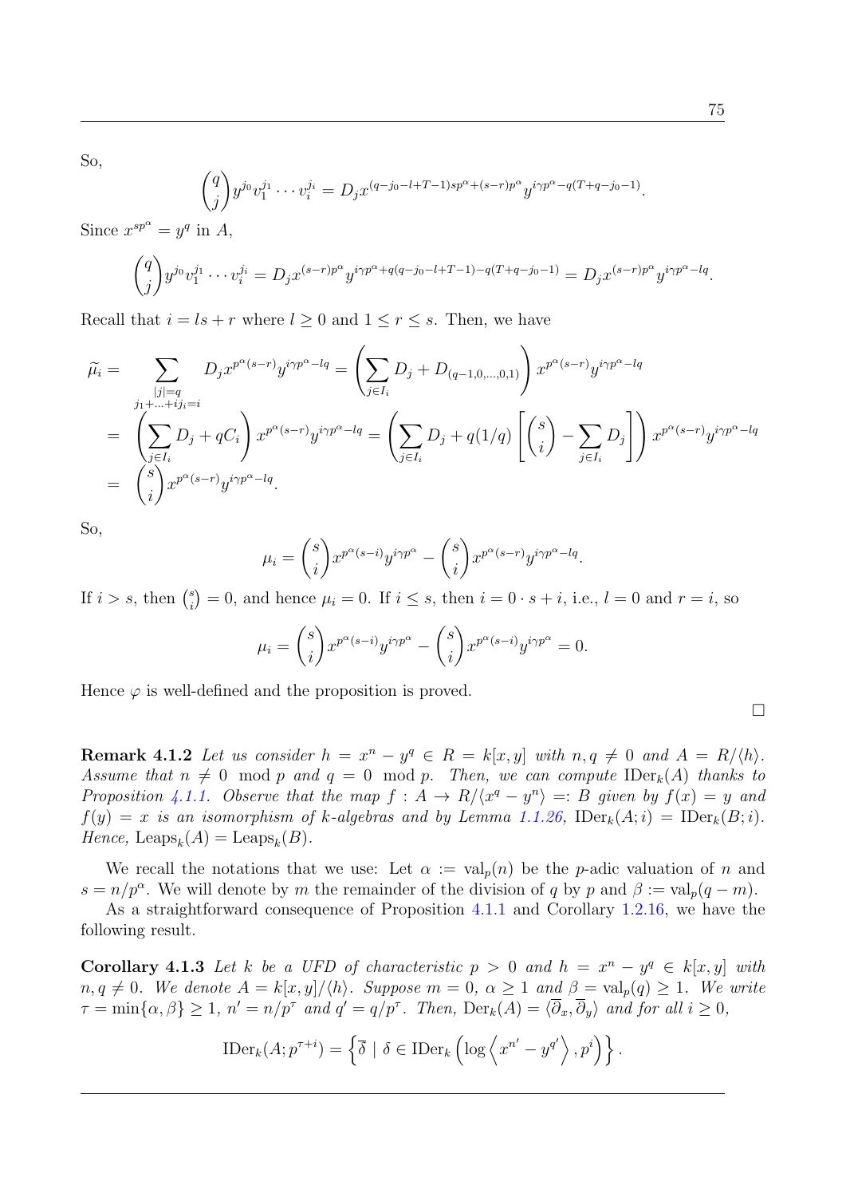So,

$$\binom{q}{j} y^{j_0} v_1^{j_1} \cdots v_i^{j_i} = D_j x^{(q-j_0-l+T-1)sp^\alpha + (s-r)p^\alpha} y^{i\gamma p^\alpha - q(T+q-j_0-1)}.$$

Since $x^{sp^\alpha} = y^q$ in $A$,

$$\binom{q}{j} y^{j_0} v_1^{j_1} \cdots v_i^{j_i} = D_j x^{(s-r)p^\alpha} y^{i\gamma p^\alpha + q(q-j_0-l+T-1) - q(T+q-j_0-1)} = D_j x^{(s-r)p^\alpha} y^{i\gamma p^\alpha - lq}.$$

Recall that $i = ls + r$ where $l \geq 0$ and $1 \leq r \leq s$. Then, we have

$$\begin{aligned}
\widetilde{\mu}_i &= \sum_{\substack{|j|=q \\ j_1+\ldots+ij_i=i}} D_j x^{p^\alpha(s-r)} y^{i\gamma p^\alpha - lq} = \left( \sum_{j \in I_i} D_j + D_{(q-1,0,\ldots,0,1)} \right) x^{p^\alpha(s-r)} y^{i\gamma p^\alpha - lq} \\
&= \left( \sum_{j \in I_i} D_j + qC_i \right) x^{p^\alpha(s-r)} y^{i\gamma p^\alpha - lq} = \left( \sum_{j \in I_i} D_j + q(1/q) \left[ \binom{s}{i} - \sum_{j \in I_i} D_j \right] \right) x^{p^\alpha(s-r)} y^{i\gamma p^\alpha - lq} \\
&= \binom{s}{i} x^{p^\alpha(s-r)} y^{i\gamma p^\alpha - lq}.
\end{aligned}$$

So,

$$\mu_i = \binom{s}{i} x^{p^\alpha(s-i)} y^{i\gamma p^\alpha} - \binom{s}{i} x^{p^\alpha(s-r)} y^{i\gamma p^\alpha - lq}.$$

If $i > s$, then $\binom{s}{i} = 0$, and hence $\mu_i = 0$. If $i \leq s$, then $i = 0 \cdot s + i$, i.e., $l = 0$ and $r = i$, so

$$\mu_i = \binom{s}{i} x^{p^\alpha(s-i)} y^{i\gamma p^\alpha} - \binom{s}{i} x^{p^\alpha(s-i)} y^{i\gamma p^\alpha} = 0.$$

Hence $\varphi$ is well-defined and the proposition is proved.

□

**Remark 4.1.2** *Let us consider $h = x^n - y^q \in R = k[x,y]$ with $n, q \neq 0$ and $A = R/\langle h \rangle$. Assume that $n \neq 0 \mod p$ and $q = 0 \mod p$. Then, we can compute $\mathrm{IDer}_k(A)$ thanks to Proposition 4.1.1. Observe that the map $f : A \to R/\langle x^q - y^n \rangle =: B$ given by $f(x) = y$ and $f(y) = x$ is an isomorphism of $k$-algebras and by Lemma 1.1.26, $\mathrm{IDer}_k(A; i) = \mathrm{IDer}_k(B; i)$. Hence, $\mathrm{Leaps}_k(A) = \mathrm{Leaps}_k(B)$.*

We recall the notations that we use: Let $\alpha := \mathrm{val}_p(n)$ be the $p$-adic valuation of $n$ and $s = n/p^\alpha$. We will denote by $m$ the remainder of the division of $q$ by $p$ and $\beta := \mathrm{val}_p(q - m)$.

As a straightforward consequence of Proposition 4.1.1 and Corollary 1.2.16, we have the following result.

**Corollary 4.1.3** *Let $k$ be a UFD of characteristic $p > 0$ and $h = x^n - y^q \in k[x,y]$ with $n, q \neq 0$. We denote $A = k[x,y]/\langle h \rangle$. Suppose $m = 0$, $\alpha \geq 1$ and $\beta = \mathrm{val}_p(q) \geq 1$. We write $\tau = \min\{\alpha, \beta\} \geq 1$, $n' = n/p^\tau$ and $q' = q/p^\tau$. Then, $\mathrm{Der}_k(A) = \langle \overline{\partial}_x, \overline{\partial}_y \rangle$ and for all $i \geq 0$,*

$$\mathrm{IDer}_k(A; p^{\tau+i}) = \left\{ \overline{\delta} \mid \delta \in \mathrm{IDer}_k\left( \log\left\langle x^{n'} - y^{q'} \right\rangle, p^i \right) \right\}.$$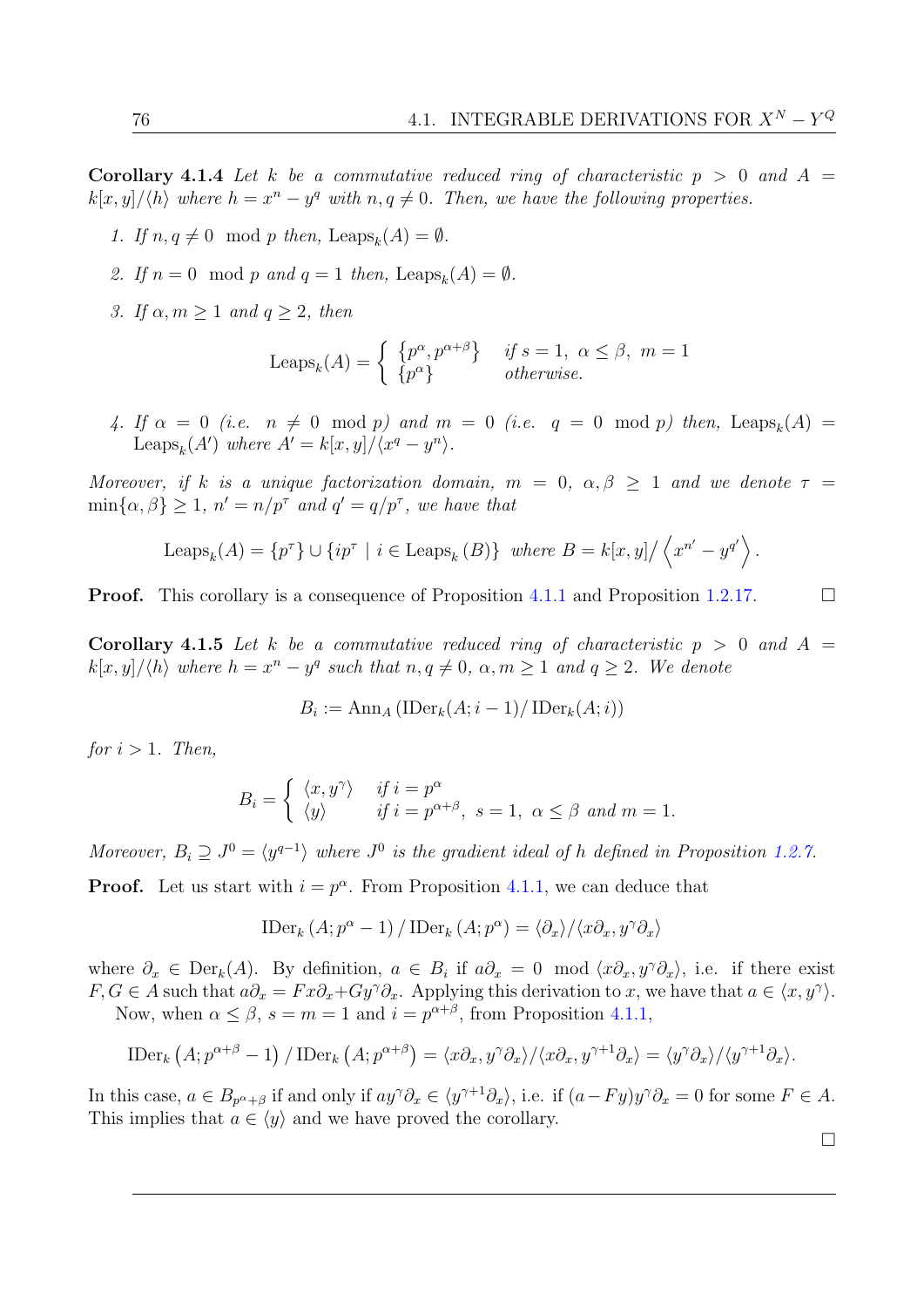**Corollary 4.1.4** *Let $k$ be a commutative reduced ring of characteristic $p > 0$ and $A = k[x, y]/\langle h\rangle$ where $h = x^n - y^q$ with $n, q \neq 0$. Then, we have the following properties.*

1. *If $n, q \neq 0 \mod p$ then, $\text{Leaps}_k(A) = \emptyset$.*

2. *If $n = 0 \mod p$ and $q = 1$ then, $\text{Leaps}_k(A) = \emptyset$.*

3. *If $\alpha, m \geq 1$ and $q \geq 2$, then*

$$\text{Leaps}_k(A) = \begin{cases} \{p^\alpha, p^{\alpha+\beta}\} & \text{if } s = 1,\ \alpha \leq \beta,\ m = 1 \\ \{p^\alpha\} & \text{otherwise.} \end{cases}$$

4. *If $\alpha = 0$ (i.e. $n \neq 0 \mod p$) and $m = 0$ (i.e. $q = 0 \mod p$) then, $\text{Leaps}_k(A) = \text{Leaps}_k(A')$ where $A' = k[x, y]/\langle x^q - y^n\rangle$.*

*Moreover, if $k$ is a unique factorization domain, $m = 0$, $\alpha, \beta \geq 1$ and we denote $\tau = \min\{\alpha, \beta\} \geq 1$, $n' = n/p^\tau$ and $q' = q/p^\tau$, we have that*

$$\text{Leaps}_k(A) = \{p^\tau\} \cup \{ip^\tau \mid i \in \text{Leaps}_k(B)\} \text{ where } B = k[x, y]/\left\langle x^{n'} - y^{q'}\right\rangle.$$

**Proof.** This corollary is a consequence of Proposition 4.1.1 and Proposition 1.2.17. $\square$

**Corollary 4.1.5** *Let $k$ be a commutative reduced ring of characteristic $p > 0$ and $A = k[x, y]/\langle h\rangle$ where $h = x^n - y^q$ such that $n, q \neq 0$, $\alpha, m \geq 1$ and $q \geq 2$. We denote*

$$B_i := \text{Ann}_A\left(\text{IDer}_k(A; i-1)/\text{IDer}_k(A; i)\right)$$

*for $i > 1$. Then,*

$$B_i = \begin{cases} \langle x, y^\gamma\rangle & \text{if } i = p^\alpha \\ \langle y\rangle & \text{if } i = p^{\alpha+\beta},\ s = 1,\ \alpha \leq \beta \text{ and } m = 1. \end{cases}$$

*Moreover, $B_i \supseteq J^0 = \langle y^{q-1}\rangle$ where $J^0$ is the gradient ideal of $h$ defined in Proposition 1.2.7.*

**Proof.** Let us start with $i = p^\alpha$. From Proposition 4.1.1, we can deduce that

$$\text{IDer}_k\left(A; p^\alpha - 1\right)/\,\text{IDer}_k\left(A; p^\alpha\right) = \langle\partial_x\rangle/\langle x\partial_x, y^\gamma\partial_x\rangle$$

where $\partial_x \in \text{Der}_k(A)$. By definition, $a \in B_i$ if $a\partial_x = 0 \mod \langle x\partial_x, y^\gamma\partial_x\rangle$, i.e. if there exist $F, G \in A$ such that $a\partial_x = Fx\partial_x + Gy^\gamma\partial_x$. Applying this derivation to $x$, we have that $a \in \langle x, y^\gamma\rangle$.

Now, when $\alpha \leq \beta$, $s = m = 1$ and $i = p^{\alpha+\beta}$, from Proposition 4.1.1,

$$\text{IDer}_k\left(A; p^{\alpha+\beta} - 1\right)/\,\text{IDer}_k\left(A; p^{\alpha+\beta}\right) = \langle x\partial_x, y^\gamma\partial_x\rangle/\langle x\partial_x, y^{\gamma+1}\partial_x\rangle = \langle y^\gamma\partial_x\rangle/\langle y^{\gamma+1}\partial_x\rangle.$$

In this case, $a \in B_{p^{\alpha+\beta}}$ if and only if $ay^\gamma\partial_x \in \langle y^{\gamma+1}\partial_x\rangle$, i.e. if $(a - Fy)y^\gamma\partial_x = 0$ for some $F \in A$. This implies that $a \in \langle y\rangle$ and we have proved the corollary.

$\square$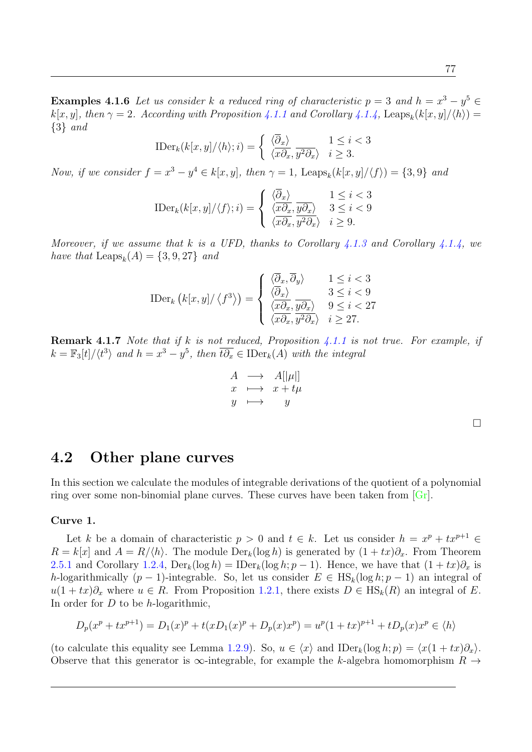**Examples 4.1.6** *Let us consider $k$ a reduced ring of characteristic $p = 3$ and $h = x^3 - y^5 \in k[x, y]$, then $\gamma = 2$. According with Proposition 4.1.1 and Corollary 4.1.4,* $\mathrm{Leaps}_k(k[x, y]/\langle h\rangle) = \{3\}$ *and*

$$\mathrm{IDer}_k(k[x, y]/\langle h\rangle; i) = \begin{cases} \langle \overline{\partial}_x\rangle & 1 \le i < 3 \\ \langle \overline{x\partial_x}, \overline{y^2\partial_x}\rangle & i \ge 3. \end{cases}$$

*Now, if we consider $f = x^3 - y^4 \in k[x, y]$, then $\gamma = 1$,* $\mathrm{Leaps}_k(k[x, y]/\langle f\rangle) = \{3, 9\}$ *and*

$$\mathrm{IDer}_k(k[x, y]/\langle f\rangle; i) = \begin{cases} \langle \overline{\partial}_x\rangle & 1 \le i < 3 \\ \langle \overline{x\partial_x}, \overline{y\partial_x}\rangle & 3 \le i < 9 \\ \langle \overline{x\partial_x}, \overline{y^2\partial_x}\rangle & i \ge 9. \end{cases}$$

*Moreover, if we assume that $k$ is a UFD, thanks to Corollary 4.1.3 and Corollary 4.1.4, we have that* $\mathrm{Leaps}_k(A) = \{3, 9, 27\}$ *and*

$$\mathrm{IDer}_k\left(k[x, y]/\left\langle f^3\right\rangle\right) = \begin{cases} \langle \overline{\partial}_x, \overline{\partial}_y\rangle & 1 \le i < 3 \\ \langle \overline{\partial}_x\rangle & 3 \le i < 9 \\ \langle \overline{x\partial_x}, \overline{y\partial_x}\rangle & 9 \le i < 27 \\ \langle \overline{x\partial_x}, \overline{y^2\partial_x}\rangle & i \ge 27. \end{cases}$$

**Remark 4.1.7** *Note that if $k$ is not reduced, Proposition 4.1.1 is not true. For example, if $k = \mathbb{F}_3[t]/\langle t^3\rangle$ and $h = x^3 - y^5$, then $\overline{t\partial_x} \in \mathrm{IDer}_k(A)$ with the integral*

$$\begin{array}{ccc} A & \longrightarrow & A[|\mu|] \\ x & \longmapsto & x + t\mu \\ y & \longmapsto & y \end{array}$$

□

## 4.2 Other plane curves

In this section we calculate the modules of integrable derivations of the quotient of a polynomial ring over some non-binomial plane curves. These curves have been taken from [Gr].

### Curve 1.

Let $k$ be a domain of characteristic $p > 0$ and $t \in k$. Let us consider $h = x^p + tx^{p+1} \in R = k[x]$ and $A = R/\langle h\rangle$. The module $\mathrm{Der}_k(\log h)$ is generated by $(1 + tx)\partial_x$. From Theorem 2.5.1 and Corollary 1.2.4, $\mathrm{Der}_k(\log h) = \mathrm{IDer}_k(\log h; p - 1)$. Hence, we have that $(1 + tx)\partial_x$ is $h$-logarithmically $(p - 1)$-integrable. So, let us consider $E \in \mathrm{HS}_k(\log h; p - 1)$ an integral of $u(1 + tx)\partial_x$ where $u \in R$. From Proposition 1.2.1, there exists $D \in \mathrm{HS}_k(R)$ an integral of $E$. In order for $D$ to be $h$-logarithmic,

$$D_p(x^p + tx^{p+1}) = D_1(x)^p + t(xD_1(x)^p + D_p(x)x^p) = u^p(1 + tx)^{p+1} + tD_p(x)x^p \in \langle h\rangle$$

(to calculate this equality see Lemma 1.2.9). So, $u \in \langle x\rangle$ and $\mathrm{IDer}_k(\log h; p) = \langle x(1 + tx)\partial_x\rangle$. Observe that this generator is $\infty$-integrable, for example the $k$-algebra homomorphism $R \to$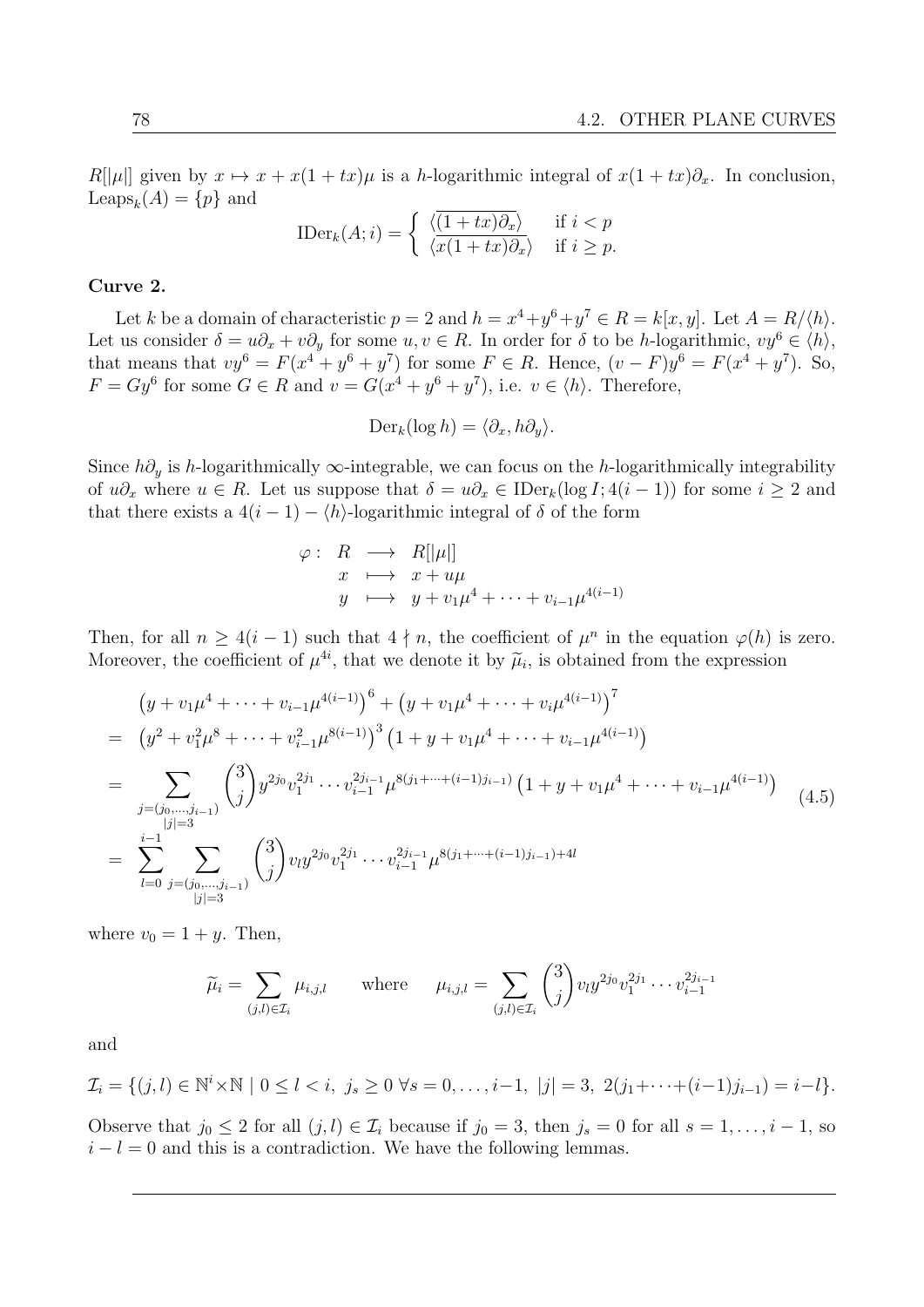$R[|\mu|]$ given by $x \mapsto x + x(1+tx)\mu$ is a $h$-logarithmic integral of $x(1+tx)\partial_x$. In conclusion, $\text{Leaps}_k(A) = \{p\}$ and

$$\text{IDer}_k(A;i) = \begin{cases} \overline{\langle (1+tx)\partial_x \rangle} & \text{if } i < p \\ \overline{\langle x(1+tx)\partial_x \rangle} & \text{if } i \geq p. \end{cases}$$

**Curve 2.**

Let $k$ be a domain of characteristic $p = 2$ and $h = x^4 + y^6 + y^7 \in R = k[x,y]$. Let $A = R/\langle h \rangle$. Let us consider $\delta = u\partial_x + v\partial_y$ for some $u, v \in R$. In order for $\delta$ to be $h$-logarithmic, $vy^6 \in \langle h \rangle$, that means that $vy^6 = F(x^4 + y^6 + y^7)$ for some $F \in R$. Hence, $(v - F)y^6 = F(x^4 + y^7)$. So, $F = Gy^6$ for some $G \in R$ and $v = G(x^4 + y^6 + y^7)$, i.e. $v \in \langle h \rangle$. Therefore,

$$\text{Der}_k(\log h) = \langle \partial_x, h\partial_y \rangle.$$

Since $h\partial_y$ is $h$-logarithmically $\infty$-integrable, we can focus on the $h$-logarithmically integrability of $u\partial_x$ where $u \in R$. Let us suppose that $\delta = u\partial_x \in \text{IDer}_k(\log I; 4(i-1))$ for some $i \geq 2$ and that there exists a $4(i-1) - \langle h \rangle$-logarithmic integral of $\delta$ of the form

$$\begin{array}{rccl} \varphi : & R & \longrightarrow & R[|\mu|] \\ & x & \longmapsto & x + u\mu \\ & y & \longmapsto & y + v_1\mu^4 + \cdots + v_{i-1}\mu^{4(i-1)} \end{array}$$

Then, for all $n \geq 4(i-1)$ such that $4 \nmid n$, the coefficient of $\mu^n$ in the equation $\varphi(h)$ is zero. Moreover, the coefficient of $\mu^{4i}$, that we denote it by $\widetilde{\mu}_i$, is obtained from the expression

$$\begin{aligned}
& \left(y + v_1\mu^4 + \cdots + v_{i-1}\mu^{4(i-1)}\right)^6 + \left(y + v_1\mu^4 + \cdots + v_i\mu^{4(i-1)}\right)^7 \\
= \; & \left(y^2 + v_1^2\mu^8 + \cdots + v_{i-1}^2\mu^{8(i-1)}\right)^3 \left(1 + y + v_1\mu^4 + \cdots + v_{i-1}\mu^{4(i-1)}\right) \\
= \; & \sum_{\substack{j=(j_0,\ldots,j_{i-1}) \\ |j|=3}} \binom{3}{j} y^{2j_0} v_1^{2j_1} \cdots v_{i-1}^{2j_{i-1}} \mu^{8(j_1+\cdots+(i-1)j_{i-1})} \left(1 + y + v_1\mu^4 + \cdots + v_{i-1}\mu^{4(i-1)}\right) \\
= \; & \sum_{l=0}^{i-1} \sum_{\substack{j=(j_0,\ldots,j_{i-1}) \\ |j|=3}} \binom{3}{j} v_l y^{2j_0} v_1^{2j_1} \cdots v_{i-1}^{2j_{i-1}} \mu^{8(j_1+\cdots+(i-1)j_{i-1})+4l}
\end{aligned} \tag{4.5}$$

where $v_0 = 1 + y$. Then,

$$\widetilde{\mu}_i = \sum_{(j,l)\in\mathcal{I}_i} \mu_{i,j,l} \qquad \text{where} \qquad \mu_{i,j,l} = \sum_{(j,l)\in\mathcal{I}_i} \binom{3}{j} v_l y^{2j_0} v_1^{2j_1} \cdots v_{i-1}^{2j_{i-1}}$$

and

$$\mathcal{I}_i = \{(j,l) \in \mathbb{N}^i \times \mathbb{N} \mid 0 \leq l < i,\ j_s \geq 0\ \forall s = 0,\ldots,i-1,\ |j| = 3,\ 2(j_1 + \cdots + (i-1)j_{i-1}) = i - l\}.$$

Observe that $j_0 \leq 2$ for all $(j,l) \in \mathcal{I}_i$ because if $j_0 = 3$, then $j_s = 0$ for all $s = 1,\ldots,i-1$, so $i - l = 0$ and this is a contradiction. We have the following lemmas.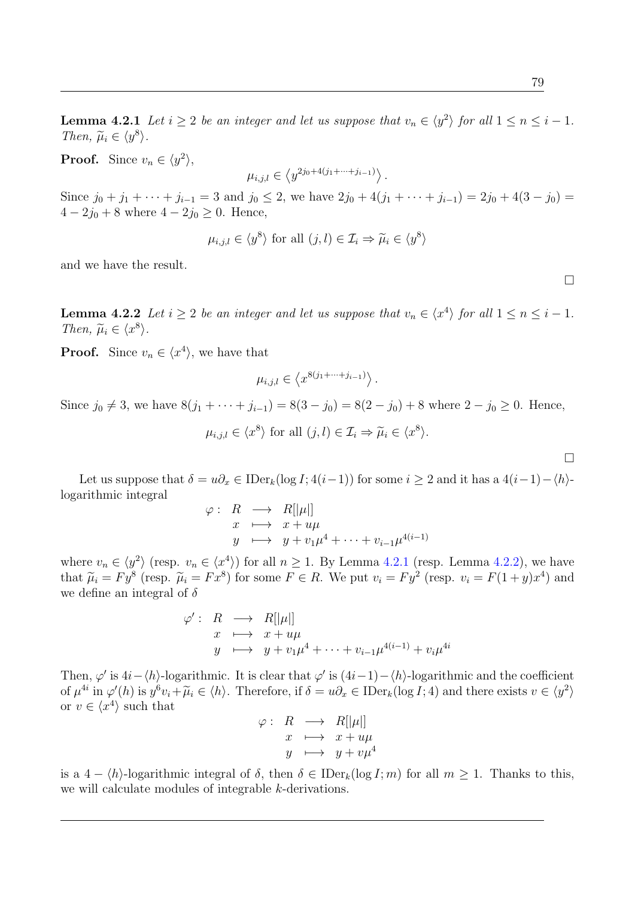**Lemma 4.2.1** *Let $i \geq 2$ be an integer and let us suppose that $v_n \in \langle y^2 \rangle$ for all $1 \leq n \leq i-1$. Then, $\widetilde{\mu}_i \in \langle y^8 \rangle$.*

**Proof.** Since $v_n \in \langle y^2 \rangle$,

$$\mu_{i,j,l} \in \left\langle y^{2j_0+4(j_1+\cdots+j_{i-1})} \right\rangle .$$

Since $j_0 + j_1 + \cdots + j_{i-1} = 3$ and $j_0 \leq 2$, we have $2j_0 + 4(j_1 + \cdots + j_{i-1}) = 2j_0 + 4(3 - j_0) = 4 - 2j_0 + 8$ where $4 - 2j_0 \geq 0$. Hence,

$$\mu_{i,j,l} \in \langle y^8 \rangle \text{ for all } (j,l) \in \mathcal{I}_i \Rightarrow \widetilde{\mu}_i \in \langle y^8 \rangle$$

and we have the result.

□

**Lemma 4.2.2** *Let $i \geq 2$ be an integer and let us suppose that $v_n \in \langle x^4 \rangle$ for all $1 \leq n \leq i-1$. Then, $\widetilde{\mu}_i \in \langle x^8 \rangle$.*

**Proof.** Since $v_n \in \langle x^4 \rangle$, we have that

$$\mu_{i,j,l} \in \left\langle x^{8(j_1+\cdots+j_{i-1})} \right\rangle .$$

Since $j_0 \neq 3$, we have $8(j_1 + \cdots + j_{i-1}) = 8(3 - j_0) = 8(2 - j_0) + 8$ where $2 - j_0 \geq 0$. Hence,

$$\mu_{i,j,l} \in \langle x^8 \rangle \text{ for all } (j,l) \in \mathcal{I}_i \Rightarrow \widetilde{\mu}_i \in \langle x^8 \rangle.$$

□

Let us suppose that $\delta = u\partial_x \in \mathrm{IDer}_k(\log I; 4(i-1))$ for some $i \geq 2$ and it has a $4(i-1)-\langle h \rangle$-logarithmic integral

$$\begin{array}{rccl} \varphi : & R & \longrightarrow & R[|\mu|] \\ & x & \longmapsto & x + u\mu \\ & y & \longmapsto & y + v_1\mu^4 + \cdots + v_{i-1}\mu^{4(i-1)} \end{array}$$

where $v_n \in \langle y^2 \rangle$ (resp. $v_n \in \langle x^4 \rangle$) for all $n \geq 1$. By Lemma 4.2.1 (resp. Lemma 4.2.2), we have that $\widetilde{\mu}_i = Fy^8$ (resp. $\widetilde{\mu}_i = Fx^8$) for some $F \in R$. We put $v_i = Fy^2$ (resp. $v_i = F(1+y)x^4$) and we define an integral of $\delta$

$$\begin{array}{rccl} \varphi' : & R & \longrightarrow & R[|\mu|] \\ & x & \longmapsto & x + u\mu \\ & y & \longmapsto & y + v_1\mu^4 + \cdots + v_{i-1}\mu^{4(i-1)} + v_i\mu^{4i} \end{array}$$

Then, $\varphi'$ is $4i-\langle h \rangle$-logarithmic. It is clear that $\varphi'$ is $(4i-1)-\langle h \rangle$-logarithmic and the coefficient of $\mu^{4i}$ in $\varphi'(h)$ is $y^6v_i + \widetilde{\mu}_i \in \langle h \rangle$. Therefore, if $\delta = u\partial_x \in \mathrm{IDer}_k(\log I; 4)$ and there exists $v \in \langle y^2 \rangle$ or $v \in \langle x^4 \rangle$ such that

$$\begin{array}{rccl} \varphi : & R & \longrightarrow & R[|\mu|] \\ & x & \longmapsto & x + u\mu \\ & y & \longmapsto & y + v\mu^4 \end{array}$$

is a $4 - \langle h \rangle$-logarithmic integral of $\delta$, then $\delta \in \mathrm{IDer}_k(\log I; m)$ for all $m \geq 1$. Thanks to this, we will calculate modules of integrable $k$-derivations.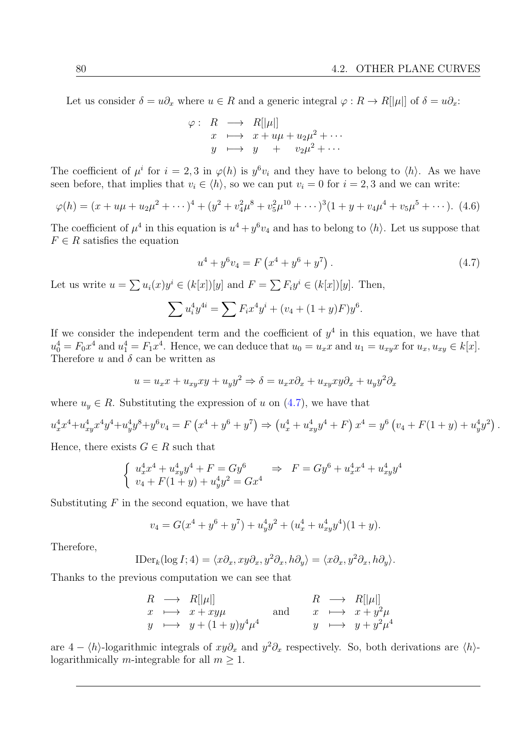Let us consider $\delta = u\partial_x$ where $u \in R$ and a generic integral $\varphi : R \to R[|\mu|]$ of $\delta = u\partial_x$:

$$
\begin{array}{rccl}
\varphi : & R & \longrightarrow & R[|\mu|] \\
& x & \longmapsto & x + u\mu + u_2\mu^2 + \cdots \\
& y & \longmapsto & y \quad + \quad v_2\mu^2 + \cdots
\end{array}
$$

The coefficient of $\mu^i$ for $i = 2, 3$ in $\varphi(h)$ is $y^6 v_i$ and they have to belong to $\langle h \rangle$. As we have seen before, that implies that $v_i \in \langle h \rangle$, so we can put $v_i = 0$ for $i = 2, 3$ and we can write:

$$
\varphi(h) = (x + u\mu + u_2\mu^2 + \cdots)^4 + (y^2 + v_4^2\mu^8 + v_5^2\mu^{10} + \cdots)^3(1 + y + v_4\mu^4 + v_5\mu^5 + \cdots). \tag{4.6}
$$

The coefficient of $\mu^4$ in this equation is $u^4 + y^6 v_4$ and has to belong to $\langle h \rangle$. Let us suppose that $F \in R$ satisfies the equation

$$
u^4 + y^6 v_4 = F\left(x^4 + y^6 + y^7\right). \tag{4.7}
$$

Let us write $u = \sum u_i(x) y^i \in (k[x])[y]$ and $F = \sum F_i y^i \in (k[x])[y]$. Then,

$$
\sum u_i^4 y^{4i} = \sum F_i x^4 y^i + (v_4 + (1+y)F)y^6.
$$

If we consider the independent term and the coefficient of $y^4$ in this equation, we have that $u_0^4 = F_0 x^4$ and $u_1^4 = F_1 x^4$. Hence, we can deduce that $u_0 = u_x x$ and $u_1 = u_{xy} x$ for $u_x, u_{xy} \in k[x]$. Therefore $u$ and $\delta$ can be written as

$$
u = u_x x + u_{xy} xy + u_y y^2 \Rightarrow \delta = u_x x\partial_x + u_{xy} xy\partial_x + u_y y^2 \partial_x
$$

where $u_y \in R$. Substituting the expression of $u$ on (4.7), we have that

$$
u_x^4 x^4 + u_{xy}^4 x^4 y^4 + u_y^4 y^8 + y^6 v_4 = F\left(x^4 + y^6 + y^7\right) \Rightarrow \left(u_x^4 + u_{xy}^4 y^4 + F\right)x^4 = y^6\left(v_4 + F(1+y) + u_y^4 y^2\right).
$$

Hence, there exists $G \in R$ such that

$$
\left\{
\begin{array}{l}
u_x^4 x^4 + u_{xy}^4 y^4 + F = G y^6 \\
v_4 + F(1+y) + u_y^4 y^2 = G x^4
\end{array}
\right.
\Rightarrow \quad F = G y^6 + u_x^4 x^4 + u_{xy}^4 y^4
$$

Substituting $F$ in the second equation, we have that

$$
v_4 = G(x^4 + y^6 + y^7) + u_y^4 y^2 + (u_x^4 + u_{xy}^4 y^4)(1+y).
$$

Therefore,

$$
\mathrm{IDer}_k(\log I; 4) = \langle x\partial_x, xy\partial_x, y^2\partial_x, h\partial_y \rangle = \langle x\partial_x, y^2\partial_x, h\partial_y \rangle.
$$

Thanks to the previous computation we can see that

$$
\begin{array}{rcl}
R & \longrightarrow & R[|\mu|] \\
x & \longmapsto & x + xy\mu \\
y & \longmapsto & y + (1+y)y^4\mu^4
\end{array}
\quad \text{and} \quad
\begin{array}{rcl}
R & \longrightarrow & R[|\mu|] \\
x & \longmapsto & x + y^2\mu \\
y & \longmapsto & y + y^2\mu^4
\end{array}
$$

are $4 - \langle h \rangle$-logarithmic integrals of $xy\partial_x$ and $y^2\partial_x$ respectively. So, both derivations are $\langle h \rangle$-logarithmically $m$-integrable for all $m \geq 1$.

---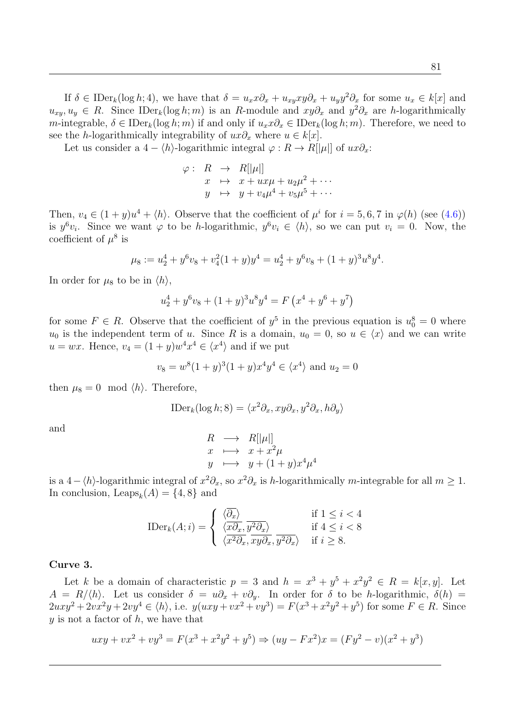If $\delta \in \operatorname{IDer}_k(\log h; 4)$, we have that $\delta = u_x x\partial_x + u_{xy} xy\partial_x + u_y y^2\partial_x$ for some $u_x \in k[x]$ and $u_{xy}, u_y \in R$. Since $\operatorname{IDer}_k(\log h; m)$ is an $R$-module and $xy\partial_x$ and $y^2\partial_x$ are $h$-logarithmically $m$-integrable, $\delta \in \operatorname{IDer}_k(\log h; m)$ if and only if $u_x x\partial_x \in \operatorname{IDer}_k(\log h; m)$. Therefore, we need to see the $h$-logarithmically integrability of $ux\partial_x$ where $u \in k[x]$.

Let us consider a $4-\langle h\rangle$-logarithmic integral $\varphi : R \to R[|\mu|]$ of $ux\partial_x$:

$$\begin{array}{rrcl} \varphi : & R & \to & R[|\mu|] \\ & x & \mapsto & x + ux\mu + u_2\mu^2 + \cdots \\ & y & \mapsto & y + v_4\mu^4 + v_5\mu^5 + \cdots \end{array}$$

Then, $v_4 \in (1+y)u^4 + \langle h\rangle$. Observe that the coefficient of $\mu^i$ for $i = 5, 6, 7$ in $\varphi(h)$ (see (4.6)) is $y^6 v_i$. Since we want $\varphi$ to be $h$-logarithmic, $y^6 v_i \in \langle h\rangle$, so we can put $v_i = 0$. Now, the coefficient of $\mu^8$ is

$$\mu_8 := u_2^4 + y^6 v_8 + v_4^2(1+y)y^4 = u_2^4 + y^6 v_8 + (1+y)^3 u^8 y^4.$$

In order for $\mu_8$ to be in $\langle h\rangle$,

$$u_2^4 + y^6 v_8 + (1+y)^3 u^8 y^4 = F\left(x^4 + y^6 + y^7\right)$$

for some $F \in R$. Observe that the coefficient of $y^5$ in the previous equation is $u_0^8 = 0$ where $u_0$ is the independent term of $u$. Since $R$ is a domain, $u_0 = 0$, so $u \in \langle x\rangle$ and we can write $u = wx$. Hence, $v_4 = (1+y)w^4x^4 \in \langle x^4\rangle$ and if we put

$$v_8 = w^8(1+y)^3(1+y)x^4y^4 \in \langle x^4\rangle \text{ and } u_2 = 0$$

then $\mu_8 = 0 \mod \langle h\rangle$. Therefore,

$$\operatorname{IDer}_k(\log h; 8) = \langle x^2\partial_x, xy\partial_x, y^2\partial_x, h\partial_y\rangle$$

and

$$\begin{array}{rcl} R & \longrightarrow & R[|\mu|] \\ x & \longmapsto & x + x^2\mu \\ y & \longmapsto & y + (1+y)x^4\mu^4 \end{array}$$

is a $4-\langle h\rangle$-logarithmic integral of $x^2\partial_x$, so $x^2\partial_x$ is $h$-logarithmically $m$-integrable for all $m \geq 1$. In conclusion, $\operatorname{Leaps}_k(A) = \{4, 8\}$ and

$$\operatorname{IDer}_k(A; i) = \begin{cases} \langle \overline{\partial_x}\rangle & \text{if } 1 \leq i < 4 \\ \langle \overline{x\partial_x}, \overline{y^2\partial_x}\rangle & \text{if } 4 \leq i < 8 \\ \langle \overline{x^2\partial_x}, \overline{xy\partial_x}, \overline{y^2\partial_x}\rangle & \text{if } i \geq 8. \end{cases}$$

**Curve 3.**

Let $k$ be a domain of characteristic $p = 3$ and $h = x^3 + y^5 + x^2y^2 \in R = k[x, y]$. Let $A = R/\langle h\rangle$. Let us consider $\delta = u\partial_x + v\partial_y$. In order for $\delta$ to be $h$-logarithmic, $\delta(h) = 2uxy^2 + 2vx^2y + 2vy^4 \in \langle h\rangle$, i.e. $y(uxy + vx^2 + vy^3) = F(x^3 + x^2y^2 + y^5)$ for some $F \in R$. Since $y$ is not a factor of $h$, we have that

$$uxy + vx^2 + vy^3 = F(x^3 + x^2y^2 + y^5) \Rightarrow (uy - Fx^2)x = (Fy^2 - v)(x^2 + y^3)$$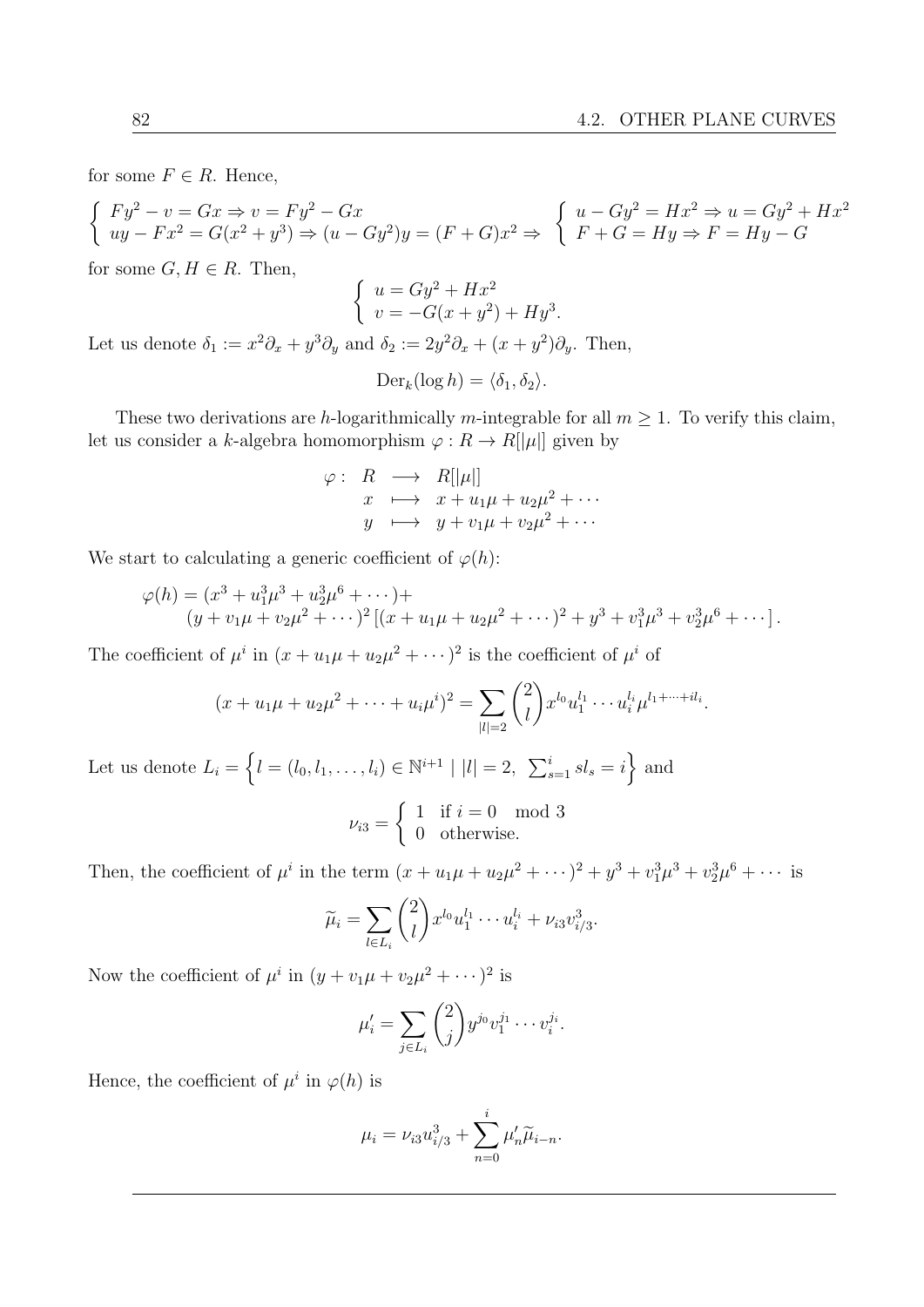for some $F \in R$. Hence,

$$\left\{ \begin{array}{l} Fy^2 - v = Gx \Rightarrow v = Fy^2 - Gx \\ uy - Fx^2 = G(x^2 + y^3) \Rightarrow (u - Gy^2)y = (F+G)x^2 \Rightarrow \end{array} \right. \left\{ \begin{array}{l} u - Gy^2 = Hx^2 \Rightarrow u = Gy^2 + Hx^2 \\ F + G = Hy \Rightarrow F = Hy - G \end{array} \right.$$

for some $G, H \in R$. Then,

$$\left\{ \begin{array}{l} u = Gy^2 + Hx^2 \\ v = -G(x + y^2) + Hy^3. \end{array} \right.$$

Let us denote $\delta_1 := x^2\partial_x + y^3\partial_y$ and $\delta_2 := 2y^2\partial_x + (x + y^2)\partial_y$. Then,

$$\mathrm{Der}_k(\log h) = \langle \delta_1, \delta_2 \rangle.$$

These two derivations are $h$-logarithmically $m$-integrable for all $m \geq 1$. To verify this claim, let us consider a $k$-algebra homomorphism $\varphi : R \to R[|\mu|]$ given by

$$\begin{array}{rccl} \varphi: & R & \longrightarrow & R[|\mu|] \\ & x & \longmapsto & x + u_1\mu + u_2\mu^2 + \cdots \\ & y & \longmapsto & y + v_1\mu + v_2\mu^2 + \cdots \end{array}$$

We start to calculating a generic coefficient of $\varphi(h)$:

$$\begin{array}{l} \varphi(h) = (x^3 + u_1^3\mu^3 + u_2^3\mu^6 + \cdots) + \\ \qquad (y + v_1\mu + v_2\mu^2 + \cdots)^2 \left[ (x + u_1\mu + u_2\mu^2 + \cdots)^2 + y^3 + v_1^3\mu^3 + v_2^3\mu^6 + \cdots \right]. \end{array}$$

The coefficient of $\mu^i$ in $(x + u_1\mu + u_2\mu^2 + \cdots)^2$ is the coefficient of $\mu^i$ of

$$(x + u_1\mu + u_2\mu^2 + \cdots + u_i\mu^i)^2 = \sum_{|l|=2} \binom{2}{l} x^{l_0} u_1^{l_1} \cdots u_i^{l_i} \mu^{l_1 + \cdots + il_i}.$$

Let us denote $L_i = \left\{ l = (l_0, l_1, \ldots, l_i) \in \mathbb{N}^{i+1} \mid |l| = 2, \ \sum_{s=1}^{i} sl_s = i \right\}$ and

$$\nu_{i3} = \left\{ \begin{array}{ll} 1 & \text{if } i = 0 \mod 3 \\ 0 & \text{otherwise.} \end{array} \right.$$

Then, the coefficient of $\mu^i$ in the term $(x + u_1\mu + u_2\mu^2 + \cdots)^2 + y^3 + v_1^3\mu^3 + v_2^3\mu^6 + \cdots$ is

$$\widetilde{\mu}_i = \sum_{l \in L_i} \binom{2}{l} x^{l_0} u_1^{l_1} \cdots u_i^{l_i} + \nu_{i3} v_{i/3}^3.$$

Now the coefficient of $\mu^i$ in $(y + v_1\mu + v_2\mu^2 + \cdots)^2$ is

$$\mu'_i = \sum_{j \in L_i} \binom{2}{j} y^{j_0} v_1^{j_1} \cdots v_i^{j_i}.$$

Hence, the coefficient of $\mu^i$ in $\varphi(h)$ is

$$\mu_i = \nu_{i3} u_{i/3}^3 + \sum_{n=0}^{i} \mu'_n \widetilde{\mu}_{i-n}.$$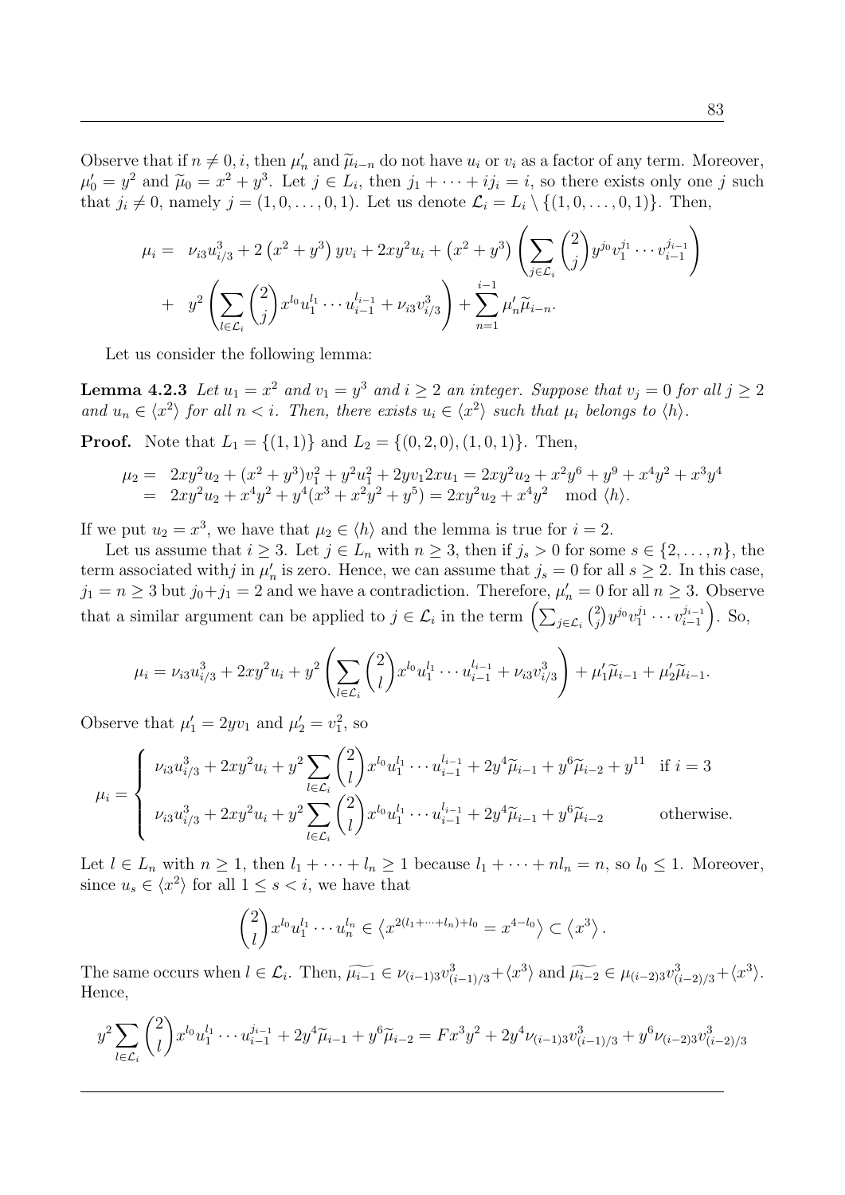Observe that if $n \neq 0, i$, then $\mu'_n$ and $\widetilde{\mu}_{i-n}$ do not have $u_i$ or $v_i$ as a factor of any term. Moreover, $\mu'_0 = y^2$ and $\widetilde{\mu}_0 = x^2 + y^3$. Let $j \in L_i$, then $j_1 + \cdots + ij_i = i$, so there exists only one $j$ such that $j_i \neq 0$, namely $j = (1, 0, \ldots, 0, 1)$. Let us denote $\mathcal{L}_i = L_i \setminus \{(1, 0, \ldots, 0, 1)\}$. Then,

$$
\begin{aligned}
\mu_i = {} & \nu_{i3}u_{i/3}^3 + 2\left(x^2 + y^3\right) yv_i + 2xy^2u_i + \left(x^2 + y^3\right)\left(\sum_{j\in\mathcal{L}_i}\binom{2}{j} y^{j_0}v_1^{j_1}\cdots v_{i-1}^{j_{i-1}}\right) \\
& + \; y^2\left(\sum_{l\in\mathcal{L}_i}\binom{2}{j} x^{l_0}u_1^{l_1}\cdots u_{i-1}^{l_{i-1}} + \nu_{i3}v_{i/3}^3\right) + \sum_{n=1}^{i-1}\mu'_n\widetilde{\mu}_{i-n}.
\end{aligned}
$$

Let us consider the following lemma:

**Lemma 4.2.3** *Let $u_1 = x^2$ and $v_1 = y^3$ and $i \geq 2$ an integer. Suppose that $v_j = 0$ for all $j \geq 2$ and $u_n \in \langle x^2\rangle$ for all $n < i$. Then, there exists $u_i \in \langle x^2\rangle$ such that $\mu_i$ belongs to $\langle h\rangle$.*

**Proof.** Note that $L_1 = \{(1, 1)\}$ and $L_2 = \{(0, 2, 0), (1, 0, 1)\}$. Then,

$$
\begin{aligned}
\mu_2 = {} & 2xy^2u_2 + (x^2 + y^3)v_1^2 + y^2u_1^2 + 2yv_1 2xu_1 = 2xy^2u_2 + x^2y^6 + y^9 + x^4y^2 + x^3y^4 \\
= {} & 2xy^2u_2 + x^4y^2 + y^4(x^3 + x^2y^2 + y^5) = 2xy^2u_2 + x^4y^2 \mod \langle h\rangle.
\end{aligned}
$$

If we put $u_2 = x^3$, we have that $\mu_2 \in \langle h\rangle$ and the lemma is true for $i = 2$.

Let us assume that $i \geq 3$. Let $j \in L_n$ with $n \geq 3$, then if $j_s > 0$ for some $s \in \{2, \ldots, n\}$, the term associated with$j$ in $\mu'_n$ is zero. Hence, we can assume that $j_s = 0$ for all $s \geq 2$. In this case, $j_1 = n \geq 3$ but $j_0 + j_1 = 2$ and we have a contradiction. Therefore, $\mu'_n = 0$ for all $n \geq 3$. Observe that a similar argument can be applied to $j \in \mathcal{L}_i$ in the term $\left(\sum_{j\in\mathcal{L}_i}\binom{2}{j} y^{j_0}v_1^{j_1}\cdots v_{i-1}^{j_{i-1}}\right)$. So,

$$
\mu_i = \nu_{i3}u_{i/3}^3 + 2xy^2u_i + y^2\left(\sum_{l\in\mathcal{L}_i}\binom{2}{l} x^{l_0}u_1^{l_1}\cdots u_{i-1}^{l_{i-1}} + \nu_{i3}v_{i/3}^3\right) + \mu'_1\widetilde{\mu}_{i-1} + \mu'_2\widetilde{\mu}_{i-1}.
$$

Observe that $\mu'_1 = 2yv_1$ and $\mu'_2 = v_1^2$, so

$$
\mu_i = \begin{cases} \nu_{i3}u_{i/3}^3 + 2xy^2u_i + y^2\displaystyle\sum_{l\in\mathcal{L}_i}\binom{2}{l} x^{l_0}u_1^{l_1}\cdots u_{i-1}^{l_{i-1}} + 2y^4\widetilde{\mu}_{i-1} + y^6\widetilde{\mu}_{i-2} + y^{11} & \text{if } i = 3 \\ \nu_{i3}u_{i/3}^3 + 2xy^2u_i + y^2\displaystyle\sum_{l\in\mathcal{L}_i}\binom{2}{l} x^{l_0}u_1^{l_1}\cdots u_{i-1}^{l_{i-1}} + 2y^4\widetilde{\mu}_{i-1} + y^6\widetilde{\mu}_{i-2} & \text{otherwise.} \end{cases}
$$

Let $l \in L_n$ with $n \geq 1$, then $l_1 + \cdots + l_n \geq 1$ because $l_1 + \cdots + nl_n = n$, so $l_0 \leq 1$. Moreover, since $u_s \in \langle x^2\rangle$ for all $1 \leq s < i$, we have that

$$
\binom{2}{l} x^{l_0}u_1^{l_1}\cdots u_n^{l_n} \in \left\langle x^{2(l_1+\cdots+l_n)+l_0} = x^{4-l_0}\right\rangle \subset \left\langle x^3\right\rangle.
$$

The same occurs when $l \in \mathcal{L}_i$. Then, $\widetilde{\mu_{i-1}} \in \nu_{(i-1)3}v_{(i-1)/3}^3 + \langle x^3\rangle$ and $\widetilde{\mu_{i-2}} \in \mu_{(i-2)3}v_{(i-2)/3}^3 + \langle x^3\rangle$. Hence,

$$
y^2\sum_{l\in\mathcal{L}_i}\binom{2}{l} x^{l_0}u_1^{l_1}\cdots u_{i-1}^{j_{i-1}} + 2y^4\widetilde{\mu}_{i-1} + y^6\widetilde{\mu}_{i-2} = Fx^3y^2 + 2y^4\nu_{(i-1)3}v_{(i-1)/3}^3 + y^6\nu_{(i-2)3}v_{(i-2)/3}^3
$$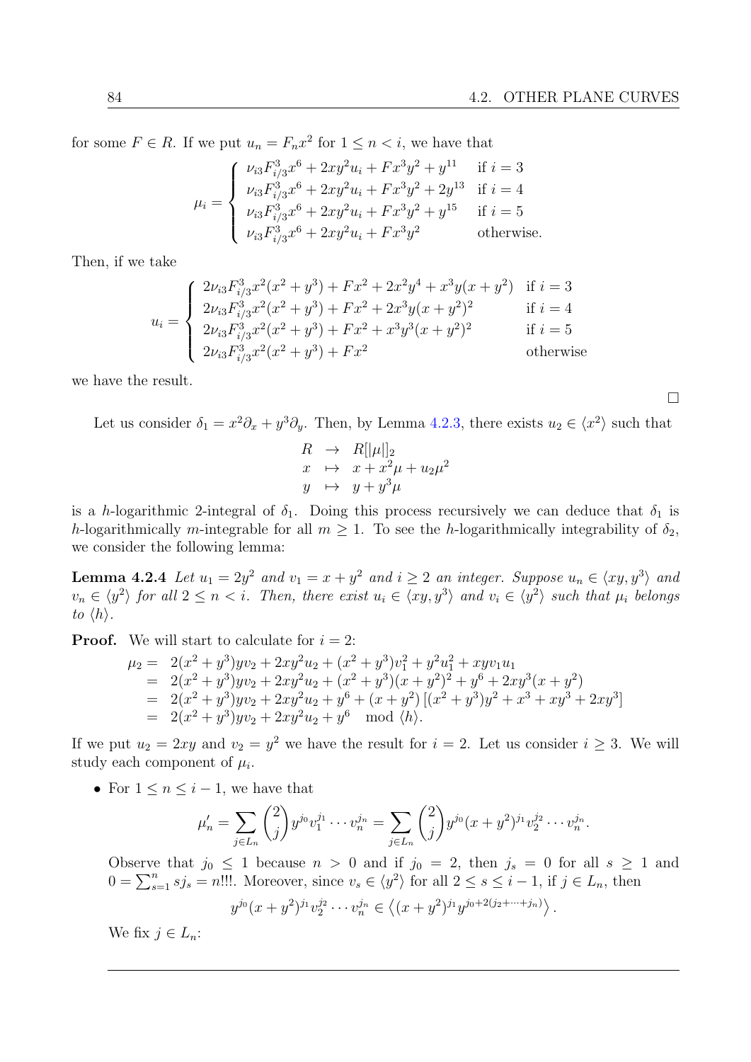for some $F \in R$. If we put $u_n = F_n x^2$ for $1 \leq n < i$, we have that

$$
\mu_i = \begin{cases} \nu_{i3} F_{i/3}^3 x^6 + 2xy^2 u_i + F x^3 y^2 + y^{11} & \text{if } i = 3 \\ \nu_{i3} F_{i/3}^3 x^6 + 2xy^2 u_i + F x^3 y^2 + 2y^{13} & \text{if } i = 4 \\ \nu_{i3} F_{i/3}^3 x^6 + 2xy^2 u_i + F x^3 y^2 + y^{15} & \text{if } i = 5 \\ \nu_{i3} F_{i/3}^3 x^6 + 2xy^2 u_i + F x^3 y^2 & \text{otherwise.} \end{cases}
$$

Then, if we take

$$
u_i = \begin{cases} 2\nu_{i3} F_{i/3}^3 x^2 (x^2 + y^3) + F x^2 + 2x^2 y^4 + x^3 y (x + y^2) & \text{if } i = 3 \\ 2\nu_{i3} F_{i/3}^3 x^2 (x^2 + y^3) + F x^2 + 2x^3 y (x + y^2)^2 & \text{if } i = 4 \\ 2\nu_{i3} F_{i/3}^3 x^2 (x^2 + y^3) + F x^2 + x^3 y^3 (x + y^2)^2 & \text{if } i = 5 \\ 2\nu_{i3} F_{i/3}^3 x^2 (x^2 + y^3) + F x^2 & \text{otherwise} \end{cases}
$$

we have the result.

□

Let us consider $\delta_1 = x^2 \partial_x + y^3 \partial_y$. Then, by Lemma 4.2.3, there exists $u_2 \in \langle x^2 \rangle$ such that

$$
\begin{array}{rcl} R & \to & R[|\mu|]_2 \\ x & \mapsto & x + x^2 \mu + u_2 \mu^2 \\ y & \mapsto & y + y^3 \mu \end{array}
$$

is a $h$-logarithmic 2-integral of $\delta_1$. Doing this process recursively we can deduce that $\delta_1$ is $h$-logarithmically $m$-integrable for all $m \geq 1$. To see the $h$-logarithmically integrability of $\delta_2$, we consider the following lemma:

**Lemma 4.2.4** *Let $u_1 = 2y^2$ and $v_1 = x + y^2$ and $i \geq 2$ an integer. Suppose $u_n \in \langle xy, y^3 \rangle$ and $v_n \in \langle y^2 \rangle$ for all $2 \leq n < i$. Then, there exist $u_i \in \langle xy, y^3 \rangle$ and $v_i \in \langle y^2 \rangle$ such that $\mu_i$ belongs to $\langle h \rangle$.*

**Proof.** We will start to calculate for $i = 2$:

$$
\begin{aligned}
\mu_2 = &\ 2(x^2 + y^3) y v_2 + 2xy^2 u_2 + (x^2 + y^3) v_1^2 + y^2 u_1^2 + xy v_1 u_1 \\
= &\ 2(x^2 + y^3) y v_2 + 2xy^2 u_2 + (x^2 + y^3)(x + y^2)^2 + y^6 + 2xy^3 (x + y^2) \\
= &\ 2(x^2 + y^3) y v_2 + 2xy^2 u_2 + y^6 + (x + y^2) \left[ (x^2 + y^3) y^2 + x^3 + xy^3 + 2xy^3 \right] \\
= &\ 2(x^2 + y^3) y v_2 + 2xy^2 u_2 + y^6 \mod \langle h \rangle.
\end{aligned}
$$

If we put $u_2 = 2xy$ and $v_2 = y^2$ we have the result for $i = 2$. Let us consider $i \geq 3$. We will study each component of $\mu_i$.

- For $1 \leq n \leq i - 1$, we have that

$$
\mu_n' = \sum_{j \in L_n} \binom{2}{j} y^{j_0} v_1^{j_1} \cdots v_n^{j_n} = \sum_{j \in L_n} \binom{2}{j} y^{j_0} (x + y^2)^{j_1} v_2^{j_2} \cdots v_n^{j_n}.
$$

  Observe that $j_0 \leq 1$ because $n > 0$ and if $j_0 = 2$, then $j_s = 0$ for all $s \geq 1$ and $0 = \sum_{s=1}^n s j_s = n$!!!. Moreover, since $v_s \in \langle y^2 \rangle$ for all $2 \leq s \leq i - 1$, if $j \in L_n$, then

$$
y^{j_0} (x + y^2)^{j_1} v_2^{j_2} \cdots v_n^{j_n} \in \left\langle (x + y^2)^{j_1} y^{j_0 + 2(j_2 + \cdots + j_n)} \right\rangle.
$$

  We fix $j \in L_n$: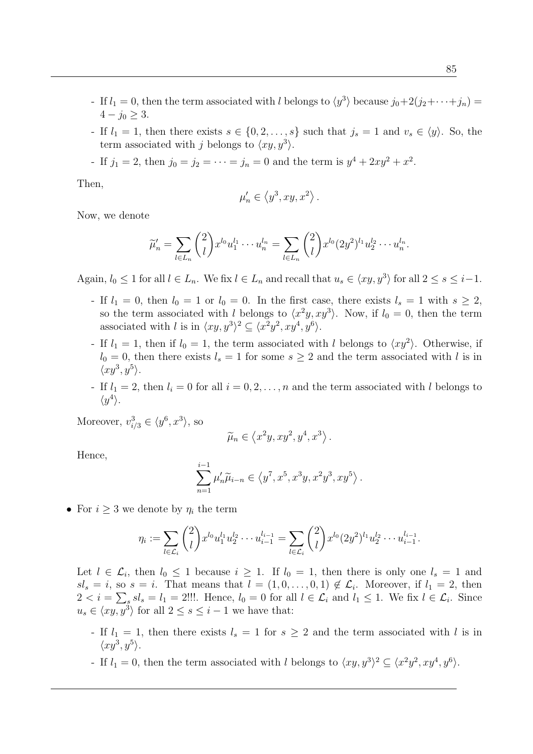- If $l_1 = 0$, then the term associated with $l$ belongs to $\langle y^3 \rangle$ because $j_0 + 2(j_2 + \cdots + j_n) = 4 - j_0 \geq 3$.
- If $l_1 = 1$, then there exists $s \in \{0, 2, \ldots, s\}$ such that $j_s = 1$ and $v_s \in \langle y \rangle$. So, the term associated with $j$ belongs to $\langle xy, y^3 \rangle$.
- If $j_1 = 2$, then $j_0 = j_2 = \cdots = j_n = 0$ and the term is $y^4 + 2xy^2 + x^2$.

Then,

$$\mu'_n \in \left\langle y^3, xy, x^2 \right\rangle.$$

Now, we denote

$$\widetilde{\mu}'_n = \sum_{l \in L_n} \binom{2}{l} x^{l_0} u_1^{l_1} \cdots u_n^{l_n} = \sum_{l \in L_n} \binom{2}{l} x^{l_0} (2y^2)^{l_1} u_2^{l_2} \cdots u_n^{l_n}.$$

Again, $l_0 \leq 1$ for all $l \in L_n$. We fix $l \in L_n$ and recall that $u_s \in \langle xy, y^3 \rangle$ for all $2 \leq s \leq i-1$.

- If $l_1 = 0$, then $l_0 = 1$ or $l_0 = 0$. In the first case, there exists $l_s = 1$ with $s \geq 2$, so the term associated with $l$ belongs to $\langle x^2 y, xy^3 \rangle$. Now, if $l_0 = 0$, then the term associated with $l$ is in $\langle xy, y^3 \rangle^2 \subseteq \langle x^2 y^2, xy^4, y^6 \rangle$.
- If $l_1 = 1$, then if $l_0 = 1$, the term associated with $l$ belongs to $\langle xy^2 \rangle$. Otherwise, if $l_0 = 0$, then there exists $l_s = 1$ for some $s \geq 2$ and the term associated with $l$ is in $\langle xy^3, y^5 \rangle$.
- If $l_1 = 2$, then $l_i = 0$ for all $i = 0, 2, \ldots, n$ and the term associated with $l$ belongs to $\langle y^4 \rangle$.

Moreover, $v_{i/3}^3 \in \langle y^6, x^3 \rangle$, so

$$\widetilde{\mu}_n \in \left\langle x^2 y, xy^2, y^4, x^3 \right\rangle.$$

Hence,

$$\sum_{n=1}^{i-1} \mu'_n \widetilde{\mu}_{i-n} \in \left\langle y^7, x^5, x^3 y, x^2 y^3, xy^5 \right\rangle.$$

- For $i \geq 3$ we denote by $\eta_i$ the term

$$\eta_i := \sum_{l \in \mathcal{L}_i} \binom{2}{l} x^{l_0} u_1^{l_1} u_2^{l_2} \cdots u_{i-1}^{l_{i-1}} = \sum_{l \in \mathcal{L}_i} \binom{2}{l} x^{l_0} (2y^2)^{l_1} u_2^{l_2} \cdots u_{i-1}^{l_{i-1}}.$$

Let $l \in \mathcal{L}_i$, then $l_0 \leq 1$ because $i \geq 1$. If $l_0 = 1$, then there is only one $l_s = 1$ and $s l_s = i$, so $s = i$. That means that $l = (1, 0, \ldots, 0, 1) \notin \mathcal{L}_i$. Moreover, if $l_1 = 2$, then $2 < i = \sum_s s l_s = l_1 = 2$!!!. Hence, $l_0 = 0$ for all $l \in \mathcal{L}_i$ and $l_1 \leq 1$. We fix $l \in \mathcal{L}_i$. Since $u_s \in \langle xy, y^3 \rangle$ for all $2 \leq s \leq i-1$ we have that:

- If $l_1 = 1$, then there exists $l_s = 1$ for $s \geq 2$ and the term associated with $l$ is in $\langle xy^3, y^5 \rangle$.
- If $l_1 = 0$, then the term associated with $l$ belongs to $\langle xy, y^3 \rangle^2 \subseteq \langle x^2 y^2, xy^4, y^6 \rangle$.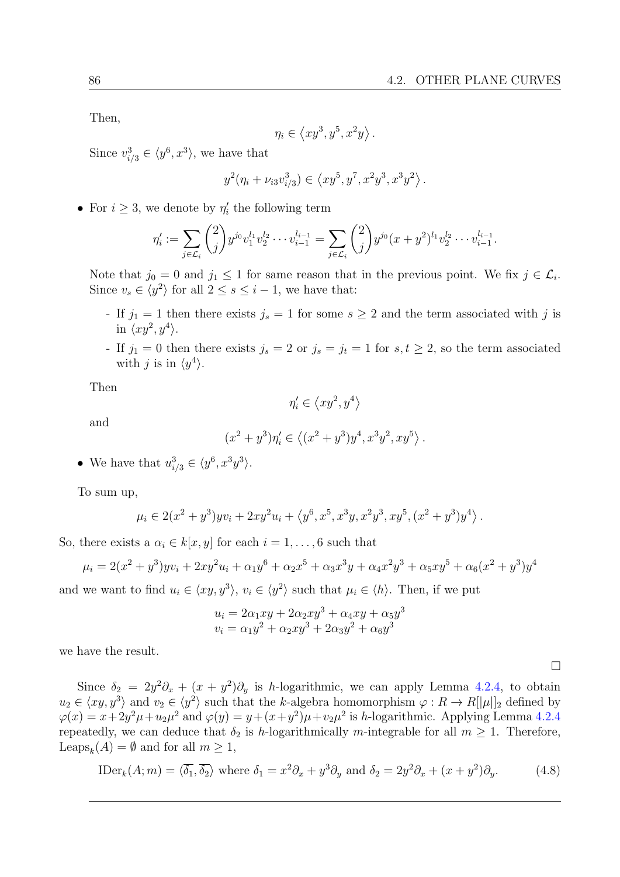Then,

$$\eta_i \in \left\langle xy^3, y^5, x^2y \right\rangle.$$

Since $v_{i/3}^3 \in \langle y^6, x^3 \rangle$, we have that

$$y^2(\eta_i + \nu_{i3} v_{i/3}^3) \in \left\langle xy^5, y^7, x^2y^3, x^3y^2 \right\rangle.$$

- For $i \geq 3$, we denote by $\eta_i'$ the following term

$$\eta_i' := \sum_{j \in \mathcal{L}_i} \binom{2}{j} y^{j_0} v_1^{l_1} v_2^{l_2} \cdots v_{i-1}^{l_{i-1}} = \sum_{j \in \mathcal{L}_i} \binom{2}{j} y^{j_0} (x+y^2)^{l_1} v_2^{l_2} \cdots v_{i-1}^{l_{i-1}}.$$

  Note that $j_0 = 0$ and $j_1 \leq 1$ for same reason that in the previous point. We fix $j \in \mathcal{L}_i$. Since $v_s \in \langle y^2 \rangle$ for all $2 \leq s \leq i-1$, we have that:

  - If $j_1 = 1$ then there exists $j_s = 1$ for some $s \geq 2$ and the term associated with $j$ is in $\langle xy^2, y^4 \rangle$.
  - If $j_1 = 0$ then there exists $j_s = 2$ or $j_s = j_t = 1$ for $s, t \geq 2$, so the term associated with $j$ is in $\langle y^4 \rangle$.

  Then

$$\eta_i' \in \left\langle xy^2, y^4 \right\rangle$$

  and

$$(x^2+y^3)\eta_i' \in \left\langle (x^2+y^3)y^4, x^3y^2, xy^5 \right\rangle.$$

- We have that $u_{i/3}^3 \in \langle y^6, x^3y^3 \rangle$.

To sum up,

$$\mu_i \in 2(x^2+y^3)yv_i + 2xy^2u_i + \left\langle y^6, x^5, x^3y, x^2y^3, xy^5, (x^2+y^3)y^4 \right\rangle.$$

So, there exists a $\alpha_i \in k[x,y]$ for each $i = 1, \ldots, 6$ such that

$$\mu_i = 2(x^2+y^3)yv_i + 2xy^2u_i + \alpha_1 y^6 + \alpha_2 x^5 + \alpha_3 x^3 y + \alpha_4 x^2 y^3 + \alpha_5 xy^5 + \alpha_6 (x^2+y^3)y^4$$

and we want to find $u_i \in \langle xy, y^3 \rangle$, $v_i \in \langle y^2 \rangle$ such that $\mu_i \in \langle h \rangle$. Then, if we put

$$\begin{aligned} u_i &= 2\alpha_1 xy + 2\alpha_2 xy^3 + \alpha_4 xy + \alpha_5 y^3 \\ v_i &= \alpha_1 y^2 + \alpha_2 xy^3 + 2\alpha_3 y^2 + \alpha_6 y^3 \end{aligned}$$

we have the result.

∎

Since $\delta_2 = 2y^2\partial_x + (x+y^2)\partial_y$ is $h$-logarithmic, we can apply Lemma 4.2.4, to obtain $u_2 \in \langle xy, y^3 \rangle$ and $v_2 \in \langle y^2 \rangle$ such that the $k$-algebra homomorphism $\varphi : R \to R[|\mu|]_2$ defined by $\varphi(x) = x + 2y^2\mu + u_2\mu^2$ and $\varphi(y) = y + (x+y^2)\mu + v_2\mu^2$ is $h$-logarithmic. Applying Lemma 4.2.4 repeatedly, we can deduce that $\delta_2$ is $h$-logarithmically $m$-integrable for all $m \geq 1$. Therefore, $\operatorname{Leaps}_k(A) = \emptyset$ and for all $m \geq 1$,

$$\operatorname{IDer}_k(A; m) = \langle \overline{\delta_1}, \overline{\delta_2} \rangle \text{ where } \delta_1 = x^2\partial_x + y^3\partial_y \text{ and } \delta_2 = 2y^2\partial_x + (x+y^2)\partial_y. \tag{4.8}$$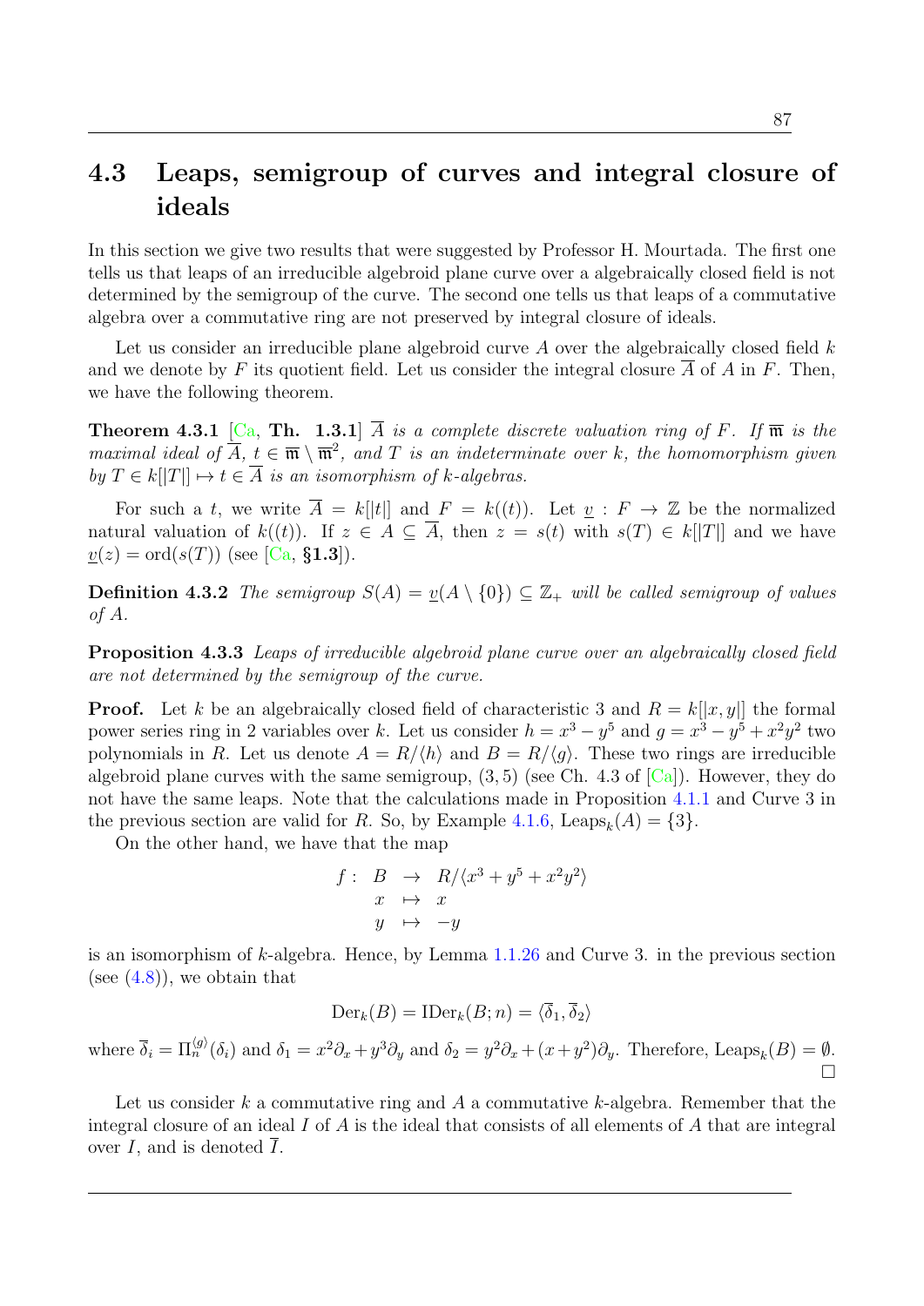## 4.3 Leaps, semigroup of curves and integral closure of ideals

In this section we give two results that were suggested by Professor H. Mourtada. The first one tells us that leaps of an irreducible algebroid plane curve over a algebraically closed field is not determined by the semigroup of the curve. The second one tells us that leaps of a commutative algebra over a commutative ring are not preserved by integral closure of ideals.

Let us consider an irreducible plane algebroid curve $A$ over the algebraically closed field $k$ and we denote by $F$ its quotient field. Let us consider the integral closure $\overline{A}$ of $A$ in $F$. Then, we have the following theorem.

**Theorem 4.3.1** [Ca, **Th. 1.3.1**] *$\overline{A}$ is a complete discrete valuation ring of $F$. If $\overline{\mathfrak{m}}$ is the maximal ideal of $\overline{A}$, $t \in \overline{\mathfrak{m}} \setminus \overline{\mathfrak{m}}^2$, and $T$ is an indeterminate over $k$, the homomorphism given by $T \in k[|T|] \mapsto t \in \overline{A}$ is an isomorphism of $k$-algebras.*

For such a $t$, we write $\overline{A} = k[|t|]$ and $F = k((t))$. Let $\underline{v} : F \to \mathbb{Z}$ be the normalized natural valuation of $k((t))$. If $z \in A \subseteq \overline{A}$, then $z = s(t)$ with $s(T) \in k[|T|]$ and we have $\underline{v}(z) = \text{ord}(s(T))$ (see [Ca, **§1.3**]).

**Definition 4.3.2** *The semigroup $S(A) = \underline{v}(A \setminus \{0\}) \subseteq \mathbb{Z}_+$ will be called semigroup of values of $A$.*

**Proposition 4.3.3** *Leaps of irreducible algebroid plane curve over an algebraically closed field are not determined by the semigroup of the curve.*

**Proof.** Let $k$ be an algebraically closed field of characteristic 3 and $R = k[|x, y|]$ the formal power series ring in 2 variables over $k$. Let us consider $h = x^3 - y^5$ and $g = x^3 - y^5 + x^2y^2$ two polynomials in $R$. Let us denote $A = R/\langle h\rangle$ and $B = R/\langle g\rangle$. These two rings are irreducible algebroid plane curves with the same semigroup, $(3, 5)$ (see Ch. 4.3 of [Ca]). However, they do not have the same leaps. Note that the calculations made in Proposition 4.1.1 and Curve 3 in the previous section are valid for $R$. So, by Example 4.1.6, $\text{Leaps}_k(A) = \{3\}$.

On the other hand, we have that the map

$$
\begin{array}{rccl}
f: & B & \to & R/\langle x^3 + y^5 + x^2y^2\rangle \\
& x & \mapsto & x \\
& y & \mapsto & -y
\end{array}
$$

is an isomorphism of $k$-algebra. Hence, by Lemma 1.1.26 and Curve 3. in the previous section (see (4.8)), we obtain that

$$
\text{Der}_k(B) = \text{IDer}_k(B; n) = \langle \overline{\delta}_1, \overline{\delta}_2 \rangle
$$

where $\overline{\delta}_i = \Pi_n^{\langle g\rangle}(\delta_i)$ and $\delta_1 = x^2\partial_x + y^3\partial_y$ and $\delta_2 = y^2\partial_x + (x + y^2)\partial_y$. Therefore, $\text{Leaps}_k(B) = \emptyset$. $\square$

Let us consider $k$ a commutative ring and $A$ a commutative $k$-algebra. Remember that the integral closure of an ideal $I$ of $A$ is the ideal that consists of all elements of $A$ that are integral over $I$, and is denoted $\overline{I}$.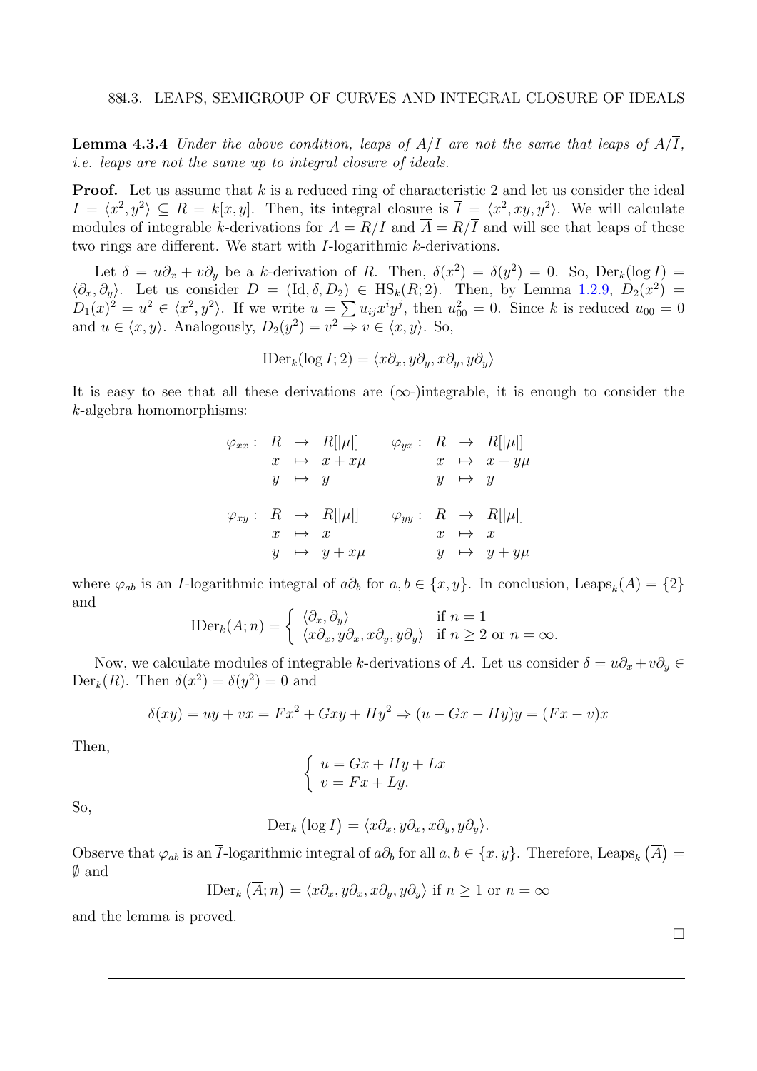**Lemma 4.3.4** *Under the above condition, leaps of $A/I$ are not the same that leaps of $A/\overline{I}$, i.e. leaps are not the same up to integral closure of ideals.*

**Proof.** Let us assume that $k$ is a reduced ring of characteristic 2 and let us consider the ideal $I = \langle x^2, y^2 \rangle \subseteq R = k[x, y]$. Then, its integral closure is $\overline{I} = \langle x^2, xy, y^2 \rangle$. We will calculate modules of integrable $k$-derivations for $A = R/I$ and $\overline{A} = R/\overline{I}$ and will see that leaps of these two rings are different. We start with $I$-logarithmic $k$-derivations.

Let $\delta = u\partial_x + v\partial_y$ be a $k$-derivation of $R$. Then, $\delta(x^2) = \delta(y^2) = 0$. So, $\mathrm{Der}_k(\log I) = \langle \partial_x, \partial_y \rangle$. Let us consider $D = (\mathrm{Id}, \delta, D_2) \in \mathrm{HS}_k(R; 2)$. Then, by Lemma 1.2.9, $D_2(x^2) = D_1(x)^2 = u^2 \in \langle x^2, y^2 \rangle$. If we write $u = \sum u_{ij} x^i y^j$, then $u_{00}^2 = 0$. Since $k$ is reduced $u_{00} = 0$ and $u \in \langle x, y \rangle$. Analogously, $D_2(y^2) = v^2 \Rightarrow v \in \langle x, y \rangle$. So,

$$\mathrm{IDer}_k(\log I; 2) = \langle x\partial_x, y\partial_y, x\partial_y, y\partial_y \rangle$$

It is easy to see that all these derivations are ($\infty$-)integrable, it is enough to consider the $k$-algebra homomorphisms:

$$\begin{array}{rcll} \varphi_{xx}: & R & \to & R[|\mu|] \\ & x & \mapsto & x + x\mu \\ & y & \mapsto & y \end{array} \qquad \begin{array}{rcll} \varphi_{yx}: & R & \to & R[|\mu|] \\ & x & \mapsto & x + y\mu \\ & y & \mapsto & y \end{array}$$

$$\begin{array}{rcll} \varphi_{xy}: & R & \to & R[|\mu|] \\ & x & \mapsto & x \\ & y & \mapsto & y + x\mu \end{array} \qquad \begin{array}{rcll} \varphi_{yy}: & R & \to & R[|\mu|] \\ & x & \mapsto & x \\ & y & \mapsto & y + y\mu \end{array}$$

where $\varphi_{ab}$ is an $I$-logarithmic integral of $a\partial_b$ for $a, b \in \{x, y\}$. In conclusion, $\mathrm{Leaps}_k(A) = \{2\}$ and

$$\mathrm{IDer}_k(A; n) = \begin{cases} \langle \partial_x, \partial_y \rangle & \text{if } n = 1 \\ \langle x\partial_x, y\partial_x, x\partial_y, y\partial_y \rangle & \text{if } n \geq 2 \text{ or } n = \infty. \end{cases}$$

Now, we calculate modules of integrable $k$-derivations of $\overline{A}$. Let us consider $\delta = u\partial_x + v\partial_y \in \mathrm{Der}_k(R)$. Then $\delta(x^2) = \delta(y^2) = 0$ and

$$\delta(xy) = uy + vx = Fx^2 + Gxy + Hy^2 \Rightarrow (u - Gx - Hy)y = (Fx - v)x$$

Then,

$$\begin{cases} u = Gx + Hy + Lx \\ v = Fx + Ly. \end{cases}$$

So,

$$\mathrm{Der}_k\left(\log \overline{I}\right) = \langle x\partial_x, y\partial_x, x\partial_y, y\partial_y \rangle.$$

Observe that $\varphi_{ab}$ is an $\overline{I}$-logarithmic integral of $a\partial_b$ for all $a, b \in \{x, y\}$. Therefore, $\mathrm{Leaps}_k\left(\overline{A}\right) = \emptyset$ and

$$\mathrm{IDer}_k\left(\overline{A}; n\right) = \langle x\partial_x, y\partial_x, x\partial_y, y\partial_y \rangle \text{ if } n \geq 1 \text{ or } n = \infty$$

and the lemma is proved.

□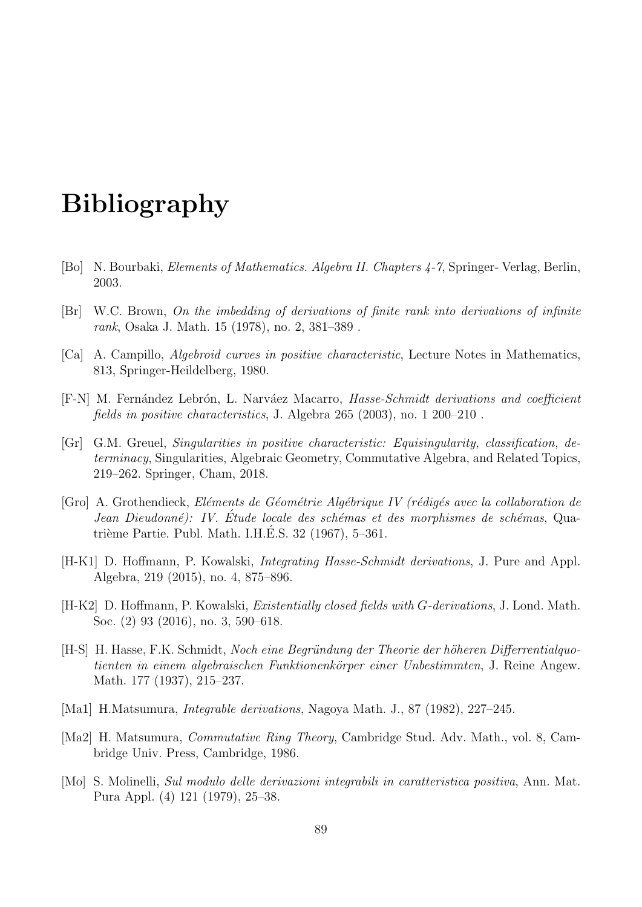# Bibliography

[Bo] N. Bourbaki, *Elements of Mathematics. Algebra II. Chapters 4-7*, Springer- Verlag, Berlin, 2003.

[Br] W.C. Brown, *On the imbedding of derivations of finite rank into derivations of infinite rank*, Osaka J. Math. 15 (1978), no. 2, 381–389 .

[Ca] A. Campillo, *Algebroid curves in positive characteristic*, Lecture Notes in Mathematics, 813, Springer-Heildelberg, 1980.

[F-N] M. Fernández Lebrón, L. Narváez Macarro, *Hasse-Schmidt derivations and coefficient fields in positive characteristics*, J. Algebra 265 (2003), no. 1 200–210 .

[Gr] G.M. Greuel, *Singularities in positive characteristic: Equisingularity, classification, determinacy*, Singularities, Algebraic Geometry, Commutative Algebra, and Related Topics, 219–262. Springer, Cham, 2018.

[Gro] A. Grothendieck, *Eléments de Géométrie Algébrique IV (rédigés avec la collaboration de Jean Dieudonné): IV. Étude locale des schémas et des morphismes de schémas*, Quatrième Partie. Publ. Math. I.H.É.S. 32 (1967), 5–361.

[H-K1] D. Hoffmann, P. Kowalski, *Integrating Hasse-Schmidt derivations*, J. Pure and Appl. Algebra, 219 (2015), no. 4, 875–896.

[H-K2] D. Hoffmann, P. Kowalski, *Existentially closed fields with $G$-derivations*, J. Lond. Math. Soc. (2) 93 (2016), no. 3, 590–618.

[H-S] H. Hasse, F.K. Schmidt, *Noch eine Begründung der Theorie der höheren Differrentialquotienten in einem algebraischen Funktionenkörper einer Unbestimmten*, J. Reine Angew. Math. 177 (1937), 215–237.

[Ma1] H.Matsumura, *Integrable derivations*, Nagoya Math. J., 87 (1982), 227–245.

[Ma2] H. Matsumura, *Commutative Ring Theory*, Cambridge Stud. Adv. Math., vol. 8, Cambridge Univ. Press, Cambridge, 1986.

[Mo] S. Molinelli, *Sul modulo delle derivazioni integrabili in caratteristica positiva*, Ann. Mat. Pura Appl. (4) 121 (1979), 25–38.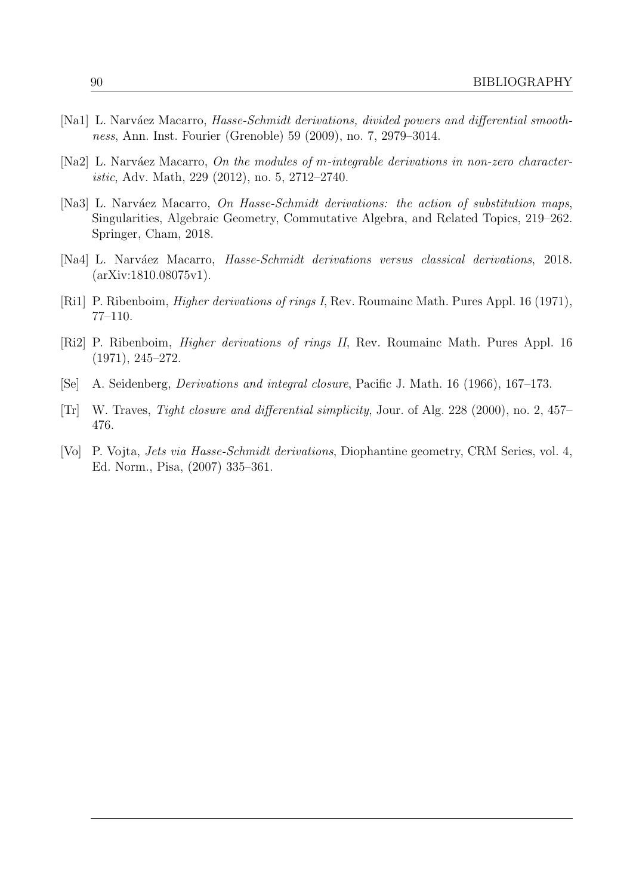- [Na1] L. Narváez Macarro, *Hasse-Schmidt derivations, divided powers and differential smoothness*, Ann. Inst. Fourier (Grenoble) 59 (2009), no. 7, 2979–3014.
- [Na2] L. Narváez Macarro, *On the modules of $m$-integrable derivations in non-zero characteristic*, Adv. Math, 229 (2012), no. 5, 2712–2740.
- [Na3] L. Narváez Macarro, *On Hasse-Schmidt derivations: the action of substitution maps*, Singularities, Algebraic Geometry, Commutative Algebra, and Related Topics, 219–262. Springer, Cham, 2018.
- [Na4] L. Narváez Macarro, *Hasse-Schmidt derivations versus classical derivations*, 2018. (arXiv:1810.08075v1).
- [Ri1] P. Ribenboim, *Higher derivations of rings I*, Rev. Roumainc Math. Pures Appl. 16 (1971), 77–110.
- [Ri2] P. Ribenboim, *Higher derivations of rings II*, Rev. Roumainc Math. Pures Appl. 16 (1971), 245–272.
- [Se] A. Seidenberg, *Derivations and integral closure*, Pacific J. Math. 16 (1966), 167–173.
- [Tr] W. Traves, *Tight closure and differential simplicity*, Jour. of Alg. 228 (2000), no. 2, 457–476.
- [Vo] P. Vojta, *Jets via Hasse-Schmidt derivations*, Diophantine geometry, CRM Series, vol. 4, Ed. Norm., Pisa, (2007) 335–361.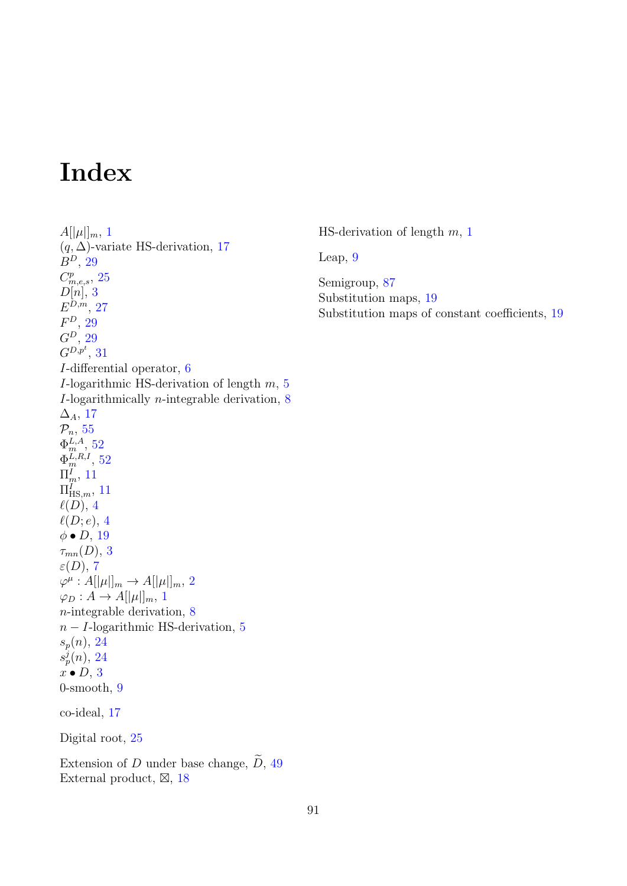# Index

$A[|\mu|]_m$, 1
$(q,\Delta)$-variate HS-derivation, 17
$B^D$, 29
$C^p_{m,e,s}$, 25
$D[n]$, 3
$E^{D,m}$, 27
$F^D$, 29
$G^D$, 29
$G^{D,p^t}$, 31
$I$-differential operator, 6
$I$-logarithmic HS-derivation of length $m$, 5
$I$-logarithmically $n$-integrable derivation, 8
$\Delta_A$, 17
$\mathcal{P}_n$, 55
$\Phi^{L,A}_m$, 52
$\Phi^{L,R,I}_m$, 52
$\Pi^I_m$, 11
$\Pi^I_{\mathrm{HS},m}$, 11
$\ell(D)$, 4
$\ell(D;e)$, 4
$\phi \bullet D$, 19
$\tau_{mn}(D)$, 3
$\varepsilon(D)$, 7
$\varphi^\mu : A[|\mu|]_m \to A[|\mu|]_m$, 2
$\varphi_D : A \to A[|\mu|]_m$, 1
$n$-integrable derivation, 8
$n - I$-logarithmic HS-derivation, 5
$s_p(n)$, 24
$s^j_p(n)$, 24
$x \bullet D$, 3
0-smooth, 9

co-ideal, 17

Digital root, 25

Extension of $D$ under base change, $\widetilde{D}$, 49
External product, $\boxtimes$, 18

HS-derivation of length $m$, 1

Leap, 9

Semigroup, 87
Substitution maps, 19
Substitution maps of constant coefficients, 19